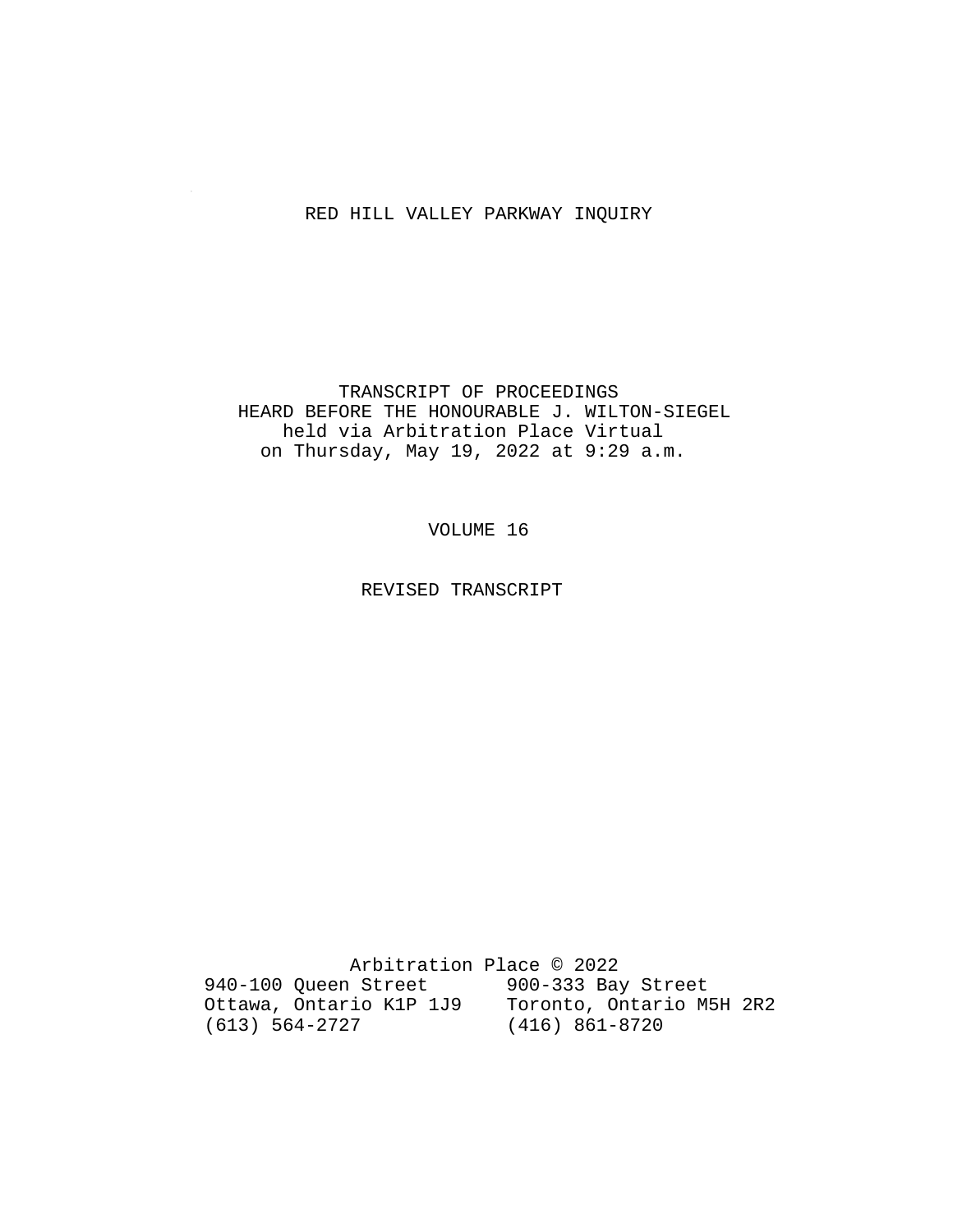# RED HILL VALLEY PARKWAY INQUIRY

TRANSCRIPT OF PROCEEDINGS
HEARD BEFORE THE HONOURABLE J. WILTON-SIEGEL
held via Arbitration Place Virtual
on Thursday, May 19, 2022 at 9:29 a.m.

VOLUME 16

REVISED TRANSCRIPT

Arbitration Place © 2022

940-100 Queen Street
Ottawa, Ontario K1P 1J9
(613) 564-2727

900-333 Bay Street
Toronto, Ontario M5H 2R2
(416) 861-8720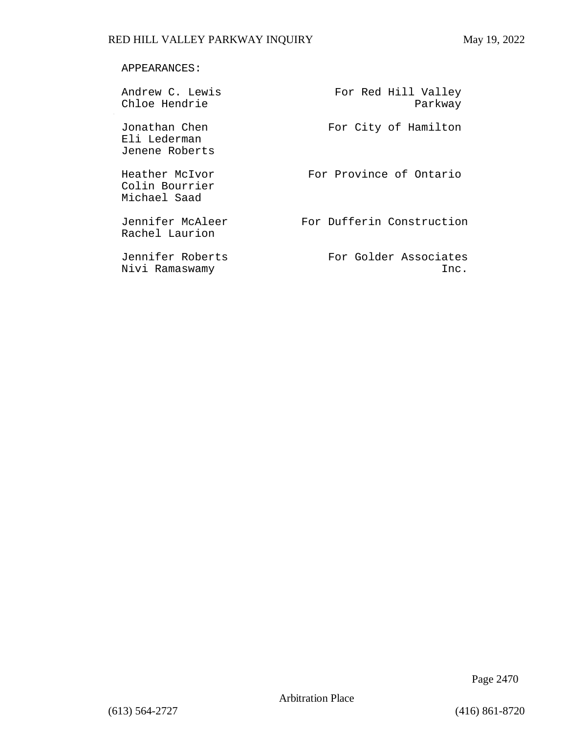APPEARANCES:

| | |
|---|---|
| Andrew C. Lewis<br>Chloe Hendrie | For Red Hill Valley Parkway |
| Jonathan Chen<br>Eli Lederman<br>Jenene Roberts | For City of Hamilton |
| Heather McIvor<br>Colin Bourrier<br>Michael Saad | For Province of Ontario |
| Jennifer McAleer<br>Rachel Laurion | For Dufferin Construction |
| Jennifer Roberts<br>Nivi Ramaswamy | For Golder Associates Inc. |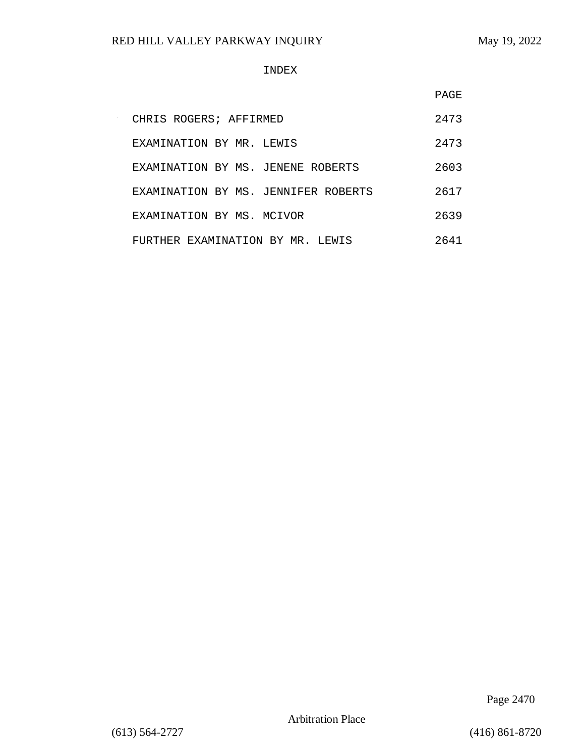INDEX

| | PAGE |
|---|---|
| CHRIS ROGERS; AFFIRMED | 2473 |
| EXAMINATION BY MR. LEWIS | 2473 |
| EXAMINATION BY MS. JENENE ROBERTS | 2603 |
| EXAMINATION BY MS. JENNIFER ROBERTS | 2617 |
| EXAMINATION BY MS. MCIVOR | 2639 |
| FURTHER EXAMINATION BY MR. LEWIS | 2641 |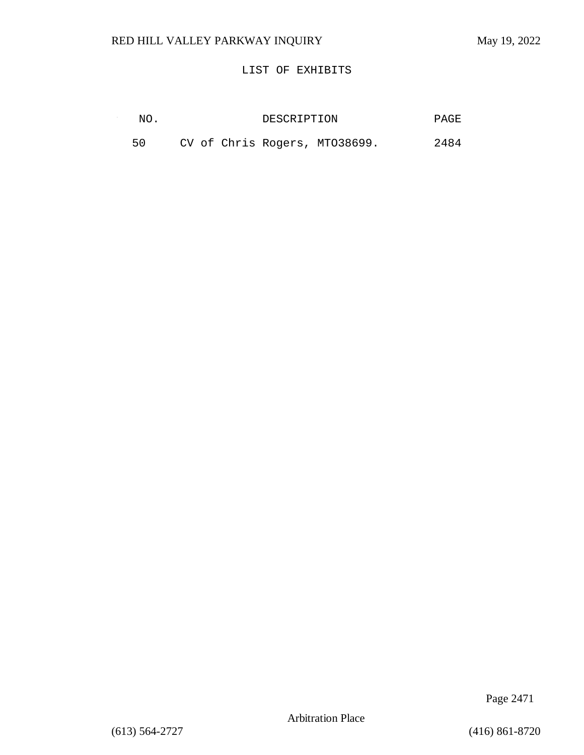LIST OF EXHIBITS

| NO. | DESCRIPTION | PAGE |
| --- | --- | --- |
| 50 | CV of Chris Rogers, MTO38699. | 2484 |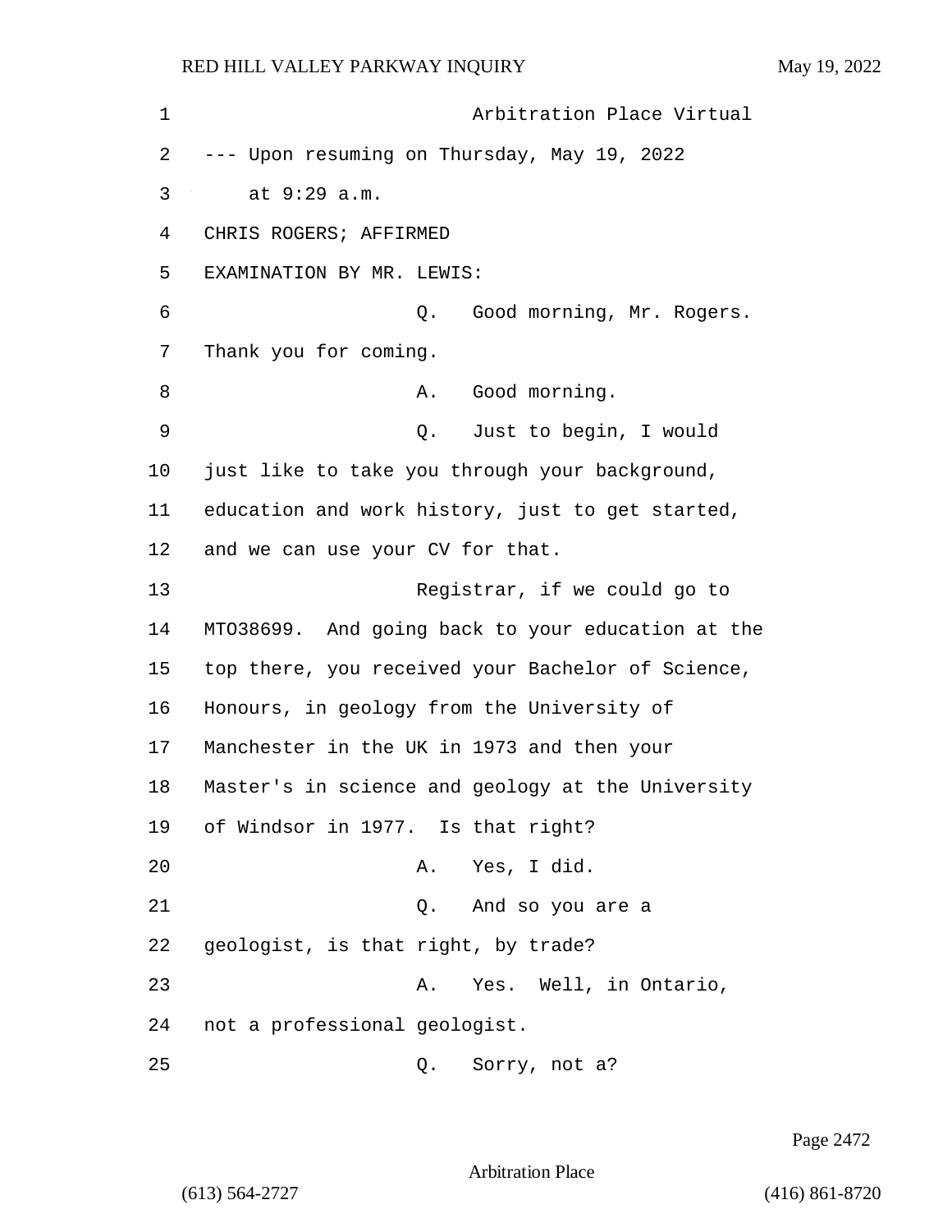Arbitration Place Virtual

--- Upon resuming on Thursday, May 19, 2022 at 9:29 a.m.

CHRIS ROGERS; AFFIRMED

EXAMINATION BY MR. LEWIS:

Q. Good morning, Mr. Rogers. Thank you for coming.

A. Good morning.

Q. Just to begin, I would just like to take you through your background, education and work history, just to get started, and we can use your CV for that.

Registrar, if we could go to MTO38699. And going back to your education at the top there, you received your Bachelor of Science, Honours, in geology from the University of Manchester in the UK in 1973 and then your Master's in science and geology at the University of Windsor in 1977. Is that right?

A. Yes, I did.

Q. And so you are a geologist, is that right, by trade?

A. Yes. Well, in Ontario, not a professional geologist.

Q. Sorry, not a?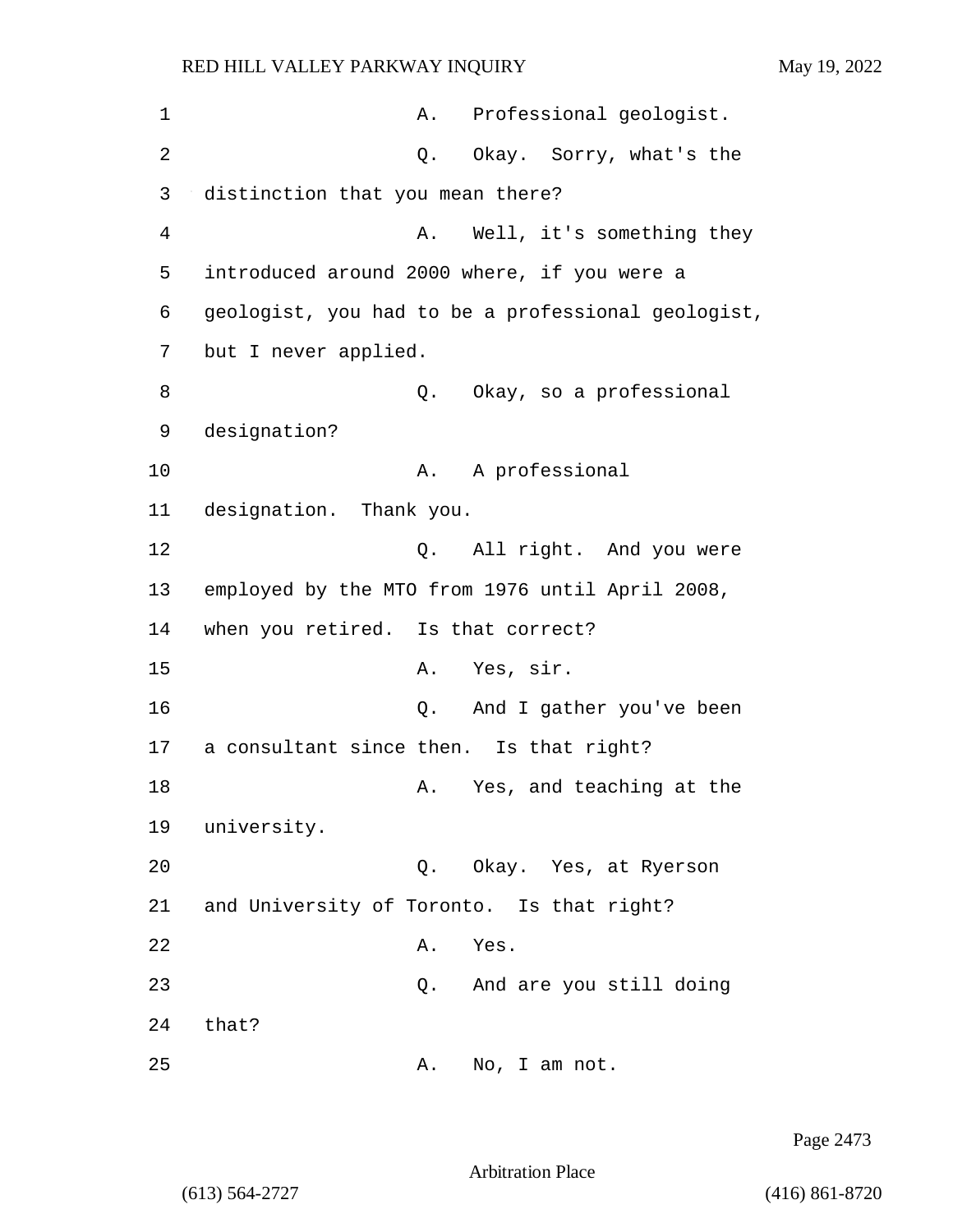1 A. Professional geologist.

2 Q. Okay. Sorry, what's the

3 distinction that you mean there?

4 A. Well, it's something they

5 introduced around 2000 where, if you were a

6 geologist, you had to be a professional geologist,

7 but I never applied.

8 Q. Okay, so a professional

9 designation?

10 A. A professional

11 designation. Thank you.

12 Q. All right. And you were

13 employed by the MTO from 1976 until April 2008,

14 when you retired. Is that correct?

15 A. Yes, sir.

16 Q. And I gather you've been

17 a consultant since then. Is that right?

18 A. Yes, and teaching at the

19 university.

20 Q. Okay. Yes, at Ryerson

21 and University of Toronto. Is that right?

22 A. Yes.

23 Q. And are you still doing

24 that?

25 A. No, I am not.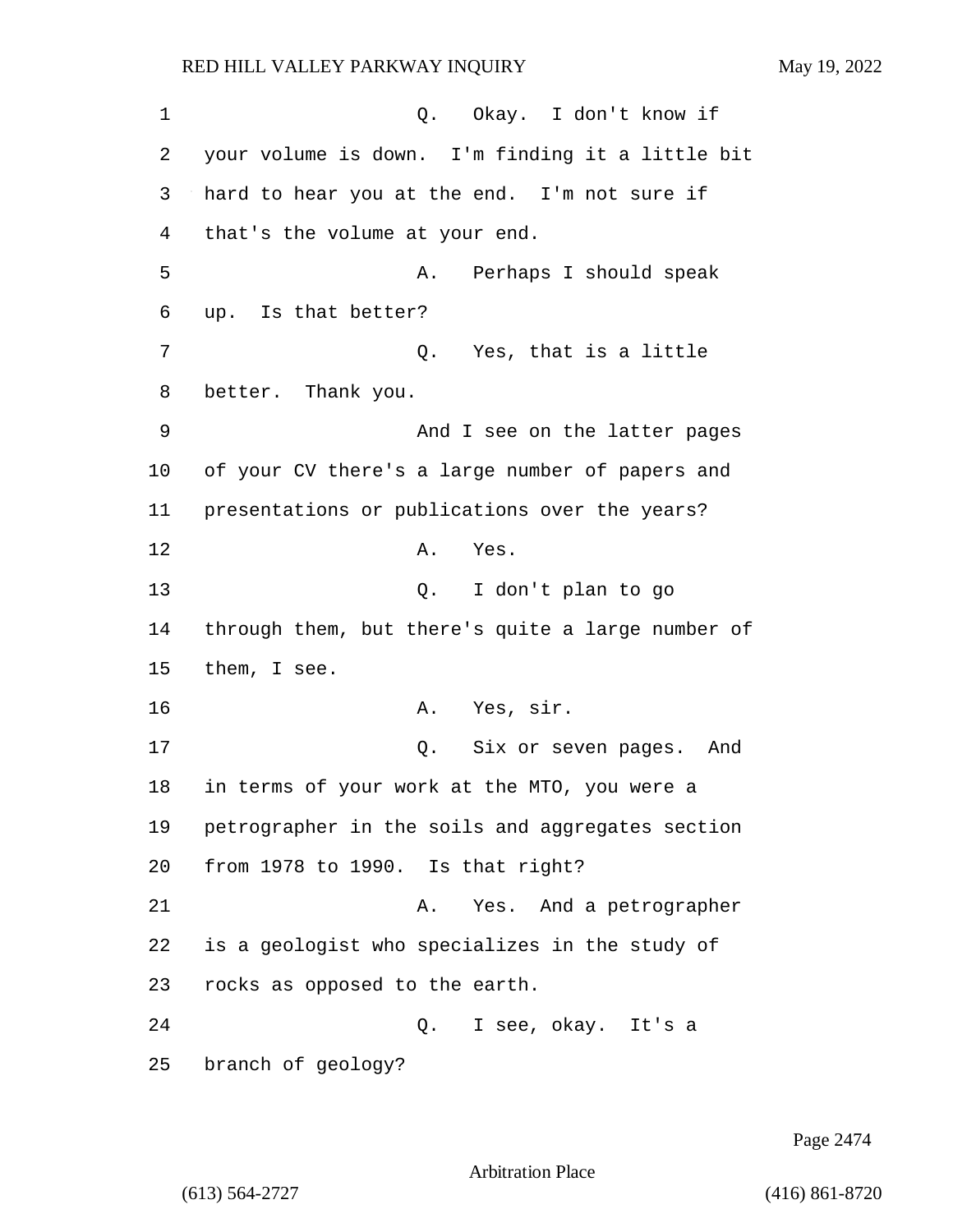Q. Okay. I don't know if your volume is down. I'm finding it a little bit hard to hear you at the end. I'm not sure if that's the volume at your end.

A. Perhaps I should speak up. Is that better?

Q. Yes, that is a little better. Thank you.

And I see on the latter pages of your CV there's a large number of papers and presentations or publications over the years?

A. Yes.

Q. I don't plan to go through them, but there's quite a large number of them, I see.

A. Yes, sir.

Q. Six or seven pages. And in terms of your work at the MTO, you were a petrographer in the soils and aggregates section from 1978 to 1990. Is that right?

A. Yes. And a petrographer is a geologist who specializes in the study of rocks as opposed to the earth.

Q. I see, okay. It's a branch of geology?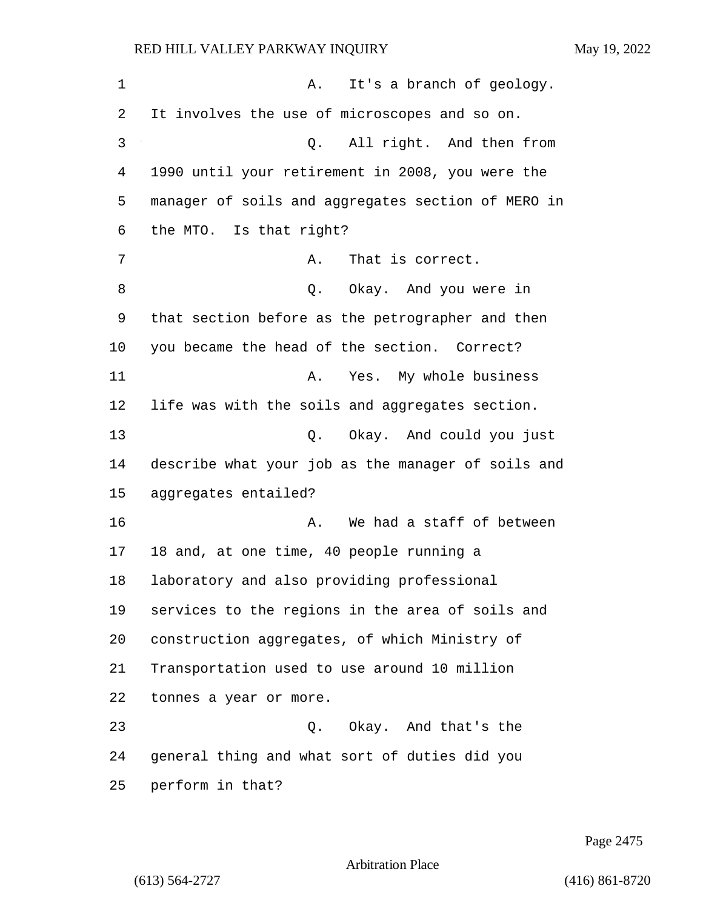A. It's a branch of geology. It involves the use of microscopes and so on.

Q. All right. And then from 1990 until your retirement in 2008, you were the manager of soils and aggregates section of MERO in the MTO. Is that right?

A. That is correct.

Q. Okay. And you were in that section before as the petrographer and then you became the head of the section. Correct?

A. Yes. My whole business life was with the soils and aggregates section.

Q. Okay. And could you just describe what your job as the manager of soils and aggregates entailed?

A. We had a staff of between 18 and, at one time, 40 people running a laboratory and also providing professional services to the regions in the area of soils and construction aggregates, of which Ministry of Transportation used to use around 10 million tonnes a year or more.

Q. Okay. And that's the general thing and what sort of duties did you perform in that?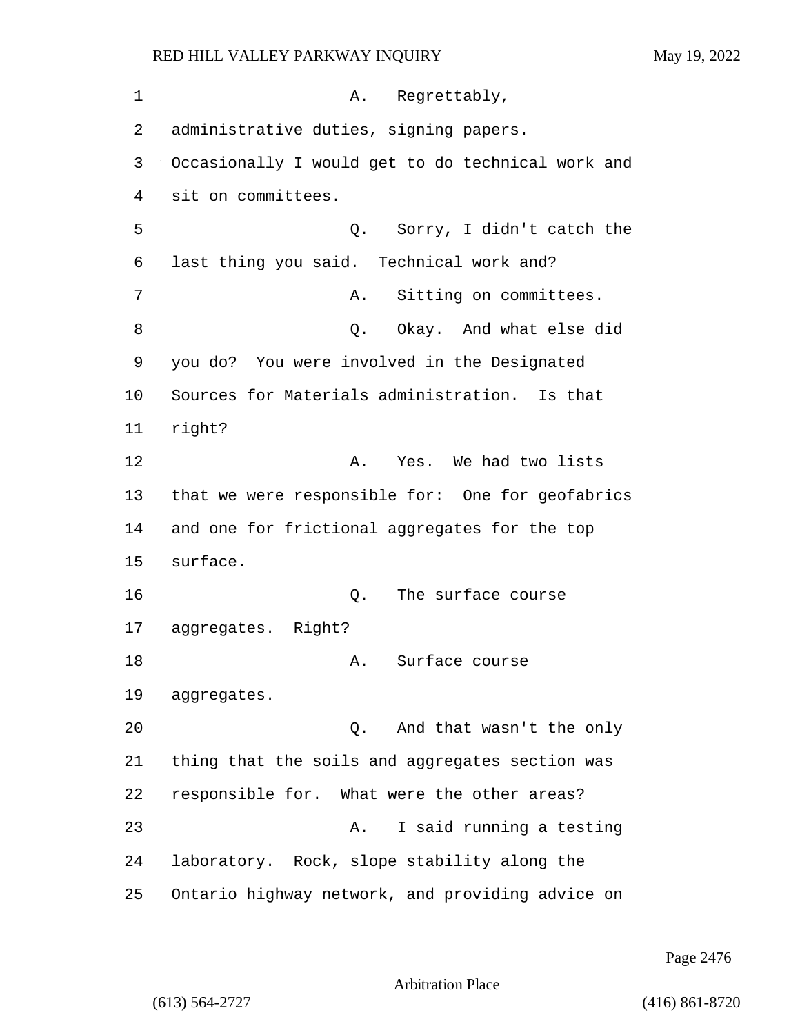1 A. Regrettably,
2 administrative duties, signing papers.
3 Occasionally I would get to do technical work and
4 sit on committees.
5 Q. Sorry, I didn't catch the
6 last thing you said. Technical work and?
7 A. Sitting on committees.
8 Q. Okay. And what else did
9 you do? You were involved in the Designated
10 Sources for Materials administration. Is that
11 right?
12 A. Yes. We had two lists
13 that we were responsible for: One for geofabrics
14 and one for frictional aggregates for the top
15 surface.
16 Q. The surface course
17 aggregates. Right?
18 A. Surface course
19 aggregates.
20 Q. And that wasn't the only
21 thing that the soils and aggregates section was
22 responsible for. What were the other areas?
23 A. I said running a testing
24 laboratory. Rock, slope stability along the
25 Ontario highway network, and providing advice on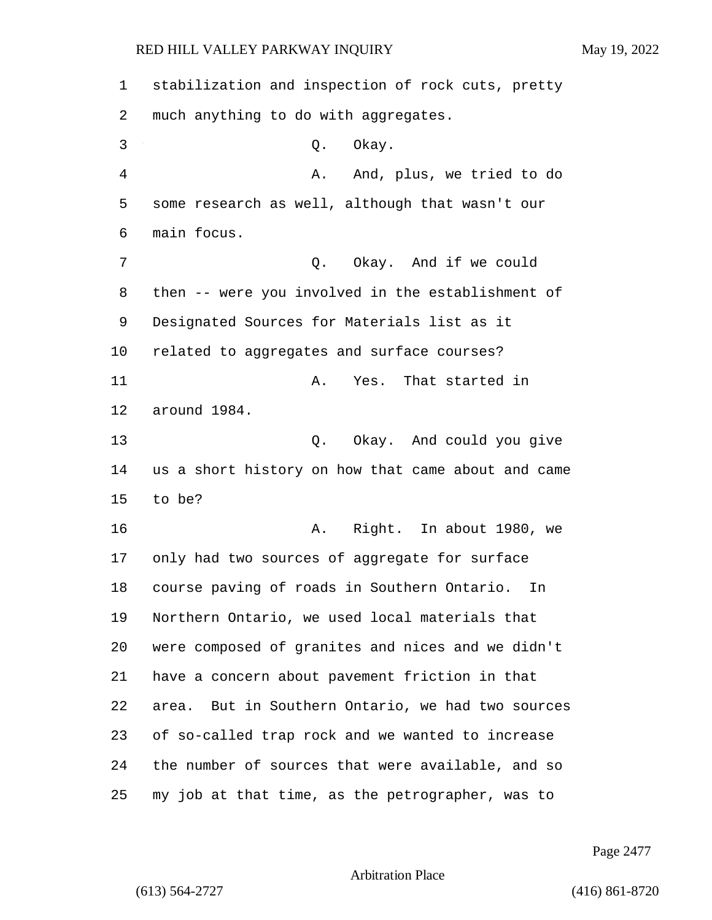stabilization and inspection of rock cuts, pretty much anything to do with aggregates.

Q. Okay.

A. And, plus, we tried to do some research as well, although that wasn't our main focus.

Q. Okay. And if we could then -- were you involved in the establishment of Designated Sources for Materials list as it related to aggregates and surface courses?

A. Yes. That started in around 1984.

Q. Okay. And could you give us a short history on how that came about and came to be?

A. Right. In about 1980, we only had two sources of aggregate for surface course paving of roads in Southern Ontario. In Northern Ontario, we used local materials that were composed of granites and nices and we didn't have a concern about pavement friction in that area. But in Southern Ontario, we had two sources of so-called trap rock and we wanted to increase the number of sources that were available, and so my job at that time, as the petrographer, was to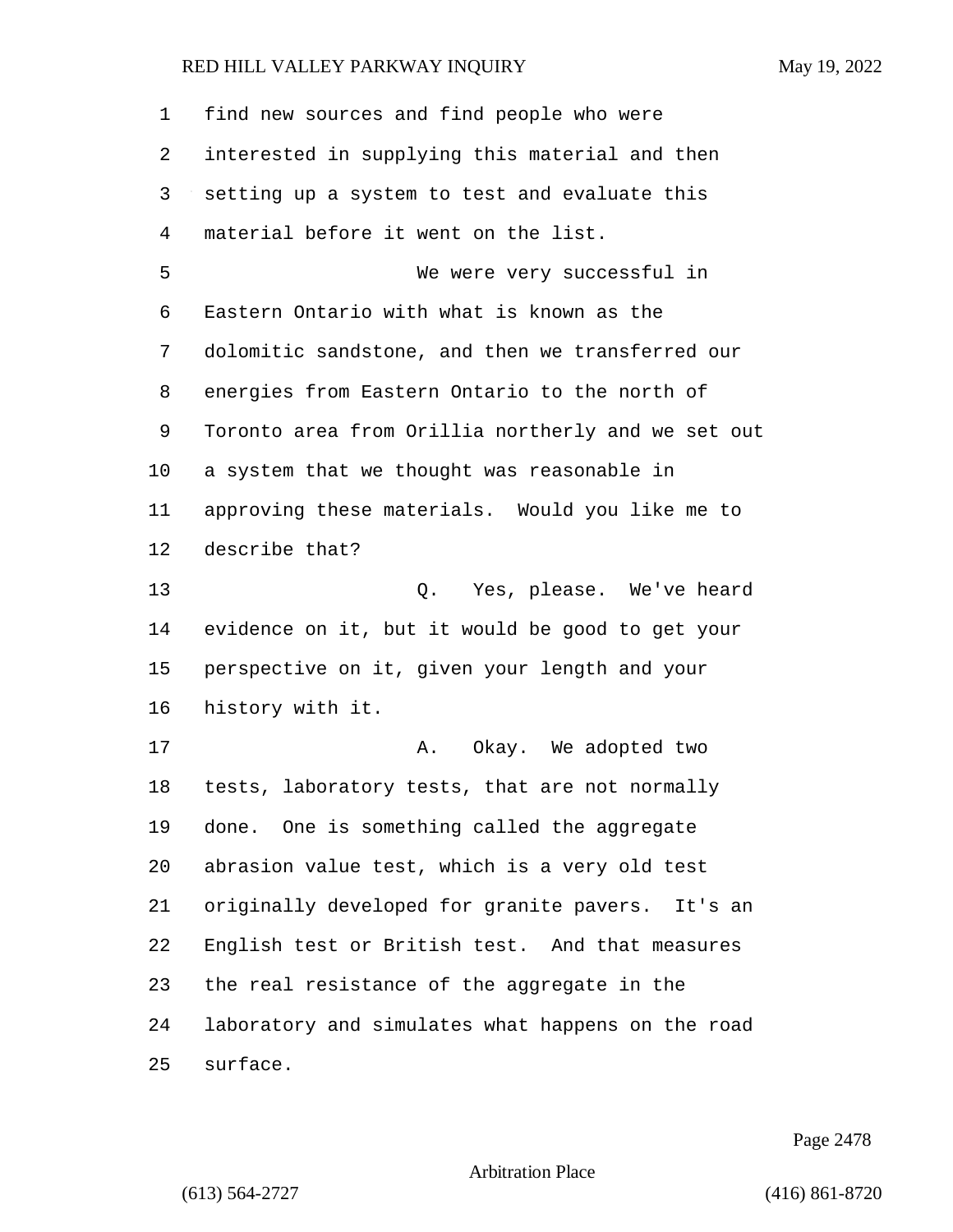find new sources and find people who were interested in supplying this material and then setting up a system to test and evaluate this material before it went on the list.

We were very successful in Eastern Ontario with what is known as the dolomitic sandstone, and then we transferred our energies from Eastern Ontario to the north of Toronto area from Orillia northerly and we set out a system that we thought was reasonable in approving these materials. Would you like me to describe that?

Q. Yes, please. We've heard evidence on it, but it would be good to get your perspective on it, given your length and your history with it.

A. Okay. We adopted two tests, laboratory tests, that are not normally done. One is something called the aggregate abrasion value test, which is a very old test originally developed for granite pavers. It's an English test or British test. And that measures the real resistance of the aggregate in the laboratory and simulates what happens on the road surface.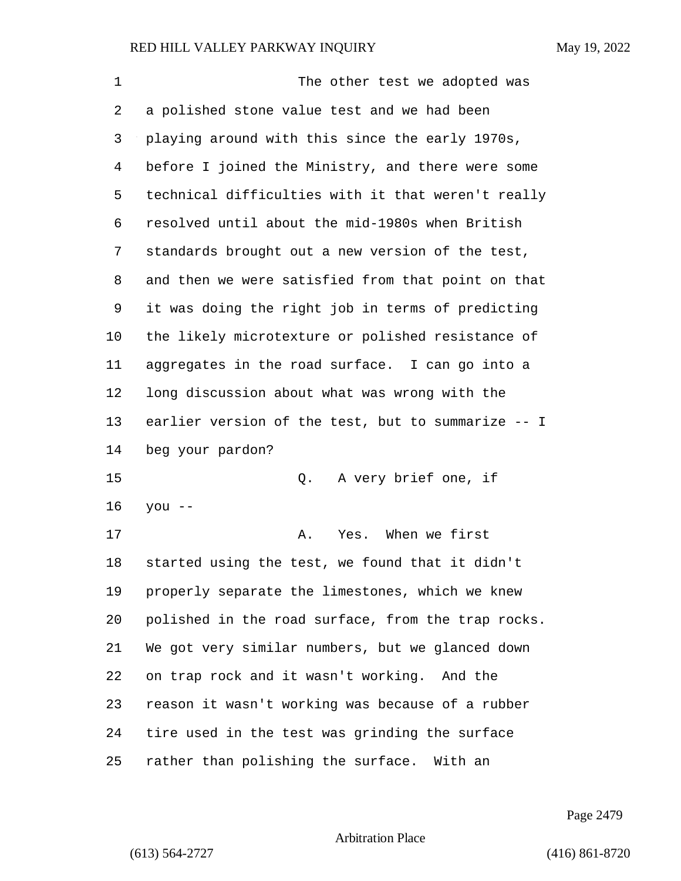The other test we adopted was a polished stone value test and we had been playing around with this since the early 1970s, before I joined the Ministry, and there were some technical difficulties with it that weren't really resolved until about the mid-1980s when British standards brought out a new version of the test, and then we were satisfied from that point on that it was doing the right job in terms of predicting the likely microtexture or polished resistance of aggregates in the road surface. I can go into a long discussion about what was wrong with the earlier version of the test, but to summarize -- I beg your pardon?

Q. A very brief one, if you --

A. Yes. When we first started using the test, we found that it didn't properly separate the limestones, which we knew polished in the road surface, from the trap rocks. We got very similar numbers, but we glanced down on trap rock and it wasn't working. And the reason it wasn't working was because of a rubber tire used in the test was grinding the surface rather than polishing the surface. With an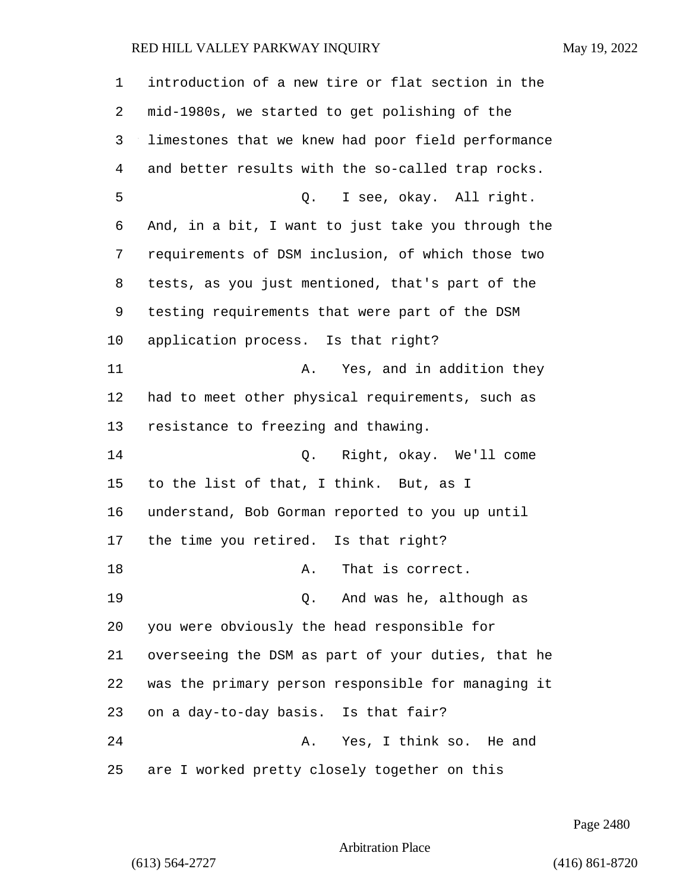introduction of a new tire or flat section in the mid-1980s, we started to get polishing of the limestones that we knew had poor field performance and better results with the so-called trap rocks.

Q. I see, okay. All right. And, in a bit, I want to just take you through the requirements of DSM inclusion, of which those two tests, as you just mentioned, that's part of the testing requirements that were part of the DSM application process. Is that right?

A. Yes, and in addition they had to meet other physical requirements, such as resistance to freezing and thawing.

Q. Right, okay. We'll come to the list of that, I think. But, as I understand, Bob Gorman reported to you up until the time you retired. Is that right?

A. That is correct.

Q. And was he, although as you were obviously the head responsible for overseeing the DSM as part of your duties, that he was the primary person responsible for managing it on a day-to-day basis. Is that fair?

A. Yes, I think so. He and are I worked pretty closely together on this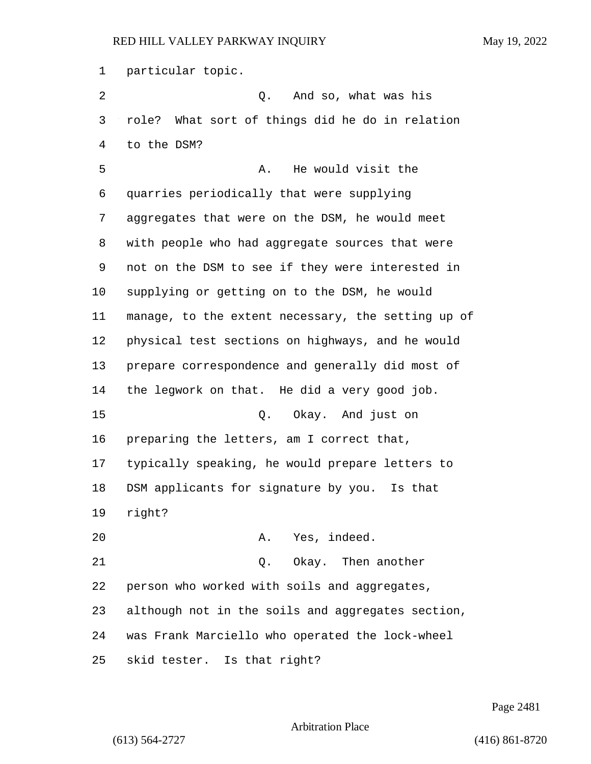particular topic.

Q. And so, what was his role? What sort of things did he do in relation to the DSM?

A. He would visit the quarries periodically that were supplying aggregates that were on the DSM, he would meet with people who had aggregate sources that were not on the DSM to see if they were interested in supplying or getting on to the DSM, he would manage, to the extent necessary, the setting up of physical test sections on highways, and he would prepare correspondence and generally did most of the legwork on that. He did a very good job.

Q. Okay. And just on preparing the letters, am I correct that, typically speaking, he would prepare letters to DSM applicants for signature by you. Is that right?

A. Yes, indeed.

Q. Okay. Then another person who worked with soils and aggregates, although not in the soils and aggregates section, was Frank Marciello who operated the lock-wheel skid tester. Is that right?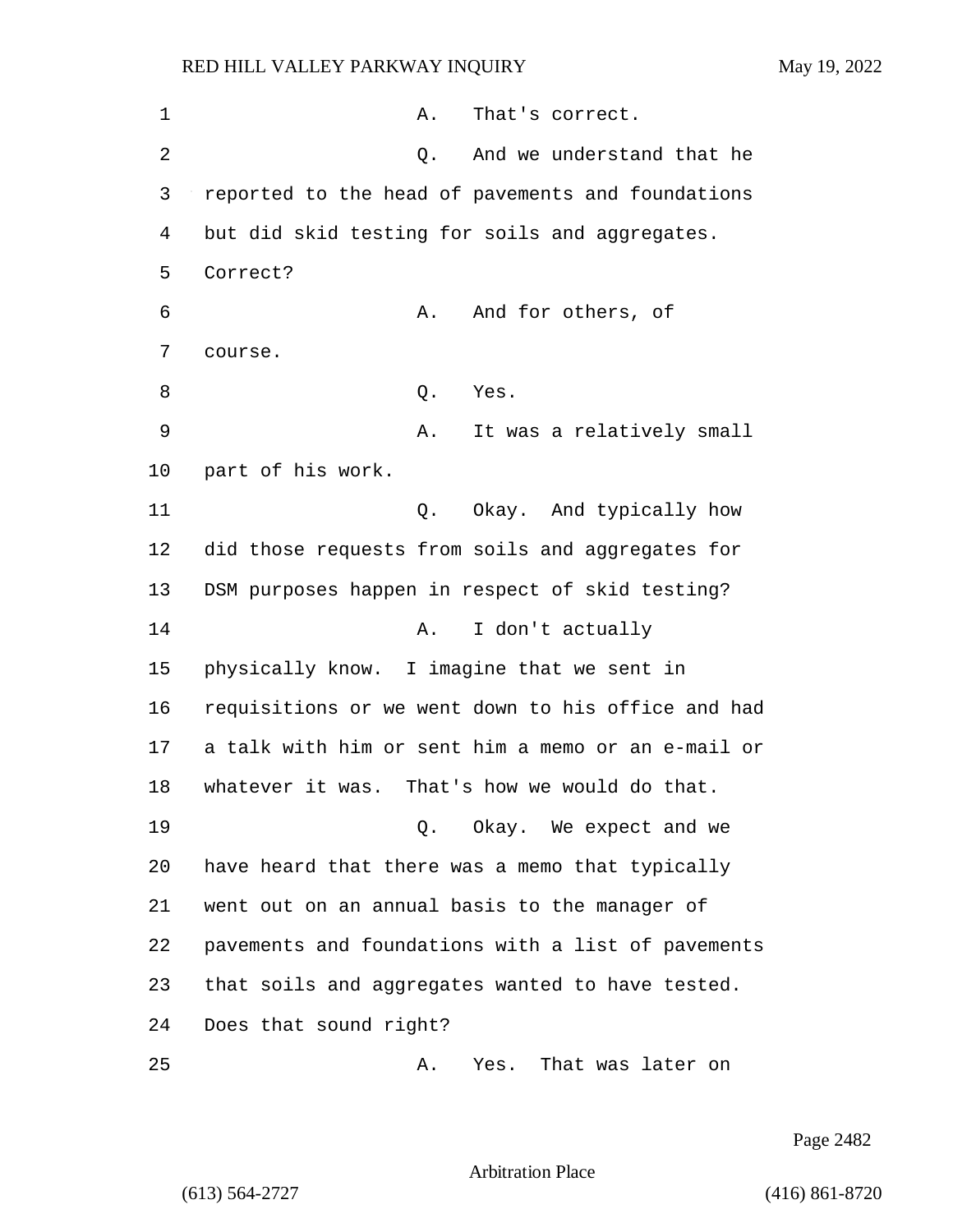A. That's correct.

Q. And we understand that he reported to the head of pavements and foundations but did skid testing for soils and aggregates. Correct?

A. And for others, of course.

Q. Yes.

A. It was a relatively small part of his work.

Q. Okay. And typically how did those requests from soils and aggregates for DSM purposes happen in respect of skid testing?

A. I don't actually physically know. I imagine that we sent in requisitions or we went down to his office and had a talk with him or sent him a memo or an e-mail or whatever it was. That's how we would do that.

Q. Okay. We expect and we have heard that there was a memo that typically went out on an annual basis to the manager of pavements and foundations with a list of pavements that soils and aggregates wanted to have tested. Does that sound right?

A. Yes. That was later on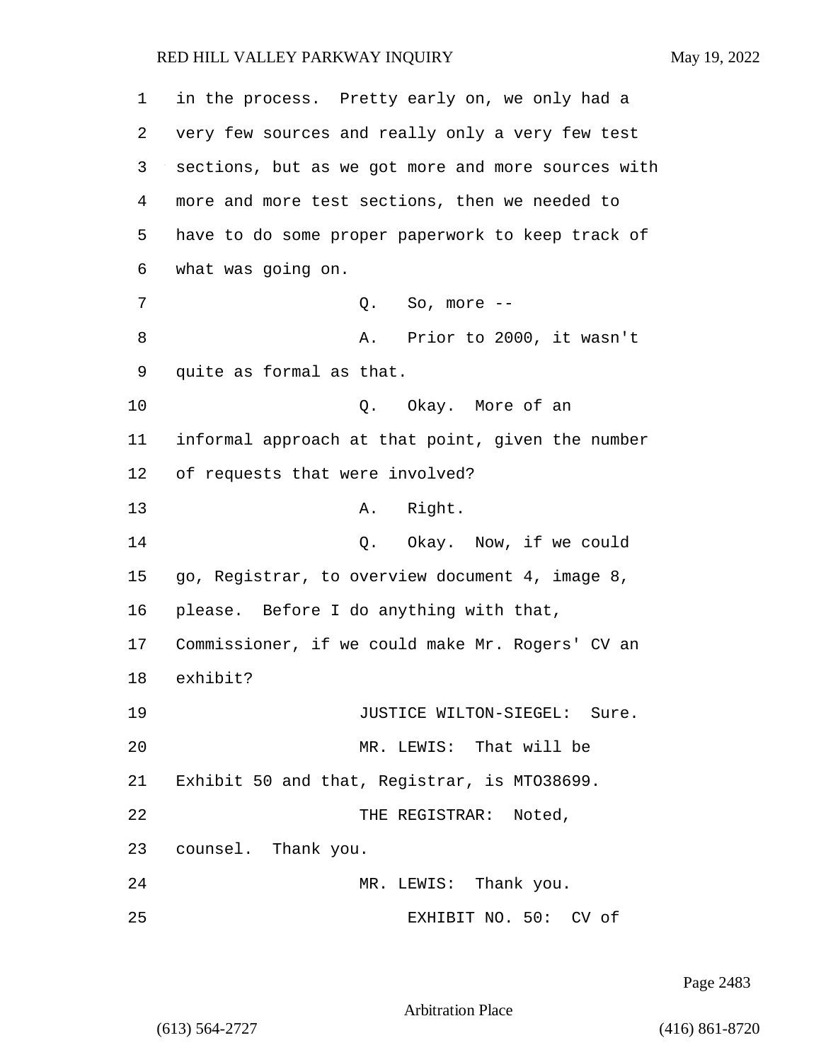1 in the process. Pretty early on, we only had a
2 very few sources and really only a very few test
3 sections, but as we got more and more sources with
4 more and more test sections, then we needed to
5 have to do some proper paperwork to keep track of
6 what was going on.

7 Q. So, more --

8 A. Prior to 2000, it wasn't
9 quite as formal as that.

10 Q. Okay. More of an
11 informal approach at that point, given the number
12 of requests that were involved?

13 A. Right.

14 Q. Okay. Now, if we could
15 go, Registrar, to overview document 4, image 8,
16 please. Before I do anything with that,
17 Commissioner, if we could make Mr. Rogers' CV an
18 exhibit?

19 JUSTICE WILTON-SIEGEL: Sure.

20 MR. LEWIS: That will be
21 Exhibit 50 and that, Registrar, is MTO38699.

22 THE REGISTRAR: Noted,
23 counsel. Thank you.

24 MR. LEWIS: Thank you.

25 EXHIBIT NO. 50: CV of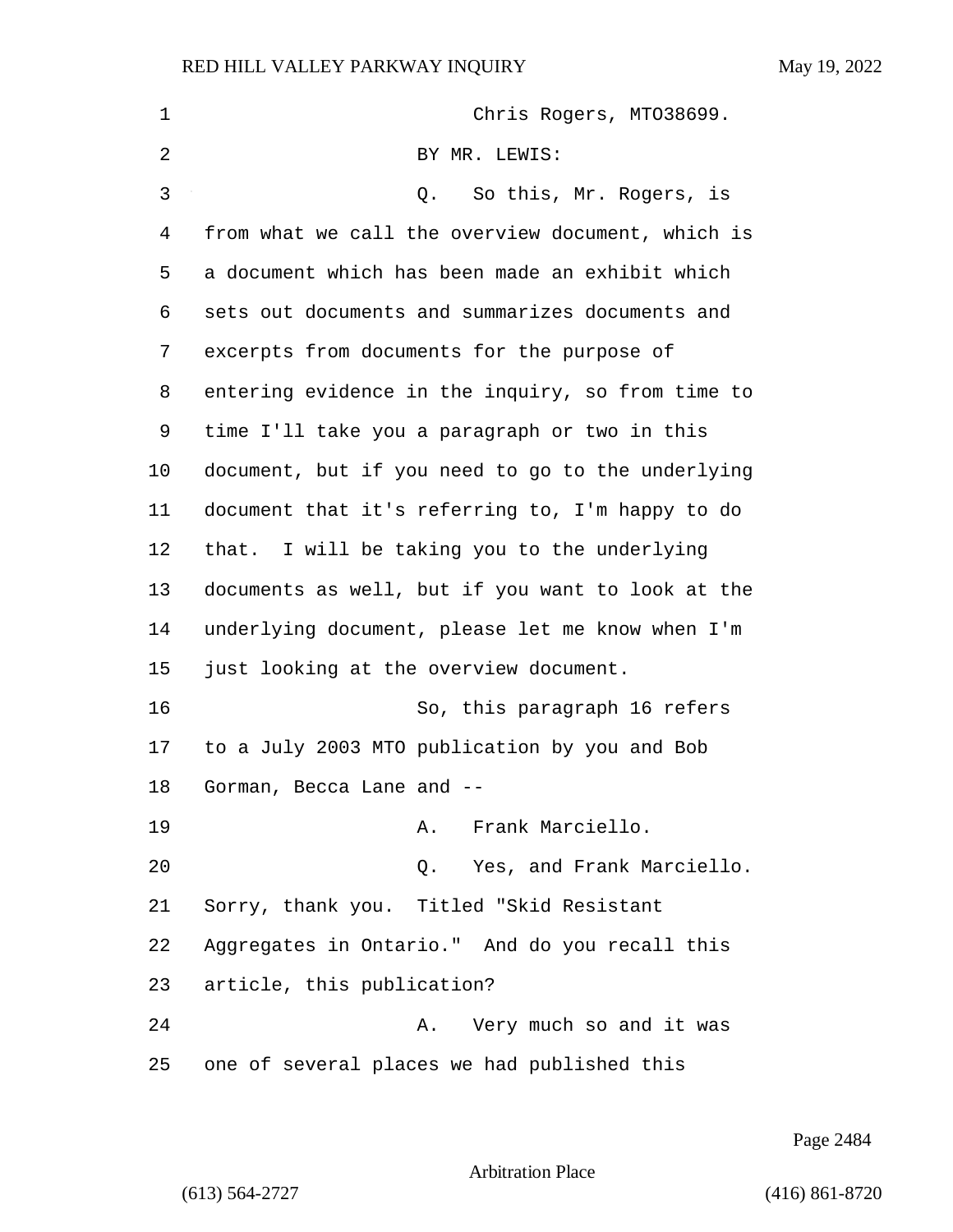Chris Rogers, MTO38699.

BY MR. LEWIS:

Q. So this, Mr. Rogers, is from what we call the overview document, which is a document which has been made an exhibit which sets out documents and summarizes documents and excerpts from documents for the purpose of entering evidence in the inquiry, so from time to time I'll take you a paragraph or two in this document, but if you need to go to the underlying document that it's referring to, I'm happy to do that. I will be taking you to the underlying documents as well, but if you want to look at the underlying document, please let me know when I'm just looking at the overview document.

So, this paragraph 16 refers to a July 2003 MTO publication by you and Bob Gorman, Becca Lane and --

A. Frank Marciello.

Q. Yes, and Frank Marciello. Sorry, thank you. Titled "Skid Resistant Aggregates in Ontario." And do you recall this article, this publication?

A. Very much so and it was one of several places we had published this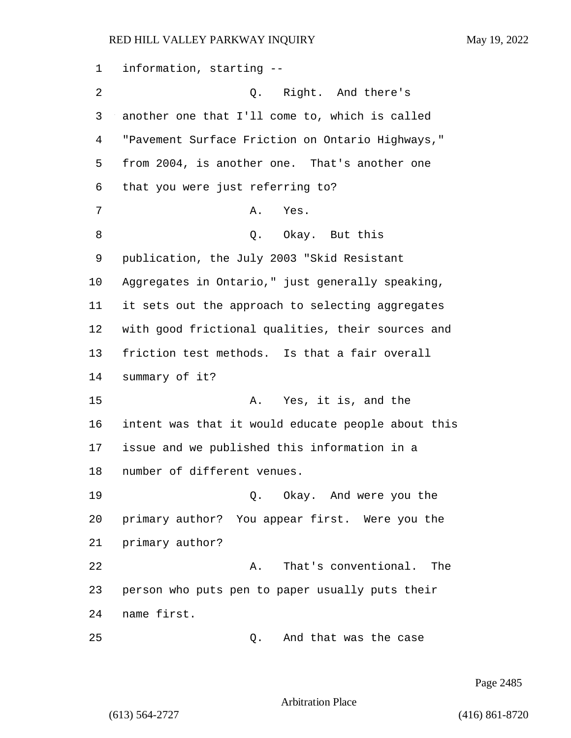information, starting --

Q. Right. And there's another one that I'll come to, which is called "Pavement Surface Friction on Ontario Highways," from 2004, is another one. That's another one that you were just referring to?

A. Yes.

Q. Okay. But this publication, the July 2003 "Skid Resistant Aggregates in Ontario," just generally speaking, it sets out the approach to selecting aggregates with good frictional qualities, their sources and friction test methods. Is that a fair overall summary of it?

A. Yes, it is, and the intent was that it would educate people about this issue and we published this information in a number of different venues.

Q. Okay. And were you the primary author? You appear first. Were you the primary author?

A. That's conventional. The person who puts pen to paper usually puts their name first.

Q. And that was the case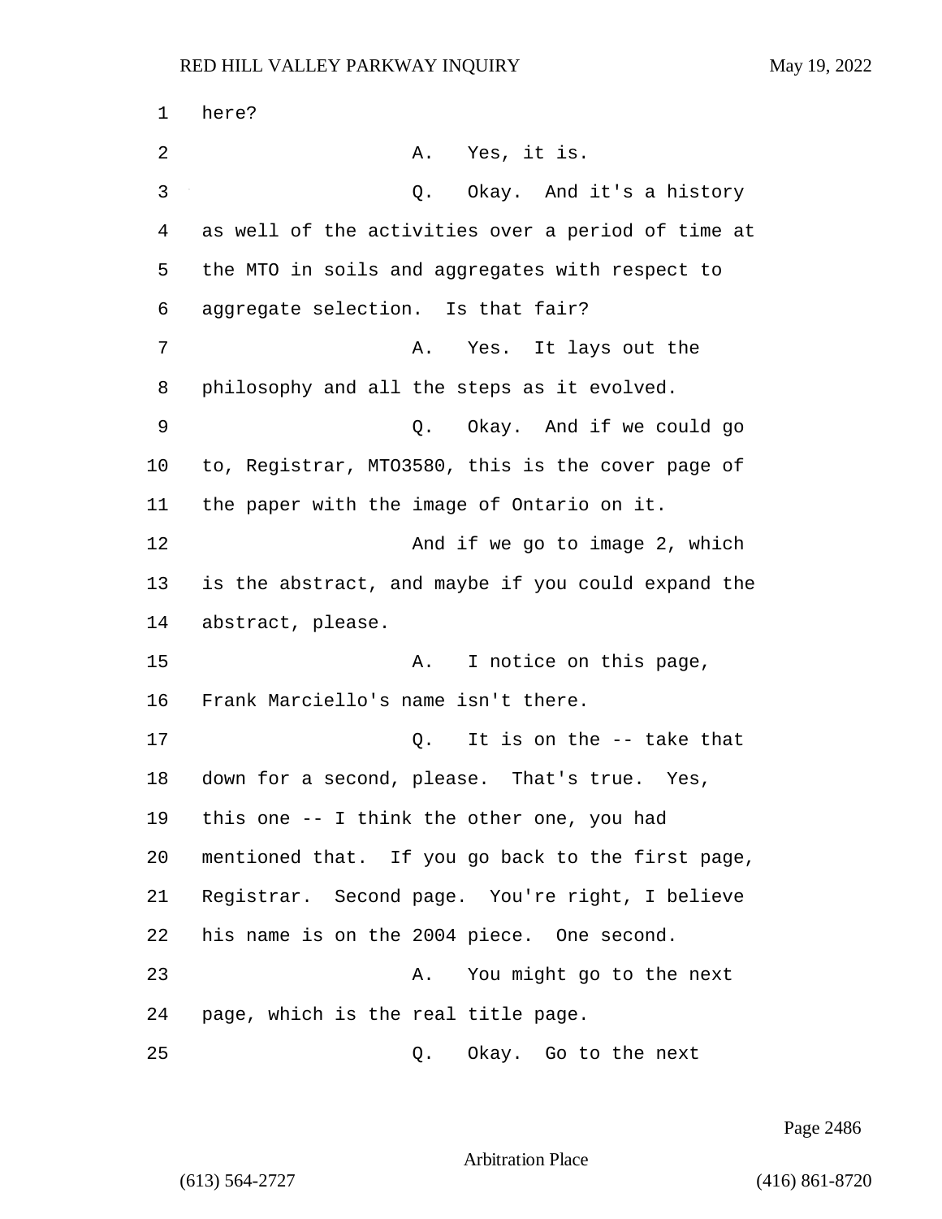1 here?

2 A. Yes, it is.

3 Q. Okay. And it's a history

4 as well of the activities over a period of time at

5 the MTO in soils and aggregates with respect to

6 aggregate selection. Is that fair?

7 A. Yes. It lays out the

8 philosophy and all the steps as it evolved.

9 Q. Okay. And if we could go

10 to, Registrar, MTO3580, this is the cover page of

11 the paper with the image of Ontario on it.

12 And if we go to image 2, which

13 is the abstract, and maybe if you could expand the

14 abstract, please.

15 A. I notice on this page,

16 Frank Marciello's name isn't there.

17 Q. It is on the -- take that

18 down for a second, please. That's true. Yes,

19 this one -- I think the other one, you had

20 mentioned that. If you go back to the first page,

21 Registrar. Second page. You're right, I believe

22 his name is on the 2004 piece. One second.

23 A. You might go to the next

24 page, which is the real title page.

25 Q. Okay. Go to the next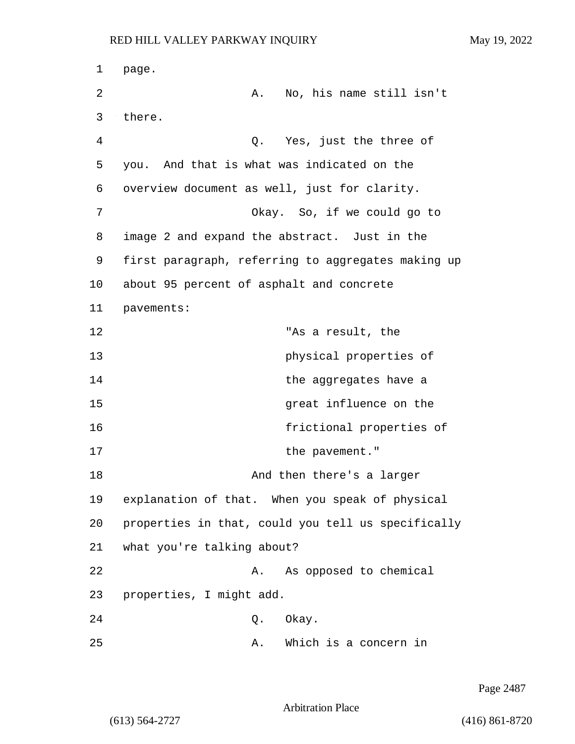page.

A. No, his name still isn't there.

Q. Yes, just the three of you. And that is what was indicated on the overview document as well, just for clarity.

Okay. So, if we could go to image 2 and expand the abstract. Just in the first paragraph, referring to aggregates making up about 95 percent of asphalt and concrete pavements:

> "As a result, the physical properties of the aggregates have a great influence on the frictional properties of the pavement."

And then there's a larger explanation of that. When you speak of physical properties in that, could you tell us specifically what you're talking about?

A. As opposed to chemical properties, I might add.

Q. Okay.

A. Which is a concern in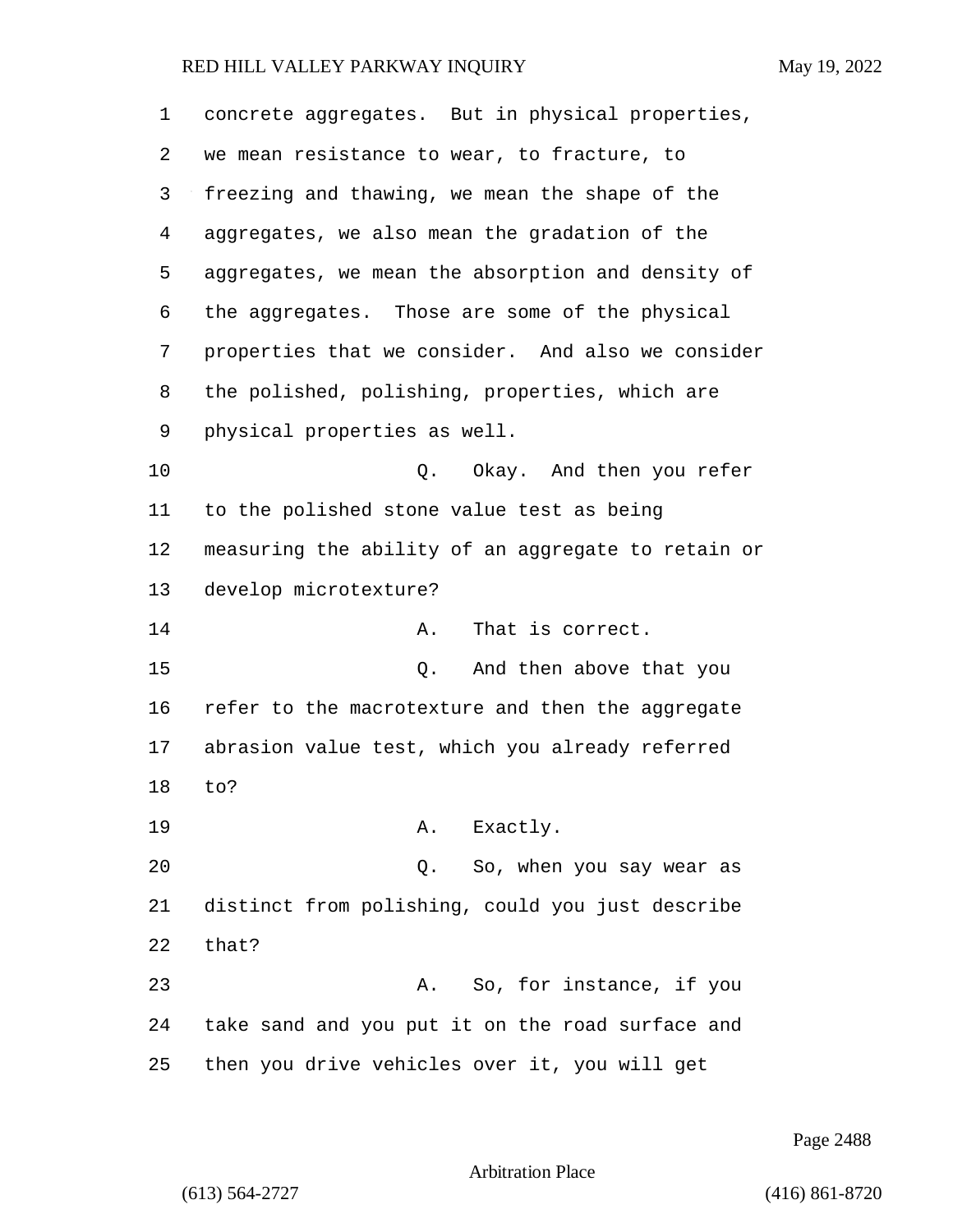concrete aggregates. But in physical properties, we mean resistance to wear, to fracture, to freezing and thawing, we mean the shape of the aggregates, we also mean the gradation of the aggregates, we mean the absorption and density of the aggregates. Those are some of the physical properties that we consider. And also we consider the polished, polishing, properties, which are physical properties as well.

Q. Okay. And then you refer to the polished stone value test as being measuring the ability of an aggregate to retain or develop microtexture?

A. That is correct.

Q. And then above that you refer to the macrotexture and then the aggregate abrasion value test, which you already referred to?

A. Exactly.

Q. So, when you say wear as distinct from polishing, could you just describe that?

A. So, for instance, if you take sand and you put it on the road surface and then you drive vehicles over it, you will get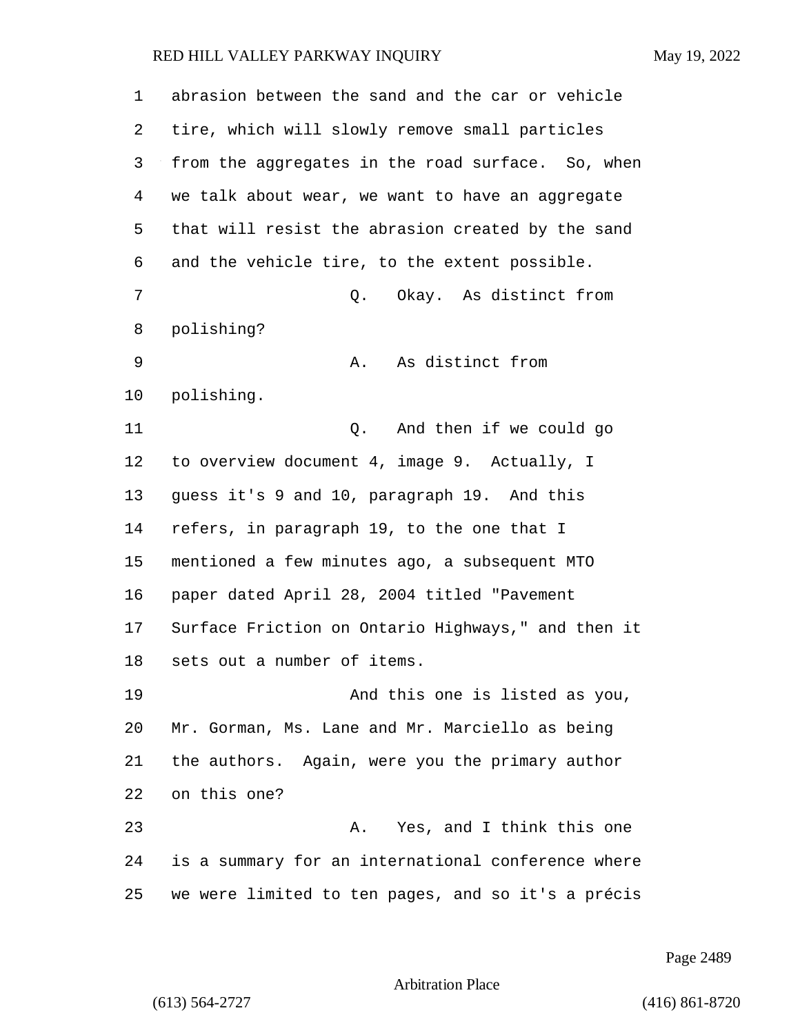abrasion between the sand and the car or vehicle tire, which will slowly remove small particles from the aggregates in the road surface. So, when we talk about wear, we want to have an aggregate that will resist the abrasion created by the sand and the vehicle tire, to the extent possible.

Q. Okay. As distinct from polishing?

A. As distinct from polishing.

Q. And then if we could go to overview document 4, image 9. Actually, I guess it's 9 and 10, paragraph 19. And this refers, in paragraph 19, to the one that I mentioned a few minutes ago, a subsequent MTO paper dated April 28, 2004 titled "Pavement Surface Friction on Ontario Highways," and then it sets out a number of items.

And this one is listed as you, Mr. Gorman, Ms. Lane and Mr. Marciello as being the authors. Again, were you the primary author on this one?

A. Yes, and I think this one is a summary for an international conference where we were limited to ten pages, and so it's a précis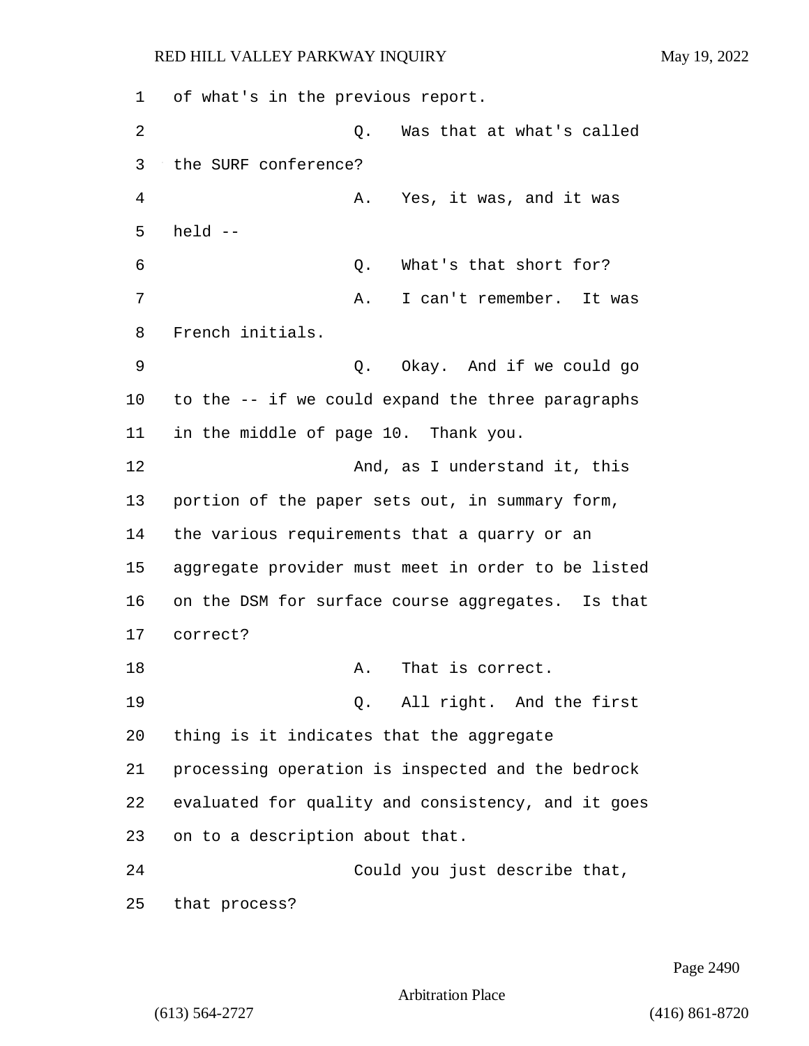of what's in the previous report.

Q. Was that at what's called the SURF conference?

A. Yes, it was, and it was held --

Q. What's that short for?

A. I can't remember. It was French initials.

Q. Okay. And if we could go to the -- if we could expand the three paragraphs in the middle of page 10. Thank you.

And, as I understand it, this portion of the paper sets out, in summary form, the various requirements that a quarry or an aggregate provider must meet in order to be listed on the DSM for surface course aggregates. Is that correct?

A. That is correct.

Q. All right. And the first thing is it indicates that the aggregate processing operation is inspected and the bedrock evaluated for quality and consistency, and it goes on to a description about that.

Could you just describe that, that process?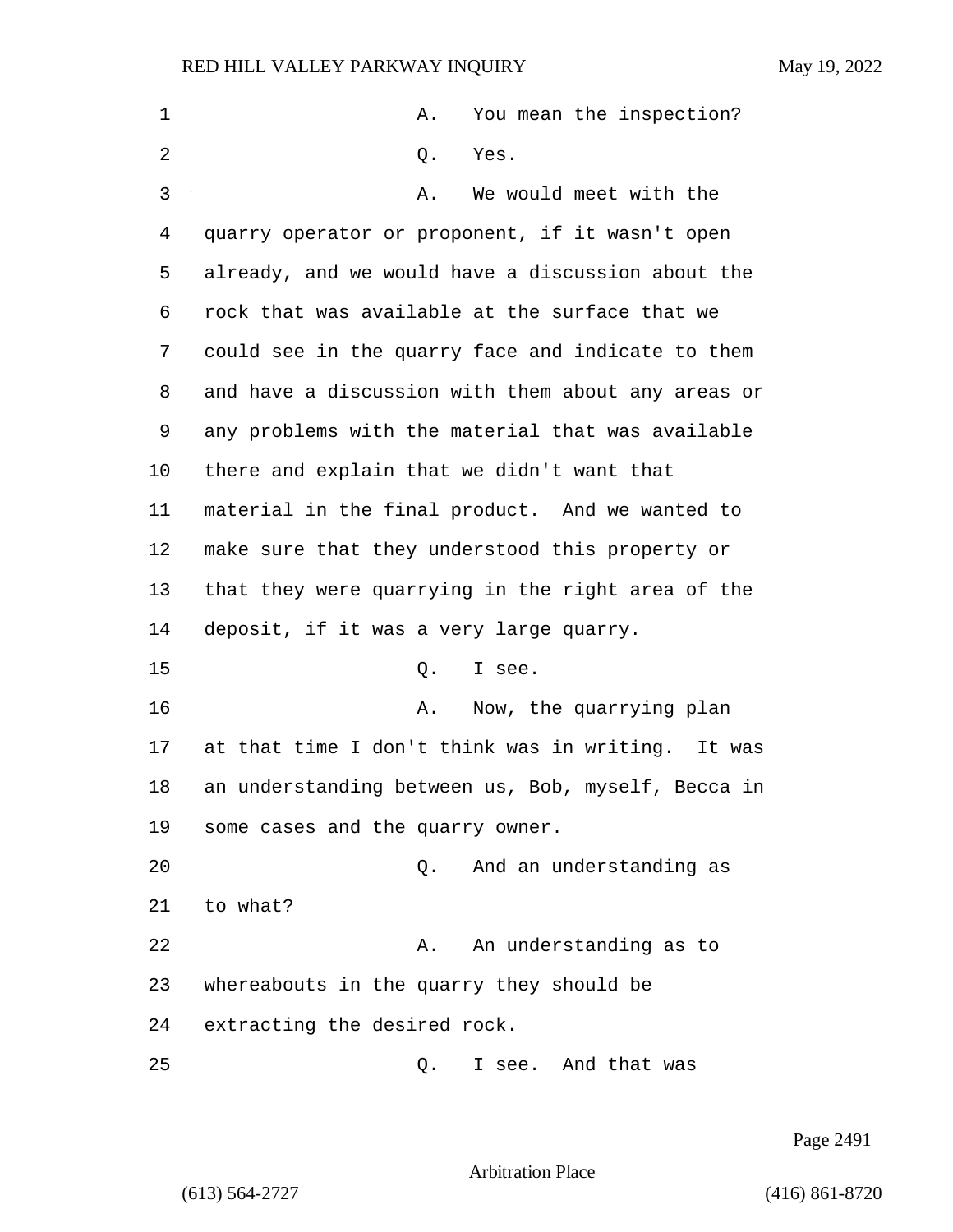A. You mean the inspection?

Q. Yes.

A. We would meet with the quarry operator or proponent, if it wasn't open already, and we would have a discussion about the rock that was available at the surface that we could see in the quarry face and indicate to them and have a discussion with them about any areas or any problems with the material that was available there and explain that we didn't want that material in the final product. And we wanted to make sure that they understood this property or that they were quarrying in the right area of the deposit, if it was a very large quarry.

Q. I see.

A. Now, the quarrying plan at that time I don't think was in writing. It was an understanding between us, Bob, myself, Becca in some cases and the quarry owner.

Q. And an understanding as to what?

A. An understanding as to whereabouts in the quarry they should be extracting the desired rock.

Q. I see. And that was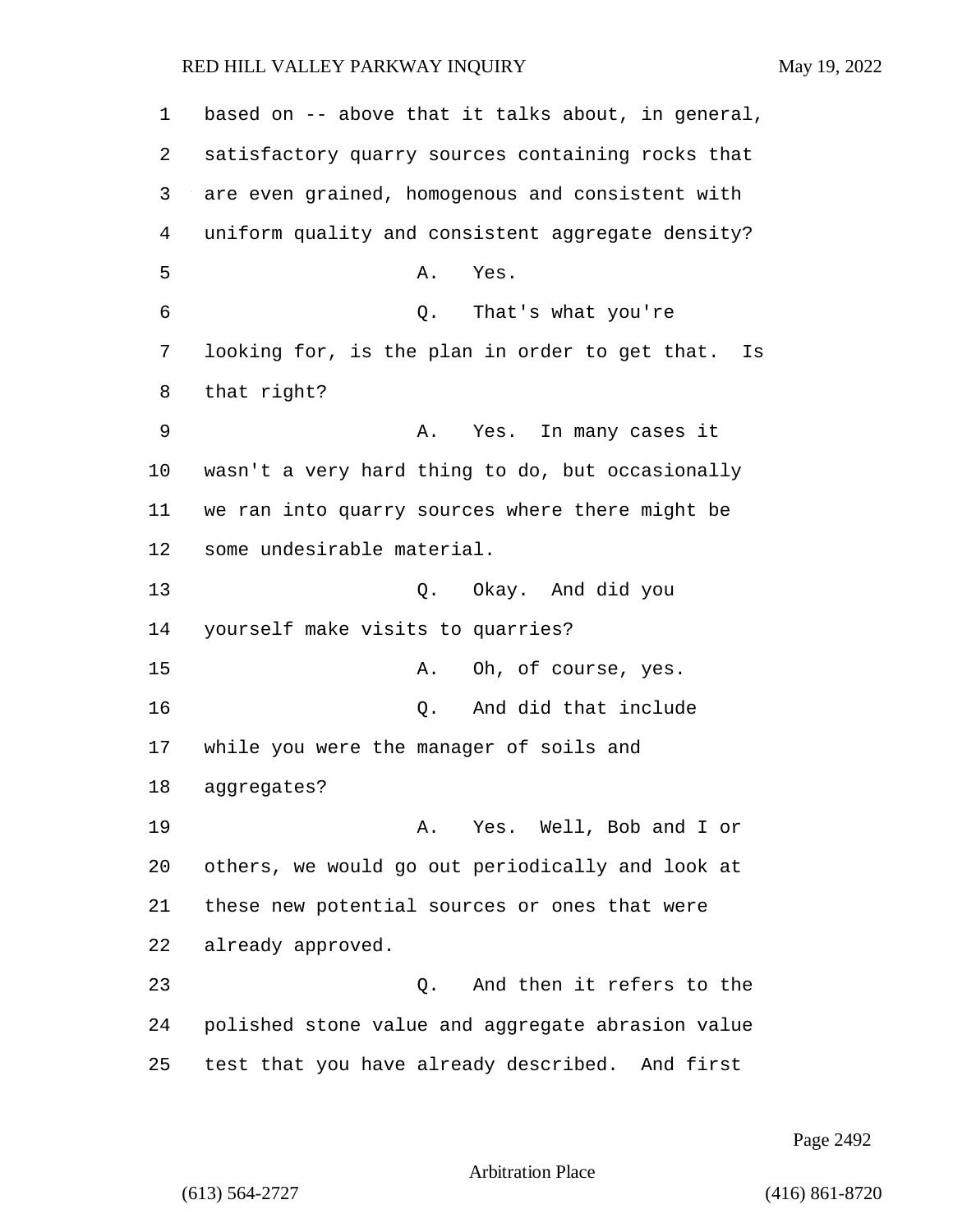based on -- above that it talks about, in general, satisfactory quarry sources containing rocks that are even grained, homogenous and consistent with uniform quality and consistent aggregate density?

A. Yes.

Q. That's what you're looking for, is the plan in order to get that. Is that right?

A. Yes. In many cases it wasn't a very hard thing to do, but occasionally we ran into quarry sources where there might be some undesirable material.

Q. Okay. And did you yourself make visits to quarries?

A. Oh, of course, yes.

Q. And did that include while you were the manager of soils and aggregates?

A. Yes. Well, Bob and I or others, we would go out periodically and look at these new potential sources or ones that were already approved.

Q. And then it refers to the polished stone value and aggregate abrasion value test that you have already described. And first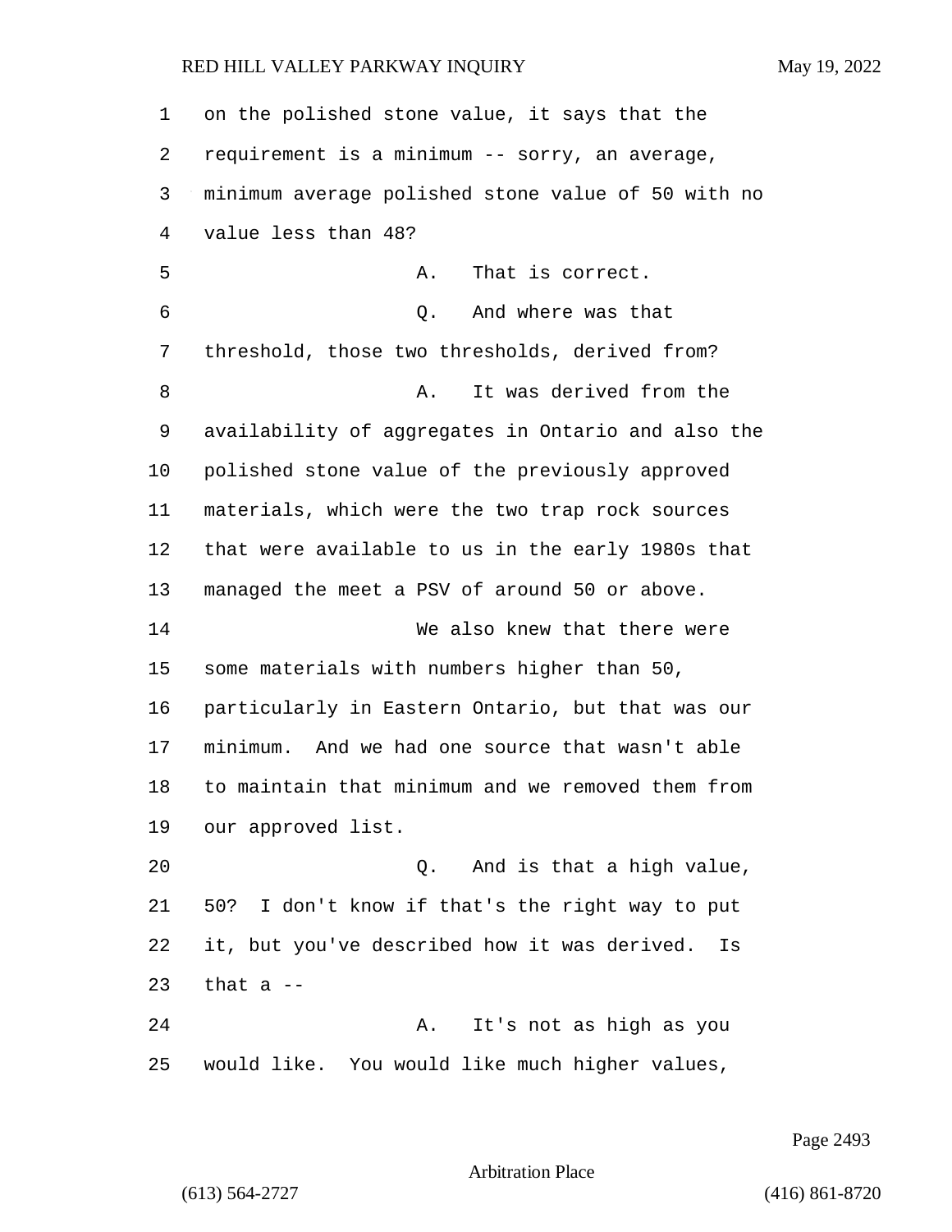on the polished stone value, it says that the requirement is a minimum -- sorry, an average, minimum average polished stone value of 50 with no value less than 48?

A. That is correct.

Q. And where was that threshold, those two thresholds, derived from?

A. It was derived from the availability of aggregates in Ontario and also the polished stone value of the previously approved materials, which were the two trap rock sources that were available to us in the early 1980s that managed the meet a PSV of around 50 or above.

We also knew that there were some materials with numbers higher than 50, particularly in Eastern Ontario, but that was our minimum. And we had one source that wasn't able to maintain that minimum and we removed them from our approved list.

Q. And is that a high value, 50? I don't know if that's the right way to put it, but you've described how it was derived. Is that a --

A. It's not as high as you would like. You would like much higher values,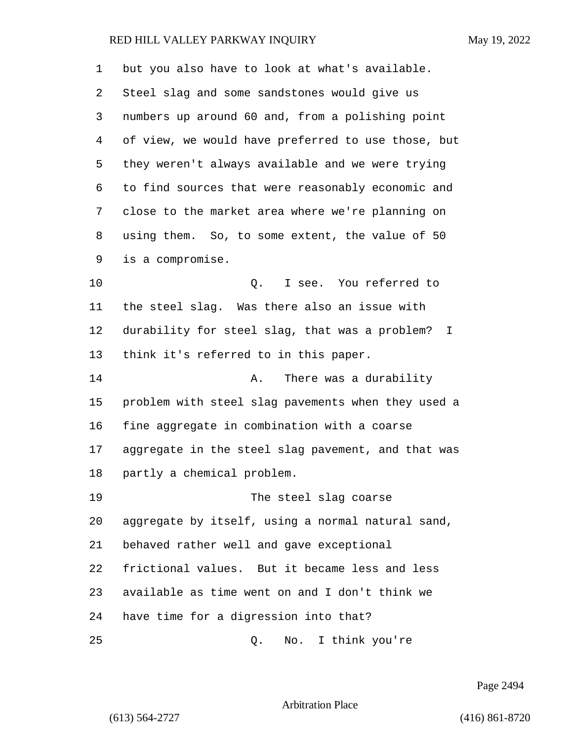but you also have to look at what's available. Steel slag and some sandstones would give us numbers up around 60 and, from a polishing point of view, we would have preferred to use those, but they weren't always available and we were trying to find sources that were reasonably economic and close to the market area where we're planning on using them. So, to some extent, the value of 50 is a compromise.

Q. I see. You referred to the steel slag. Was there also an issue with durability for steel slag, that was a problem? I think it's referred to in this paper.

A. There was a durability problem with steel slag pavements when they used a fine aggregate in combination with a coarse aggregate in the steel slag pavement, and that was partly a chemical problem.

The steel slag coarse aggregate by itself, using a normal natural sand, behaved rather well and gave exceptional frictional values. But it became less and less available as time went on and I don't think we have time for a digression into that?

Q. No. I think you're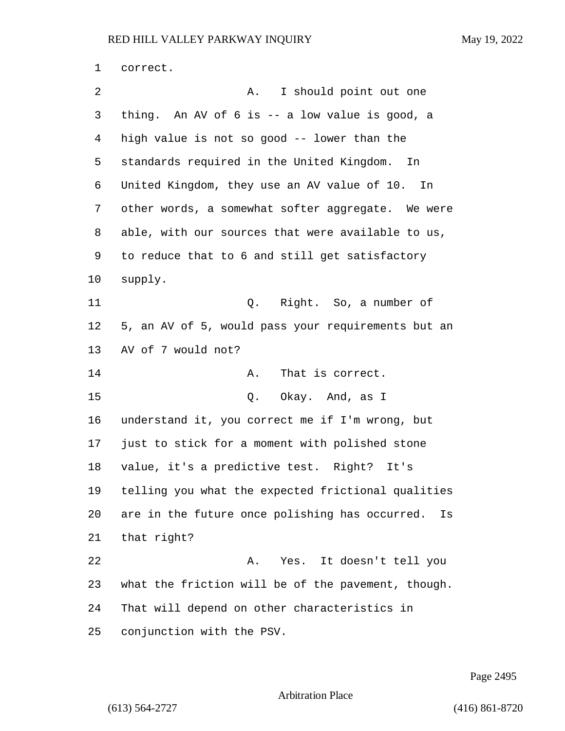correct.

A. I should point out one thing. An AV of 6 is -- a low value is good, a high value is not so good -- lower than the standards required in the United Kingdom. In United Kingdom, they use an AV value of 10. In other words, a somewhat softer aggregate. We were able, with our sources that were available to us, to reduce that to 6 and still get satisfactory supply.

Q. Right. So, a number of 5, an AV of 5, would pass your requirements but an AV of 7 would not?

A. That is correct.

Q. Okay. And, as I understand it, you correct me if I'm wrong, but just to stick for a moment with polished stone value, it's a predictive test. Right? It's telling you what the expected frictional qualities are in the future once polishing has occurred. Is that right?

A. Yes. It doesn't tell you what the friction will be of the pavement, though. That will depend on other characteristics in conjunction with the PSV.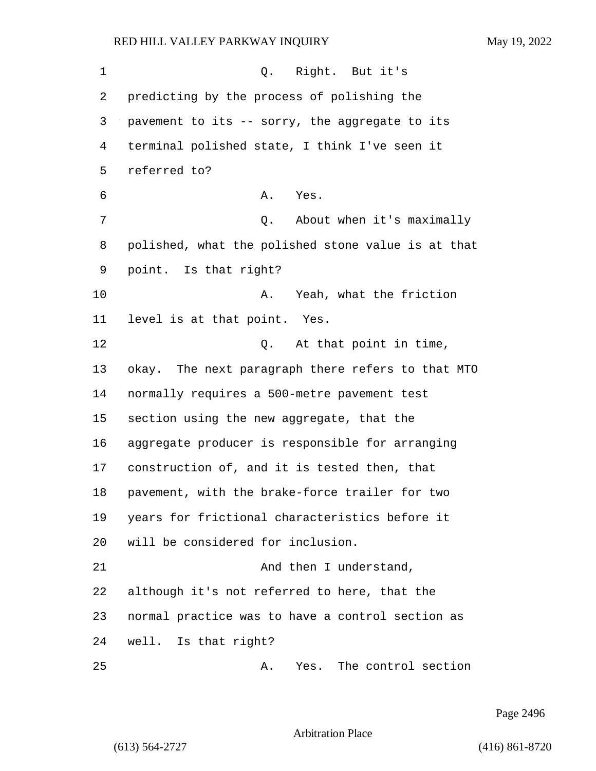Q. Right. But it's predicting by the process of polishing the pavement to its -- sorry, the aggregate to its terminal polished state, I think I've seen it referred to?

A. Yes.

Q. About when it's maximally polished, what the polished stone value is at that point. Is that right?

A. Yeah, what the friction level is at that point. Yes.

Q. At that point in time, okay. The next paragraph there refers to that MTO normally requires a 500-metre pavement test section using the new aggregate, that the aggregate producer is responsible for arranging construction of, and it is tested then, that pavement, with the brake-force trailer for two years for frictional characteristics before it will be considered for inclusion.

And then I understand, although it's not referred to here, that the normal practice was to have a control section as well. Is that right?

A. Yes. The control section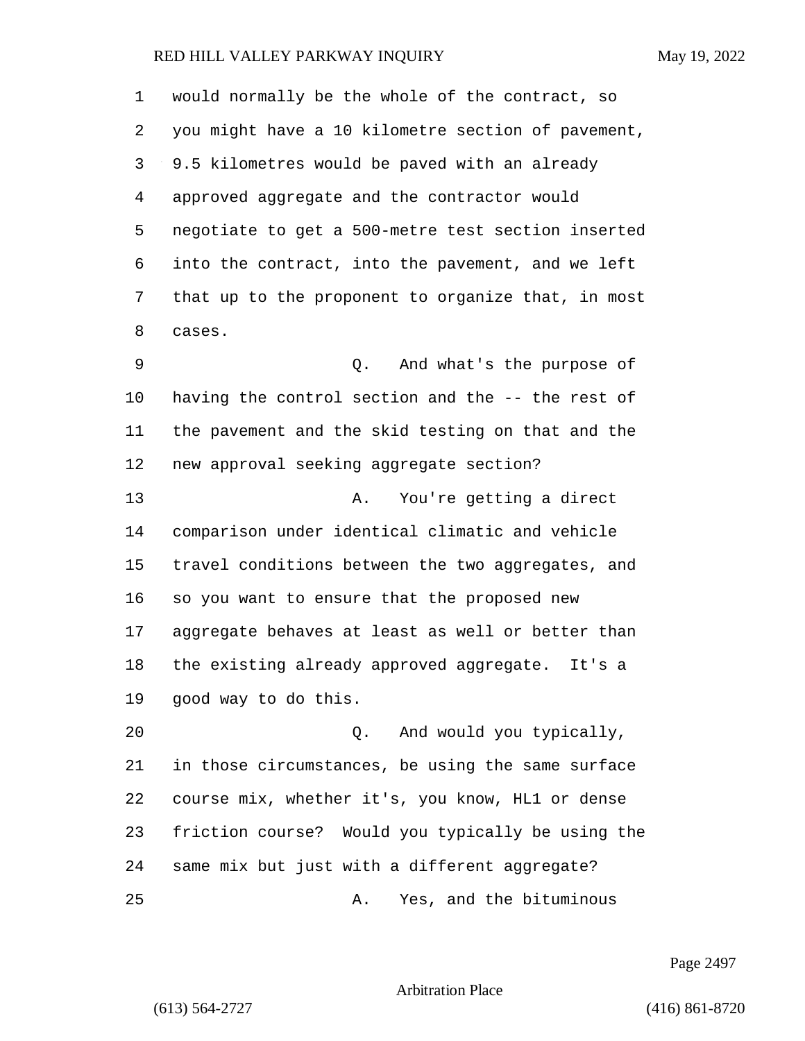would normally be the whole of the contract, so you might have a 10 kilometre section of pavement, 9.5 kilometres would be paved with an already approved aggregate and the contractor would negotiate to get a 500-metre test section inserted into the contract, into the pavement, and we left that up to the proponent to organize that, in most cases.

Q. And what's the purpose of having the control section and the -- the rest of the pavement and the skid testing on that and the new approval seeking aggregate section?

A. You're getting a direct comparison under identical climatic and vehicle travel conditions between the two aggregates, and so you want to ensure that the proposed new aggregate behaves at least as well or better than the existing already approved aggregate. It's a good way to do this.

Q. And would you typically, in those circumstances, be using the same surface course mix, whether it's, you know, HL1 or dense friction course? Would you typically be using the same mix but just with a different aggregate?

A. Yes, and the bituminous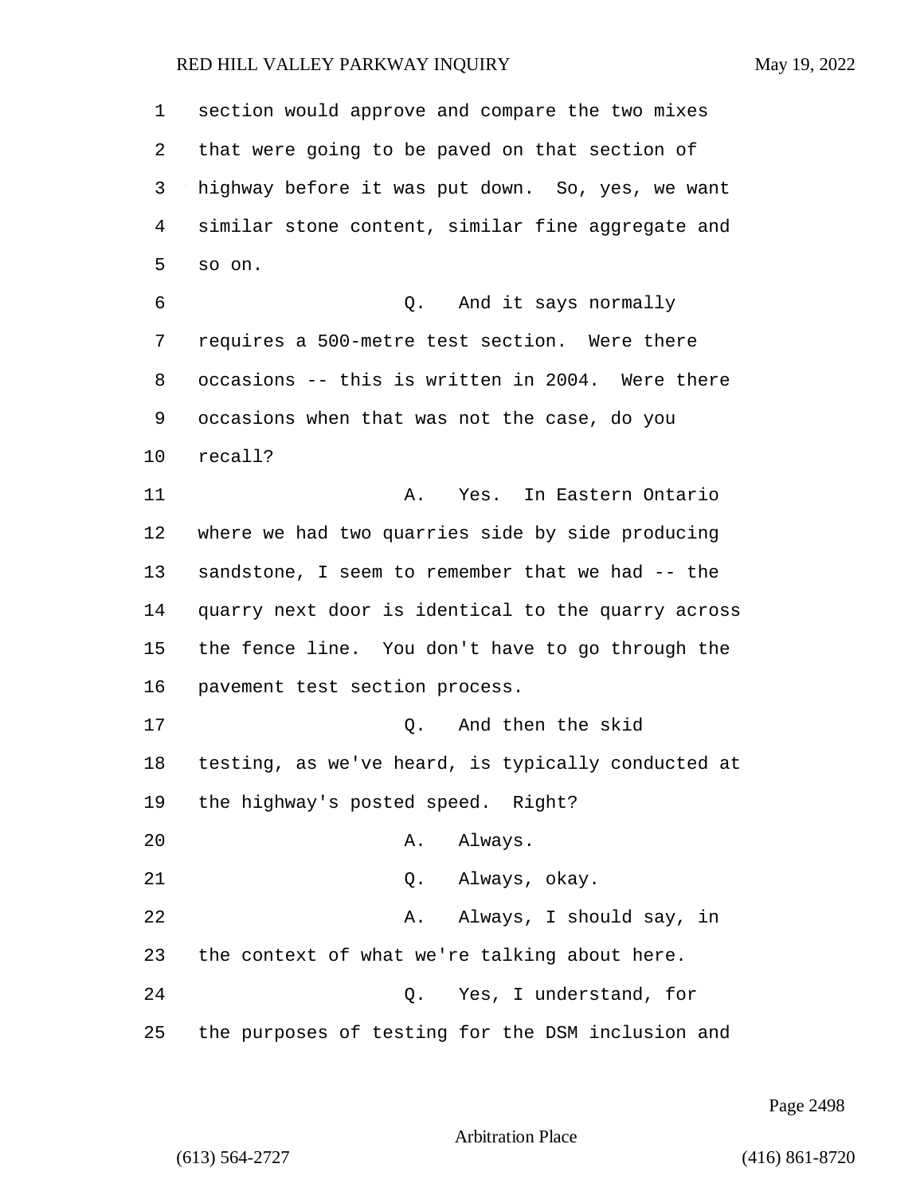1 section would approve and compare the two mixes
2 that were going to be paved on that section of
3 highway before it was put down. So, yes, we want
4 similar stone content, similar fine aggregate and
5 so on.

6 Q. And it says normally
7 requires a 500-metre test section. Were there
8 occasions -- this is written in 2004. Were there
9 occasions when that was not the case, do you
10 recall?

11 A. Yes. In Eastern Ontario
12 where we had two quarries side by side producing
13 sandstone, I seem to remember that we had -- the
14 quarry next door is identical to the quarry across
15 the fence line. You don't have to go through the
16 pavement test section process.

17 Q. And then the skid
18 testing, as we've heard, is typically conducted at
19 the highway's posted speed. Right?

20 A. Always.

21 Q. Always, okay.

22 A. Always, I should say, in
23 the context of what we're talking about here.

24 Q. Yes, I understand, for
25 the purposes of testing for the DSM inclusion and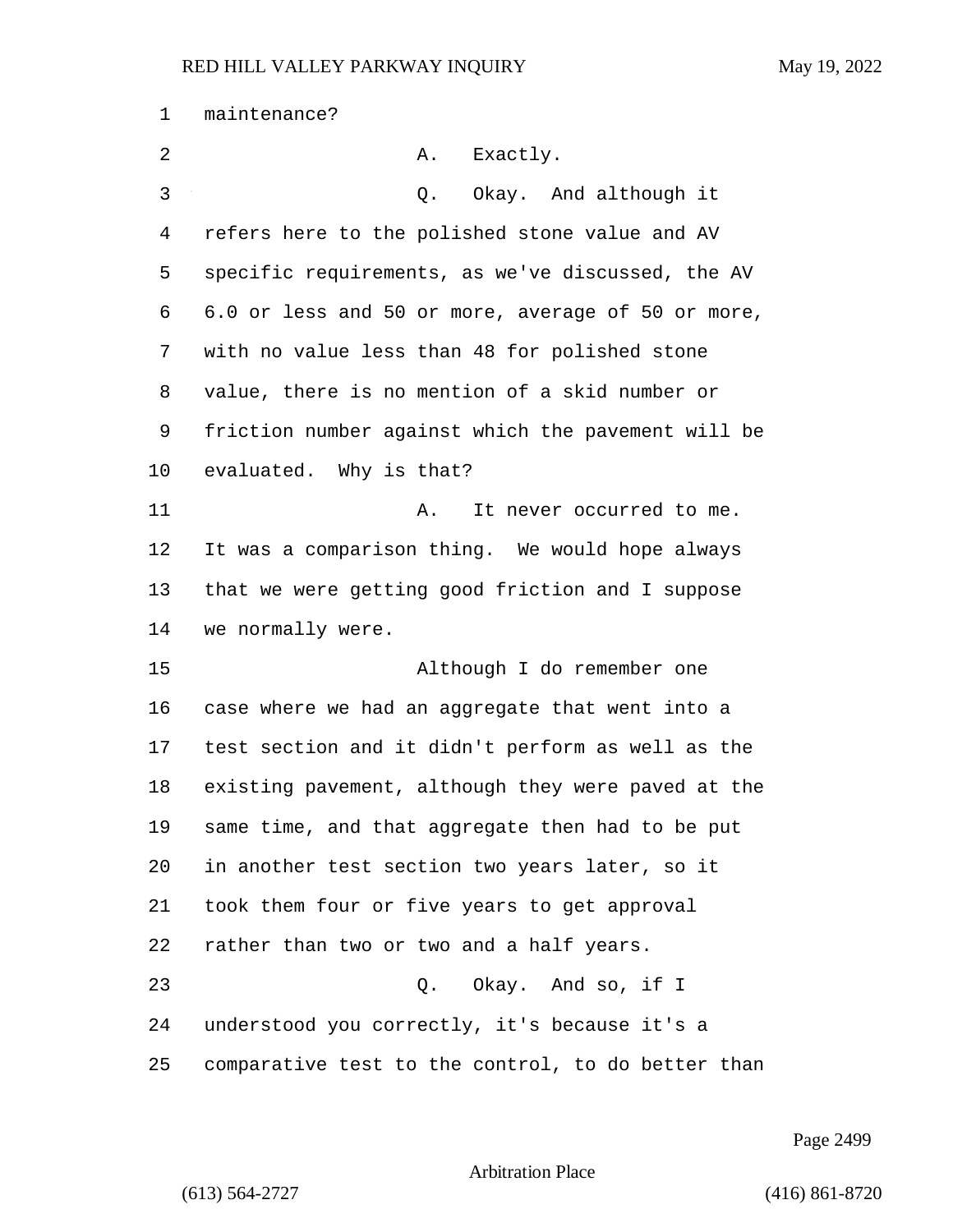maintenance?

A. Exactly.

Q. Okay. And although it refers here to the polished stone value and AV specific requirements, as we've discussed, the AV 6.0 or less and 50 or more, average of 50 or more, with no value less than 48 for polished stone value, there is no mention of a skid number or friction number against which the pavement will be evaluated. Why is that?

A. It never occurred to me. It was a comparison thing. We would hope always that we were getting good friction and I suppose we normally were.

Although I do remember one case where we had an aggregate that went into a test section and it didn't perform as well as the existing pavement, although they were paved at the same time, and that aggregate then had to be put in another test section two years later, so it took them four or five years to get approval rather than two or two and a half years.

Q. Okay. And so, if I understood you correctly, it's because it's a comparative test to the control, to do better than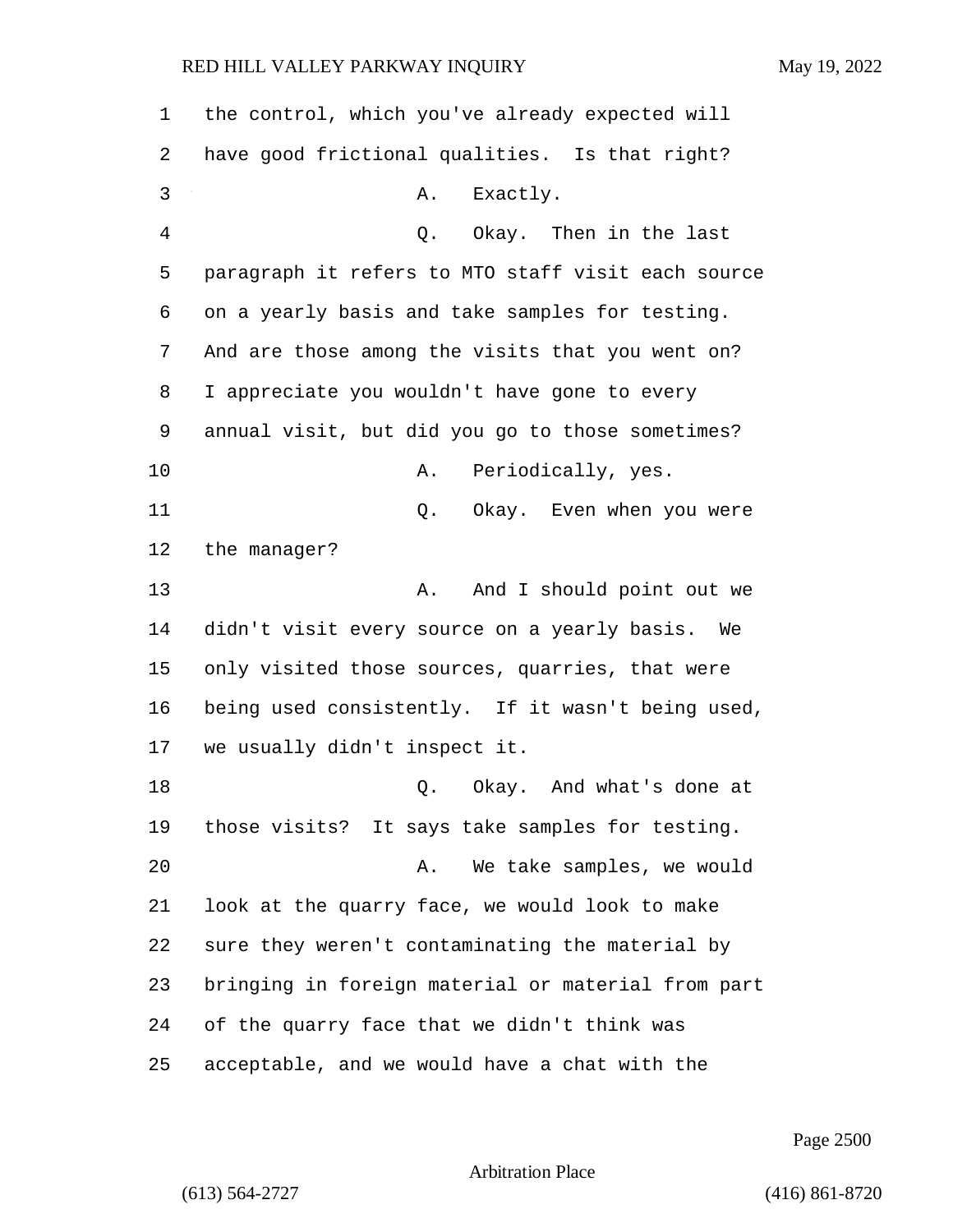the control, which you've already expected will have good frictional qualities. Is that right?

A. Exactly.

Q. Okay. Then in the last paragraph it refers to MTO staff visit each source on a yearly basis and take samples for testing. And are those among the visits that you went on? I appreciate you wouldn't have gone to every annual visit, but did you go to those sometimes?

A. Periodically, yes.

Q. Okay. Even when you were the manager?

A. And I should point out we didn't visit every source on a yearly basis. We only visited those sources, quarries, that were being used consistently. If it wasn't being used, we usually didn't inspect it.

Q. Okay. And what's done at those visits? It says take samples for testing.

A. We take samples, we would look at the quarry face, we would look to make sure they weren't contaminating the material by bringing in foreign material or material from part of the quarry face that we didn't think was acceptable, and we would have a chat with the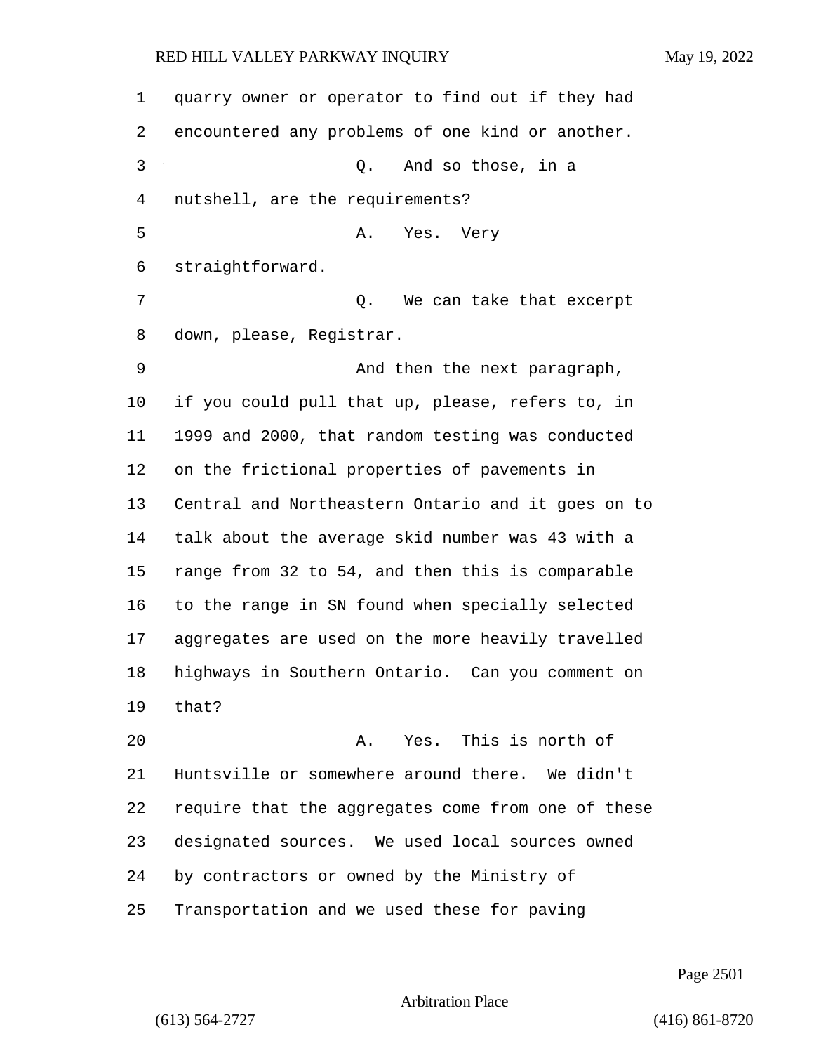1 quarry owner or operator to find out if they had

2 encountered any problems of one kind or another.

3 Q. And so those, in a

4 nutshell, are the requirements?

5 A. Yes. Very

6 straightforward.

7 Q. We can take that excerpt

8 down, please, Registrar.

9 And then the next paragraph,

10 if you could pull that up, please, refers to, in

11 1999 and 2000, that random testing was conducted

12 on the frictional properties of pavements in

13 Central and Northeastern Ontario and it goes on to

14 talk about the average skid number was 43 with a

15 range from 32 to 54, and then this is comparable

16 to the range in SN found when specially selected

17 aggregates are used on the more heavily travelled

18 highways in Southern Ontario. Can you comment on

19 that?

20 A. Yes. This is north of

21 Huntsville or somewhere around there. We didn't

22 require that the aggregates come from one of these

23 designated sources. We used local sources owned

24 by contractors or owned by the Ministry of

25 Transportation and we used these for paving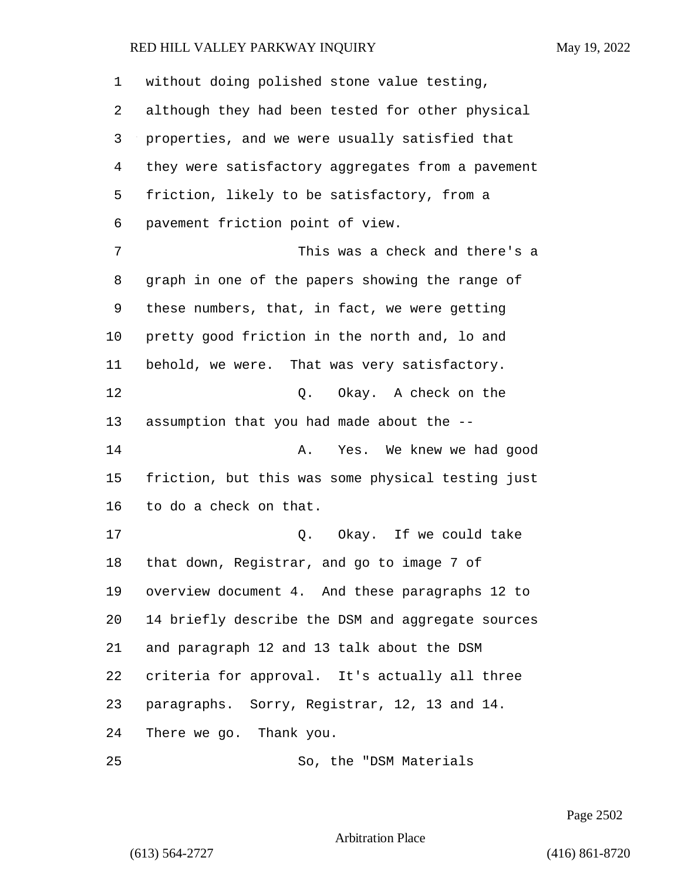without doing polished stone value testing, although they had been tested for other physical properties, and we were usually satisfied that they were satisfactory aggregates from a pavement friction, likely to be satisfactory, from a pavement friction point of view.

This was a check and there's a graph in one of the papers showing the range of these numbers, that, in fact, we were getting pretty good friction in the north and, lo and behold, we were. That was very satisfactory.

Q. Okay. A check on the assumption that you had made about the --

A. Yes. We knew we had good friction, but this was some physical testing just to do a check on that.

Q. Okay. If we could take that down, Registrar, and go to image 7 of overview document 4. And these paragraphs 12 to 14 briefly describe the DSM and aggregate sources and paragraph 12 and 13 talk about the DSM criteria for approval. It's actually all three paragraphs. Sorry, Registrar, 12, 13 and 14. There we go. Thank you.

So, the "DSM Materials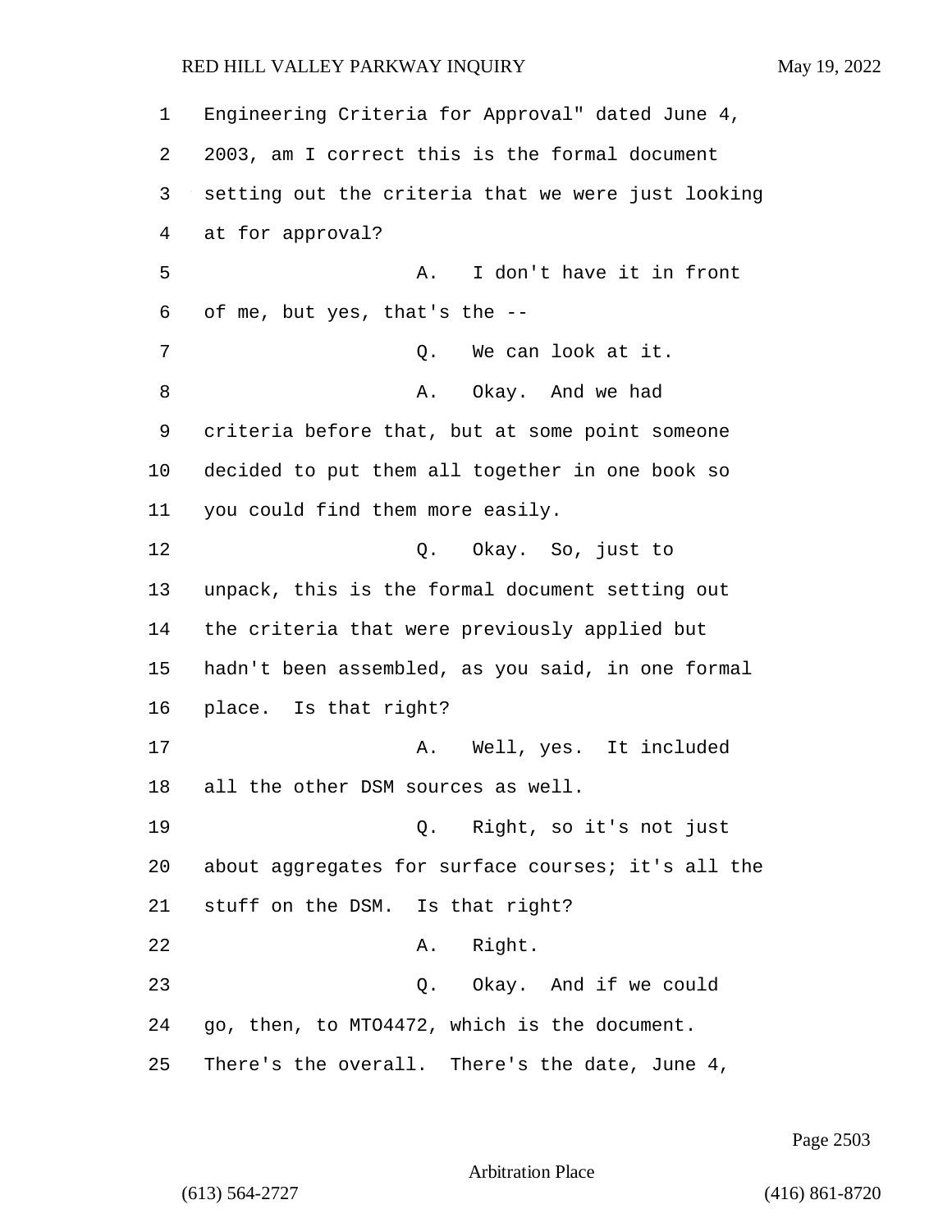Engineering Criteria for Approval" dated June 4, 2003, am I correct this is the formal document setting out the criteria that we were just looking at for approval?

A. I don't have it in front of me, but yes, that's the --

Q. We can look at it.

A. Okay. And we had criteria before that, but at some point someone decided to put them all together in one book so you could find them more easily.

Q. Okay. So, just to unpack, this is the formal document setting out the criteria that were previously applied but hadn't been assembled, as you said, in one formal place. Is that right?

A. Well, yes. It included all the other DSM sources as well.

Q. Right, so it's not just about aggregates for surface courses; it's all the stuff on the DSM. Is that right?

A. Right.

Q. Okay. And if we could go, then, to MTO4472, which is the document. There's the overall. There's the date, June 4,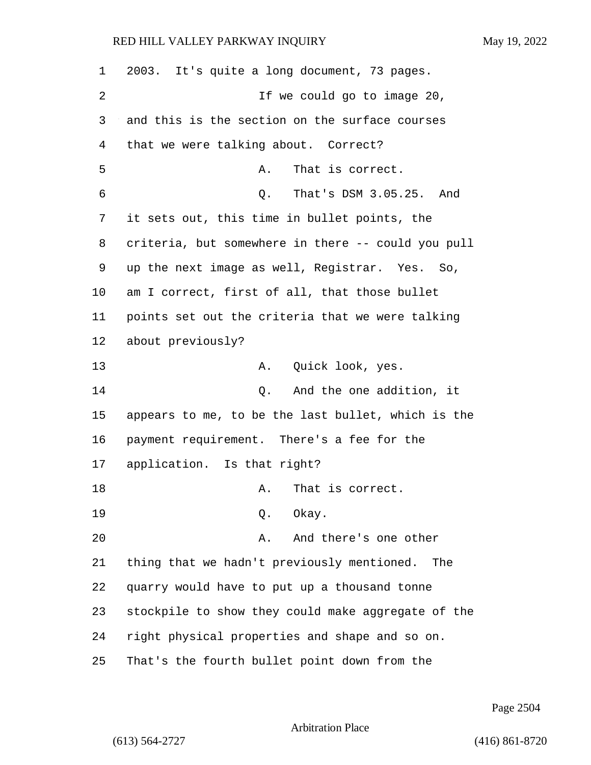2003. It's quite a long document, 73 pages.

If we could go to image 20, and this is the section on the surface courses that we were talking about. Correct?

A. That is correct.

Q. That's DSM 3.05.25. And it sets out, this time in bullet points, the criteria, but somewhere in there -- could you pull up the next image as well, Registrar. Yes. So, am I correct, first of all, that those bullet points set out the criteria that we were talking about previously?

A. Quick look, yes.

Q. And the one addition, it appears to me, to be the last bullet, which is the payment requirement. There's a fee for the application. Is that right?

A. That is correct.

Q. Okay.

A. And there's one other thing that we hadn't previously mentioned. The quarry would have to put up a thousand tonne stockpile to show they could make aggregate of the right physical properties and shape and so on. That's the fourth bullet point down from the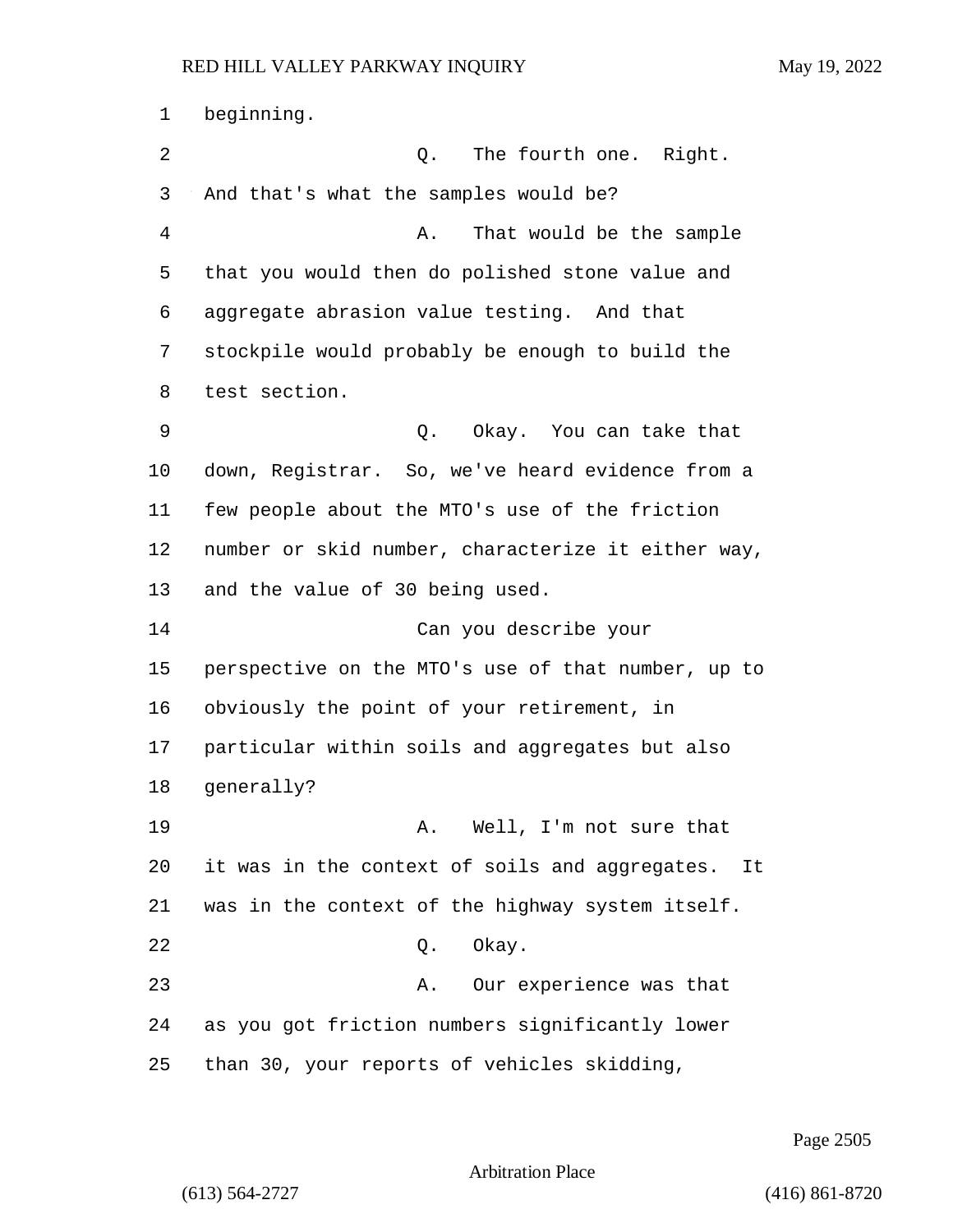beginning.

Q. The fourth one. Right. And that's what the samples would be?

A. That would be the sample that you would then do polished stone value and aggregate abrasion value testing. And that stockpile would probably be enough to build the test section.

Q. Okay. You can take that down, Registrar. So, we've heard evidence from a few people about the MTO's use of the friction number or skid number, characterize it either way, and the value of 30 being used.

Can you describe your perspective on the MTO's use of that number, up to obviously the point of your retirement, in particular within soils and aggregates but also generally?

A. Well, I'm not sure that it was in the context of soils and aggregates. It was in the context of the highway system itself.

Q. Okay.

A. Our experience was that as you got friction numbers significantly lower than 30, your reports of vehicles skidding,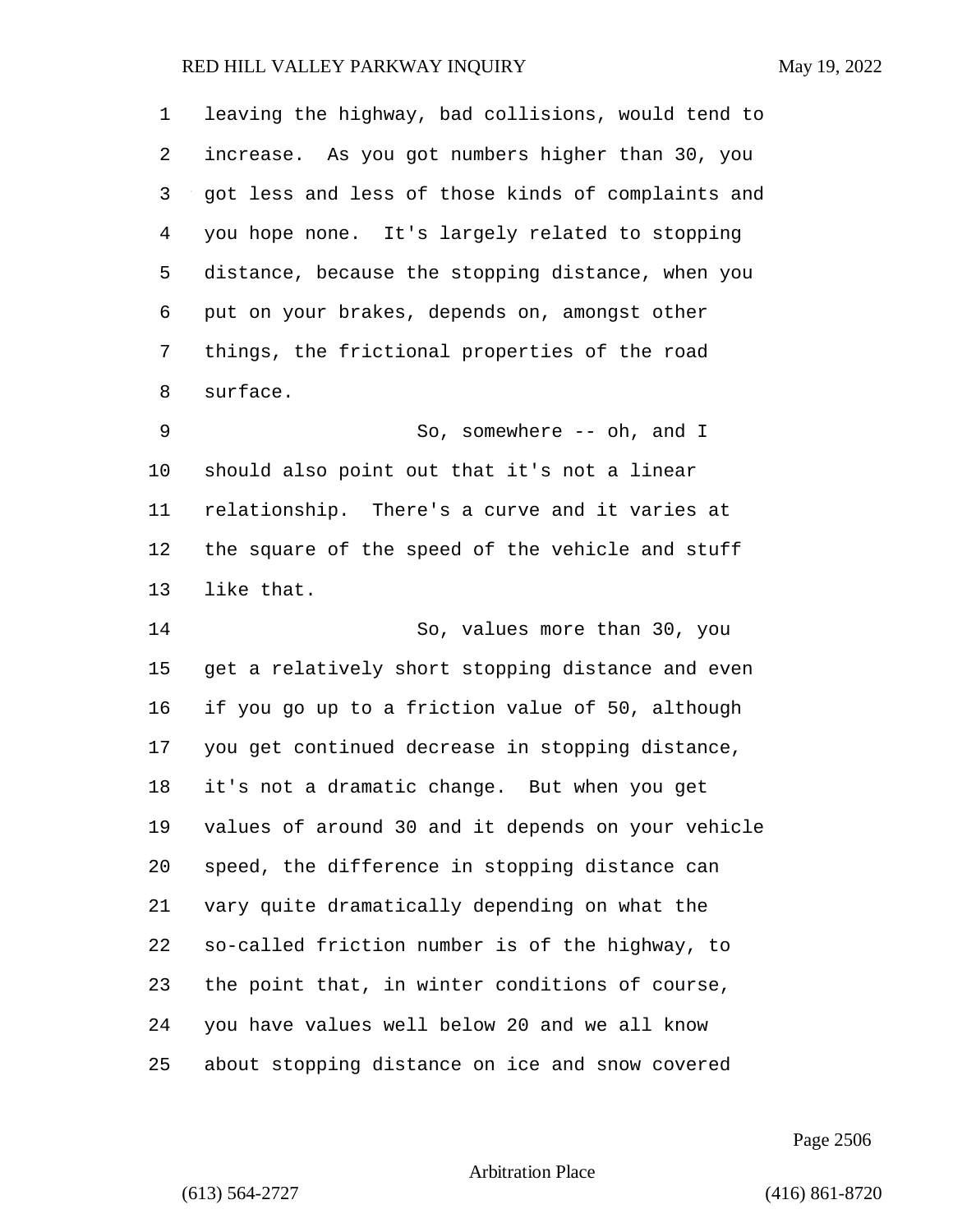leaving the highway, bad collisions, would tend to increase. As you got numbers higher than 30, you got less and less of those kinds of complaints and you hope none. It's largely related to stopping distance, because the stopping distance, when you put on your brakes, depends on, amongst other things, the frictional properties of the road surface.

So, somewhere -- oh, and I should also point out that it's not a linear relationship. There's a curve and it varies at the square of the speed of the vehicle and stuff like that.

So, values more than 30, you get a relatively short stopping distance and even if you go up to a friction value of 50, although you get continued decrease in stopping distance, it's not a dramatic change. But when you get values of around 30 and it depends on your vehicle speed, the difference in stopping distance can vary quite dramatically depending on what the so-called friction number is of the highway, to the point that, in winter conditions of course, you have values well below 20 and we all know about stopping distance on ice and snow covered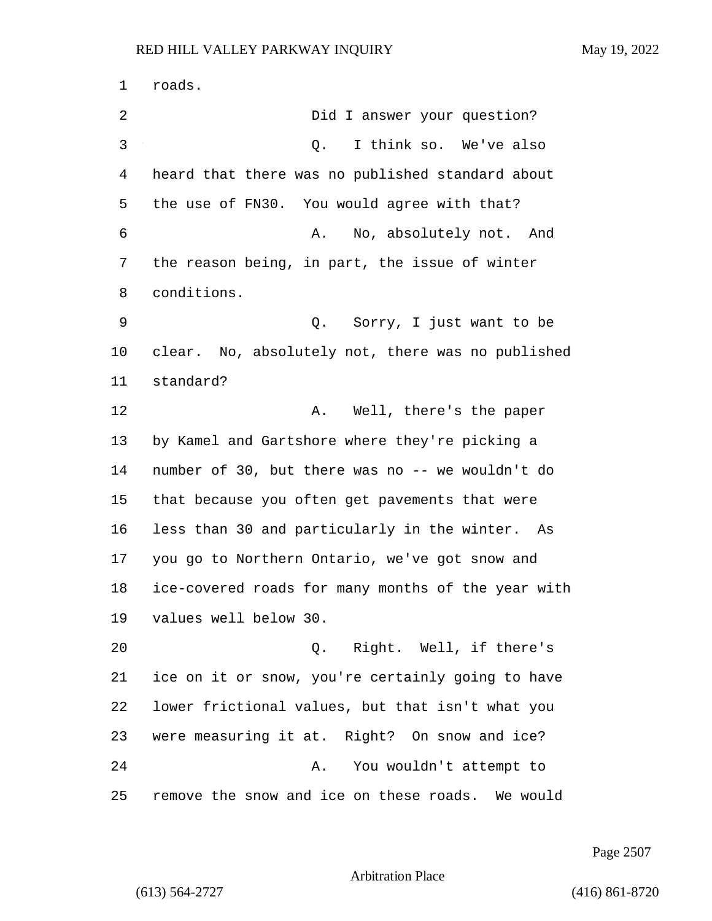1 roads.

2 Did I answer your question?

3 Q. I think so. We've also

4 heard that there was no published standard about

5 the use of FN30. You would agree with that?

6 A. No, absolutely not. And

7 the reason being, in part, the issue of winter

8 conditions.

9 Q. Sorry, I just want to be

10 clear. No, absolutely not, there was no published

11 standard?

12 A. Well, there's the paper

13 by Kamel and Gartshore where they're picking a

14 number of 30, but there was no -- we wouldn't do

15 that because you often get pavements that were

16 less than 30 and particularly in the winter. As

17 you go to Northern Ontario, we've got snow and

18 ice-covered roads for many months of the year with

19 values well below 30.

20 Q. Right. Well, if there's

21 ice on it or snow, you're certainly going to have

22 lower frictional values, but that isn't what you

23 were measuring it at. Right? On snow and ice?

24 A. You wouldn't attempt to

25 remove the snow and ice on these roads. We would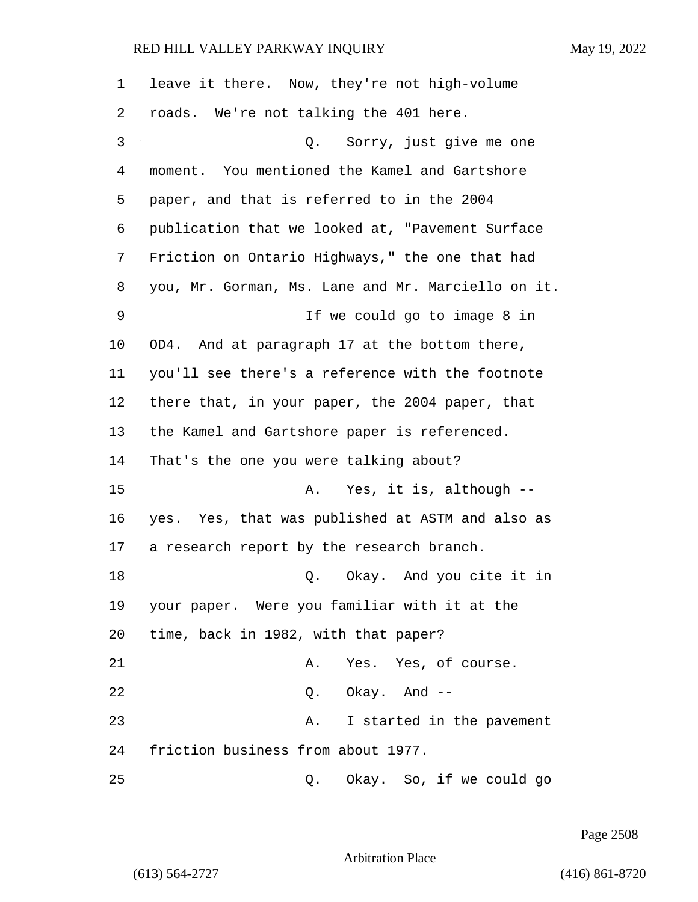leave it there. Now, they're not high-volume roads. We're not talking the 401 here.

Q. Sorry, just give me one moment. You mentioned the Kamel and Gartshore paper, and that is referred to in the 2004 publication that we looked at, "Pavement Surface Friction on Ontario Highways," the one that had you, Mr. Gorman, Ms. Lane and Mr. Marciello on it.

If we could go to image 8 in OD4. And at paragraph 17 at the bottom there, you'll see there's a reference with the footnote there that, in your paper, the 2004 paper, that the Kamel and Gartshore paper is referenced. That's the one you were talking about?

A. Yes, it is, although -- yes. Yes, that was published at ASTM and also as a research report by the research branch.

Q. Okay. And you cite it in your paper. Were you familiar with it at the time, back in 1982, with that paper?

A. Yes. Yes, of course.

Q. Okay. And --

A. I started in the pavement friction business from about 1977.

Q. Okay. So, if we could go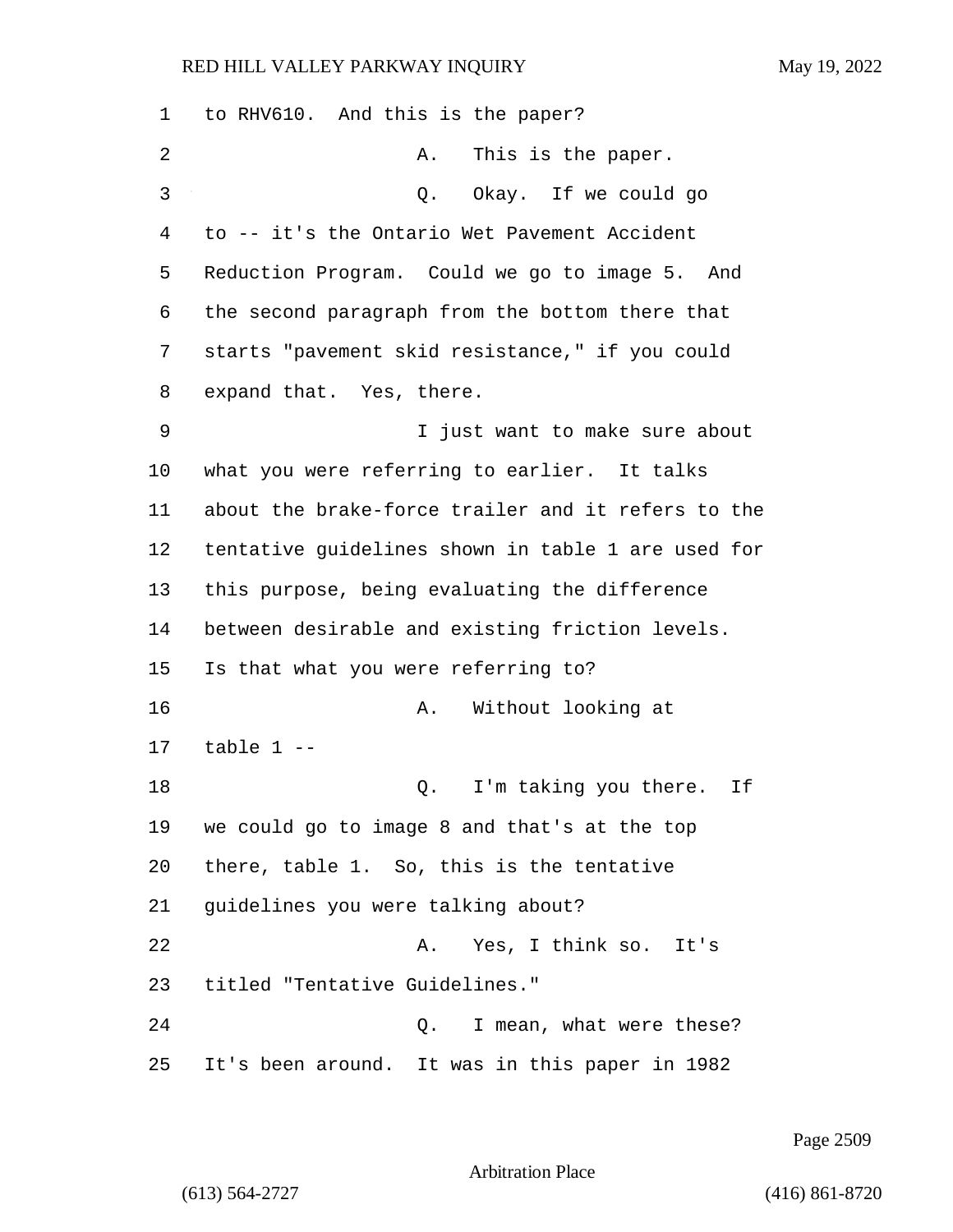1 to RHV610. And this is the paper?

2 A. This is the paper.

3 Q. Okay. If we could go

4 to -- it's the Ontario Wet Pavement Accident

5 Reduction Program. Could we go to image 5. And

6 the second paragraph from the bottom there that

7 starts "pavement skid resistance," if you could

8 expand that. Yes, there.

9 I just want to make sure about

10 what you were referring to earlier. It talks

11 about the brake-force trailer and it refers to the

12 tentative guidelines shown in table 1 are used for

13 this purpose, being evaluating the difference

14 between desirable and existing friction levels.

15 Is that what you were referring to?

16 A. Without looking at

17 table 1 --

18 Q. I'm taking you there. If

19 we could go to image 8 and that's at the top

20 there, table 1. So, this is the tentative

21 guidelines you were talking about?

22 A. Yes, I think so. It's

23 titled "Tentative Guidelines."

24 Q. I mean, what were these?

25 It's been around. It was in this paper in 1982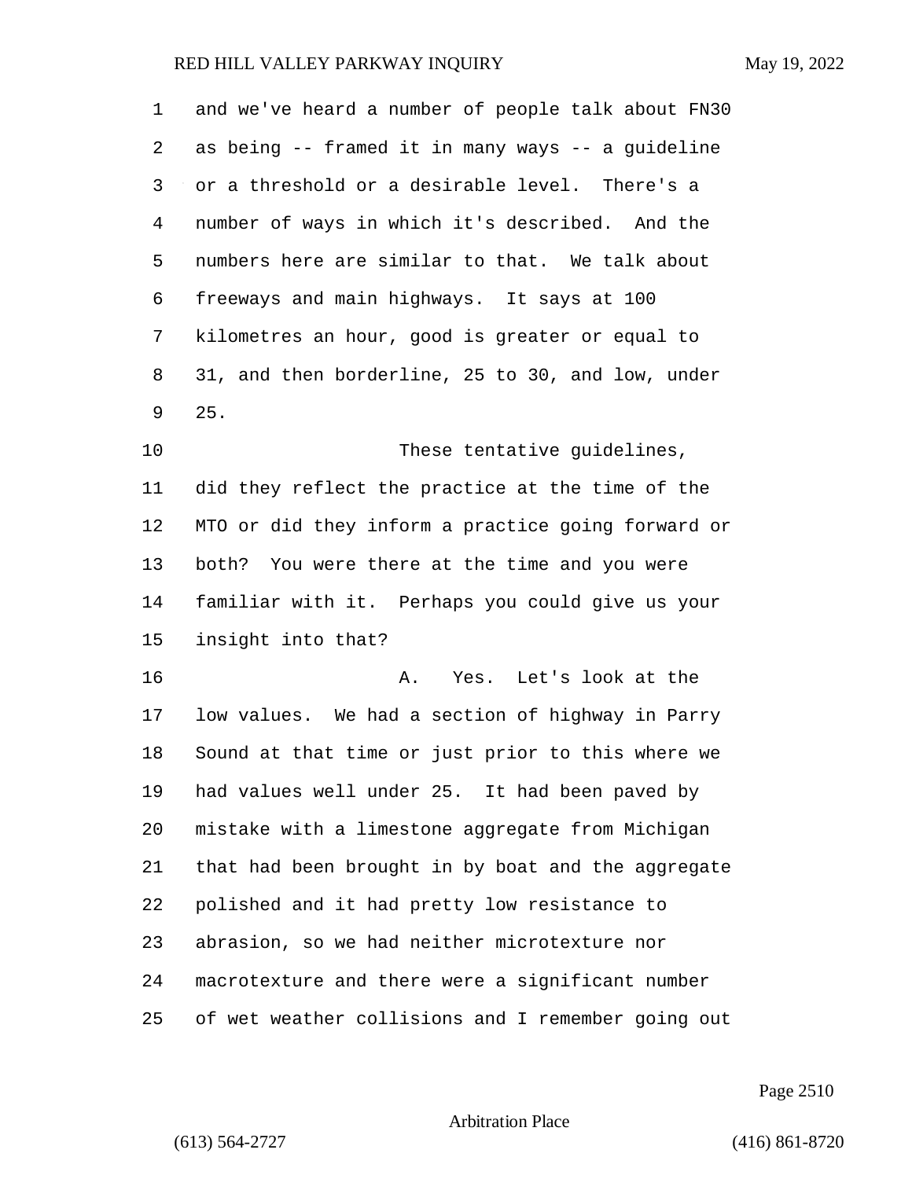and we've heard a number of people talk about FN30 as being -- framed it in many ways -- a guideline or a threshold or a desirable level. There's a number of ways in which it's described. And the numbers here are similar to that. We talk about freeways and main highways. It says at 100 kilometres an hour, good is greater or equal to 31, and then borderline, 25 to 30, and low, under 25.

These tentative guidelines, did they reflect the practice at the time of the MTO or did they inform a practice going forward or both? You were there at the time and you were familiar with it. Perhaps you could give us your insight into that?

A. Yes. Let's look at the low values. We had a section of highway in Parry Sound at that time or just prior to this where we had values well under 25. It had been paved by mistake with a limestone aggregate from Michigan that had been brought in by boat and the aggregate polished and it had pretty low resistance to abrasion, so we had neither microtexture nor macrotexture and there were a significant number of wet weather collisions and I remember going out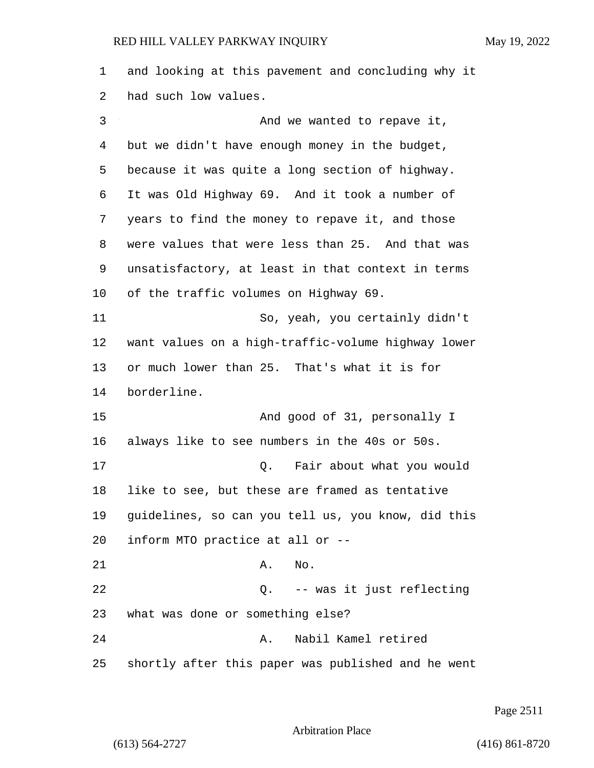and looking at this pavement and concluding why it had such low values.

And we wanted to repave it, but we didn't have enough money in the budget, because it was quite a long section of highway. It was Old Highway 69. And it took a number of years to find the money to repave it, and those were values that were less than 25. And that was unsatisfactory, at least in that context in terms of the traffic volumes on Highway 69.

So, yeah, you certainly didn't want values on a high-traffic-volume highway lower or much lower than 25. That's what it is for borderline.

And good of 31, personally I always like to see numbers in the 40s or 50s.

Q. Fair about what you would like to see, but these are framed as tentative guidelines, so can you tell us, you know, did this inform MTO practice at all or --

A. No.

Q. -- was it just reflecting what was done or something else?

A. Nabil Kamel retired shortly after this paper was published and he went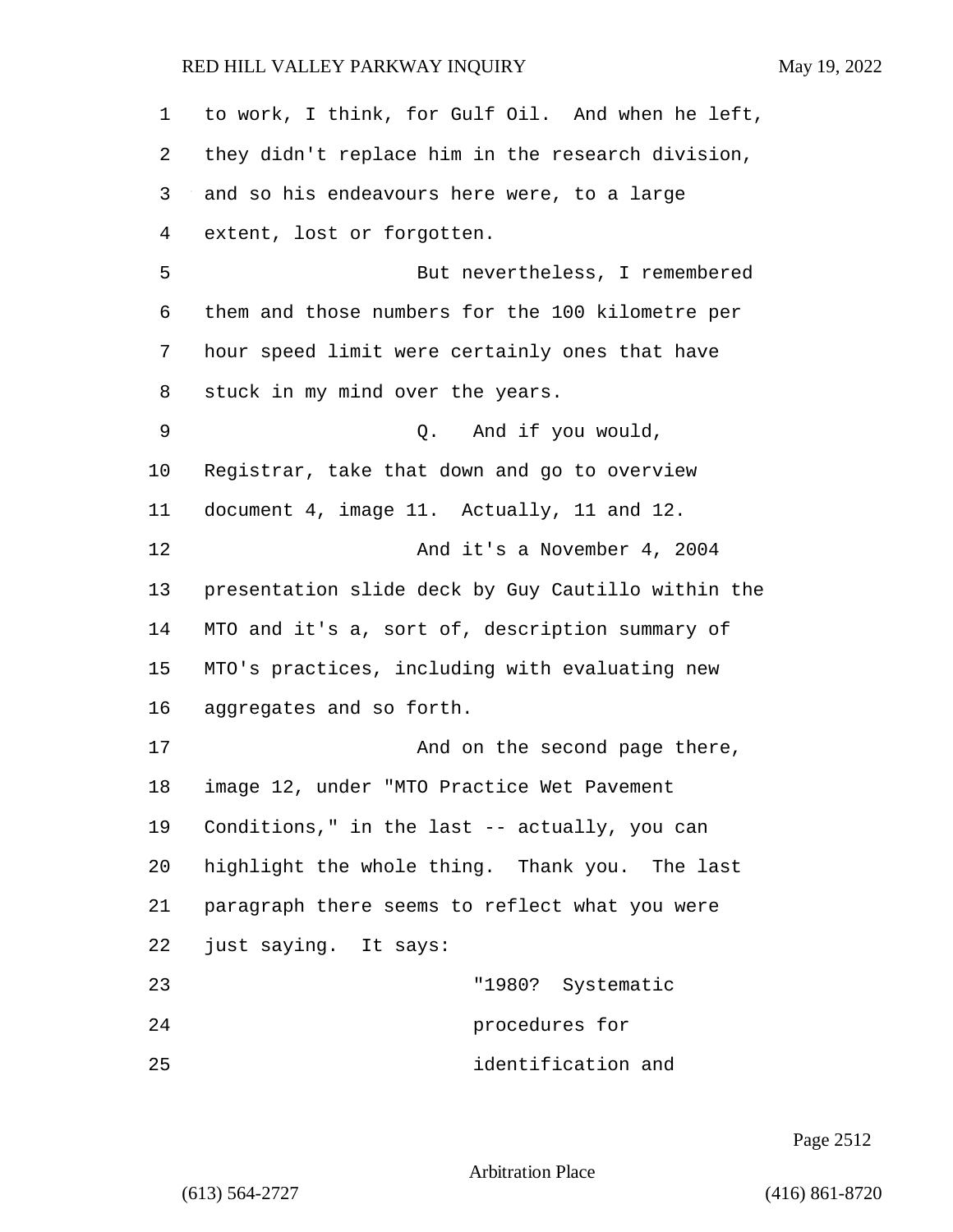to work, I think, for Gulf Oil. And when he left, they didn't replace him in the research division, and so his endeavours here were, to a large extent, lost or forgotten.

But nevertheless, I remembered them and those numbers for the 100 kilometre per hour speed limit were certainly ones that have stuck in my mind over the years.

Q. And if you would, Registrar, take that down and go to overview document 4, image 11. Actually, 11 and 12.

And it's a November 4, 2004 presentation slide deck by Guy Cautillo within the MTO and it's a, sort of, description summary of MTO's practices, including with evaluating new aggregates and so forth.

And on the second page there, image 12, under "MTO Practice Wet Pavement Conditions," in the last -- actually, you can highlight the whole thing. Thank you. The last paragraph there seems to reflect what you were just saying. It says:

"1980? Systematic procedures for identification and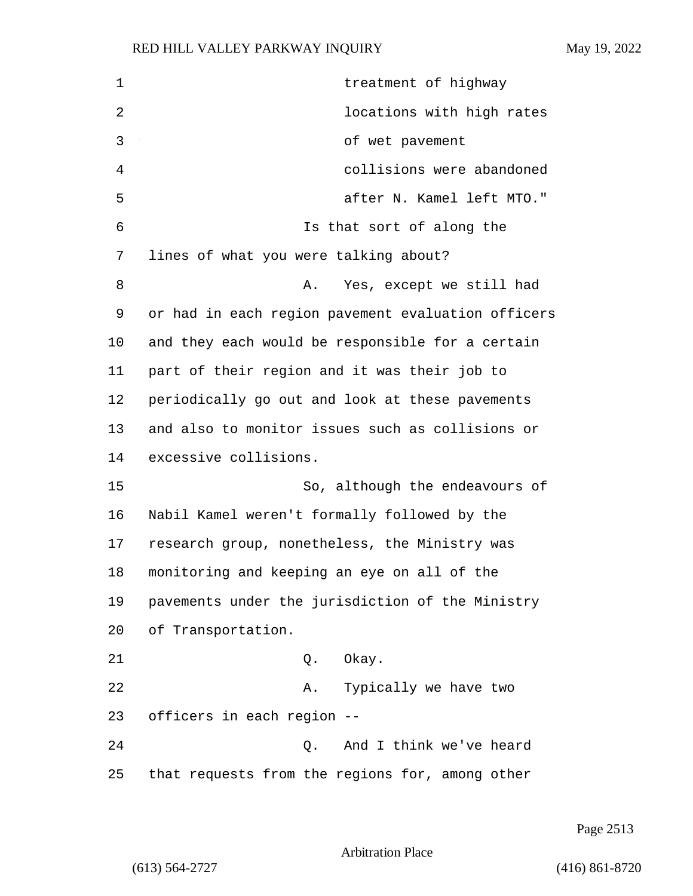treatment of highway locations with high rates of wet pavement collisions were abandoned after N. Kamel left MTO."

Is that sort of along the lines of what you were talking about?

A. Yes, except we still had or had in each region pavement evaluation officers and they each would be responsible for a certain part of their region and it was their job to periodically go out and look at these pavements and also to monitor issues such as collisions or excessive collisions.

So, although the endeavours of Nabil Kamel weren't formally followed by the research group, nonetheless, the Ministry was monitoring and keeping an eye on all of the pavements under the jurisdiction of the Ministry of Transportation.

Q. Okay.

A. Typically we have two officers in each region --

Q. And I think we've heard that requests from the regions for, among other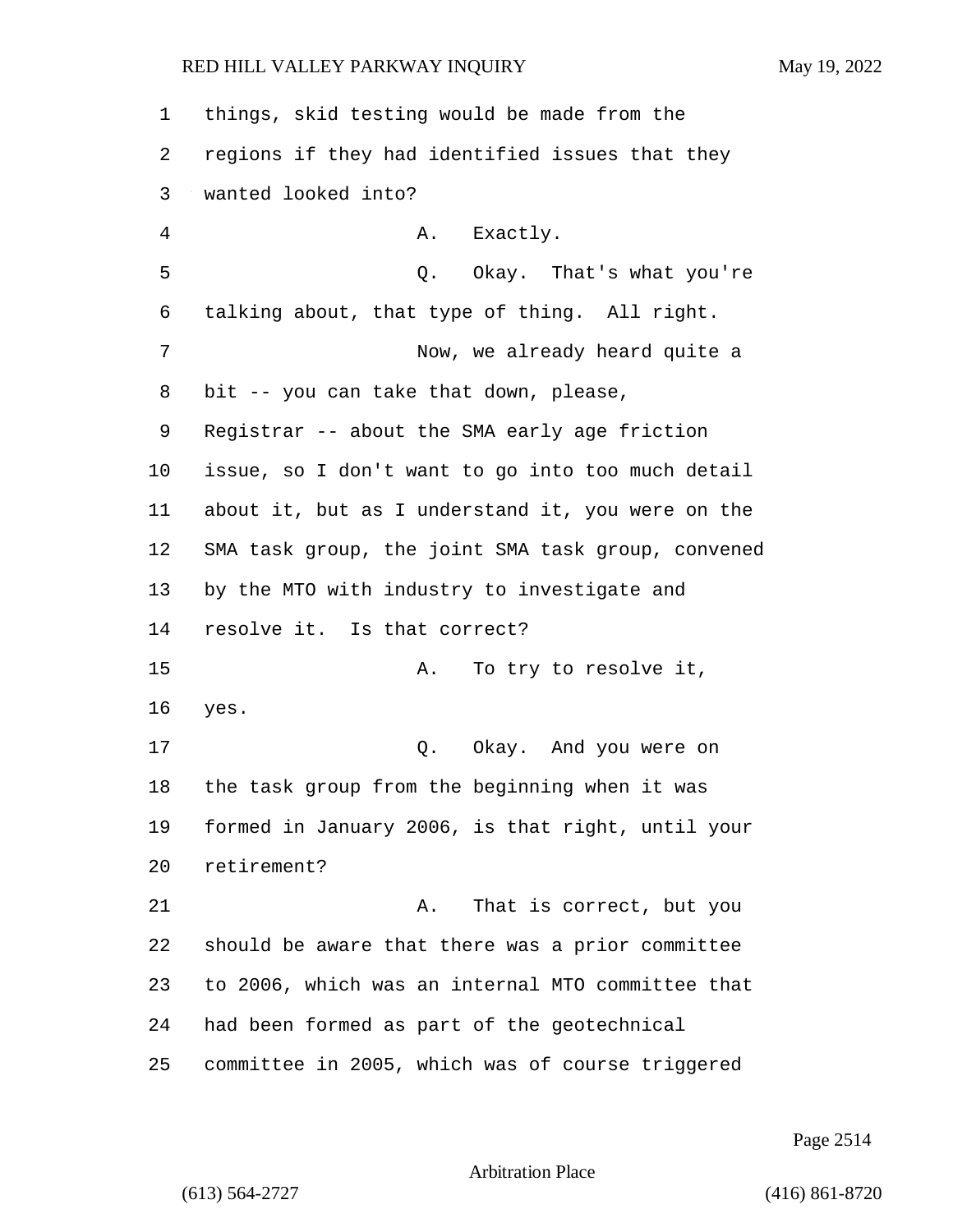things, skid testing would be made from the regions if they had identified issues that they wanted looked into?

A. Exactly.

Q. Okay. That's what you're talking about, that type of thing. All right.

Now, we already heard quite a bit -- you can take that down, please, Registrar -- about the SMA early age friction issue, so I don't want to go into too much detail about it, but as I understand it, you were on the SMA task group, the joint SMA task group, convened by the MTO with industry to investigate and resolve it. Is that correct?

A. To try to resolve it, yes.

Q. Okay. And you were on the task group from the beginning when it was formed in January 2006, is that right, until your retirement?

A. That is correct, but you should be aware that there was a prior committee to 2006, which was an internal MTO committee that had been formed as part of the geotechnical committee in 2005, which was of course triggered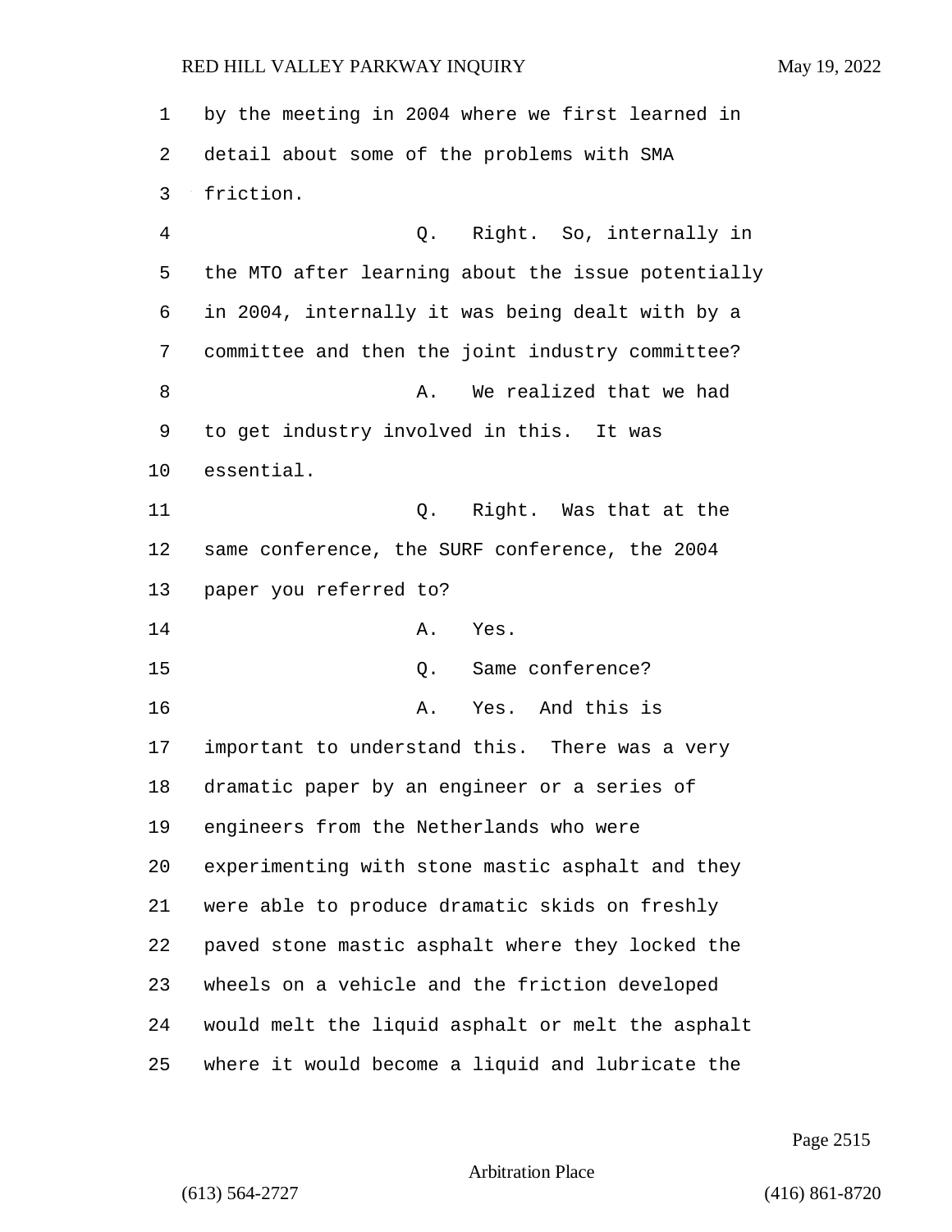by the meeting in 2004 where we first learned in detail about some of the problems with SMA friction.

Q. Right. So, internally in the MTO after learning about the issue potentially in 2004, internally it was being dealt with by a committee and then the joint industry committee?

A. We realized that we had to get industry involved in this. It was essential.

Q. Right. Was that at the same conference, the SURF conference, the 2004 paper you referred to?

A. Yes.

Q. Same conference?

A. Yes. And this is important to understand this. There was a very dramatic paper by an engineer or a series of engineers from the Netherlands who were experimenting with stone mastic asphalt and they were able to produce dramatic skids on freshly paved stone mastic asphalt where they locked the wheels on a vehicle and the friction developed would melt the liquid asphalt or melt the asphalt where it would become a liquid and lubricate the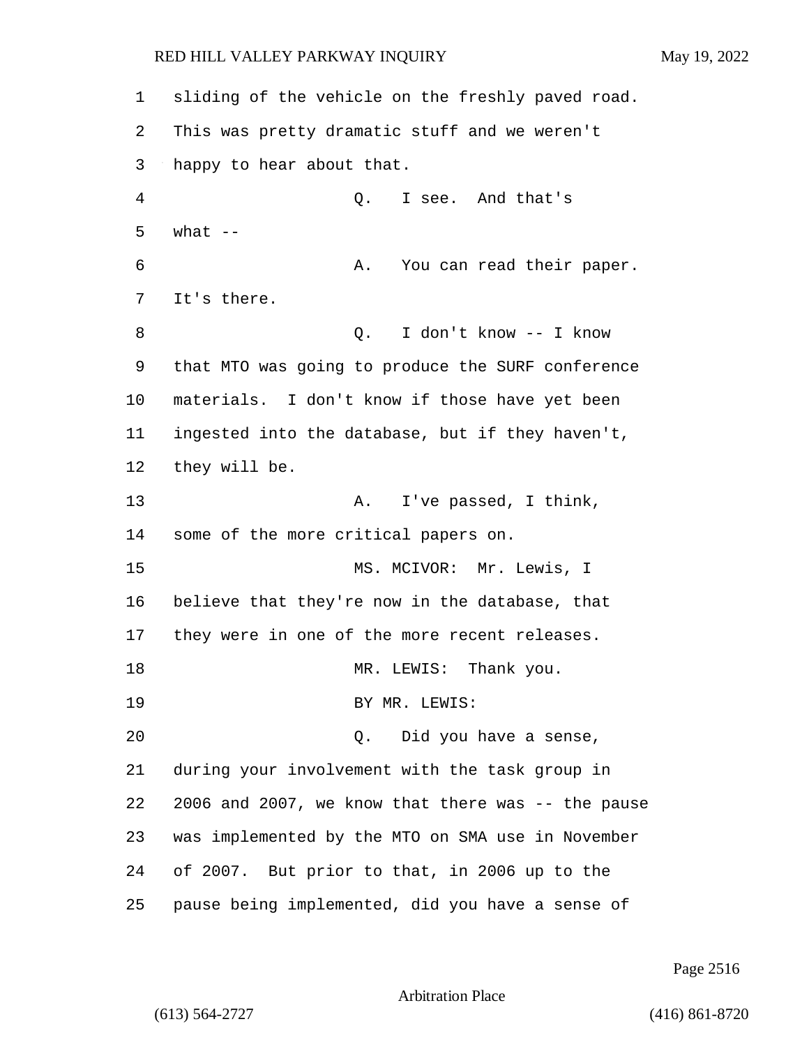sliding of the vehicle on the freshly paved road. This was pretty dramatic stuff and we weren't happy to hear about that.

Q. I see. And that's what --

A. You can read their paper. It's there.

Q. I don't know -- I know that MTO was going to produce the SURF conference materials. I don't know if those have yet been ingested into the database, but if they haven't, they will be.

A. I've passed, I think, some of the more critical papers on.

MS. MCIVOR: Mr. Lewis, I believe that they're now in the database, that they were in one of the more recent releases.

MR. LEWIS: Thank you.

BY MR. LEWIS:

Q. Did you have a sense, during your involvement with the task group in 2006 and 2007, we know that there was -- the pause was implemented by the MTO on SMA use in November of 2007. But prior to that, in 2006 up to the pause being implemented, did you have a sense of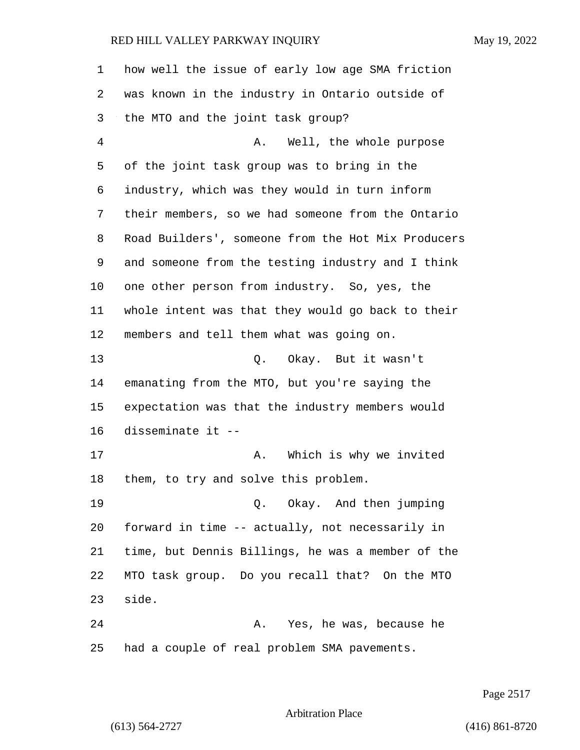how well the issue of early low age SMA friction was known in the industry in Ontario outside of the MTO and the joint task group?

A. Well, the whole purpose of the joint task group was to bring in the industry, which was they would in turn inform their members, so we had someone from the Ontario Road Builders', someone from the Hot Mix Producers and someone from the testing industry and I think one other person from industry. So, yes, the whole intent was that they would go back to their members and tell them what was going on.

Q. Okay. But it wasn't emanating from the MTO, but you're saying the expectation was that the industry members would disseminate it --

A. Which is why we invited them, to try and solve this problem.

Q. Okay. And then jumping forward in time -- actually, not necessarily in time, but Dennis Billings, he was a member of the MTO task group. Do you recall that? On the MTO side.

A. Yes, he was, because he had a couple of real problem SMA pavements.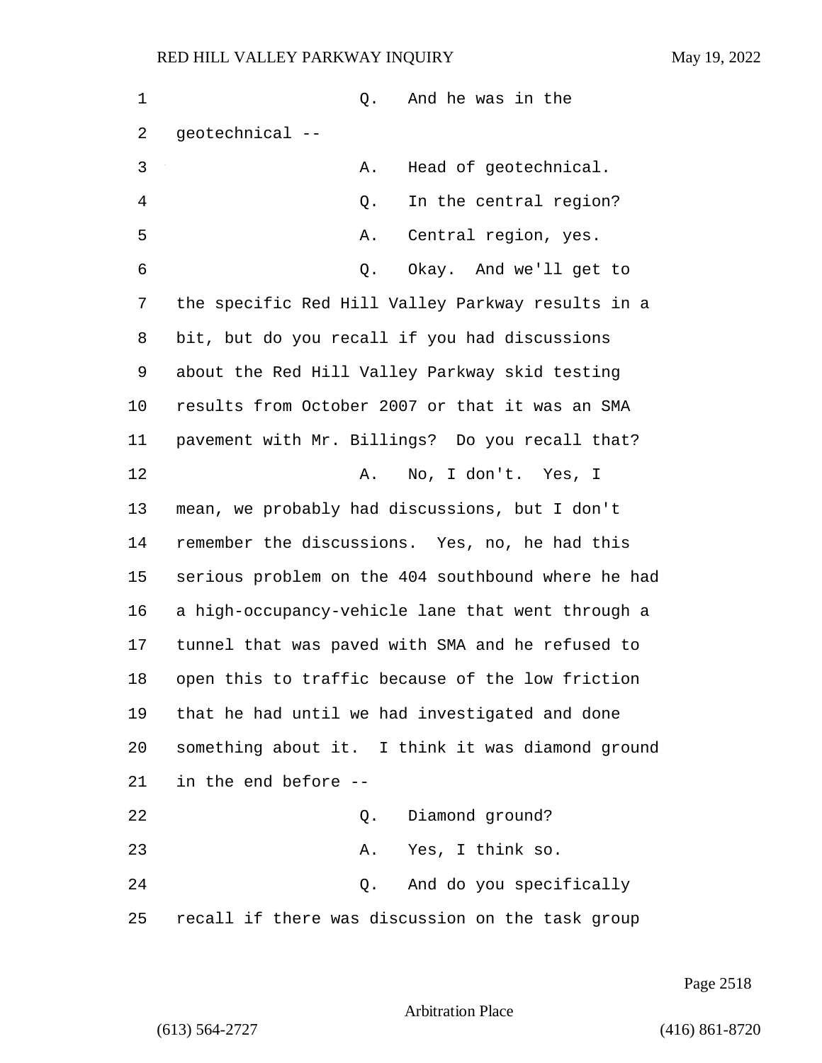Q. And he was in the geotechnical --

A. Head of geotechnical.

Q. In the central region?

A. Central region, yes.

Q. Okay. And we'll get to the specific Red Hill Valley Parkway results in a bit, but do you recall if you had discussions about the Red Hill Valley Parkway skid testing results from October 2007 or that it was an SMA pavement with Mr. Billings? Do you recall that?

A. No, I don't. Yes, I mean, we probably had discussions, but I don't remember the discussions. Yes, no, he had this serious problem on the 404 southbound where he had a high-occupancy-vehicle lane that went through a tunnel that was paved with SMA and he refused to open this to traffic because of the low friction that he had until we had investigated and done something about it. I think it was diamond ground in the end before --

Q. Diamond ground?

A. Yes, I think so.

Q. And do you specifically recall if there was discussion on the task group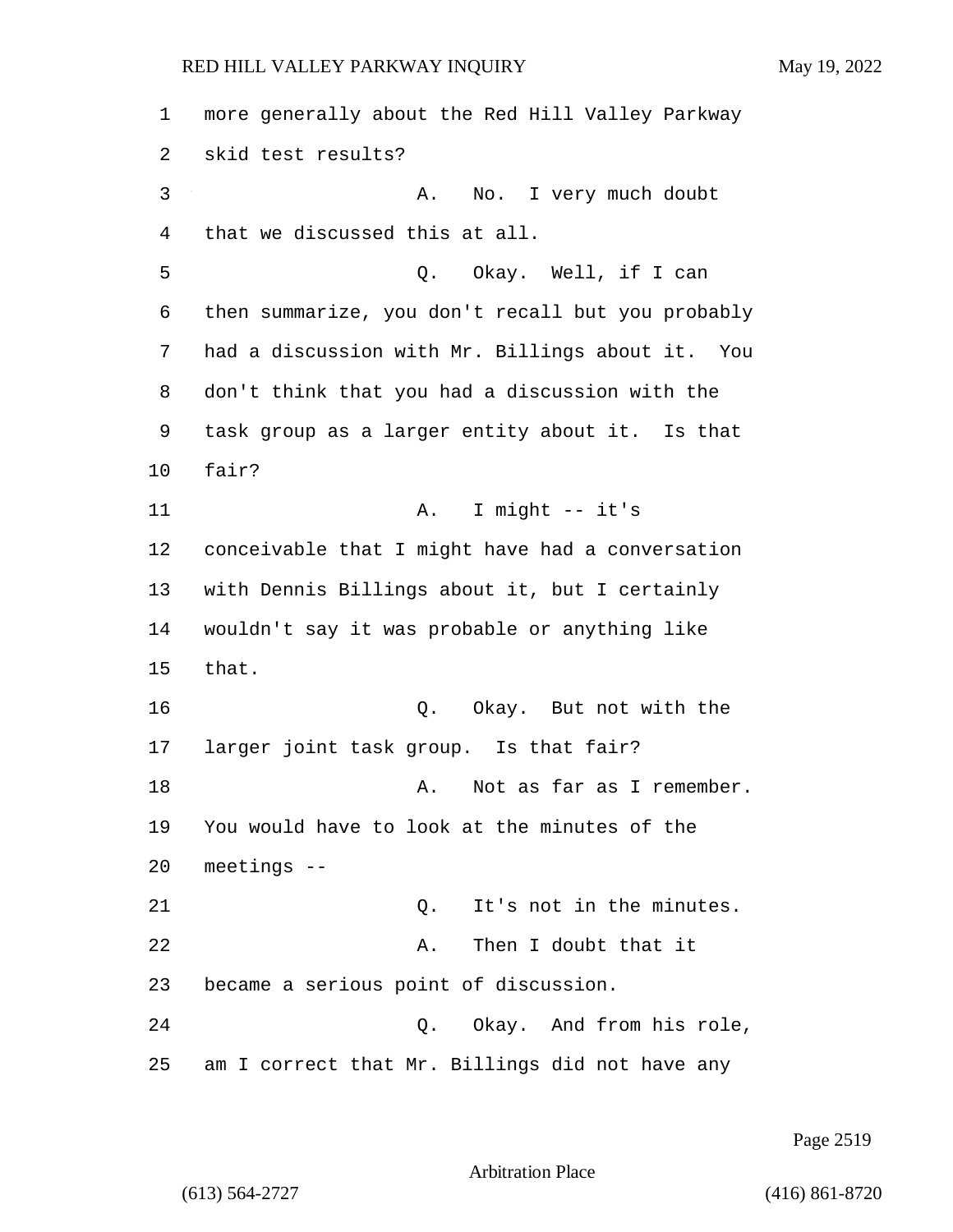more generally about the Red Hill Valley Parkway skid test results?

A. No. I very much doubt that we discussed this at all.

Q. Okay. Well, if I can then summarize, you don't recall but you probably had a discussion with Mr. Billings about it. You don't think that you had a discussion with the task group as a larger entity about it. Is that fair?

A. I might -- it's conceivable that I might have had a conversation with Dennis Billings about it, but I certainly wouldn't say it was probable or anything like that.

Q. Okay. But not with the larger joint task group. Is that fair?

A. Not as far as I remember. You would have to look at the minutes of the meetings --

Q. It's not in the minutes.

A. Then I doubt that it became a serious point of discussion.

Q. Okay. And from his role, am I correct that Mr. Billings did not have any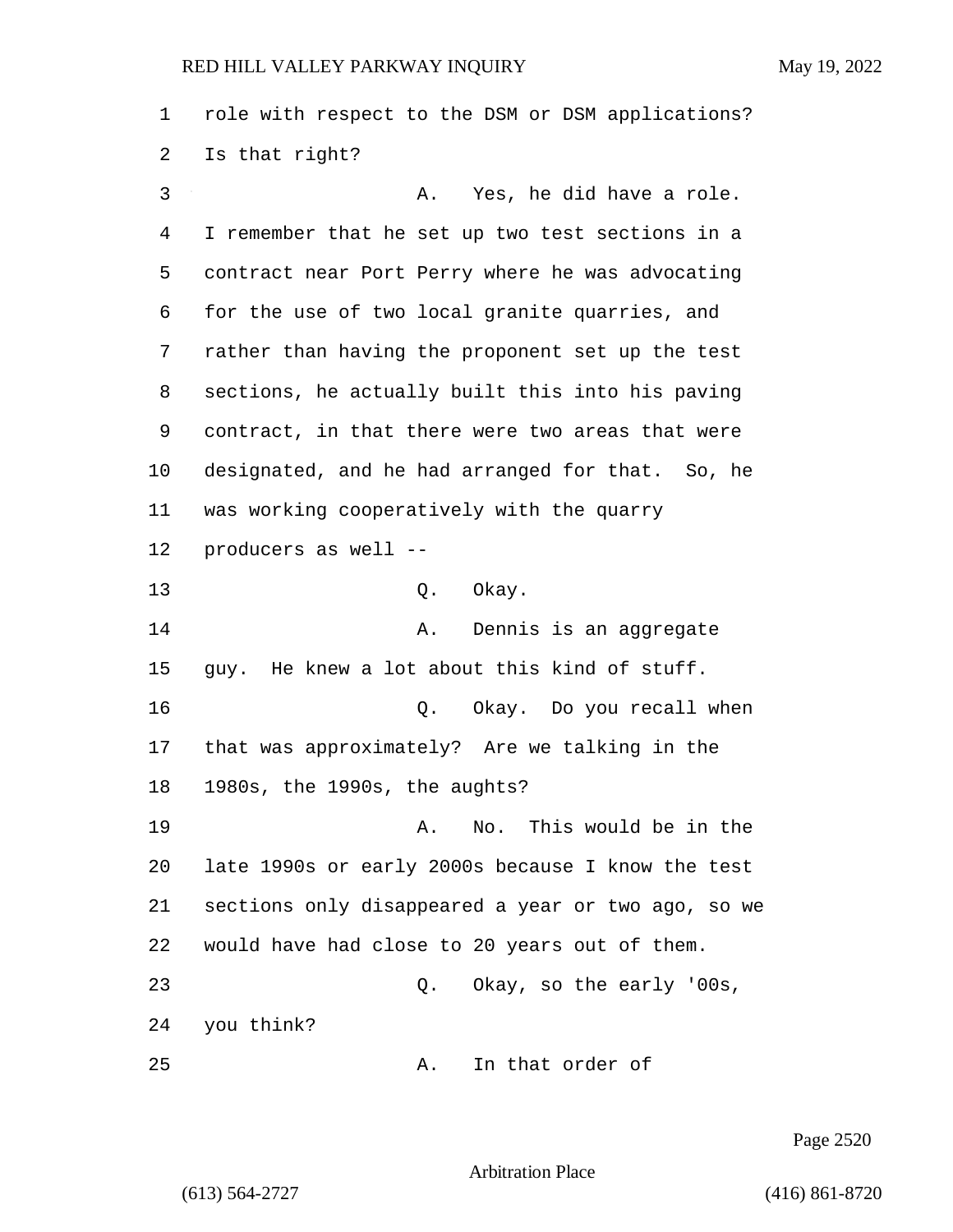role with respect to the DSM or DSM applications? Is that right?

A. Yes, he did have a role. I remember that he set up two test sections in a contract near Port Perry where he was advocating for the use of two local granite quarries, and rather than having the proponent set up the test sections, he actually built this into his paving contract, in that there were two areas that were designated, and he had arranged for that. So, he was working cooperatively with the quarry producers as well --

Q. Okay.

A. Dennis is an aggregate guy. He knew a lot about this kind of stuff.

Q. Okay. Do you recall when that was approximately? Are we talking in the 1980s, the 1990s, the aughts?

A. No. This would be in the late 1990s or early 2000s because I know the test sections only disappeared a year or two ago, so we would have had close to 20 years out of them.

Q. Okay, so the early '00s, you think?

A. In that order of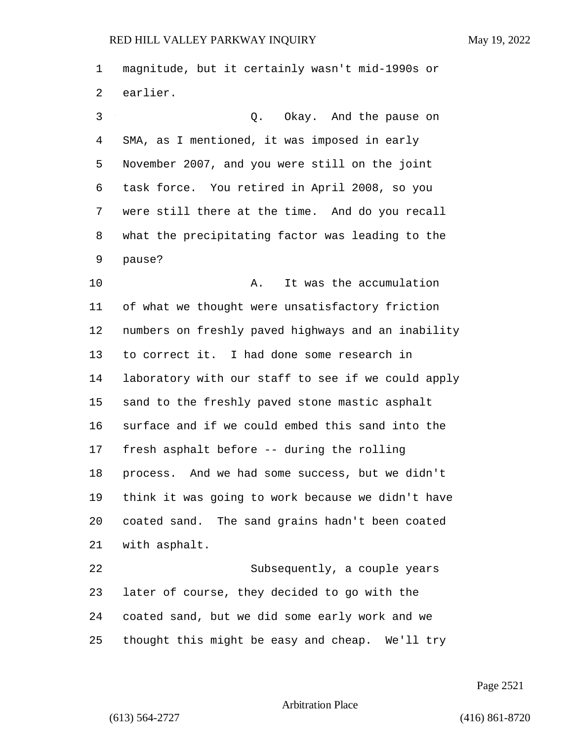magnitude, but it certainly wasn't mid-1990s or earlier.

Q. Okay. And the pause on SMA, as I mentioned, it was imposed in early November 2007, and you were still on the joint task force. You retired in April 2008, so you were still there at the time. And do you recall what the precipitating factor was leading to the pause?

A. It was the accumulation of what we thought were unsatisfactory friction numbers on freshly paved highways and an inability to correct it. I had done some research in laboratory with our staff to see if we could apply sand to the freshly paved stone mastic asphalt surface and if we could embed this sand into the fresh asphalt before -- during the rolling process. And we had some success, but we didn't think it was going to work because we didn't have coated sand. The sand grains hadn't been coated with asphalt.

Subsequently, a couple years later of course, they decided to go with the coated sand, but we did some early work and we thought this might be easy and cheap. We'll try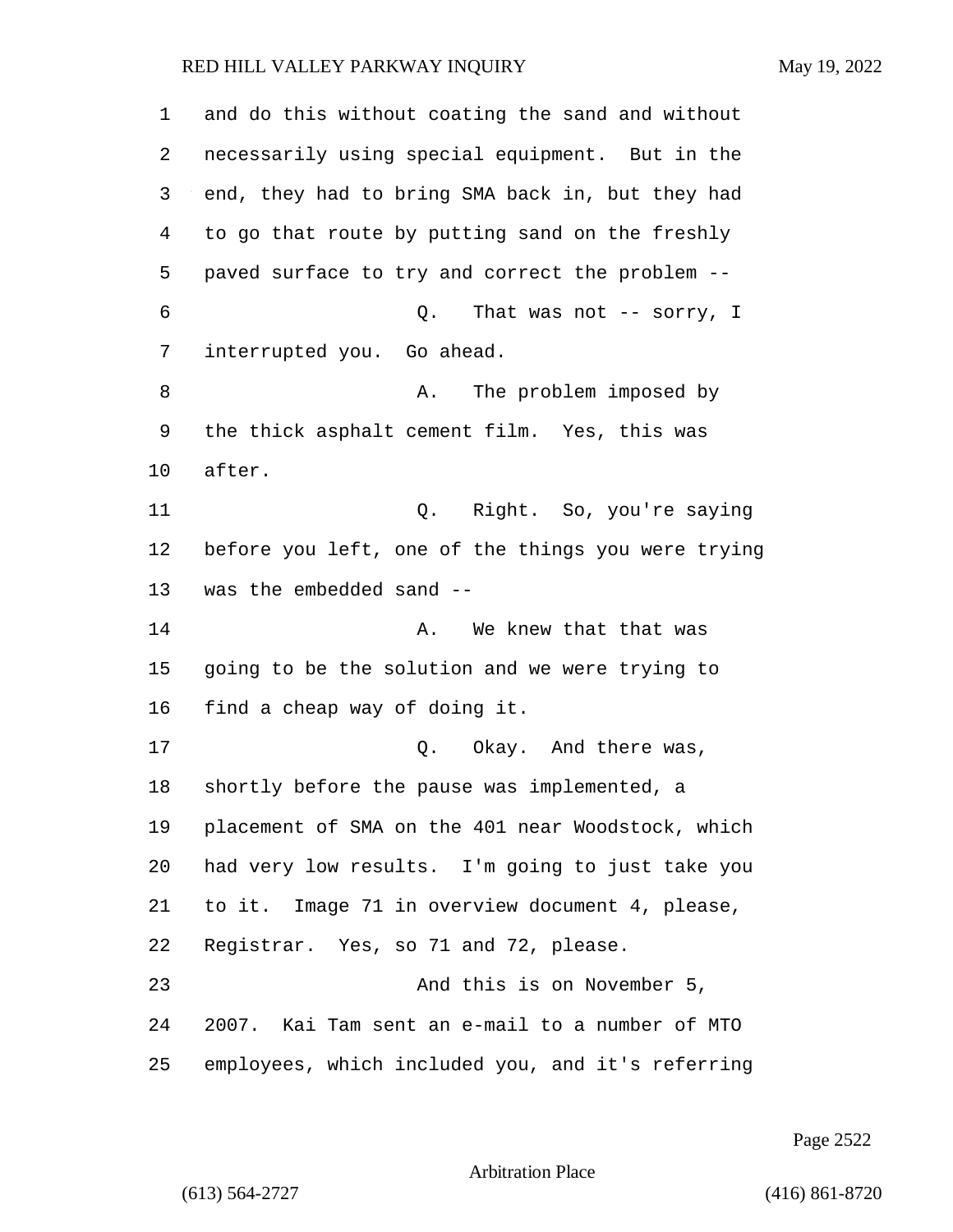and do this without coating the sand and without necessarily using special equipment. But in the end, they had to bring SMA back in, but they had to go that route by putting sand on the freshly paved surface to try and correct the problem --

Q. That was not -- sorry, I interrupted you. Go ahead.

A. The problem imposed by the thick asphalt cement film. Yes, this was after.

Q. Right. So, you're saying before you left, one of the things you were trying was the embedded sand --

A. We knew that that was going to be the solution and we were trying to find a cheap way of doing it.

Q. Okay. And there was, shortly before the pause was implemented, a placement of SMA on the 401 near Woodstock, which had very low results. I'm going to just take you to it. Image 71 in overview document 4, please, Registrar. Yes, so 71 and 72, please.

And this is on November 5, 2007. Kai Tam sent an e-mail to a number of MTO employees, which included you, and it's referring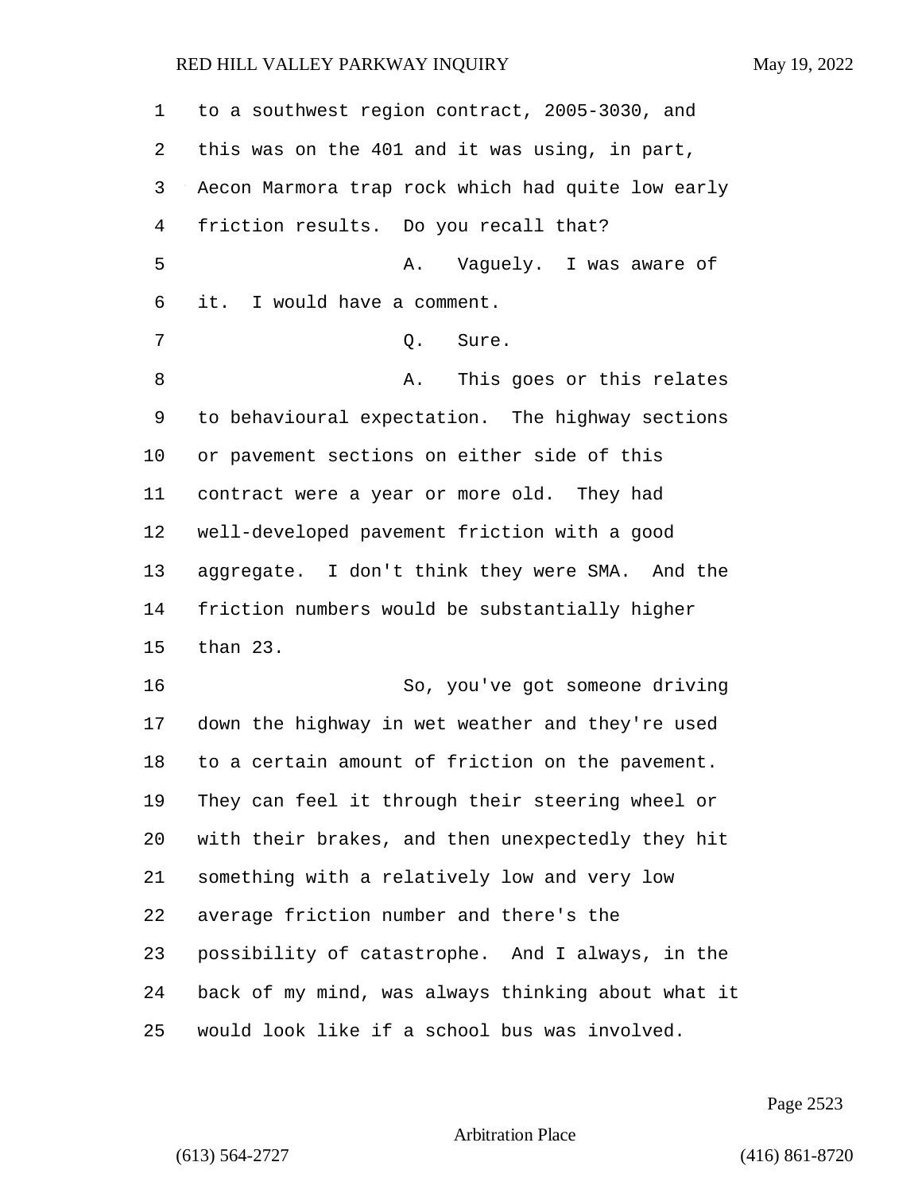to a southwest region contract, 2005-3030, and this was on the 401 and it was using, in part, Aecon Marmora trap rock which had quite low early friction results. Do you recall that?

A. Vaguely. I was aware of it. I would have a comment.

Q. Sure.

A. This goes or this relates to behavioural expectation. The highway sections or pavement sections on either side of this contract were a year or more old. They had well-developed pavement friction with a good aggregate. I don't think they were SMA. And the friction numbers would be substantially higher than 23.

So, you've got someone driving down the highway in wet weather and they're used to a certain amount of friction on the pavement. They can feel it through their steering wheel or with their brakes, and then unexpectedly they hit something with a relatively low and very low average friction number and there's the possibility of catastrophe. And I always, in the back of my mind, was always thinking about what it would look like if a school bus was involved.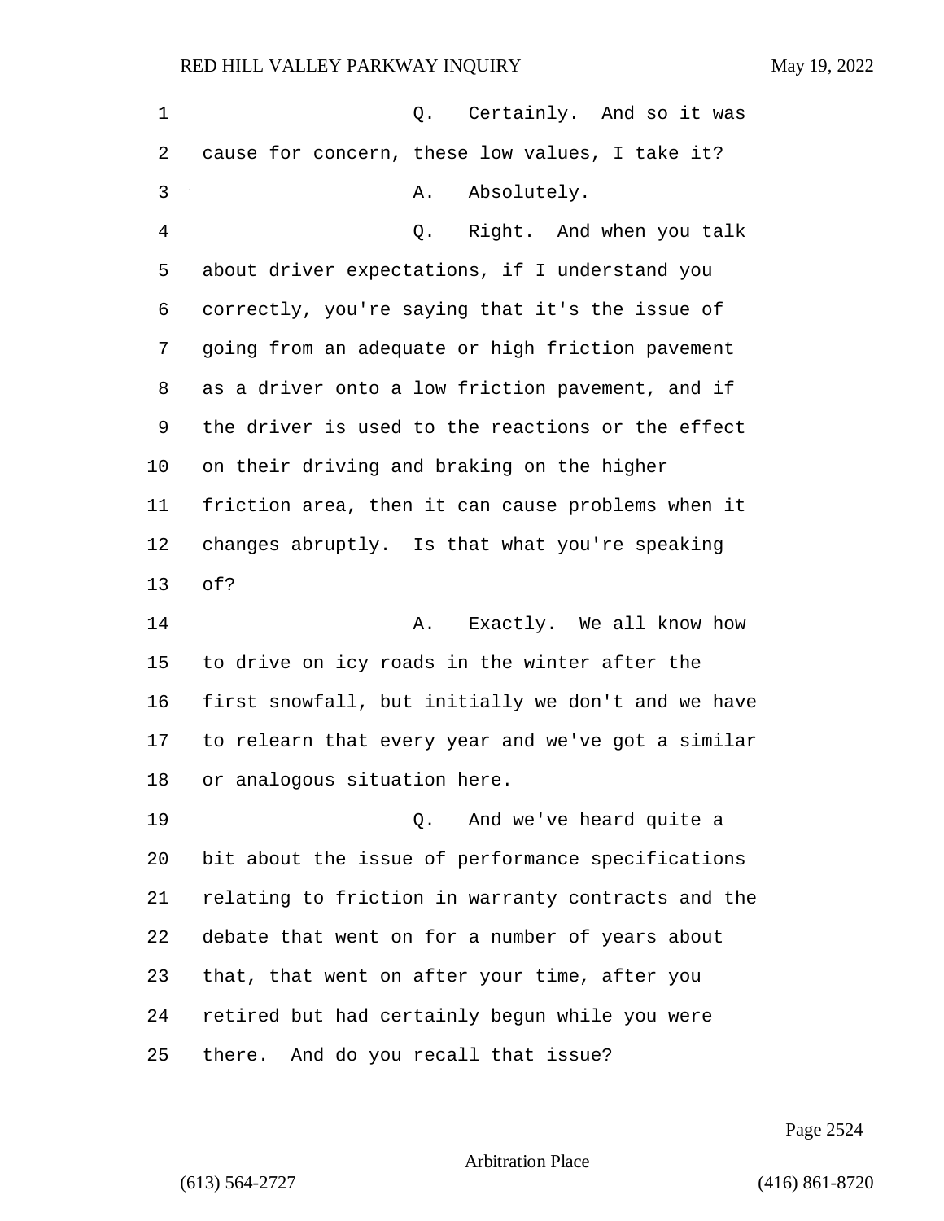Q. Certainly. And so it was cause for concern, these low values, I take it?

A. Absolutely.

Q. Right. And when you talk about driver expectations, if I understand you correctly, you're saying that it's the issue of going from an adequate or high friction pavement as a driver onto a low friction pavement, and if the driver is used to the reactions or the effect on their driving and braking on the higher friction area, then it can cause problems when it changes abruptly. Is that what you're speaking of?

A. Exactly. We all know how to drive on icy roads in the winter after the first snowfall, but initially we don't and we have to relearn that every year and we've got a similar or analogous situation here.

Q. And we've heard quite a bit about the issue of performance specifications relating to friction in warranty contracts and the debate that went on for a number of years about that, that went on after your time, after you retired but had certainly begun while you were there. And do you recall that issue?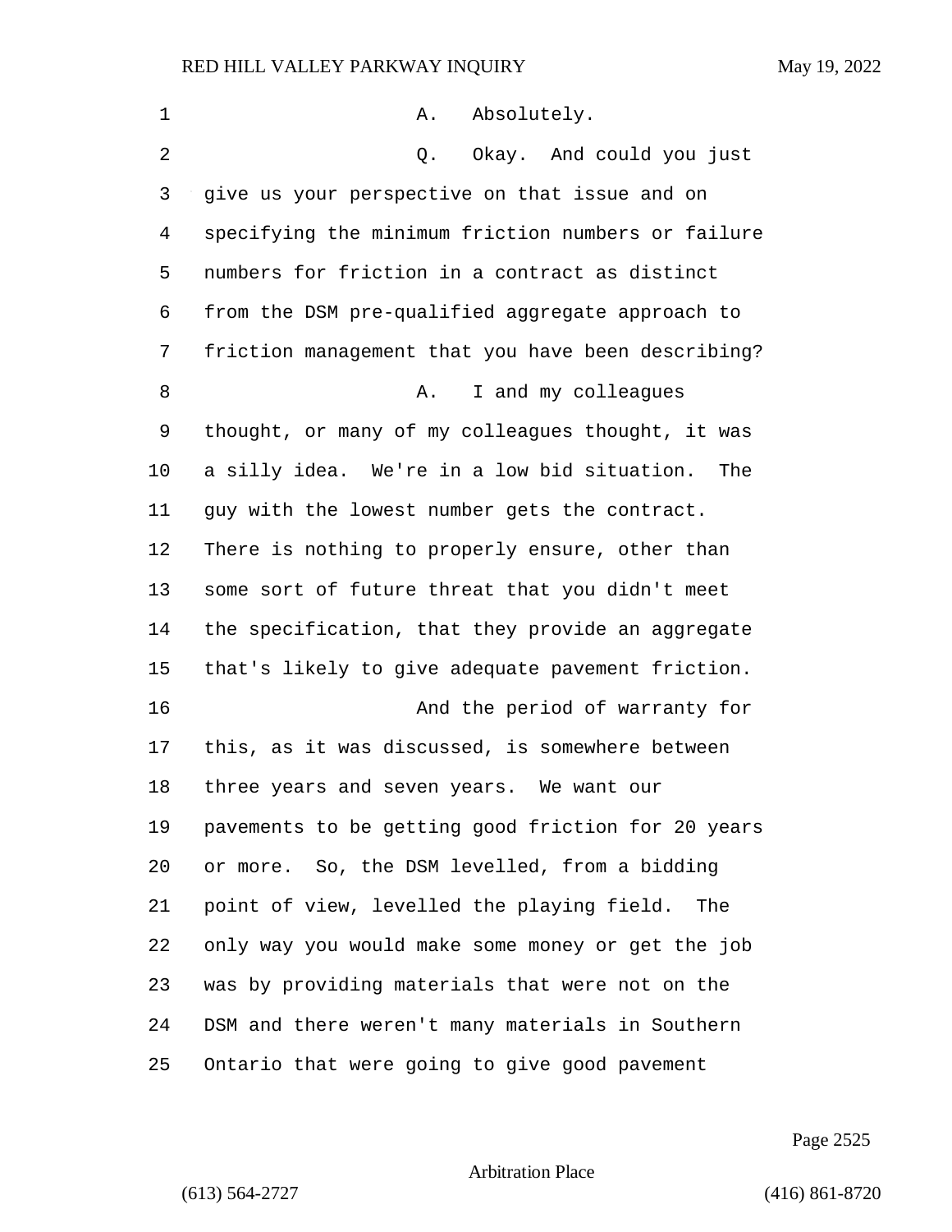A. Absolutely.

Q. Okay. And could you just give us your perspective on that issue and on specifying the minimum friction numbers or failure numbers for friction in a contract as distinct from the DSM pre-qualified aggregate approach to friction management that you have been describing?

A. I and my colleagues thought, or many of my colleagues thought, it was a silly idea. We're in a low bid situation. The guy with the lowest number gets the contract. There is nothing to properly ensure, other than some sort of future threat that you didn't meet the specification, that they provide an aggregate that's likely to give adequate pavement friction.

And the period of warranty for this, as it was discussed, is somewhere between three years and seven years. We want our pavements to be getting good friction for 20 years or more. So, the DSM levelled, from a bidding point of view, levelled the playing field. The only way you would make some money or get the job was by providing materials that were not on the DSM and there weren't many materials in Southern Ontario that were going to give good pavement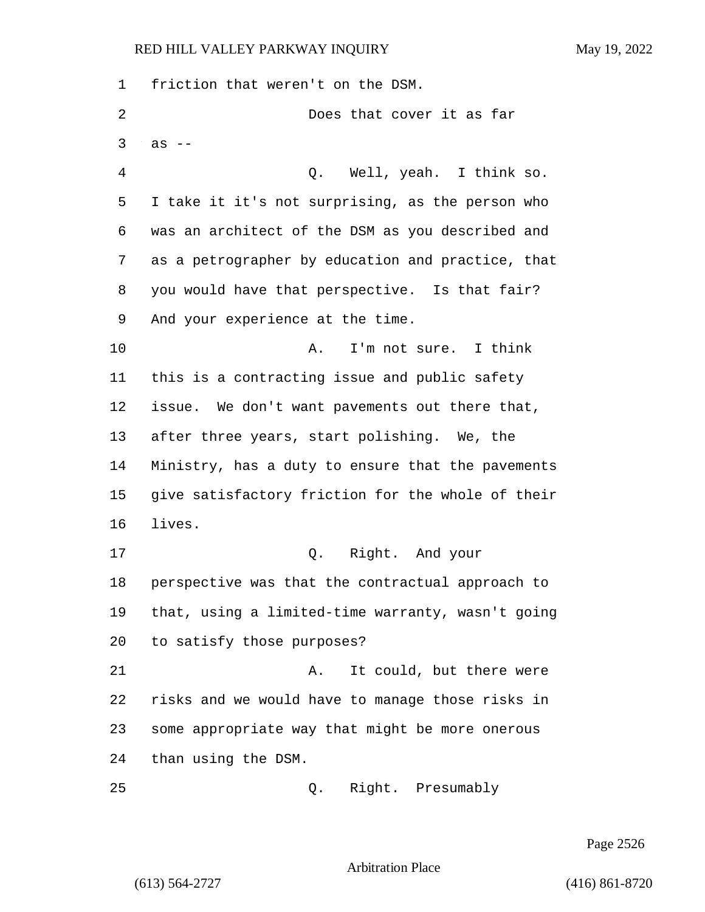friction that weren't on the DSM.

Does that cover it as far as --

Q. Well, yeah. I think so. I take it it's not surprising, as the person who was an architect of the DSM as you described and as a petrographer by education and practice, that you would have that perspective. Is that fair? And your experience at the time.

A. I'm not sure. I think this is a contracting issue and public safety issue. We don't want pavements out there that, after three years, start polishing. We, the Ministry, has a duty to ensure that the pavements give satisfactory friction for the whole of their lives.

Q. Right. And your perspective was that the contractual approach to that, using a limited-time warranty, wasn't going to satisfy those purposes?

A. It could, but there were risks and we would have to manage those risks in some appropriate way that might be more onerous than using the DSM.

Q. Right. Presumably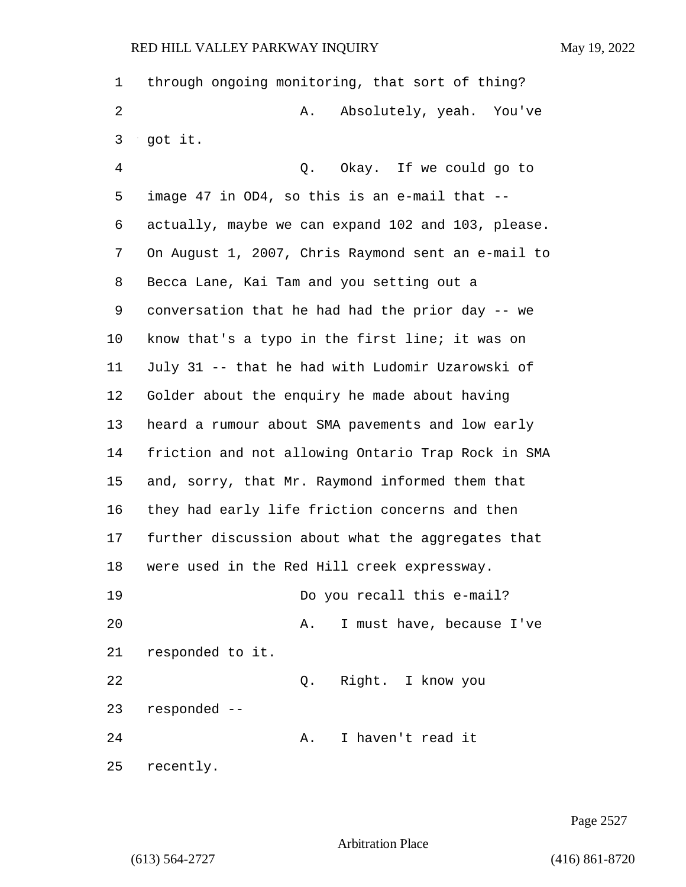through ongoing monitoring, that sort of thing?

A. Absolutely, yeah. You've got it.

Q. Okay. If we could go to image 47 in OD4, so this is an e-mail that -- actually, maybe we can expand 102 and 103, please. On August 1, 2007, Chris Raymond sent an e-mail to Becca Lane, Kai Tam and you setting out a conversation that he had had the prior day -- we know that's a typo in the first line; it was on July 31 -- that he had with Ludomir Uzarowski of Golder about the enquiry he made about having heard a rumour about SMA pavements and low early friction and not allowing Ontario Trap Rock in SMA and, sorry, that Mr. Raymond informed them that they had early life friction concerns and then further discussion about what the aggregates that were used in the Red Hill creek expressway.

Do you recall this e-mail?

A. I must have, because I've responded to it.

Q. Right. I know you responded --

A. I haven't read it recently.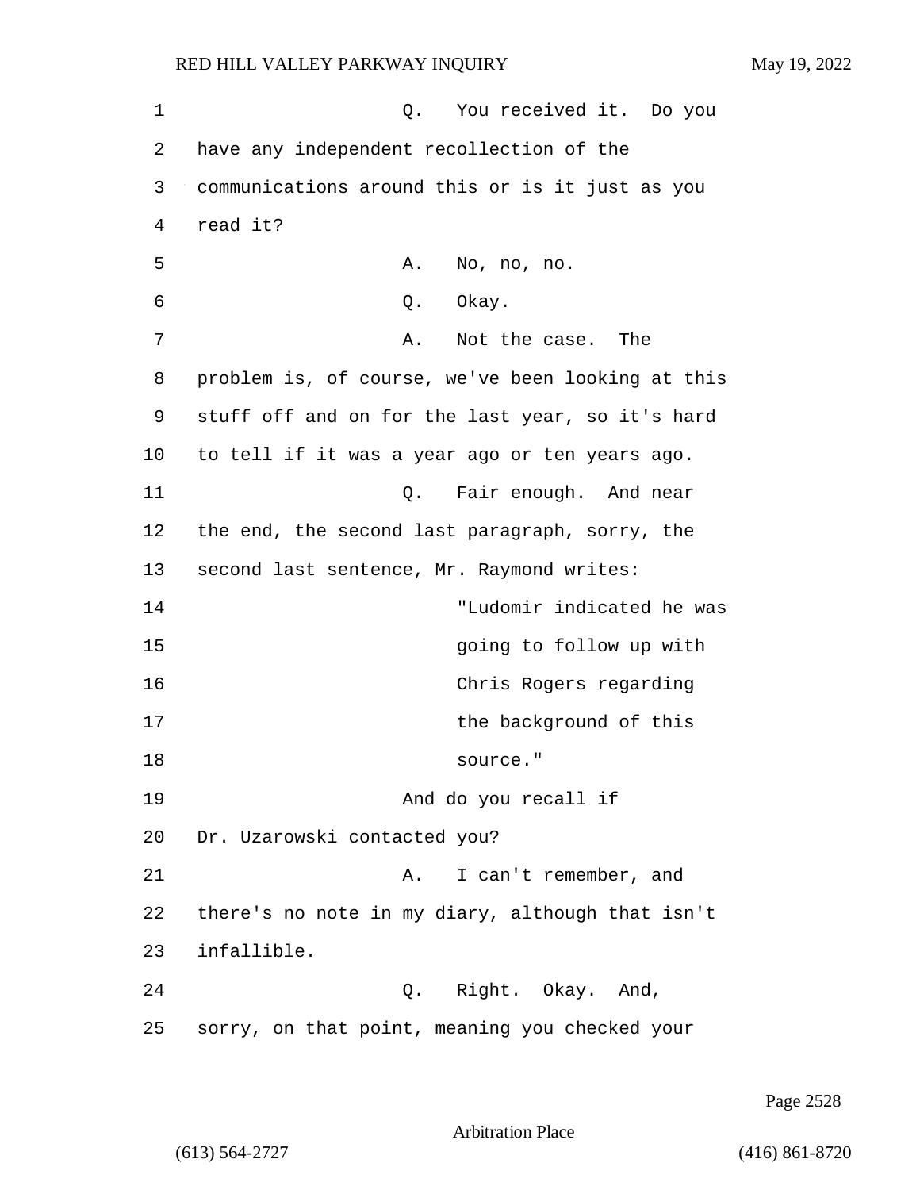Q. You received it. Do you have any independent recollection of the communications around this or is it just as you read it?

A. No, no, no.

Q. Okay.

A. Not the case. The problem is, of course, we've been looking at this stuff off and on for the last year, so it's hard to tell if it was a year ago or ten years ago.

Q. Fair enough. And near the end, the second last paragraph, sorry, the second last sentence, Mr. Raymond writes:

> "Ludomir indicated he was going to follow up with Chris Rogers regarding the background of this source."

And do you recall if Dr. Uzarowski contacted you?

A. I can't remember, and there's no note in my diary, although that isn't infallible.

Q. Right. Okay. And, sorry, on that point, meaning you checked your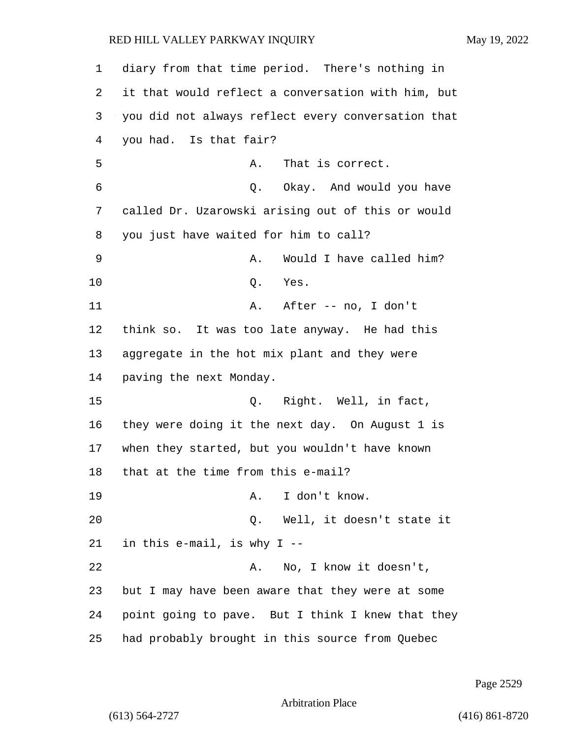diary from that time period. There's nothing in it that would reflect a conversation with him, but you did not always reflect every conversation that you had. Is that fair?

A. That is correct.

Q. Okay. And would you have called Dr. Uzarowski arising out of this or would you just have waited for him to call?

A. Would I have called him?

Q. Yes.

A. After -- no, I don't think so. It was too late anyway. He had this aggregate in the hot mix plant and they were paving the next Monday.

Q. Right. Well, in fact, they were doing it the next day. On August 1 is when they started, but you wouldn't have known that at the time from this e-mail?

A. I don't know.

Q. Well, it doesn't state it in this e-mail, is why I --

A. No, I know it doesn't, but I may have been aware that they were at some point going to pave. But I think I knew that they had probably brought in this source from Quebec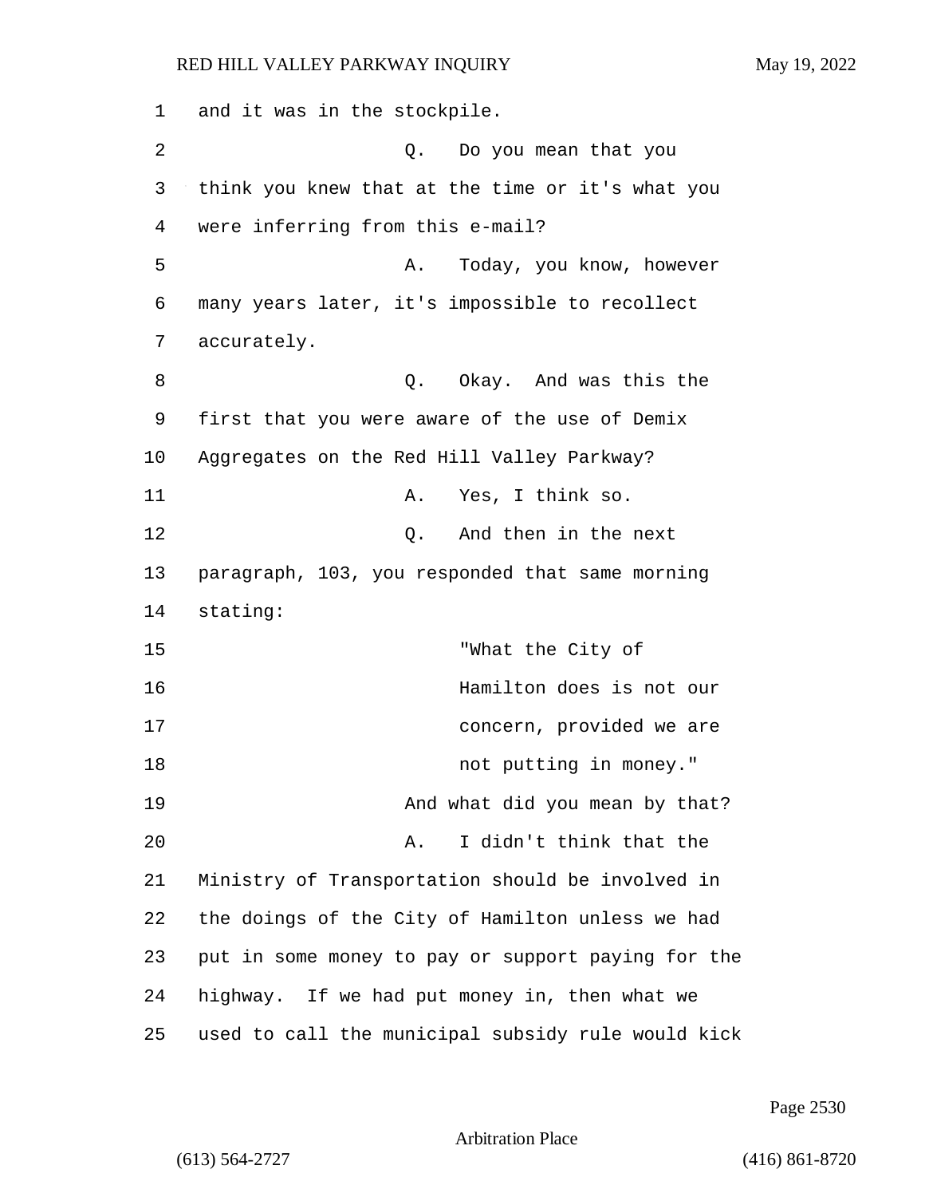1 and it was in the stockpile.

2 Q. Do you mean that you

3 think you knew that at the time or it's what you

4 were inferring from this e-mail?

5 A. Today, you know, however

6 many years later, it's impossible to recollect

7 accurately.

8 Q. Okay. And was this the

9 first that you were aware of the use of Demix

10 Aggregates on the Red Hill Valley Parkway?

11 A. Yes, I think so.

12 Q. And then in the next

13 paragraph, 103, you responded that same morning

14 stating:

15 "What the City of

16 Hamilton does is not our

17 concern, provided we are

18 not putting in money."

19 And what did you mean by that?

20 A. I didn't think that the

21 Ministry of Transportation should be involved in

22 the doings of the City of Hamilton unless we had

23 put in some money to pay or support paying for the

24 highway. If we had put money in, then what we

25 used to call the municipal subsidy rule would kick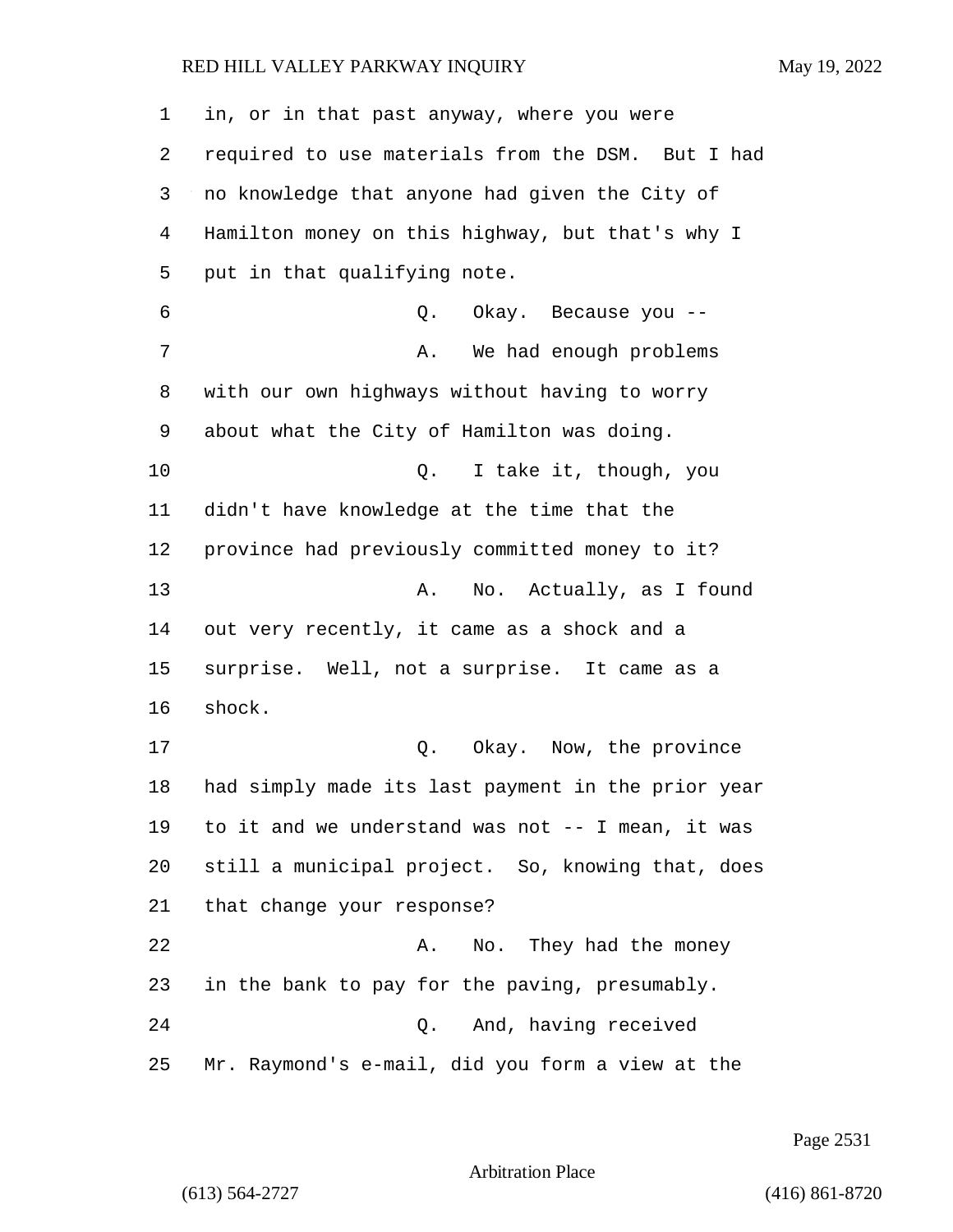in, or in that past anyway, where you were required to use materials from the DSM. But I had no knowledge that anyone had given the City of Hamilton money on this highway, but that's why I put in that qualifying note.

Q. Okay. Because you --

A. We had enough problems with our own highways without having to worry about what the City of Hamilton was doing.

Q. I take it, though, you didn't have knowledge at the time that the province had previously committed money to it?

A. No. Actually, as I found out very recently, it came as a shock and a surprise. Well, not a surprise. It came as a shock.

Q. Okay. Now, the province had simply made its last payment in the prior year to it and we understand was not -- I mean, it was still a municipal project. So, knowing that, does that change your response?

A. No. They had the money in the bank to pay for the paving, presumably.

Q. And, having received Mr. Raymond's e-mail, did you form a view at the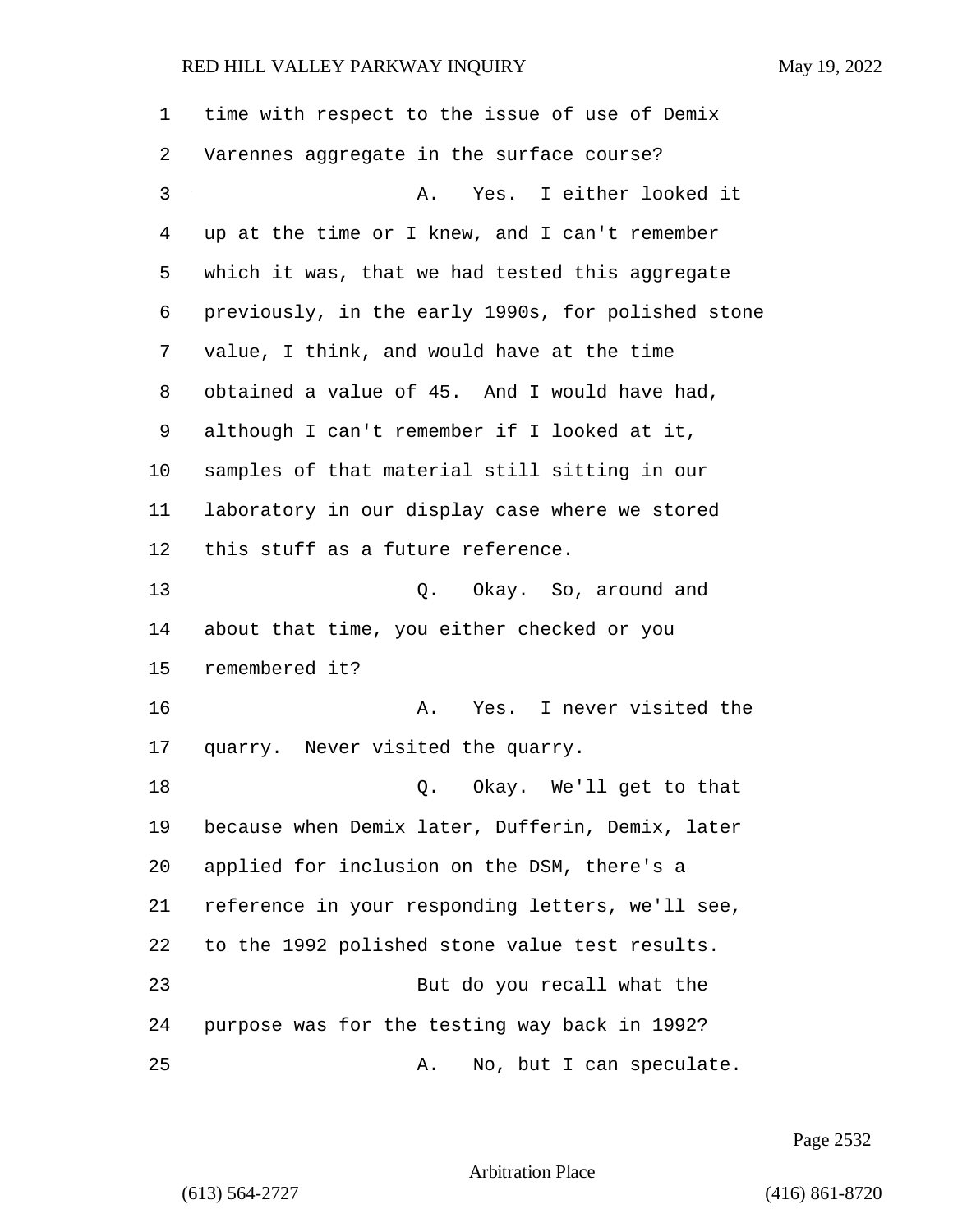time with respect to the issue of use of Demix Varennes aggregate in the surface course?

A. Yes. I either looked it up at the time or I knew, and I can't remember which it was, that we had tested this aggregate previously, in the early 1990s, for polished stone value, I think, and would have at the time obtained a value of 45. And I would have had, although I can't remember if I looked at it, samples of that material still sitting in our laboratory in our display case where we stored this stuff as a future reference.

Q. Okay. So, around and about that time, you either checked or you remembered it?

A. Yes. I never visited the quarry. Never visited the quarry.

Q. Okay. We'll get to that because when Demix later, Dufferin, Demix, later applied for inclusion on the DSM, there's a reference in your responding letters, we'll see, to the 1992 polished stone value test results.

But do you recall what the purpose was for the testing way back in 1992?

A. No, but I can speculate.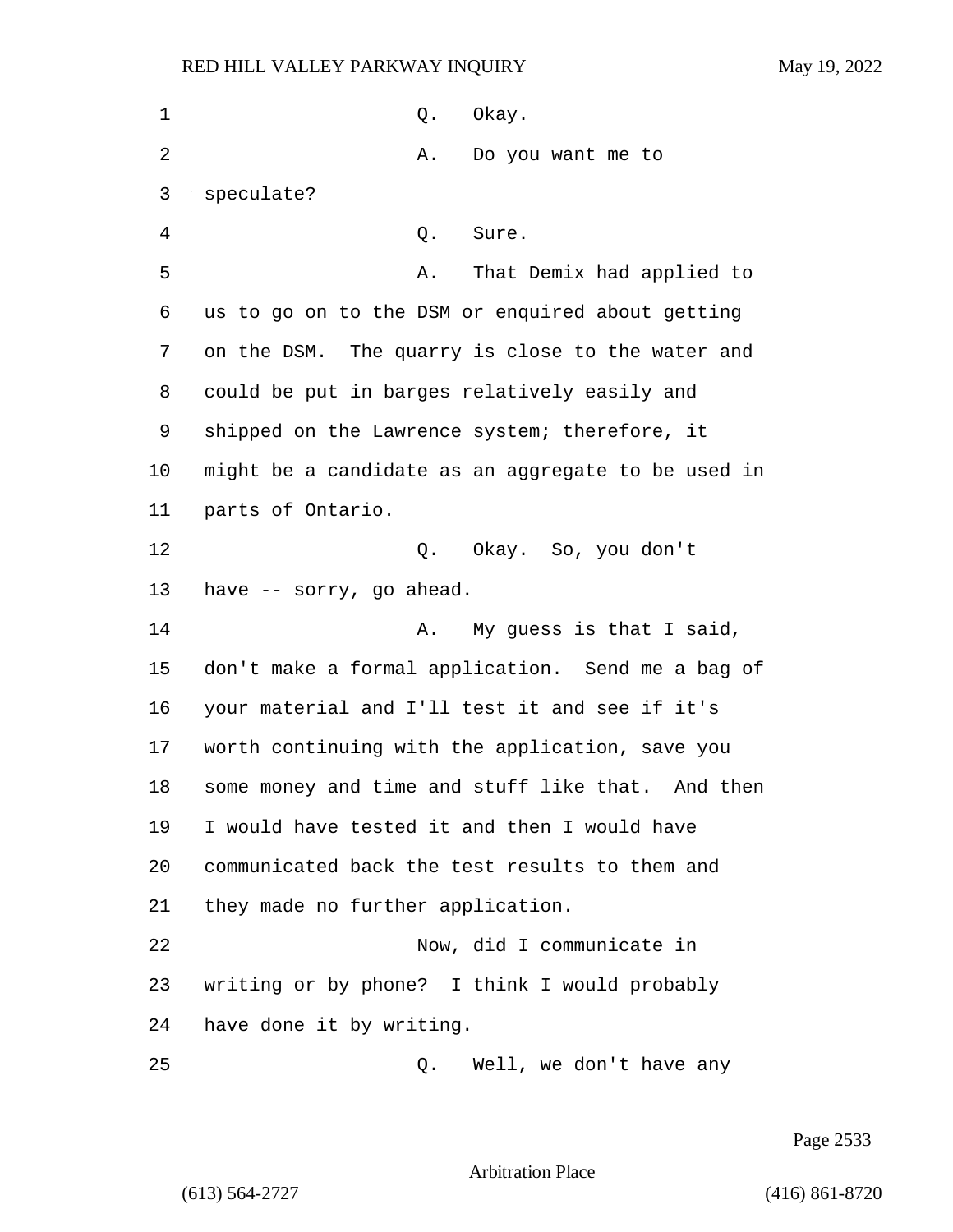Q. Okay.

A. Do you want me to speculate?

Q. Sure.

A. That Demix had applied to us to go on to the DSM or enquired about getting on the DSM. The quarry is close to the water and could be put in barges relatively easily and shipped on the Lawrence system; therefore, it might be a candidate as an aggregate to be used in parts of Ontario.

Q. Okay. So, you don't have -- sorry, go ahead.

A. My guess is that I said, don't make a formal application. Send me a bag of your material and I'll test it and see if it's worth continuing with the application, save you some money and time and stuff like that. And then I would have tested it and then I would have communicated back the test results to them and they made no further application.

Now, did I communicate in writing or by phone? I think I would probably have done it by writing.

Q. Well, we don't have any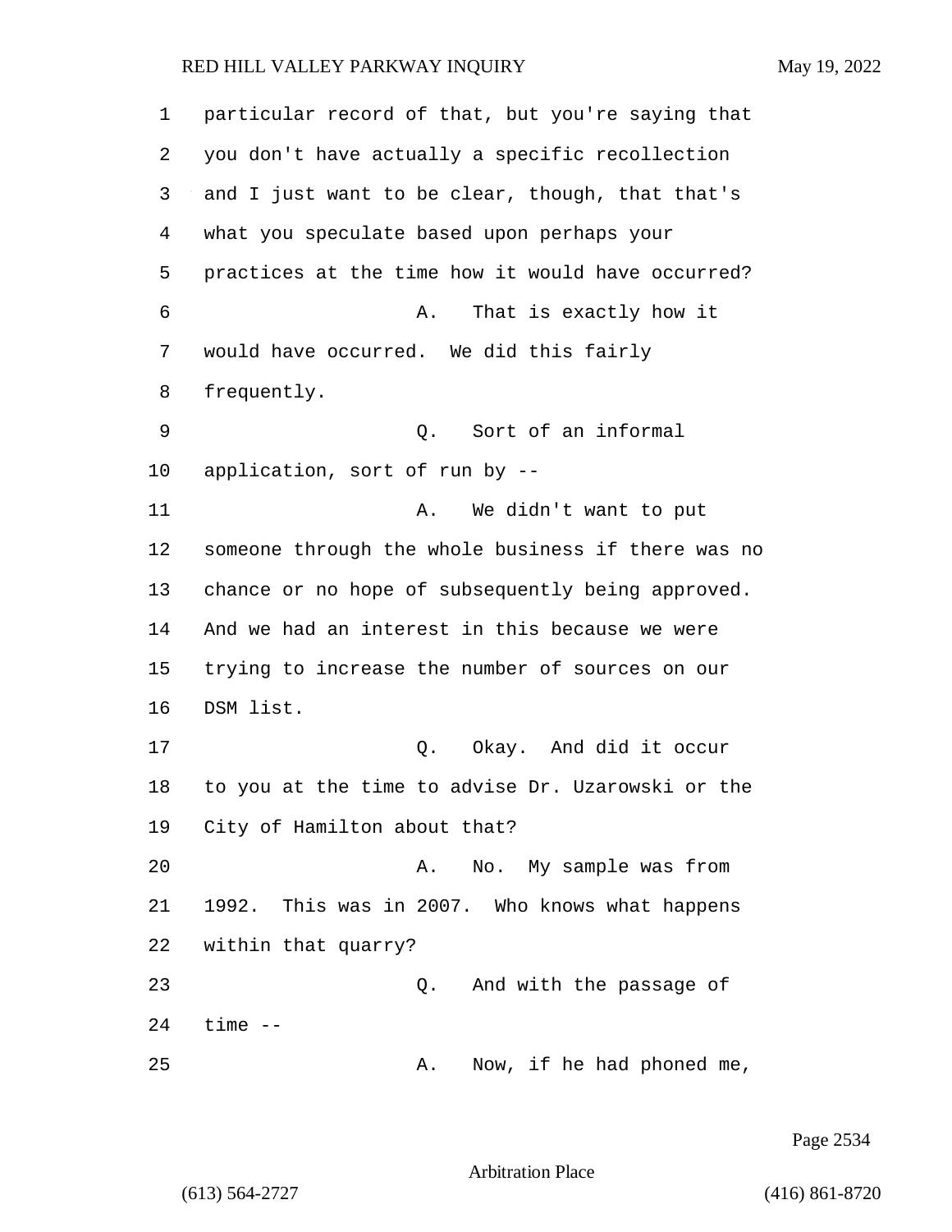particular record of that, but you're saying that you don't have actually a specific recollection and I just want to be clear, though, that that's what you speculate based upon perhaps your practices at the time how it would have occurred?

A. That is exactly how it would have occurred. We did this fairly frequently.

Q. Sort of an informal application, sort of run by --

A. We didn't want to put someone through the whole business if there was no chance or no hope of subsequently being approved. And we had an interest in this because we were trying to increase the number of sources on our DSM list.

Q. Okay. And did it occur to you at the time to advise Dr. Uzarowski or the City of Hamilton about that?

A. No. My sample was from 1992. This was in 2007. Who knows what happens within that quarry?

Q. And with the passage of time --

A. Now, if he had phoned me,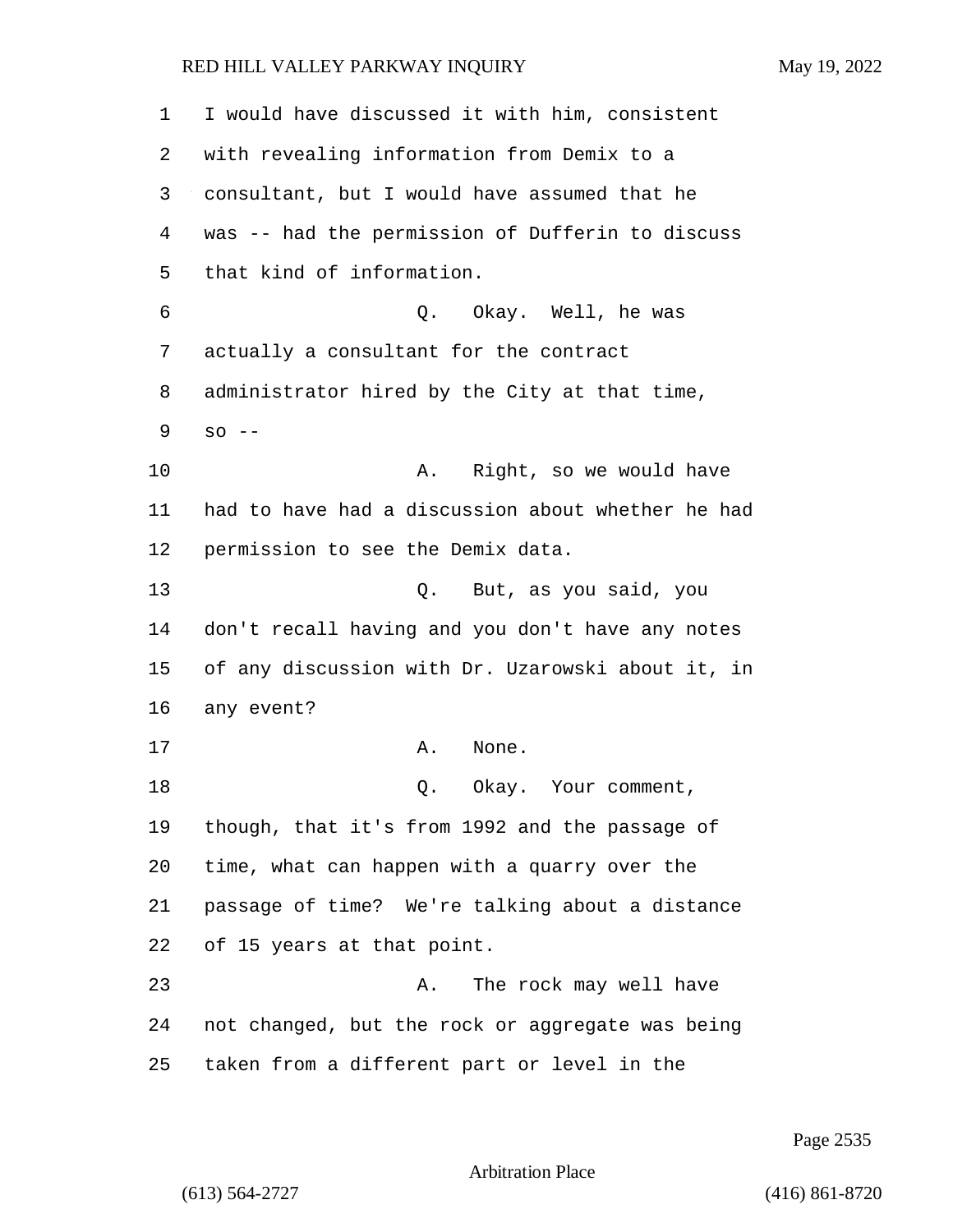I would have discussed it with him, consistent with revealing information from Demix to a consultant, but I would have assumed that he was -- had the permission of Dufferin to discuss that kind of information.

Q. Okay. Well, he was actually a consultant for the contract administrator hired by the City at that time, so --

A. Right, so we would have had to have had a discussion about whether he had permission to see the Demix data.

Q. But, as you said, you don't recall having and you don't have any notes of any discussion with Dr. Uzarowski about it, in any event?

A. None.

Q. Okay. Your comment, though, that it's from 1992 and the passage of time, what can happen with a quarry over the passage of time? We're talking about a distance of 15 years at that point.

A. The rock may well have not changed, but the rock or aggregate was being taken from a different part or level in the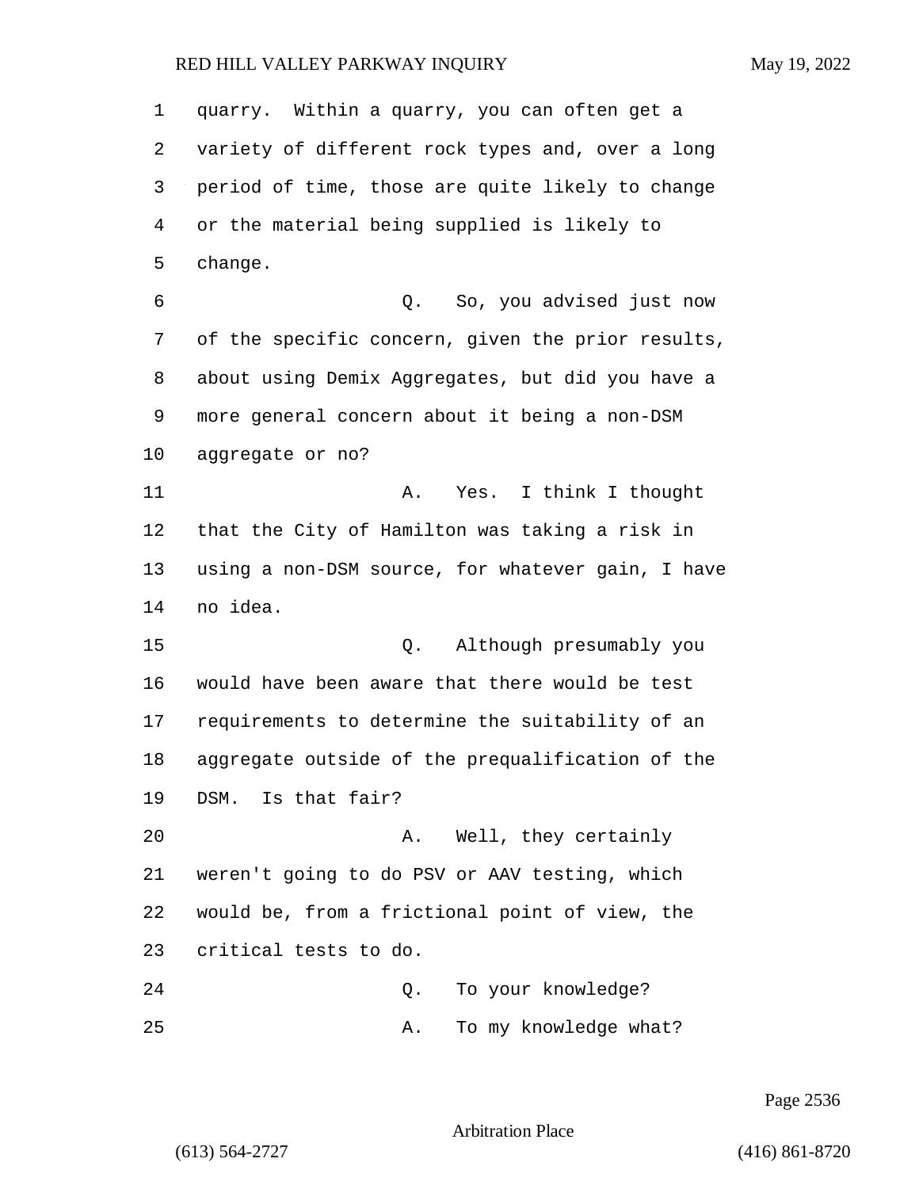quarry. Within a quarry, you can often get a variety of different rock types and, over a long period of time, those are quite likely to change or the material being supplied is likely to change.

Q. So, you advised just now of the specific concern, given the prior results, about using Demix Aggregates, but did you have a more general concern about it being a non-DSM aggregate or no?

A. Yes. I think I thought that the City of Hamilton was taking a risk in using a non-DSM source, for whatever gain, I have no idea.

Q. Although presumably you would have been aware that there would be test requirements to determine the suitability of an aggregate outside of the prequalification of the DSM. Is that fair?

A. Well, they certainly weren't going to do PSV or AAV testing, which would be, from a frictional point of view, the critical tests to do.

Q. To your knowledge?

A. To my knowledge what?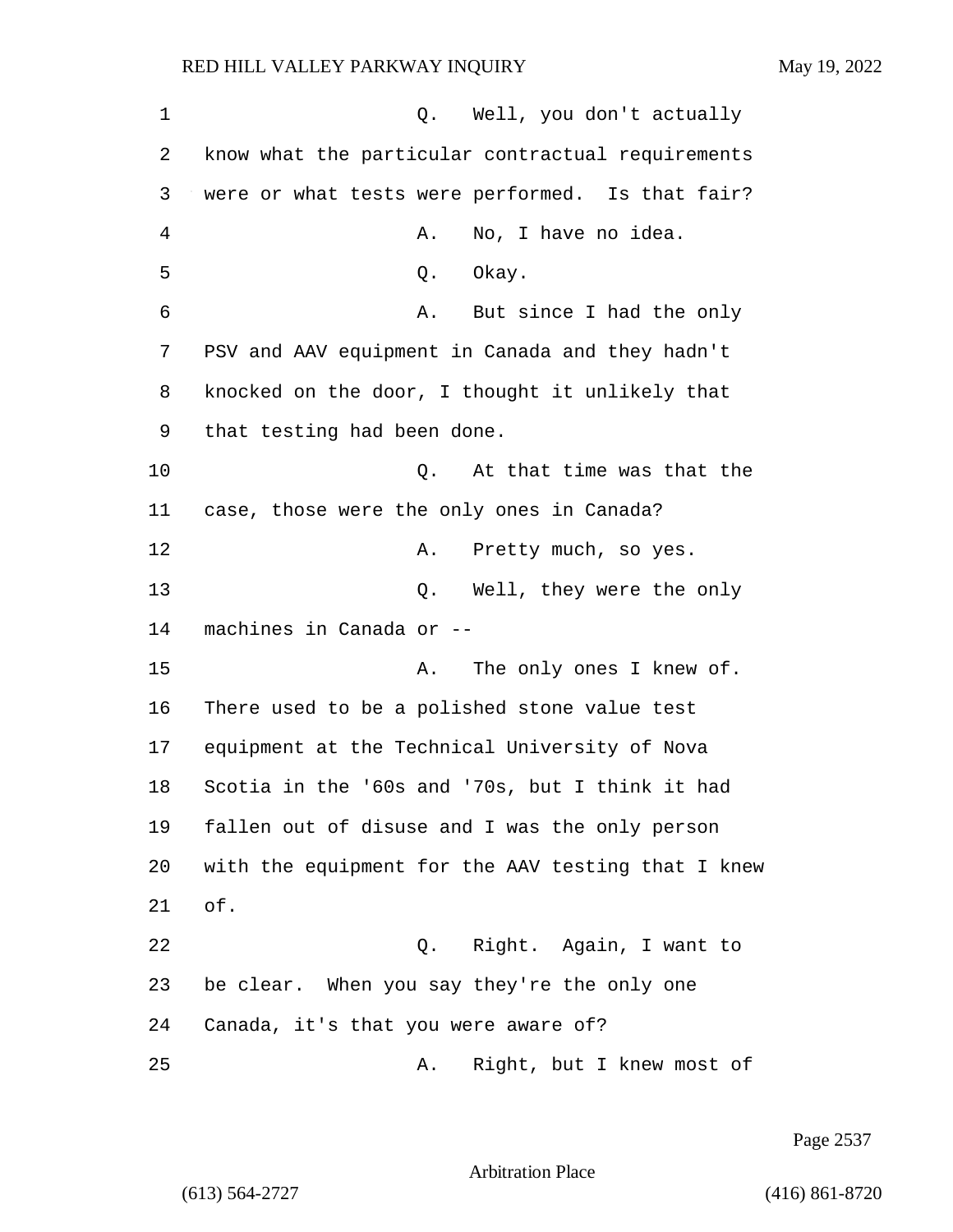Q. Well, you don't actually know what the particular contractual requirements were or what tests were performed. Is that fair?

A. No, I have no idea.

Q. Okay.

A. But since I had the only PSV and AAV equipment in Canada and they hadn't knocked on the door, I thought it unlikely that that testing had been done.

Q. At that time was that the case, those were the only ones in Canada?

A. Pretty much, so yes.

Q. Well, they were the only machines in Canada or --

A. The only ones I knew of. There used to be a polished stone value test equipment at the Technical University of Nova Scotia in the '60s and '70s, but I think it had fallen out of disuse and I was the only person with the equipment for the AAV testing that I knew of.

Q. Right. Again, I want to be clear. When you say they're the only one Canada, it's that you were aware of?

A. Right, but I knew most of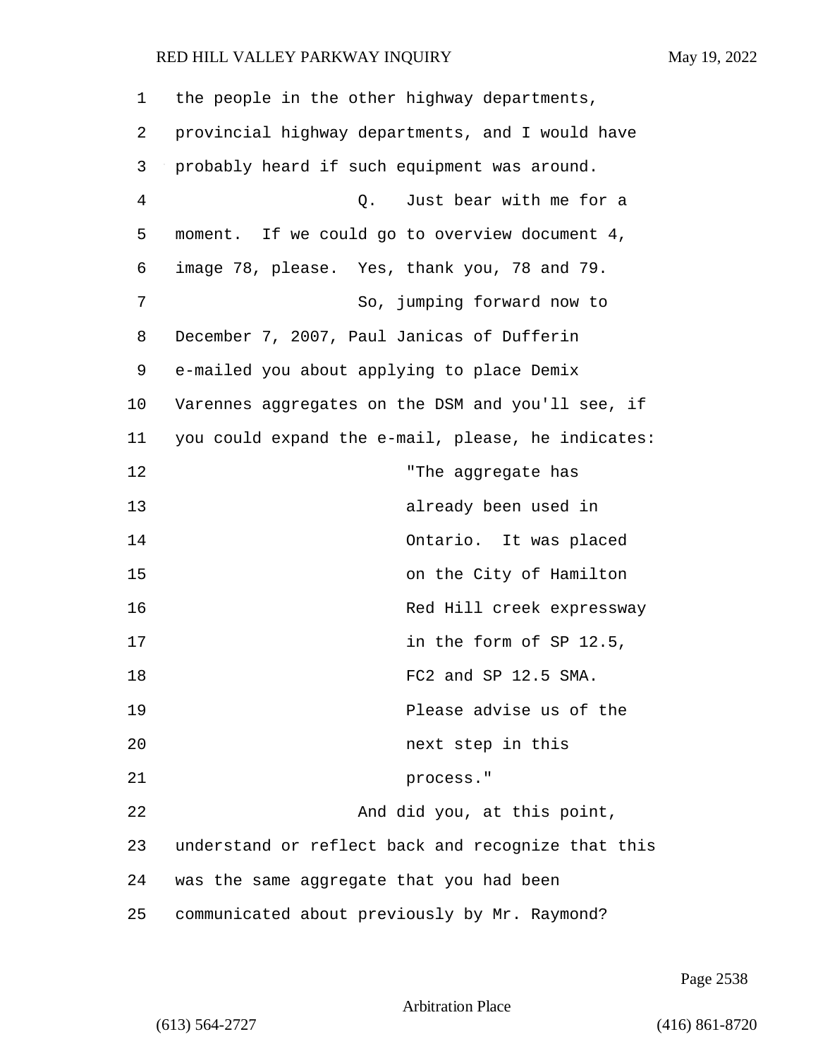the people in the other highway departments, provincial highway departments, and I would have probably heard if such equipment was around.

Q. Just bear with me for a moment. If we could go to overview document 4, image 78, please. Yes, thank you, 78 and 79.

So, jumping forward now to December 7, 2007, Paul Janicas of Dufferin e-mailed you about applying to place Demix Varennes aggregates on the DSM and you'll see, if you could expand the e-mail, please, he indicates:

> "The aggregate has already been used in Ontario. It was placed on the City of Hamilton Red Hill creek expressway in the form of SP 12.5, FC2 and SP 12.5 SMA. Please advise us of the next step in this process."

And did you, at this point, understand or reflect back and recognize that this was the same aggregate that you had been communicated about previously by Mr. Raymond?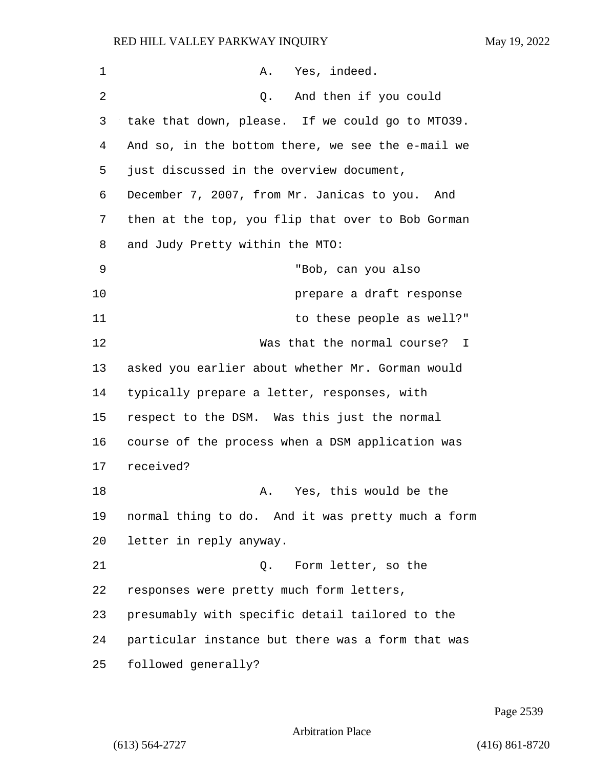A. Yes, indeed.

Q. And then if you could take that down, please. If we could go to MTO39. And so, in the bottom there, we see the e-mail we just discussed in the overview document, December 7, 2007, from Mr. Janicas to you. And then at the top, you flip that over to Bob Gorman and Judy Pretty within the MTO:

> "Bob, can you also prepare a draft response to these people as well?"

Was that the normal course? I asked you earlier about whether Mr. Gorman would typically prepare a letter, responses, with respect to the DSM. Was this just the normal course of the process when a DSM application was received?

A. Yes, this would be the normal thing to do. And it was pretty much a form letter in reply anyway.

Q. Form letter, so the responses were pretty much form letters, presumably with specific detail tailored to the particular instance but there was a form that was followed generally?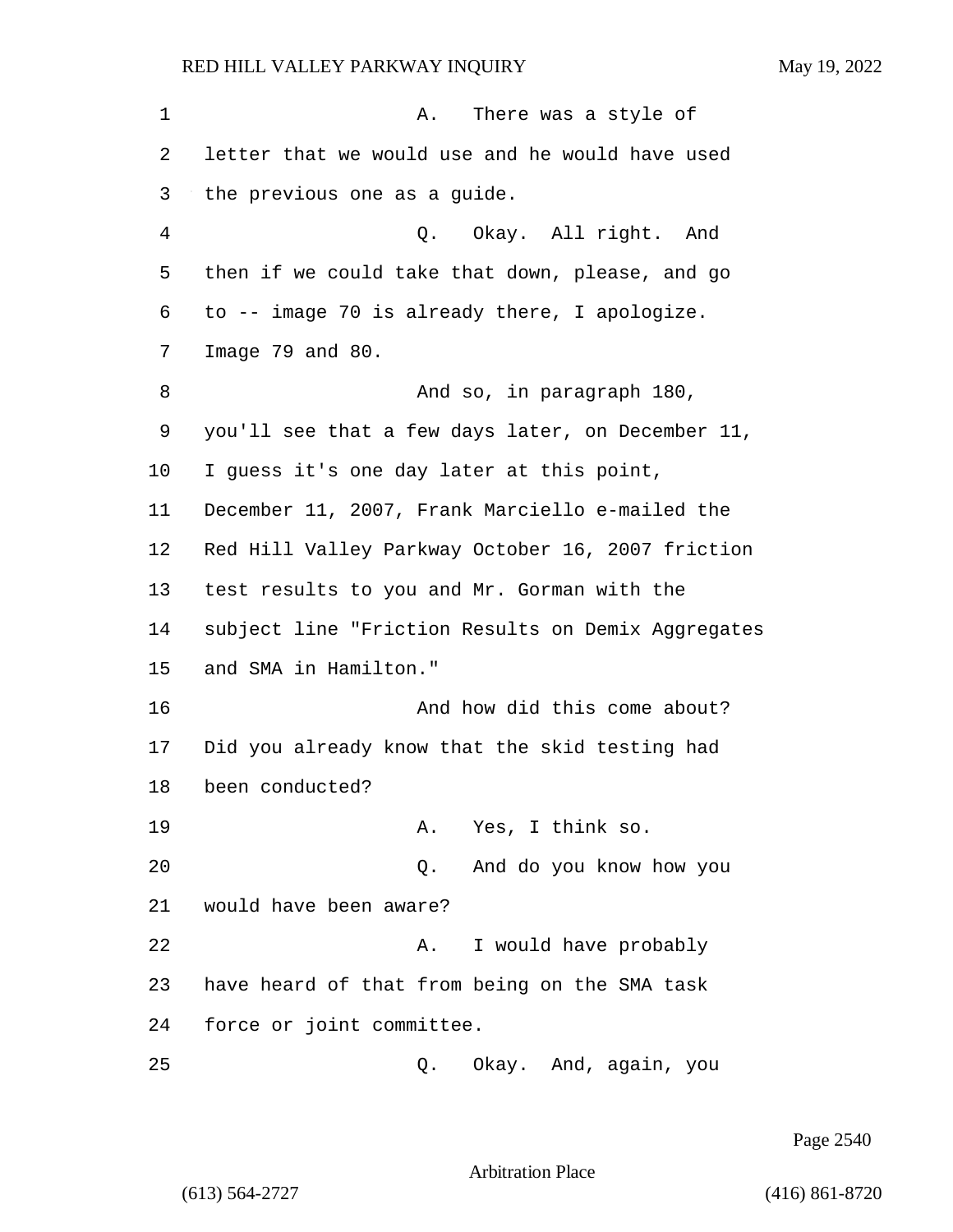A. There was a style of letter that we would use and he would have used the previous one as a guide.

Q. Okay. All right. And then if we could take that down, please, and go to -- image 70 is already there, I apologize. Image 79 and 80.

And so, in paragraph 180, you'll see that a few days later, on December 11, I guess it's one day later at this point, December 11, 2007, Frank Marciello e-mailed the Red Hill Valley Parkway October 16, 2007 friction test results to you and Mr. Gorman with the subject line "Friction Results on Demix Aggregates and SMA in Hamilton."

And how did this come about? Did you already know that the skid testing had been conducted?

A. Yes, I think so.

Q. And do you know how you would have been aware?

A. I would have probably have heard of that from being on the SMA task force or joint committee.

Q. Okay. And, again, you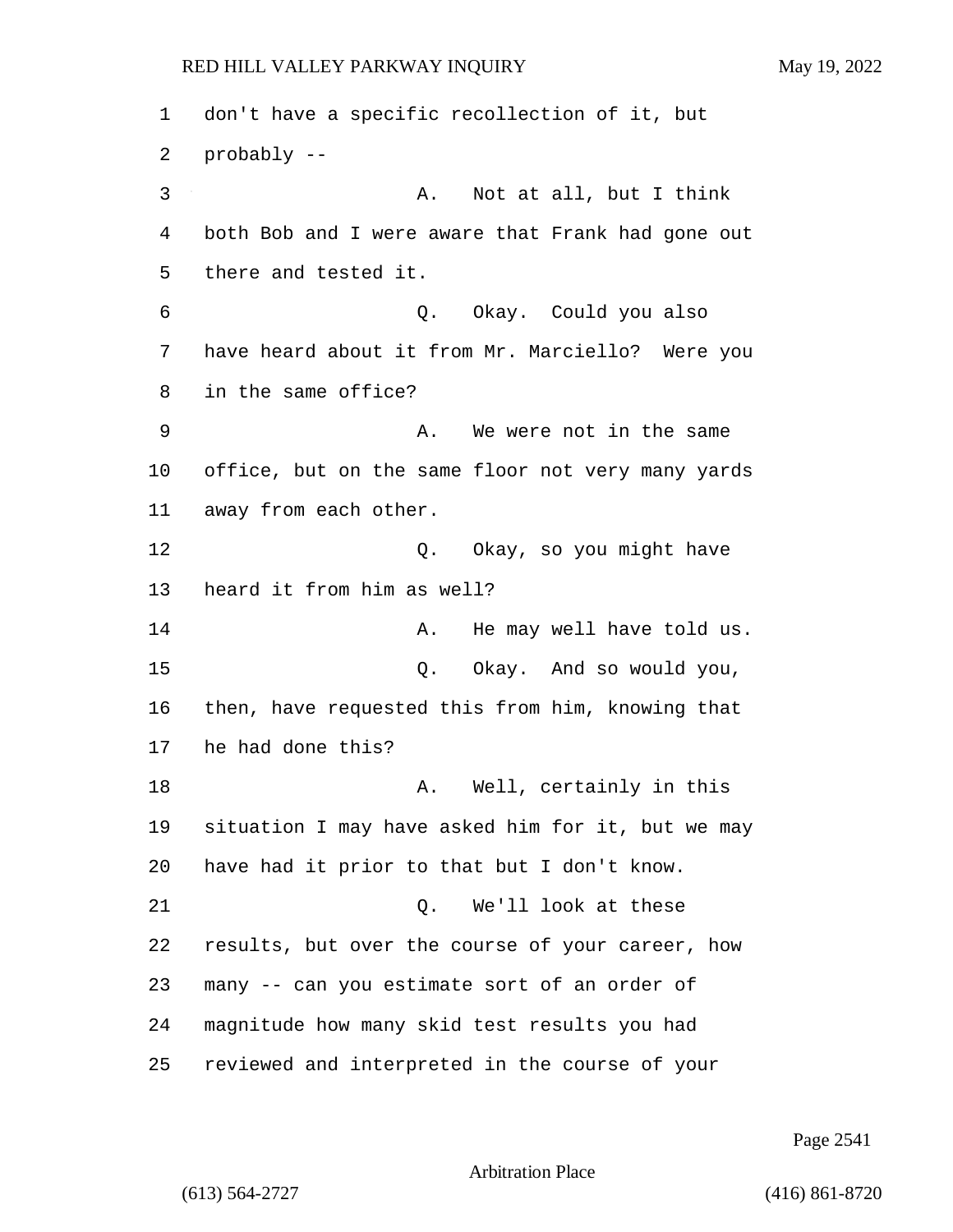don't have a specific recollection of it, but probably --

A. Not at all, but I think both Bob and I were aware that Frank had gone out there and tested it.

Q. Okay. Could you also have heard about it from Mr. Marciello? Were you in the same office?

A. We were not in the same office, but on the same floor not very many yards away from each other.

Q. Okay, so you might have heard it from him as well?

A. He may well have told us.

Q. Okay. And so would you, then, have requested this from him, knowing that he had done this?

A. Well, certainly in this situation I may have asked him for it, but we may have had it prior to that but I don't know.

Q. We'll look at these results, but over the course of your career, how many -- can you estimate sort of an order of magnitude how many skid test results you had reviewed and interpreted in the course of your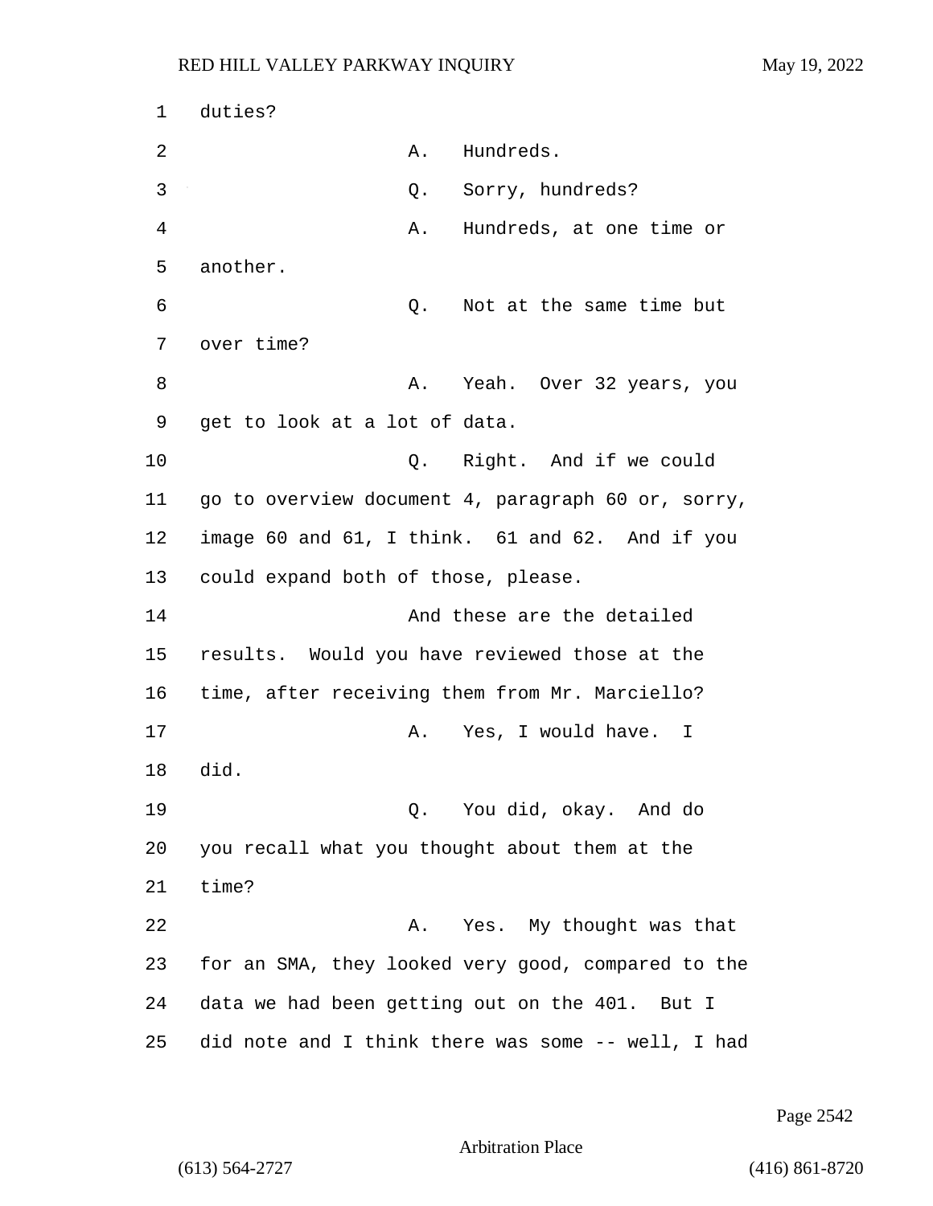duties?

A. Hundreds.

Q. Sorry, hundreds?

A. Hundreds, at one time or another.

Q. Not at the same time but over time?

A. Yeah. Over 32 years, you get to look at a lot of data.

Q. Right. And if we could go to overview document 4, paragraph 60 or, sorry, image 60 and 61, I think. 61 and 62. And if you could expand both of those, please.

And these are the detailed results. Would you have reviewed those at the time, after receiving them from Mr. Marciello?

A. Yes, I would have. I did.

Q. You did, okay. And do you recall what you thought about them at the time?

A. Yes. My thought was that for an SMA, they looked very good, compared to the data we had been getting out on the 401. But I did note and I think there was some -- well, I had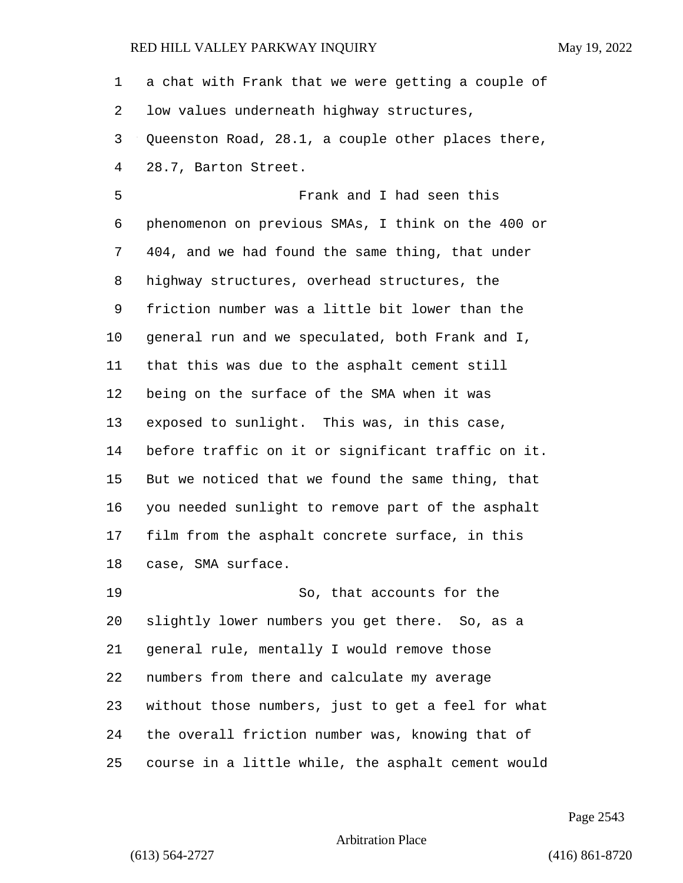a chat with Frank that we were getting a couple of low values underneath highway structures, Queenston Road, 28.1, a couple other places there, 28.7, Barton Street.

Frank and I had seen this phenomenon on previous SMAs, I think on the 400 or 404, and we had found the same thing, that under highway structures, overhead structures, the friction number was a little bit lower than the general run and we speculated, both Frank and I, that this was due to the asphalt cement still being on the surface of the SMA when it was exposed to sunlight. This was, in this case, before traffic on it or significant traffic on it. But we noticed that we found the same thing, that you needed sunlight to remove part of the asphalt film from the asphalt concrete surface, in this case, SMA surface.

So, that accounts for the slightly lower numbers you get there. So, as a general rule, mentally I would remove those numbers from there and calculate my average without those numbers, just to get a feel for what the overall friction number was, knowing that of course in a little while, the asphalt cement would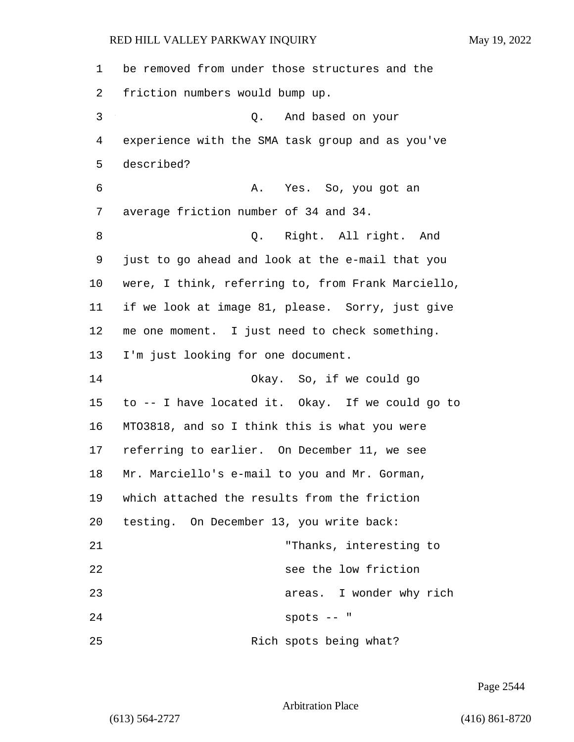be removed from under those structures and the friction numbers would bump up.

Q. And based on your experience with the SMA task group and as you've described?

A. Yes. So, you got an average friction number of 34 and 34.

Q. Right. All right. And just to go ahead and look at the e-mail that you were, I think, referring to, from Frank Marciello, if we look at image 81, please. Sorry, just give me one moment. I just need to check something. I'm just looking for one document.

Okay. So, if we could go to -- I have located it. Okay. If we could go to MTO3818, and so I think this is what you were referring to earlier. On December 11, we see Mr. Marciello's e-mail to you and Mr. Gorman, which attached the results from the friction testing. On December 13, you write back:

> "Thanks, interesting to see the low friction areas. I wonder why rich spots -- "

Rich spots being what?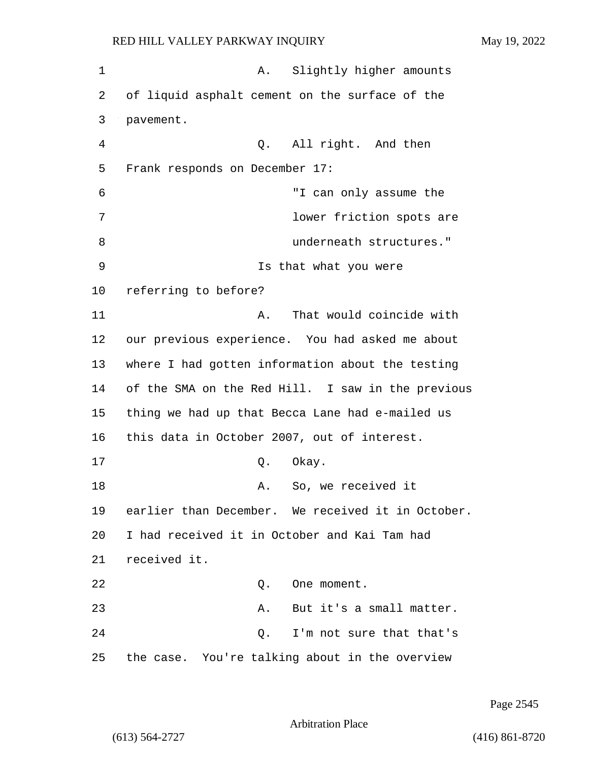A. Slightly higher amounts of liquid asphalt cement on the surface of the pavement.

Q. All right. And then Frank responds on December 17:

> "I can only assume the lower friction spots are underneath structures."

Is that what you were referring to before?

A. That would coincide with our previous experience. You had asked me about where I had gotten information about the testing of the SMA on the Red Hill. I saw in the previous thing we had up that Becca Lane had e-mailed us this data in October 2007, out of interest.

Q. Okay.

A. So, we received it earlier than December. We received it in October. I had received it in October and Kai Tam had received it.

Q. One moment.

A. But it's a small matter.

Q. I'm not sure that that's the case. You're talking about in the overview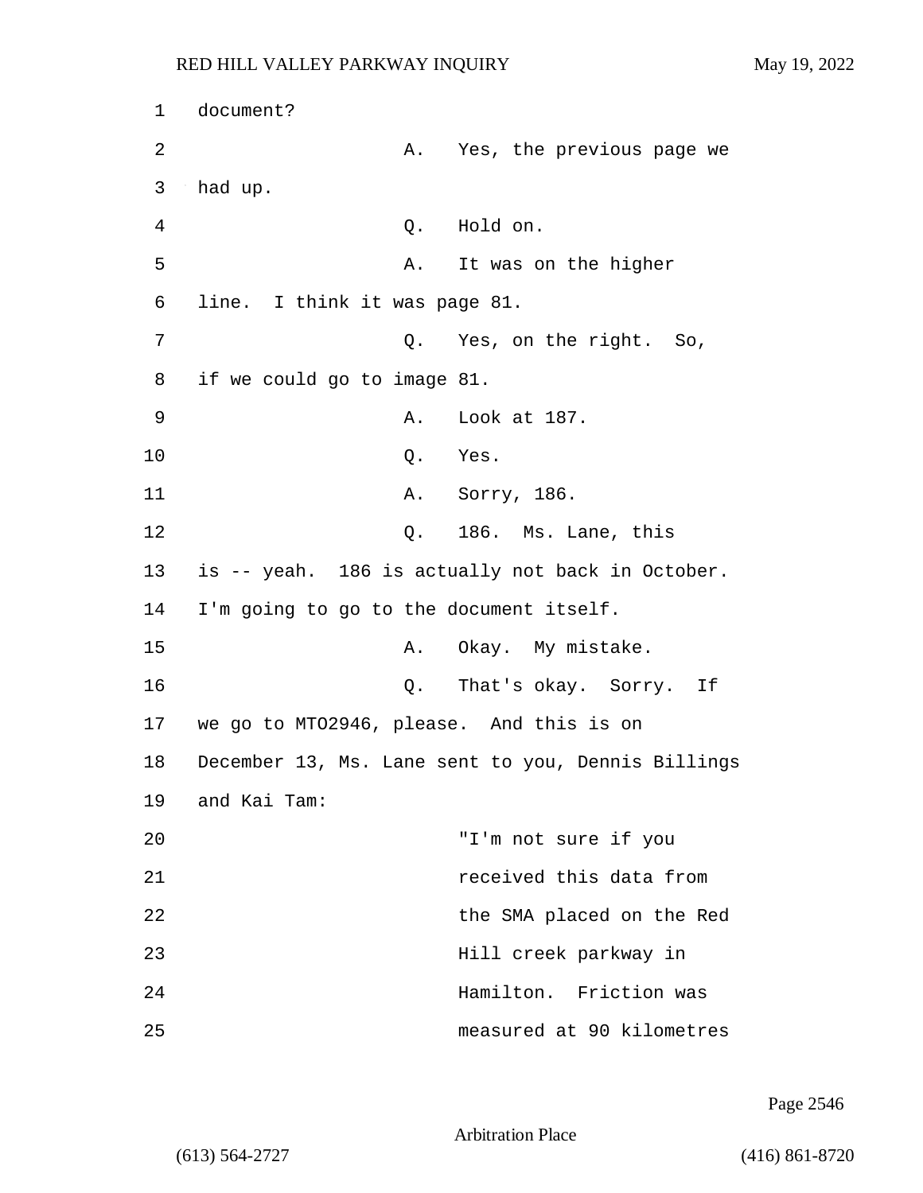document?

A. Yes, the previous page we had up.

Q. Hold on.

A. It was on the higher line. I think it was page 81.

Q. Yes, on the right. So, if we could go to image 81.

A. Look at 187.

Q. Yes.

A. Sorry, 186.

Q. 186. Ms. Lane, this is -- yeah. 186 is actually not back in October. I'm going to go to the document itself.

A. Okay. My mistake.

Q. That's okay. Sorry. If we go to MTO2946, please. And this is on December 13, Ms. Lane sent to you, Dennis Billings and Kai Tam:

> "I'm not sure if you received this data from the SMA placed on the Red Hill creek parkway in Hamilton. Friction was measured at 90 kilometres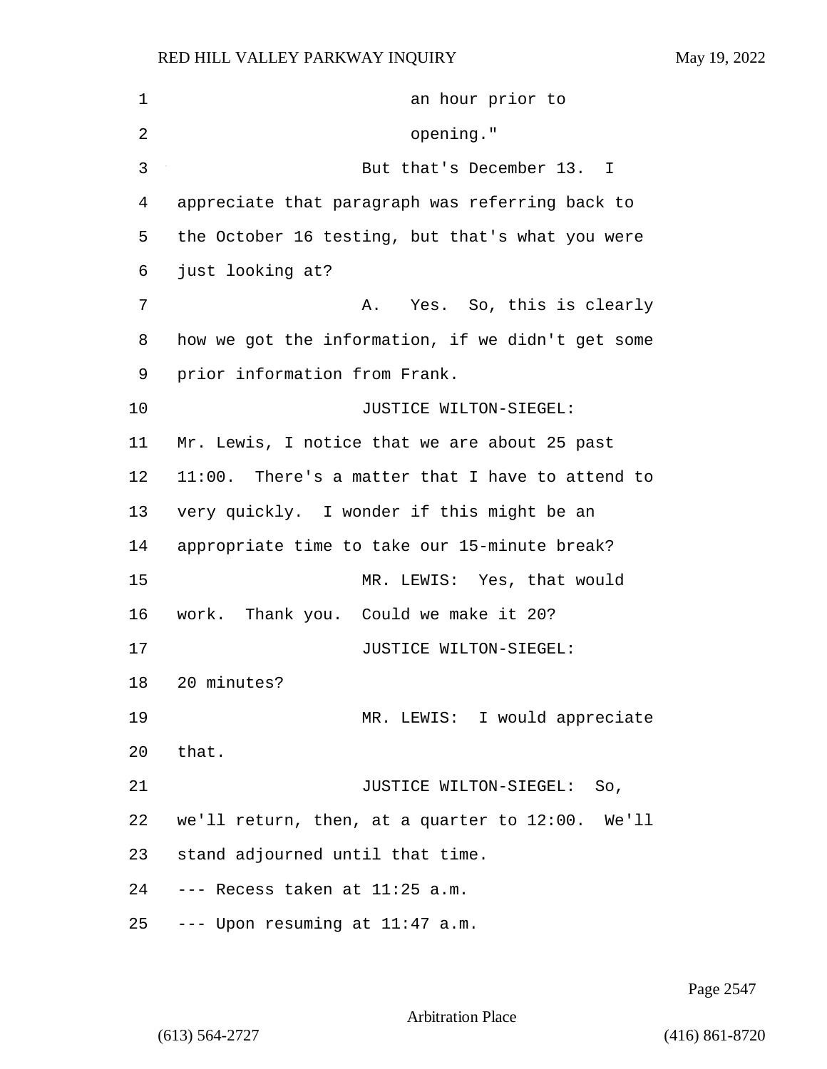an hour prior to opening."

But that's December 13. I appreciate that paragraph was referring back to the October 16 testing, but that's what you were just looking at?

A. Yes. So, this is clearly how we got the information, if we didn't get some prior information from Frank.

JUSTICE WILTON-SIEGEL: Mr. Lewis, I notice that we are about 25 past 11:00. There's a matter that I have to attend to very quickly. I wonder if this might be an appropriate time to take our 15-minute break?

MR. LEWIS: Yes, that would work. Thank you. Could we make it 20?

JUSTICE WILTON-SIEGEL: 20 minutes?

MR. LEWIS: I would appreciate that.

JUSTICE WILTON-SIEGEL: So, we'll return, then, at a quarter to 12:00. We'll stand adjourned until that time.

--- Recess taken at 11:25 a.m.

--- Upon resuming at 11:47 a.m.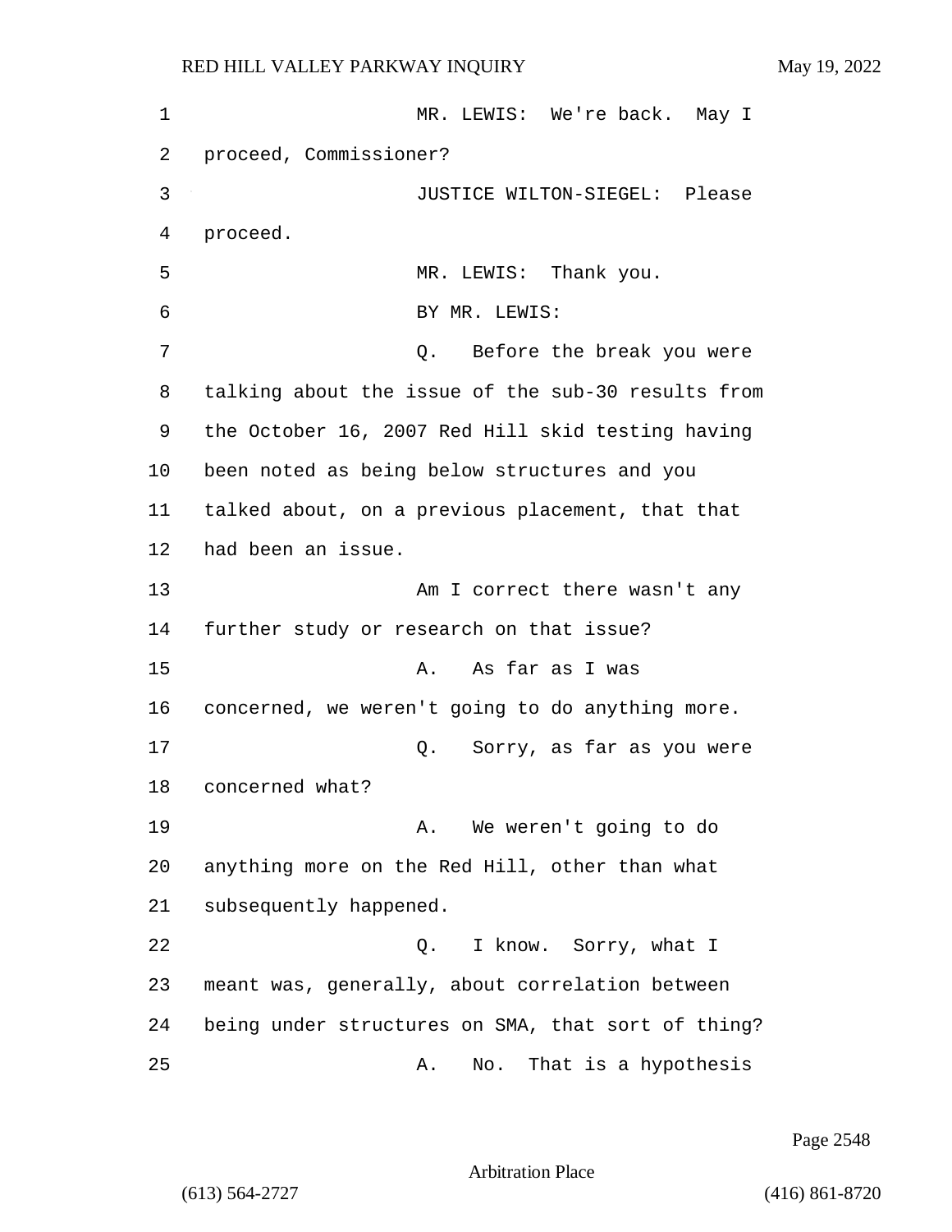MR. LEWIS: We're back. May I proceed, Commissioner?

JUSTICE WILTON-SIEGEL: Please proceed.

MR. LEWIS: Thank you.

BY MR. LEWIS:

Q. Before the break you were talking about the issue of the sub-30 results from the October 16, 2007 Red Hill skid testing having been noted as being below structures and you talked about, on a previous placement, that that had been an issue.

Am I correct there wasn't any further study or research on that issue?

A. As far as I was concerned, we weren't going to do anything more.

Q. Sorry, as far as you were concerned what?

A. We weren't going to do anything more on the Red Hill, other than what subsequently happened.

Q. I know. Sorry, what I meant was, generally, about correlation between being under structures on SMA, that sort of thing?

A. No. That is a hypothesis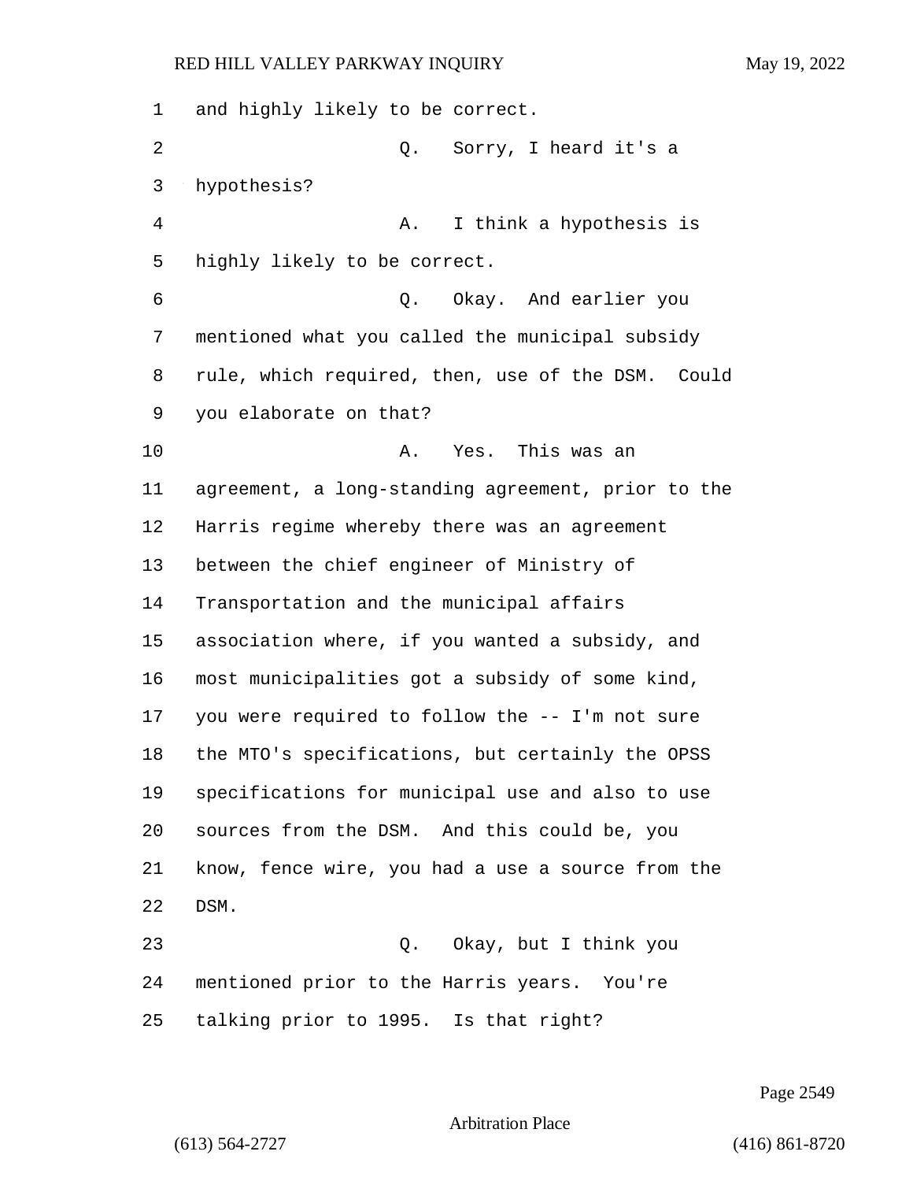and highly likely to be correct.

Q. Sorry, I heard it's a hypothesis?

A. I think a hypothesis is highly likely to be correct.

Q. Okay. And earlier you mentioned what you called the municipal subsidy rule, which required, then, use of the DSM. Could you elaborate on that?

A. Yes. This was an agreement, a long-standing agreement, prior to the Harris regime whereby there was an agreement between the chief engineer of Ministry of Transportation and the municipal affairs association where, if you wanted a subsidy, and most municipalities got a subsidy of some kind, you were required to follow the -- I'm not sure the MTO's specifications, but certainly the OPSS specifications for municipal use and also to use sources from the DSM. And this could be, you know, fence wire, you had a use a source from the DSM.

Q. Okay, but I think you mentioned prior to the Harris years. You're talking prior to 1995. Is that right?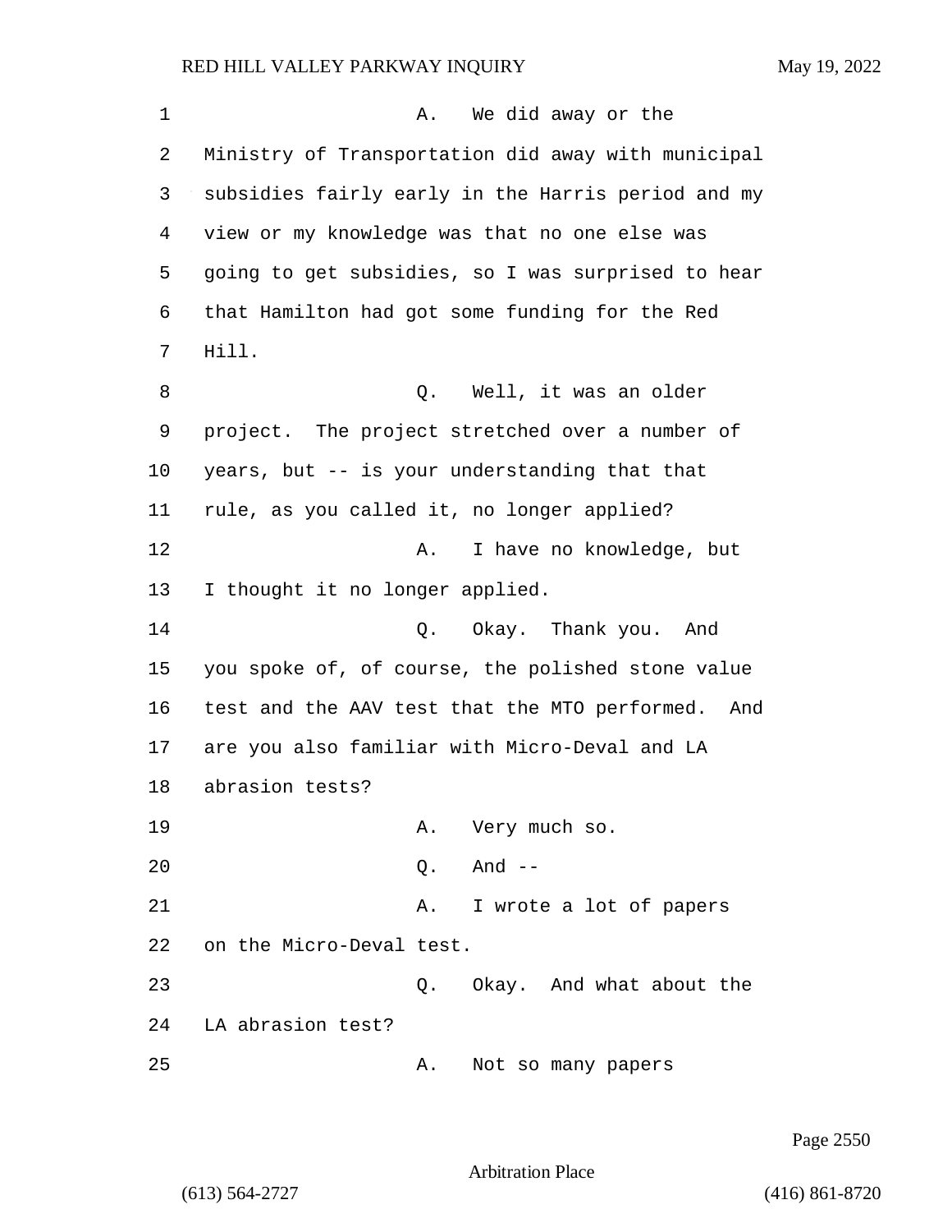A. We did away or the Ministry of Transportation did away with municipal subsidies fairly early in the Harris period and my view or my knowledge was that no one else was going to get subsidies, so I was surprised to hear that Hamilton had got some funding for the Red Hill.

Q. Well, it was an older project. The project stretched over a number of years, but -- is your understanding that that rule, as you called it, no longer applied?

A. I have no knowledge, but I thought it no longer applied.

Q. Okay. Thank you. And you spoke of, of course, the polished stone value test and the AAV test that the MTO performed. And are you also familiar with Micro-Deval and LA abrasion tests?

A. Very much so.

Q. And --

A. I wrote a lot of papers on the Micro-Deval test.

Q. Okay. And what about the LA abrasion test?

A. Not so many papers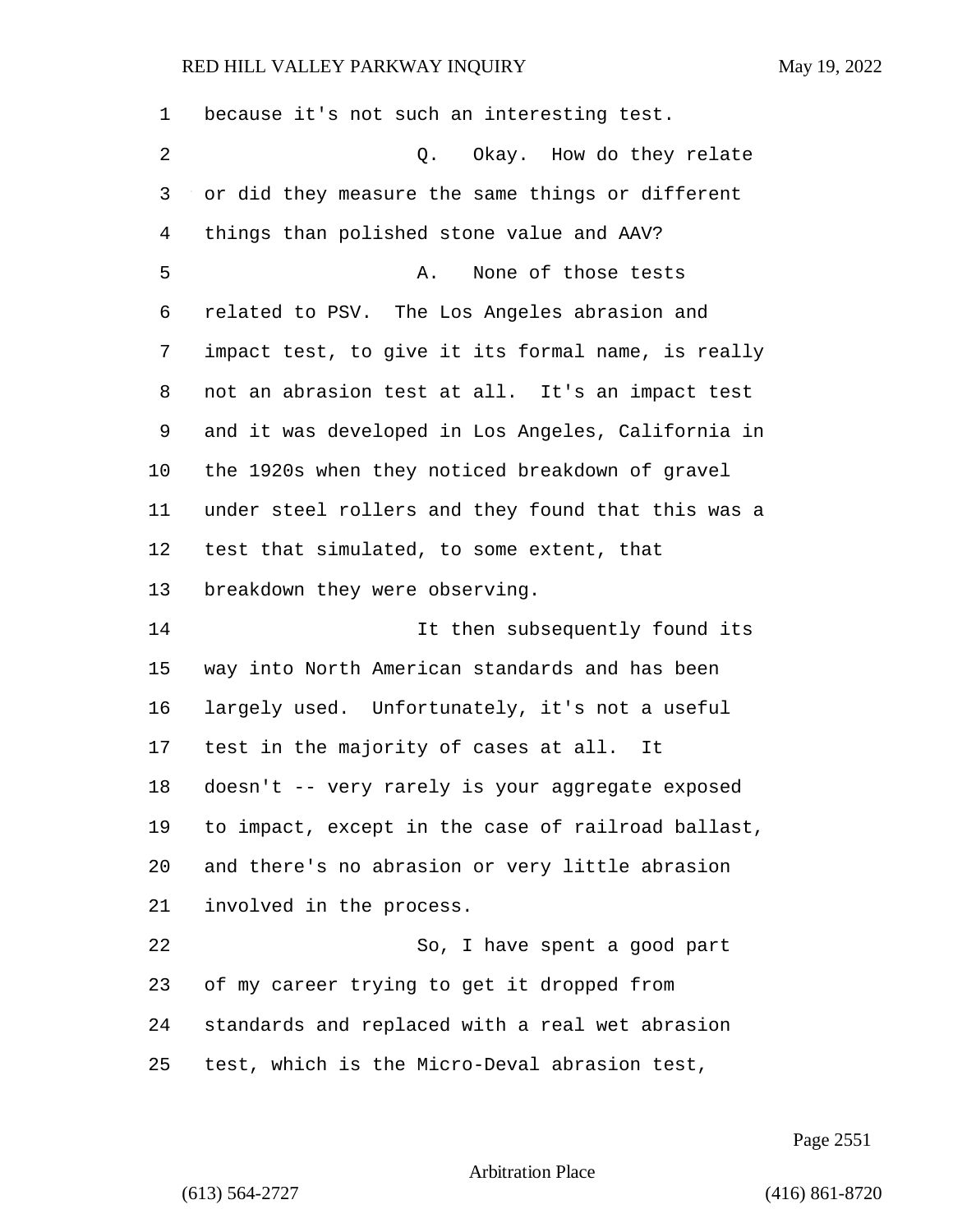because it's not such an interesting test.

Q. Okay. How do they relate or did they measure the same things or different things than polished stone value and AAV?

A. None of those tests related to PSV. The Los Angeles abrasion and impact test, to give it its formal name, is really not an abrasion test at all. It's an impact test and it was developed in Los Angeles, California in the 1920s when they noticed breakdown of gravel under steel rollers and they found that this was a test that simulated, to some extent, that breakdown they were observing.

It then subsequently found its way into North American standards and has been largely used. Unfortunately, it's not a useful test in the majority of cases at all. It doesn't -- very rarely is your aggregate exposed to impact, except in the case of railroad ballast, and there's no abrasion or very little abrasion involved in the process.

So, I have spent a good part of my career trying to get it dropped from standards and replaced with a real wet abrasion test, which is the Micro-Deval abrasion test,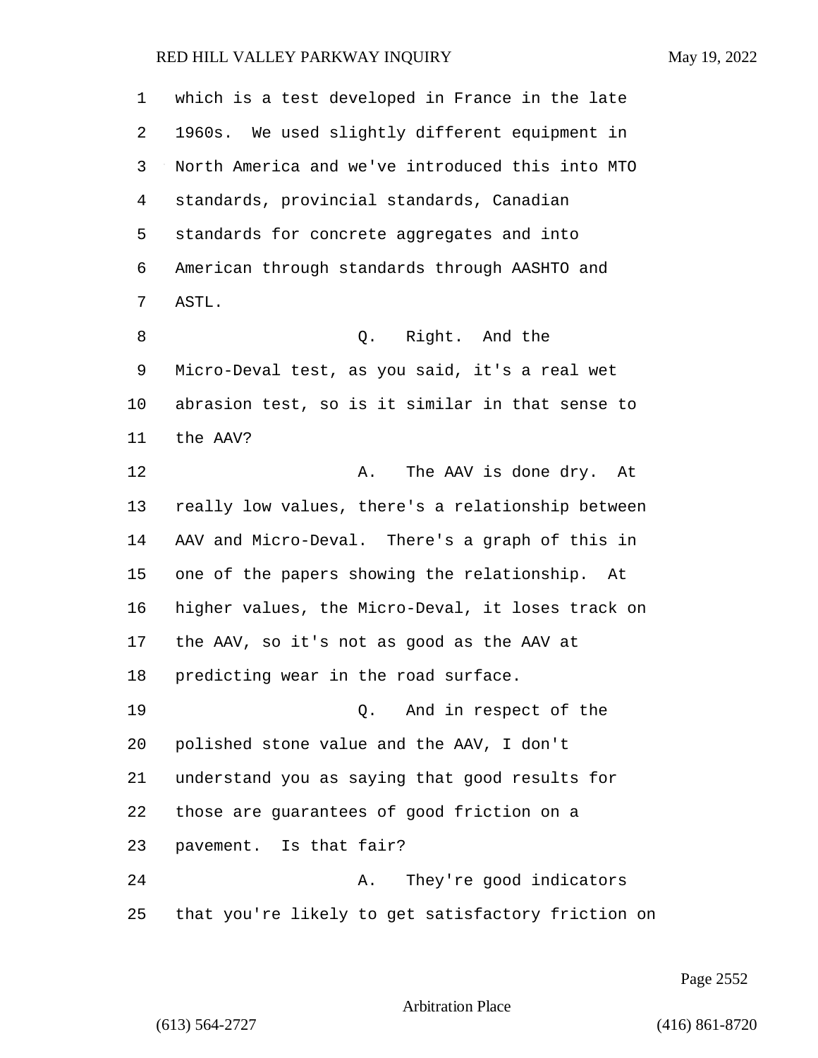1 which is a test developed in France in the late
2 1960s. We used slightly different equipment in
3 North America and we've introduced this into MTO
4 standards, provincial standards, Canadian
5 standards for concrete aggregates and into
6 American through standards through AASHTO and
7 ASTL.

8 Q. Right. And the
9 Micro-Deval test, as you said, it's a real wet
10 abrasion test, so is it similar in that sense to
11 the AAV?

12 A. The AAV is done dry. At
13 really low values, there's a relationship between
14 AAV and Micro-Deval. There's a graph of this in
15 one of the papers showing the relationship. At
16 higher values, the Micro-Deval, it loses track on
17 the AAV, so it's not as good as the AAV at
18 predicting wear in the road surface.

19 Q. And in respect of the
20 polished stone value and the AAV, I don't
21 understand you as saying that good results for
22 those are guarantees of good friction on a
23 pavement. Is that fair?

24 A. They're good indicators
25 that you're likely to get satisfactory friction on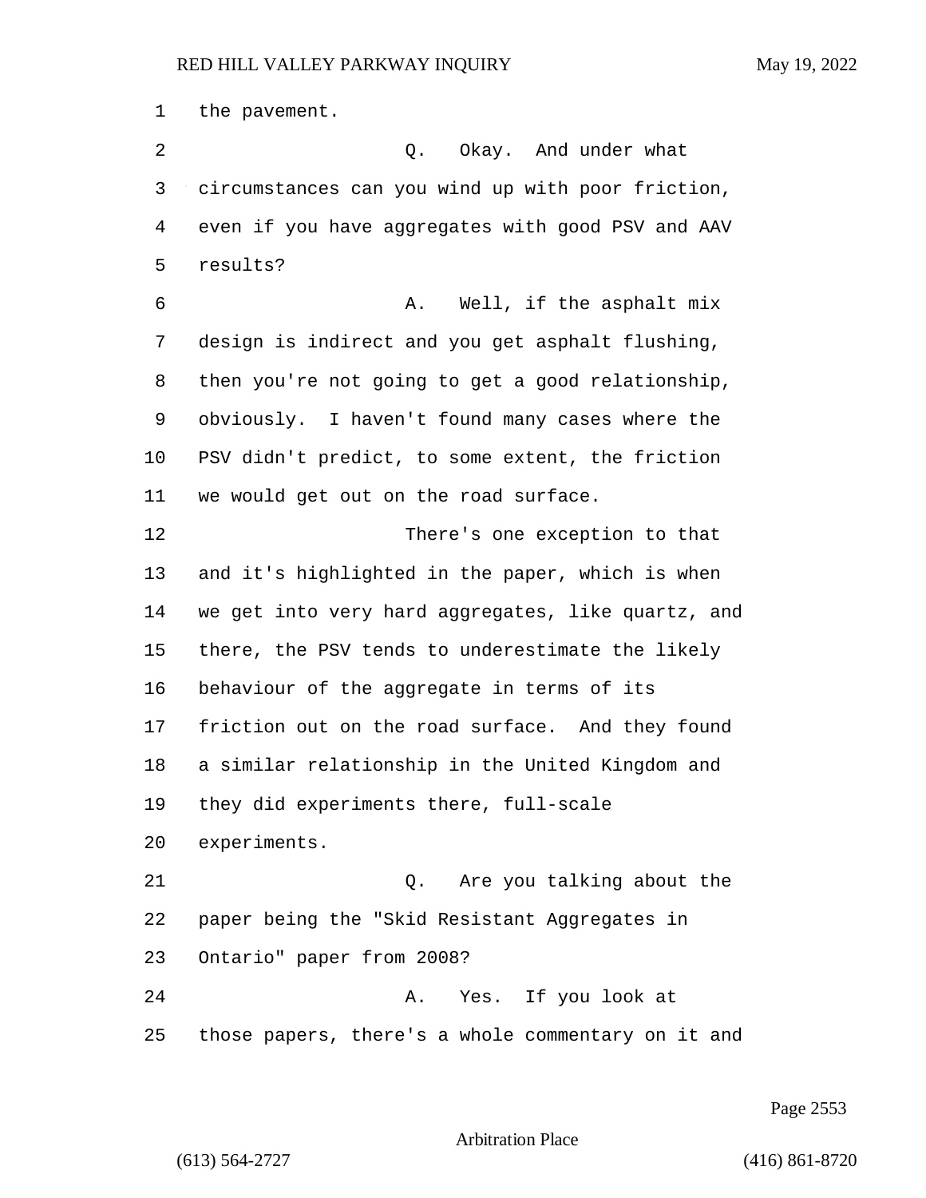1 the pavement.

2 Q. Okay. And under what

3 circumstances can you wind up with poor friction,

4 even if you have aggregates with good PSV and AAV

5 results?

6 A. Well, if the asphalt mix

7 design is indirect and you get asphalt flushing,

8 then you're not going to get a good relationship,

9 obviously. I haven't found many cases where the

10 PSV didn't predict, to some extent, the friction

11 we would get out on the road surface.

12 There's one exception to that

13 and it's highlighted in the paper, which is when

14 we get into very hard aggregates, like quartz, and

15 there, the PSV tends to underestimate the likely

16 behaviour of the aggregate in terms of its

17 friction out on the road surface. And they found

18 a similar relationship in the United Kingdom and

19 they did experiments there, full-scale

20 experiments.

21 Q. Are you talking about the

22 paper being the "Skid Resistant Aggregates in

23 Ontario" paper from 2008?

24 A. Yes. If you look at

25 those papers, there's a whole commentary on it and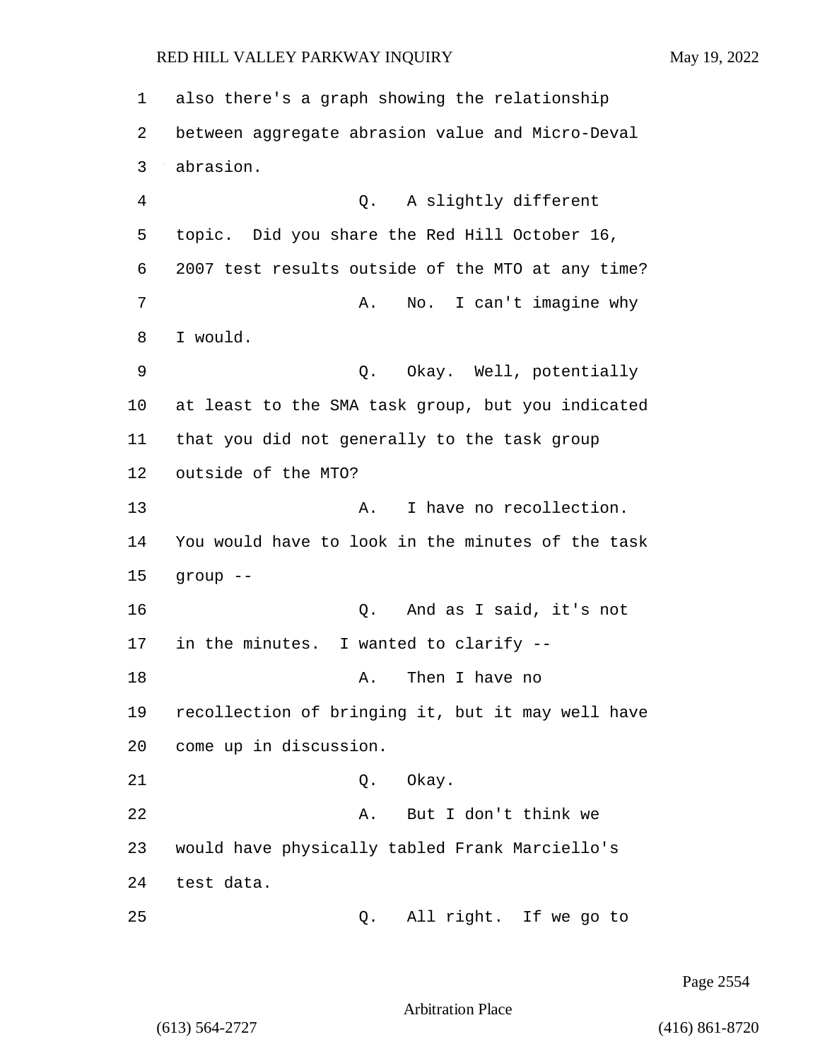also there's a graph showing the relationship between aggregate abrasion value and Micro-Deval abrasion.

Q. A slightly different topic. Did you share the Red Hill October 16, 2007 test results outside of the MTO at any time?

A. No. I can't imagine why I would.

Q. Okay. Well, potentially at least to the SMA task group, but you indicated that you did not generally to the task group outside of the MTO?

A. I have no recollection. You would have to look in the minutes of the task group --

Q. And as I said, it's not in the minutes. I wanted to clarify --

A. Then I have no recollection of bringing it, but it may well have come up in discussion.

Q. Okay.

A. But I don't think we would have physically tabled Frank Marciello's test data.

Q. All right. If we go to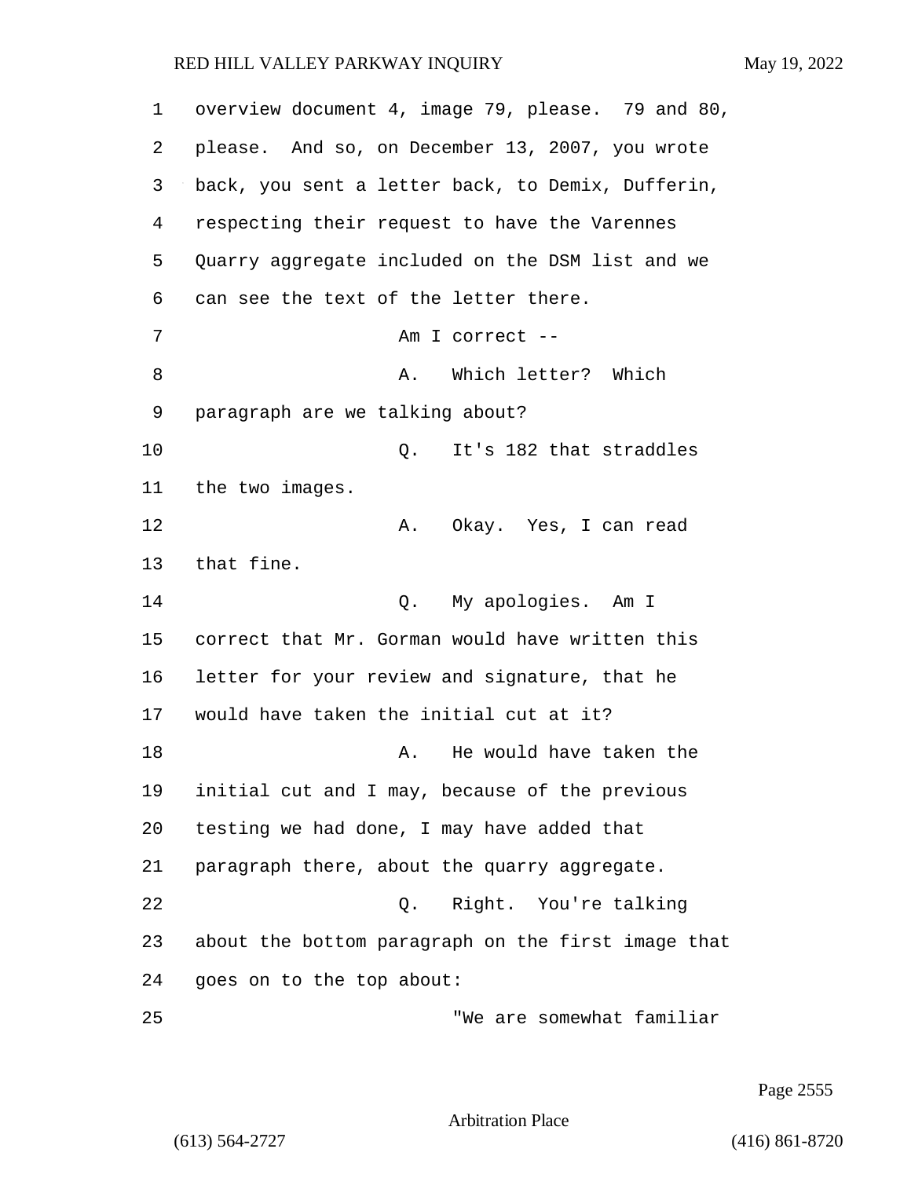overview document 4, image 79, please. 79 and 80, please. And so, on December 13, 2007, you wrote back, you sent a letter back, to Demix, Dufferin, respecting their request to have the Varennes Quarry aggregate included on the DSM list and we can see the text of the letter there.

Am I correct --

A. Which letter? Which paragraph are we talking about?

Q. It's 182 that straddles the two images.

A. Okay. Yes, I can read that fine.

Q. My apologies. Am I correct that Mr. Gorman would have written this letter for your review and signature, that he would have taken the initial cut at it?

A. He would have taken the initial cut and I may, because of the previous testing we had done, I may have added that paragraph there, about the quarry aggregate.

Q. Right. You're talking about the bottom paragraph on the first image that goes on to the top about:

"We are somewhat familiar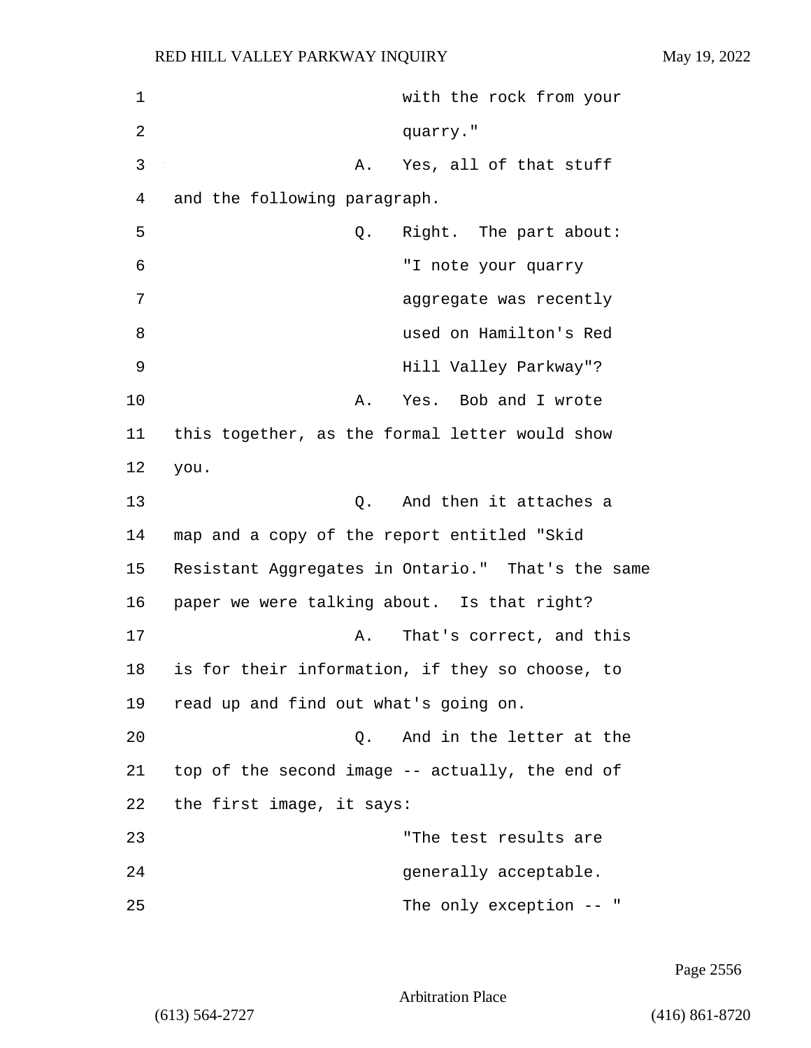with the rock from your quarry."

A. Yes, all of that stuff and the following paragraph.

Q. Right. The part about:

"I note your quarry aggregate was recently used on Hamilton's Red Hill Valley Parkway"?

A. Yes. Bob and I wrote this together, as the formal letter would show you.

Q. And then it attaches a map and a copy of the report entitled "Skid Resistant Aggregates in Ontario." That's the same paper we were talking about. Is that right?

A. That's correct, and this is for their information, if they so choose, to read up and find out what's going on.

Q. And in the letter at the top of the second image -- actually, the end of the first image, it says:

"The test results are generally acceptable. The only exception -- "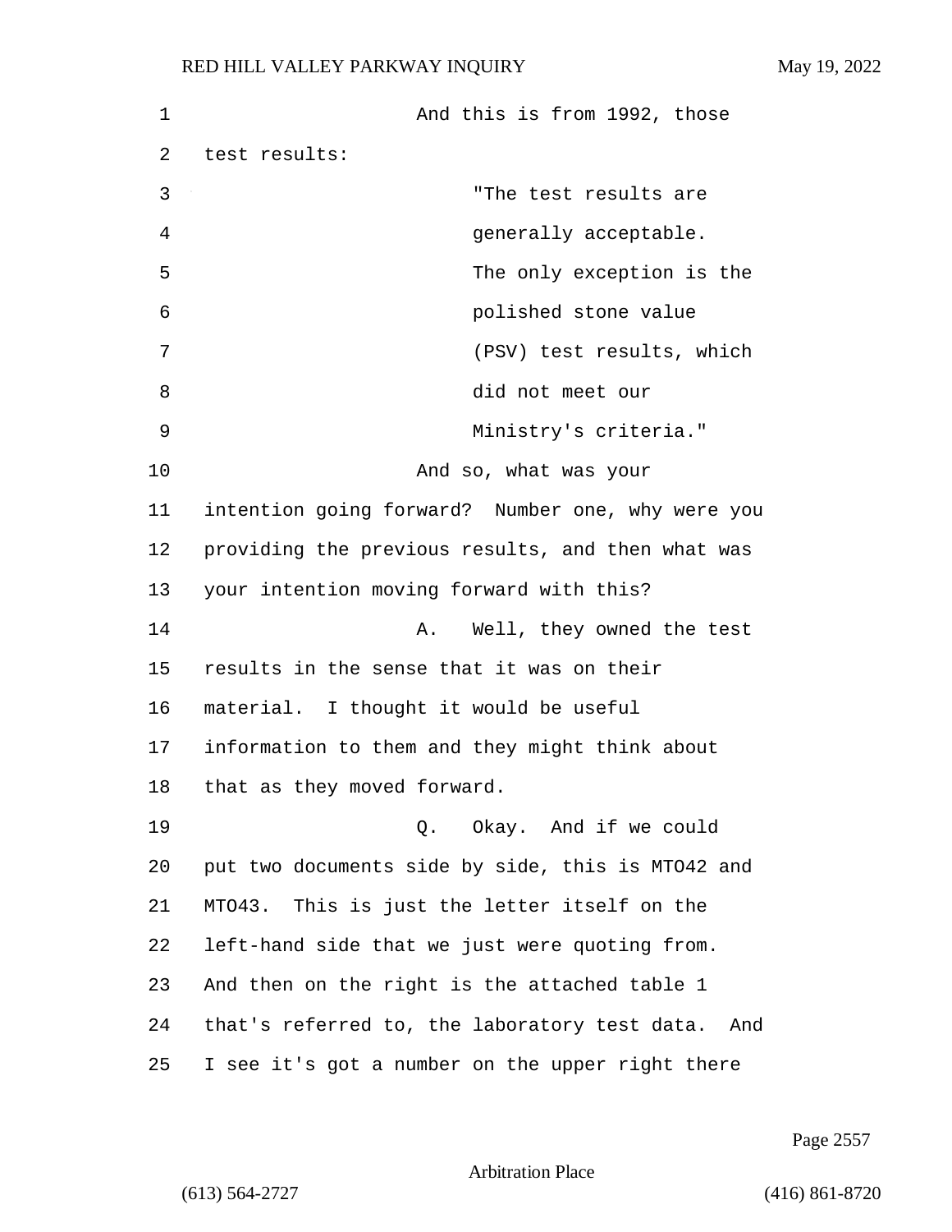And this is from 1992, those test results:

> "The test results are generally acceptable. The only exception is the polished stone value (PSV) test results, which did not meet our Ministry's criteria."

And so, what was your intention going forward? Number one, why were you providing the previous results, and then what was your intention moving forward with this?

A. Well, they owned the test results in the sense that it was on their material. I thought it would be useful information to them and they might think about that as they moved forward.

Q. Okay. And if we could put two documents side by side, this is MTO42 and MTO43. This is just the letter itself on the left-hand side that we just were quoting from. And then on the right is the attached table 1 that's referred to, the laboratory test data. And I see it's got a number on the upper right there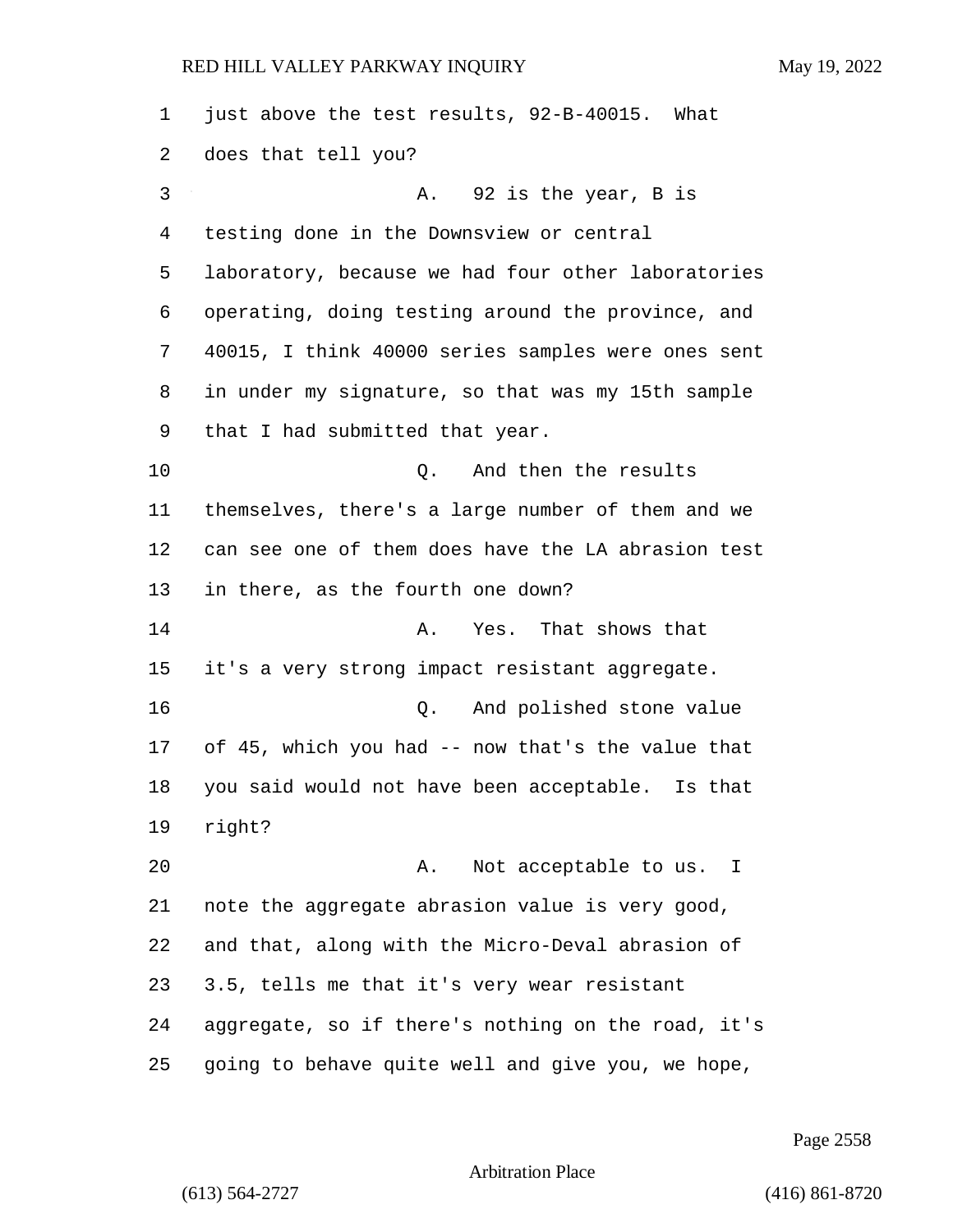just above the test results, 92-B-40015. What does that tell you?

A. 92 is the year, B is testing done in the Downsview or central laboratory, because we had four other laboratories operating, doing testing around the province, and 40015, I think 40000 series samples were ones sent in under my signature, so that was my 15th sample that I had submitted that year.

Q. And then the results themselves, there's a large number of them and we can see one of them does have the LA abrasion test in there, as the fourth one down?

A. Yes. That shows that it's a very strong impact resistant aggregate.

Q. And polished stone value of 45, which you had -- now that's the value that you said would not have been acceptable. Is that right?

A. Not acceptable to us. I note the aggregate abrasion value is very good, and that, along with the Micro-Deval abrasion of 3.5, tells me that it's very wear resistant aggregate, so if there's nothing on the road, it's going to behave quite well and give you, we hope,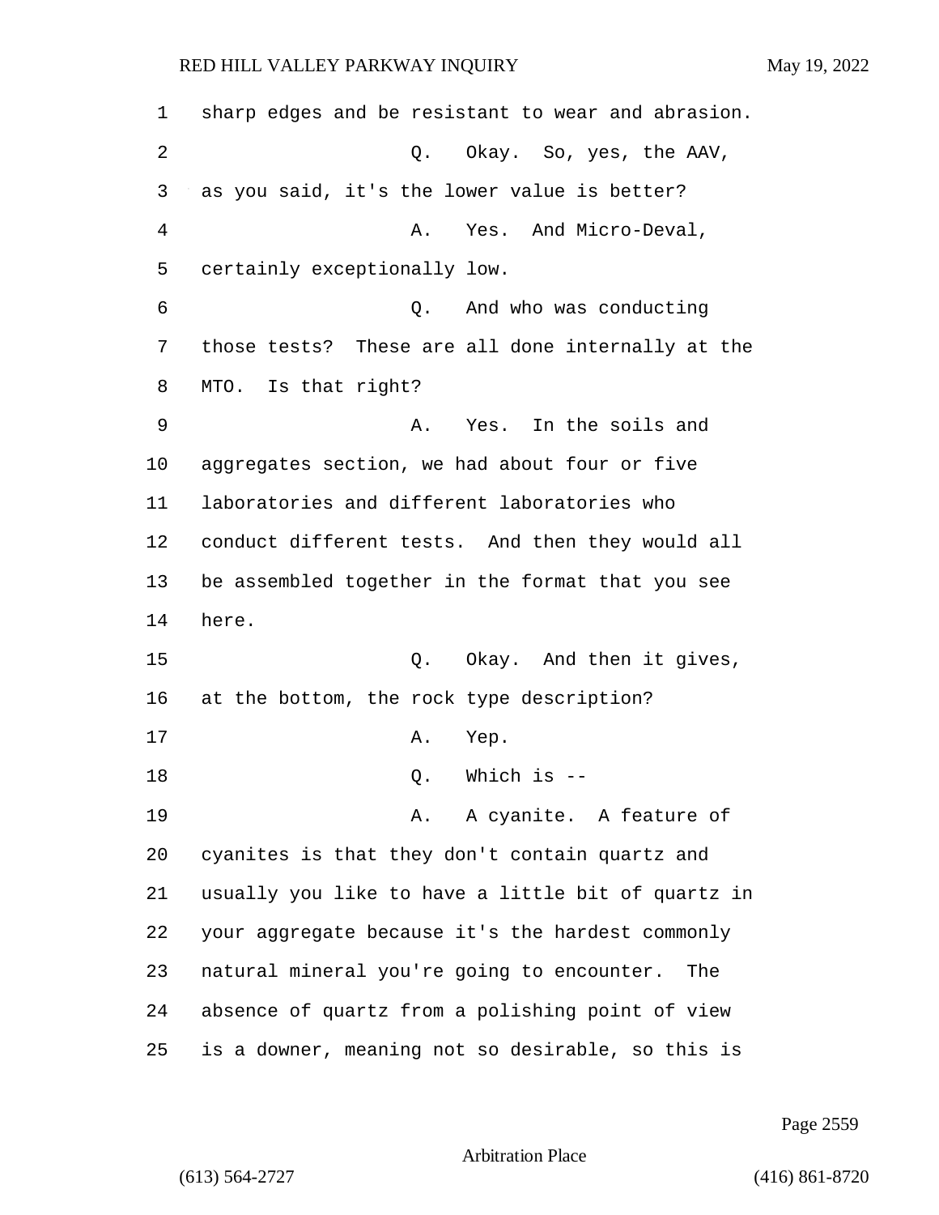sharp edges and be resistant to wear and abrasion.

Q. Okay. So, yes, the AAV, as you said, it's the lower value is better?

A. Yes. And Micro-Deval, certainly exceptionally low.

Q. And who was conducting those tests? These are all done internally at the MTO. Is that right?

A. Yes. In the soils and aggregates section, we had about four or five laboratories and different laboratories who conduct different tests. And then they would all be assembled together in the format that you see here.

Q. Okay. And then it gives, at the bottom, the rock type description?

A. Yep.

Q. Which is --

A. A cyanite. A feature of cyanites is that they don't contain quartz and usually you like to have a little bit of quartz in your aggregate because it's the hardest commonly natural mineral you're going to encounter. The absence of quartz from a polishing point of view is a downer, meaning not so desirable, so this is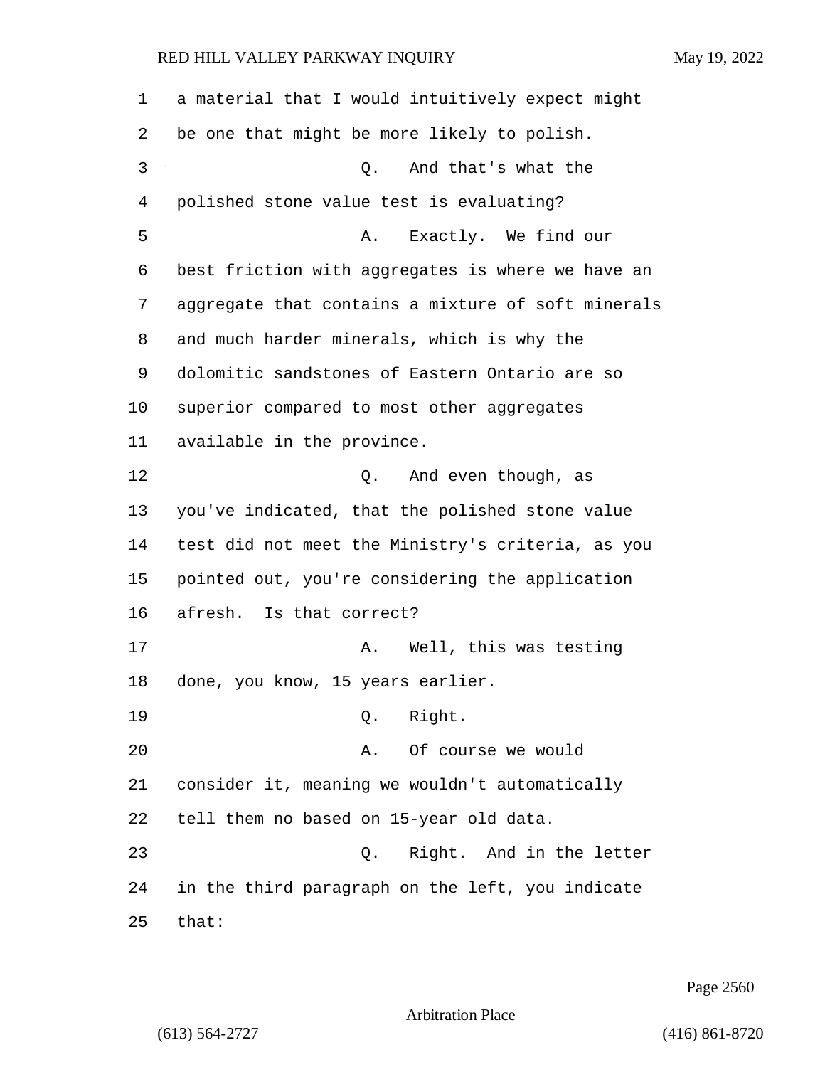a material that I would intuitively expect might be one that might be more likely to polish.

Q. And that's what the polished stone value test is evaluating?

A. Exactly. We find our best friction with aggregates is where we have an aggregate that contains a mixture of soft minerals and much harder minerals, which is why the dolomitic sandstones of Eastern Ontario are so superior compared to most other aggregates available in the province.

Q. And even though, as you've indicated, that the polished stone value test did not meet the Ministry's criteria, as you pointed out, you're considering the application afresh. Is that correct?

A. Well, this was testing done, you know, 15 years earlier.

Q. Right.

A. Of course we would consider it, meaning we wouldn't automatically tell them no based on 15-year old data.

Q. Right. And in the letter in the third paragraph on the left, you indicate that: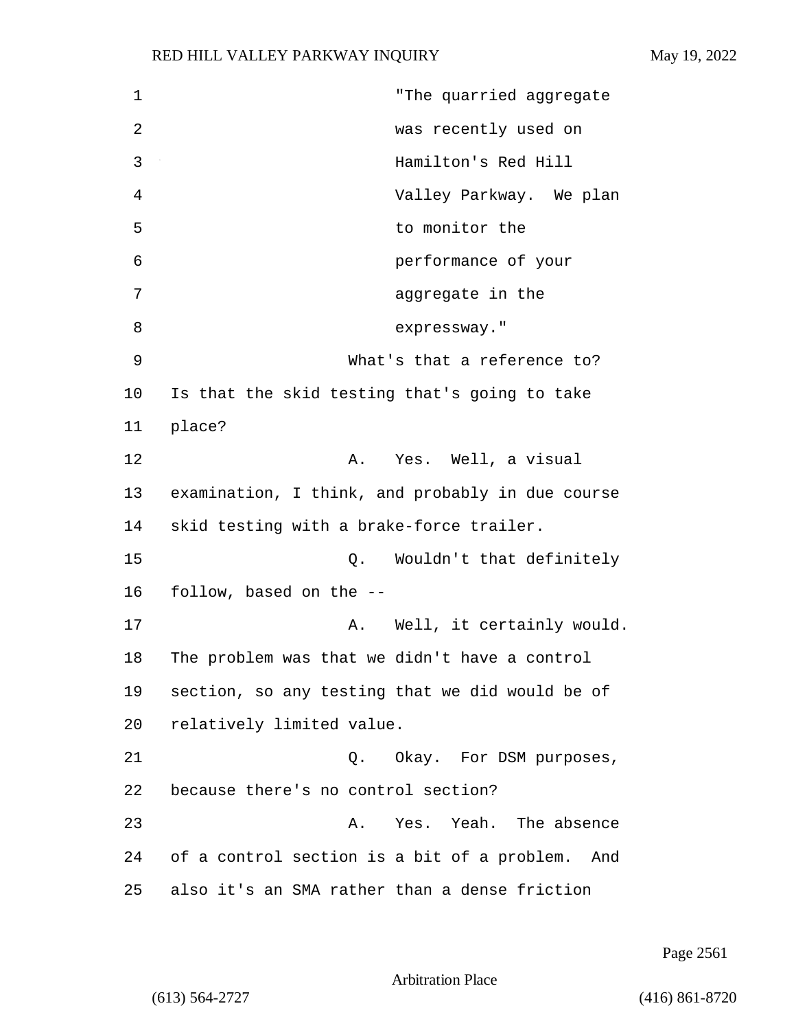"The quarried aggregate was recently used on Hamilton's Red Hill Valley Parkway. We plan to monitor the performance of your aggregate in the expressway."

What's that a reference to? Is that the skid testing that's going to take place?

A. Yes. Well, a visual examination, I think, and probably in due course skid testing with a brake-force trailer.

Q. Wouldn't that definitely follow, based on the --

A. Well, it certainly would. The problem was that we didn't have a control section, so any testing that we did would be of relatively limited value.

Q. Okay. For DSM purposes, because there's no control section?

A. Yes. Yeah. The absence of a control section is a bit of a problem. And also it's an SMA rather than a dense friction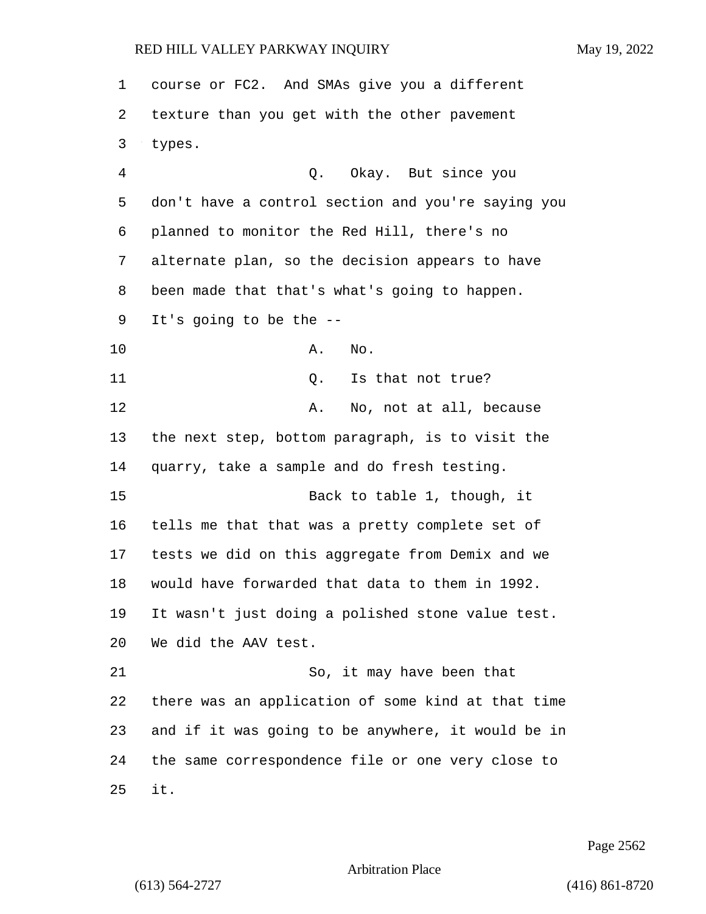course or FC2. And SMAs give you a different texture than you get with the other pavement types.

Q. Okay. But since you don't have a control section and you're saying you planned to monitor the Red Hill, there's no alternate plan, so the decision appears to have been made that that's what's going to happen. It's going to be the --

A. No.

Q. Is that not true?

A. No, not at all, because the next step, bottom paragraph, is to visit the quarry, take a sample and do fresh testing.

Back to table 1, though, it tells me that that was a pretty complete set of tests we did on this aggregate from Demix and we would have forwarded that data to them in 1992. It wasn't just doing a polished stone value test. We did the AAV test.

So, it may have been that there was an application of some kind at that time and if it was going to be anywhere, it would be in the same correspondence file or one very close to it.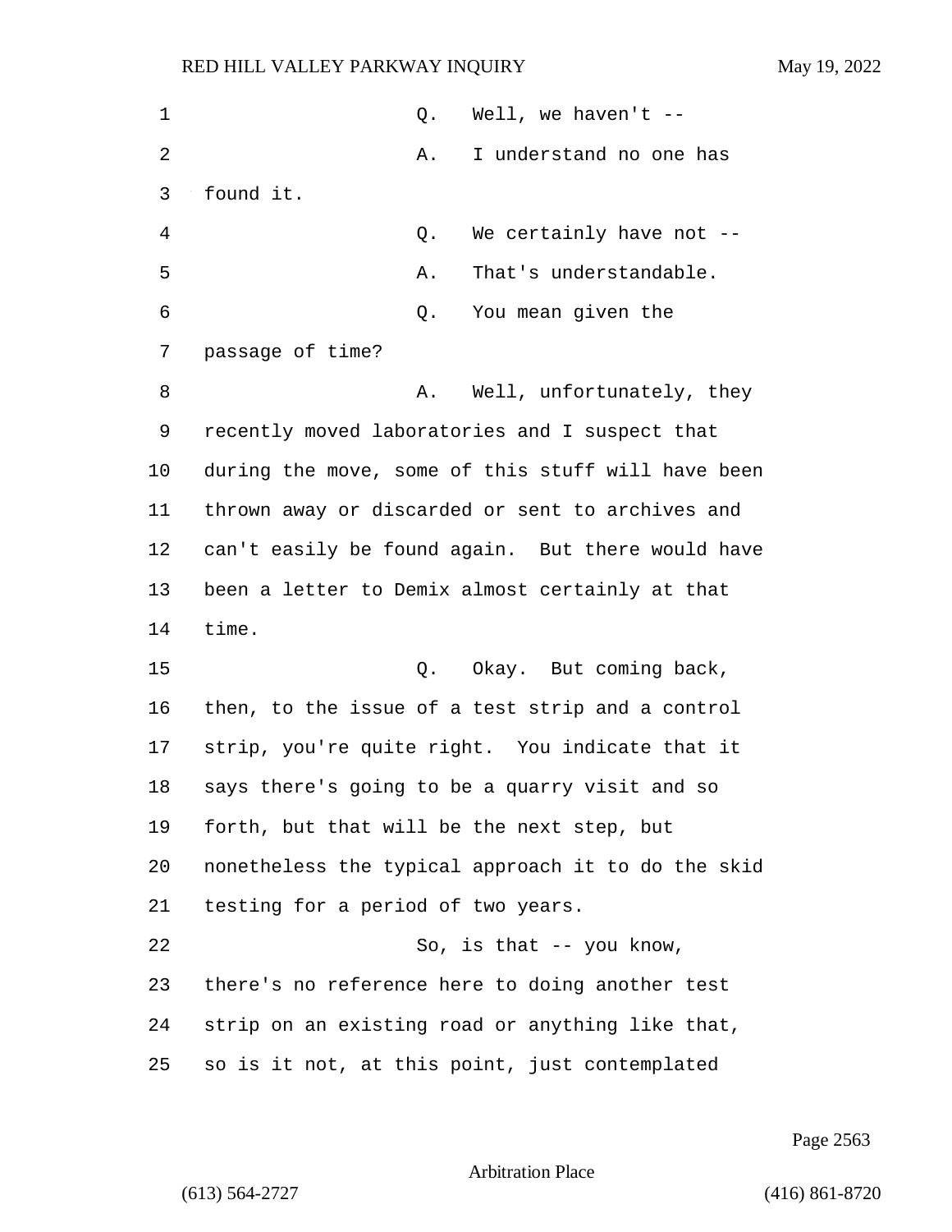Q. Well, we haven't --

A. I understand no one has found it.

Q. We certainly have not --

A. That's understandable.

Q. You mean given the passage of time?

A. Well, unfortunately, they recently moved laboratories and I suspect that during the move, some of this stuff will have been thrown away or discarded or sent to archives and can't easily be found again. But there would have been a letter to Demix almost certainly at that time.

Q. Okay. But coming back, then, to the issue of a test strip and a control strip, you're quite right. You indicate that it says there's going to be a quarry visit and so forth, but that will be the next step, but nonetheless the typical approach it to do the skid testing for a period of two years.

So, is that -- you know, there's no reference here to doing another test strip on an existing road or anything like that, so is it not, at this point, just contemplated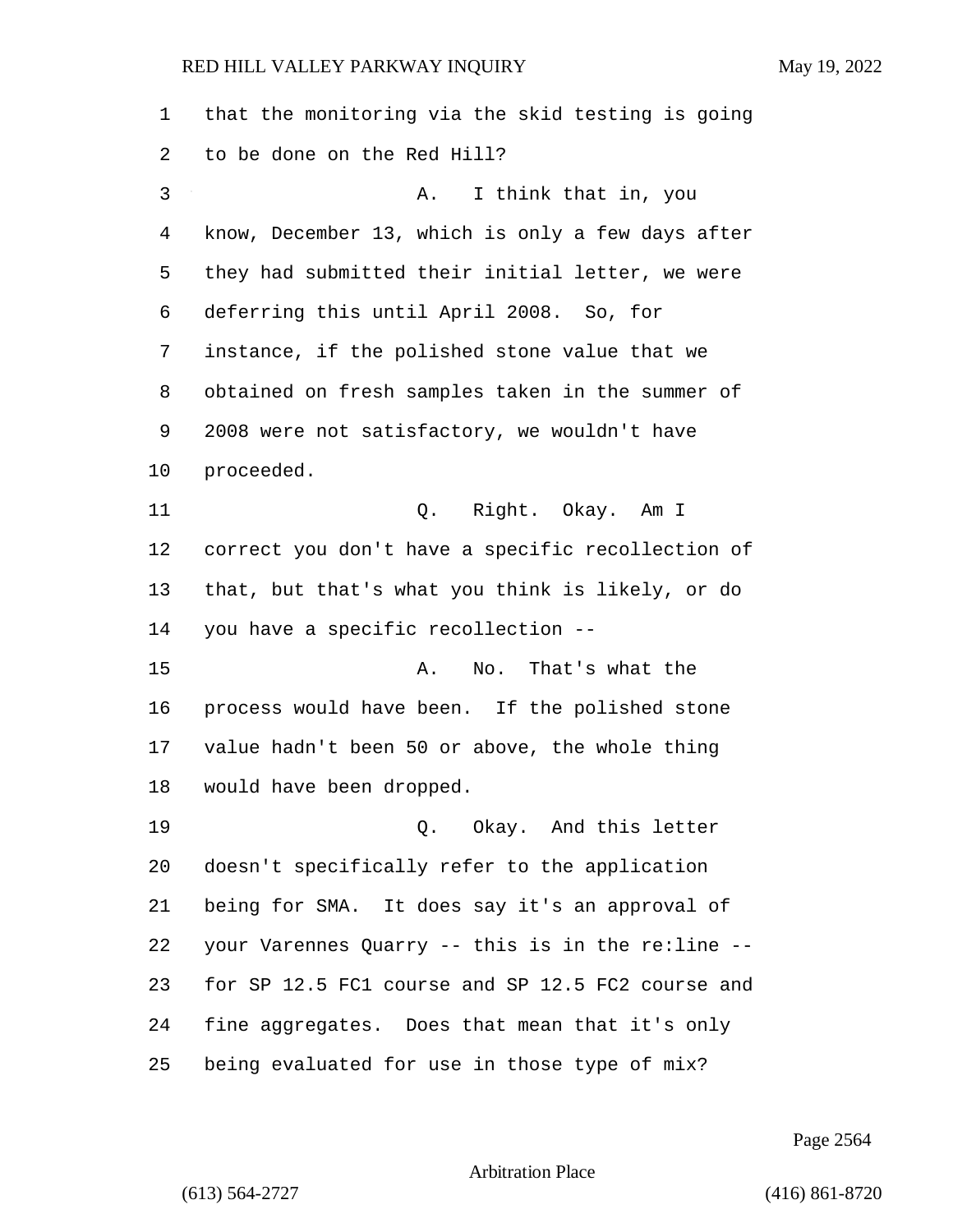that the monitoring via the skid testing is going to be done on the Red Hill?

A. I think that in, you know, December 13, which is only a few days after they had submitted their initial letter, we were deferring this until April 2008. So, for instance, if the polished stone value that we obtained on fresh samples taken in the summer of 2008 were not satisfactory, we wouldn't have proceeded.

Q. Right. Okay. Am I correct you don't have a specific recollection of that, but that's what you think is likely, or do you have a specific recollection --

A. No. That's what the process would have been. If the polished stone value hadn't been 50 or above, the whole thing would have been dropped.

Q. Okay. And this letter doesn't specifically refer to the application being for SMA. It does say it's an approval of your Varennes Quarry -- this is in the re:line -- for SP 12.5 FC1 course and SP 12.5 FC2 course and fine aggregates. Does that mean that it's only being evaluated for use in those type of mix?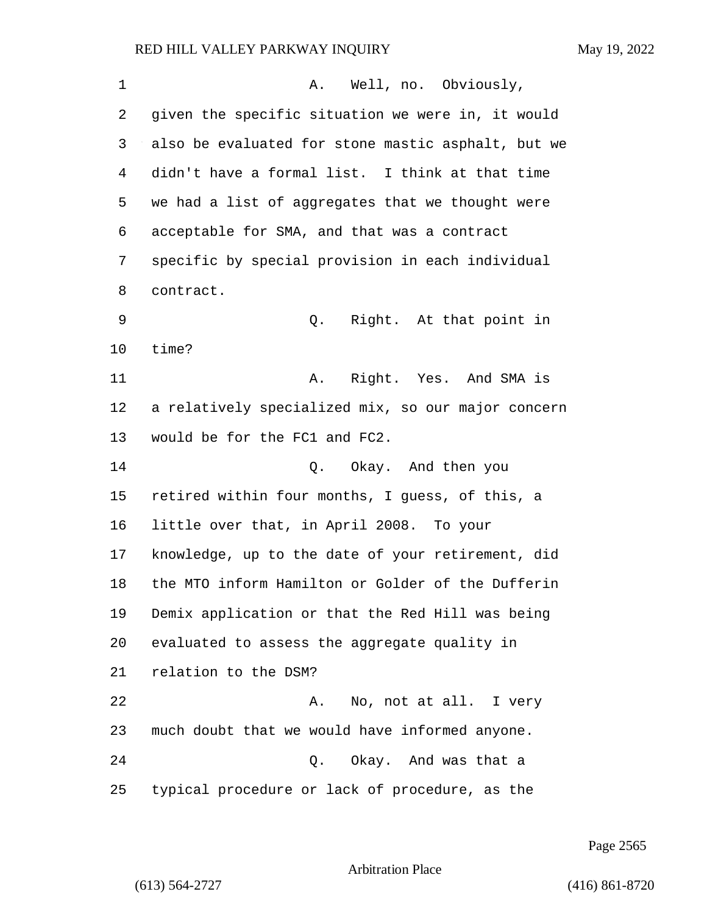A. Well, no. Obviously, given the specific situation we were in, it would also be evaluated for stone mastic asphalt, but we didn't have a formal list. I think at that time we had a list of aggregates that we thought were acceptable for SMA, and that was a contract specific by special provision in each individual contract.

Q. Right. At that point in time?

A. Right. Yes. And SMA is a relatively specialized mix, so our major concern would be for the FC1 and FC2.

Q. Okay. And then you retired within four months, I guess, of this, a little over that, in April 2008. To your knowledge, up to the date of your retirement, did the MTO inform Hamilton or Golder of the Dufferin Demix application or that the Red Hill was being evaluated to assess the aggregate quality in relation to the DSM?

A. No, not at all. I very much doubt that we would have informed anyone.

Q. Okay. And was that a typical procedure or lack of procedure, as the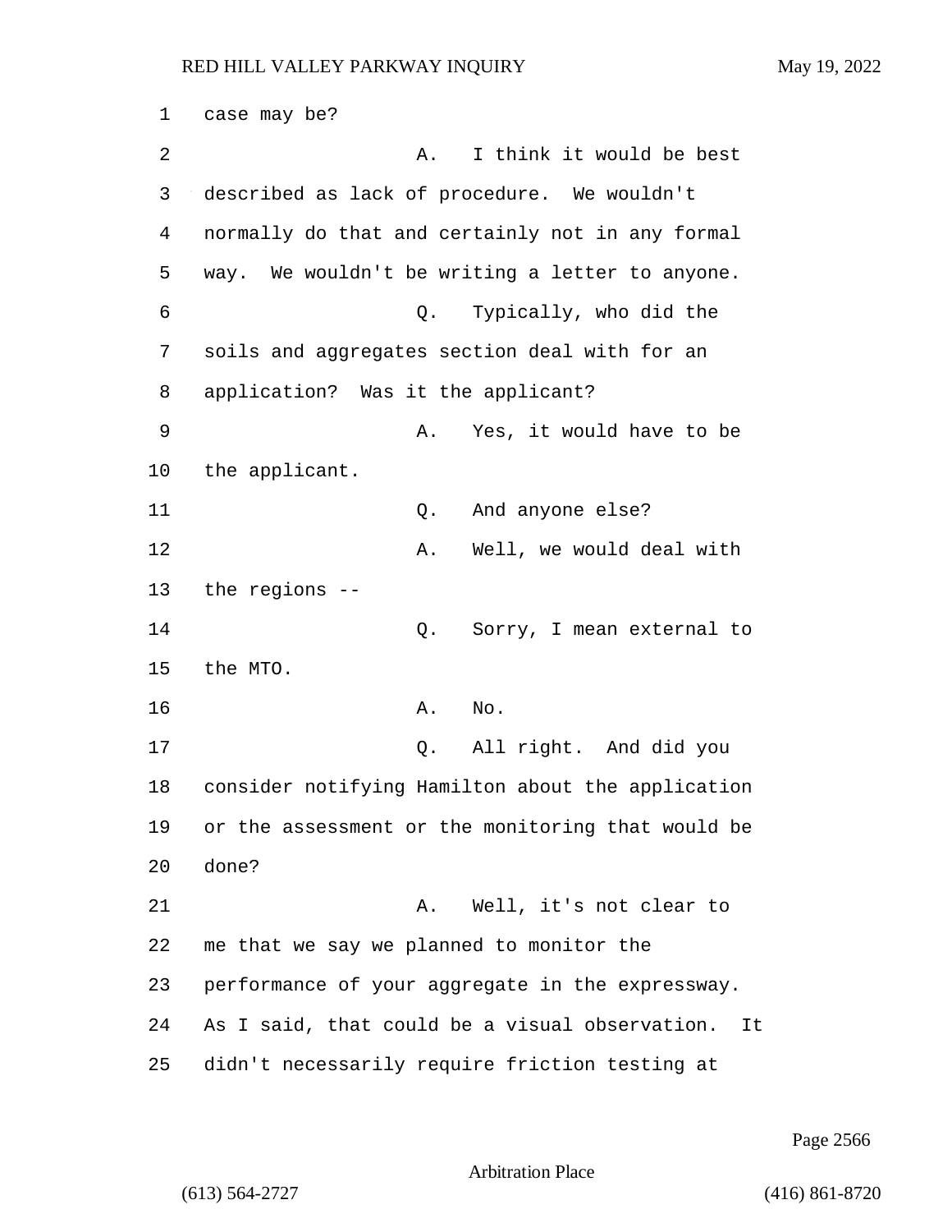case may be?

A. I think it would be best described as lack of procedure. We wouldn't normally do that and certainly not in any formal way. We wouldn't be writing a letter to anyone.

Q. Typically, who did the soils and aggregates section deal with for an application? Was it the applicant?

A. Yes, it would have to be the applicant.

Q. And anyone else?

A. Well, we would deal with the regions --

Q. Sorry, I mean external to the MTO.

A. No.

Q. All right. And did you consider notifying Hamilton about the application or the assessment or the monitoring that would be done?

A. Well, it's not clear to me that we say we planned to monitor the performance of your aggregate in the expressway. As I said, that could be a visual observation. It didn't necessarily require friction testing at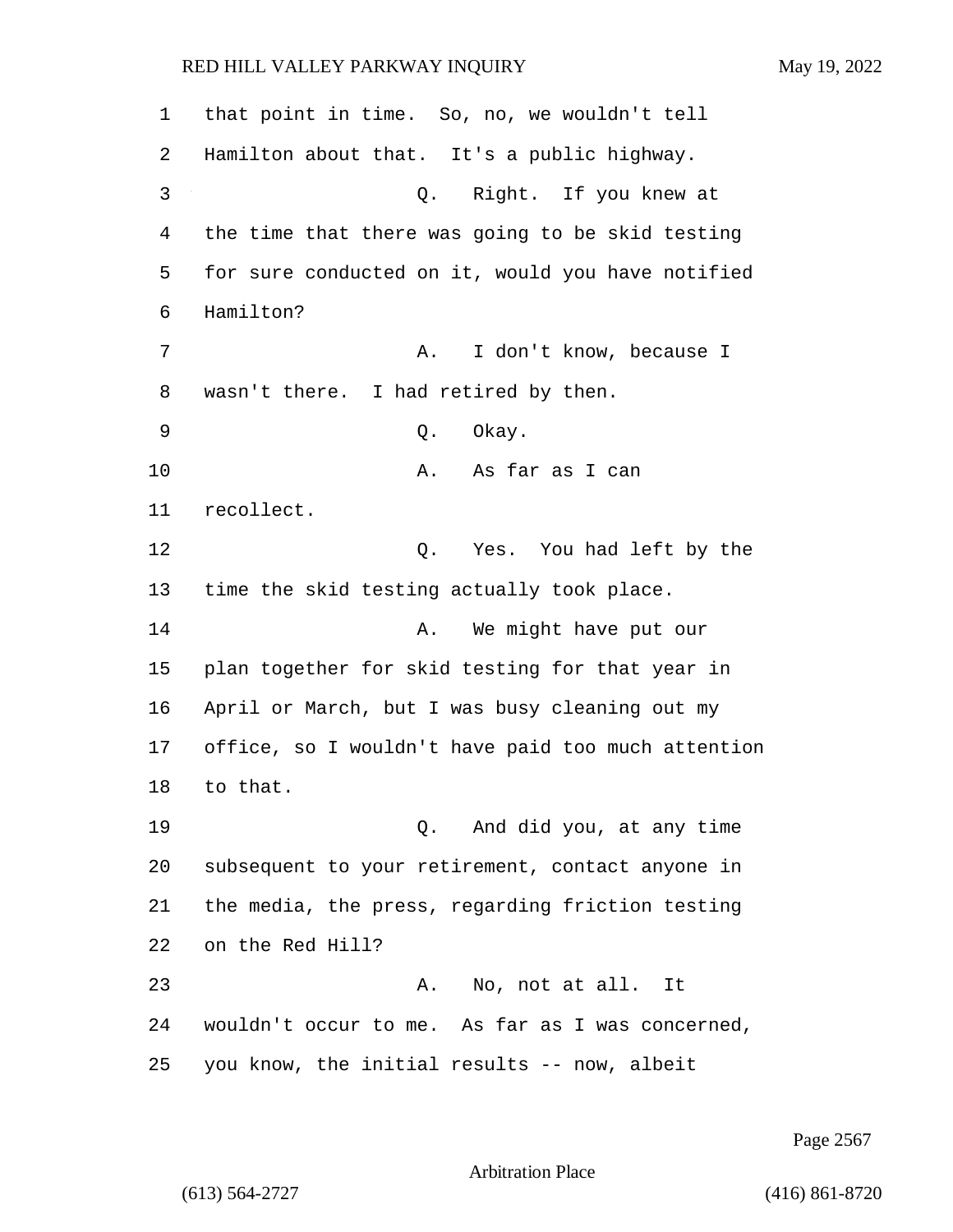that point in time. So, no, we wouldn't tell Hamilton about that. It's a public highway.

Q. Right. If you knew at the time that there was going to be skid testing for sure conducted on it, would you have notified Hamilton?

A. I don't know, because I wasn't there. I had retired by then.

Q. Okay.

A. As far as I can recollect.

Q. Yes. You had left by the time the skid testing actually took place.

A. We might have put our plan together for skid testing for that year in April or March, but I was busy cleaning out my office, so I wouldn't have paid too much attention to that.

Q. And did you, at any time subsequent to your retirement, contact anyone in the media, the press, regarding friction testing on the Red Hill?

A. No, not at all. It wouldn't occur to me. As far as I was concerned, you know, the initial results -- now, albeit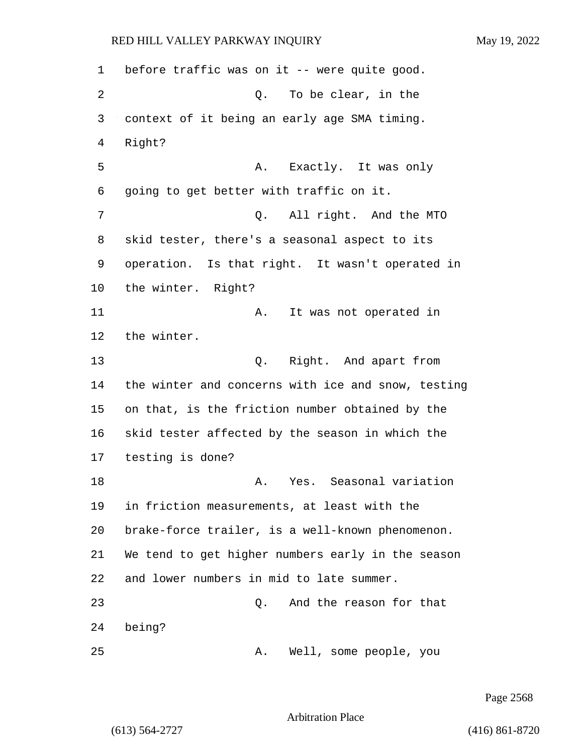before traffic was on it -- were quite good.

Q. To be clear, in the context of it being an early age SMA timing. Right?

A. Exactly. It was only going to get better with traffic on it.

Q. All right. And the MTO skid tester, there's a seasonal aspect to its operation. Is that right. It wasn't operated in the winter. Right?

A. It was not operated in the winter.

Q. Right. And apart from the winter and concerns with ice and snow, testing on that, is the friction number obtained by the skid tester affected by the season in which the testing is done?

A. Yes. Seasonal variation in friction measurements, at least with the brake-force trailer, is a well-known phenomenon. We tend to get higher numbers early in the season and lower numbers in mid to late summer.

Q. And the reason for that being?

A. Well, some people, you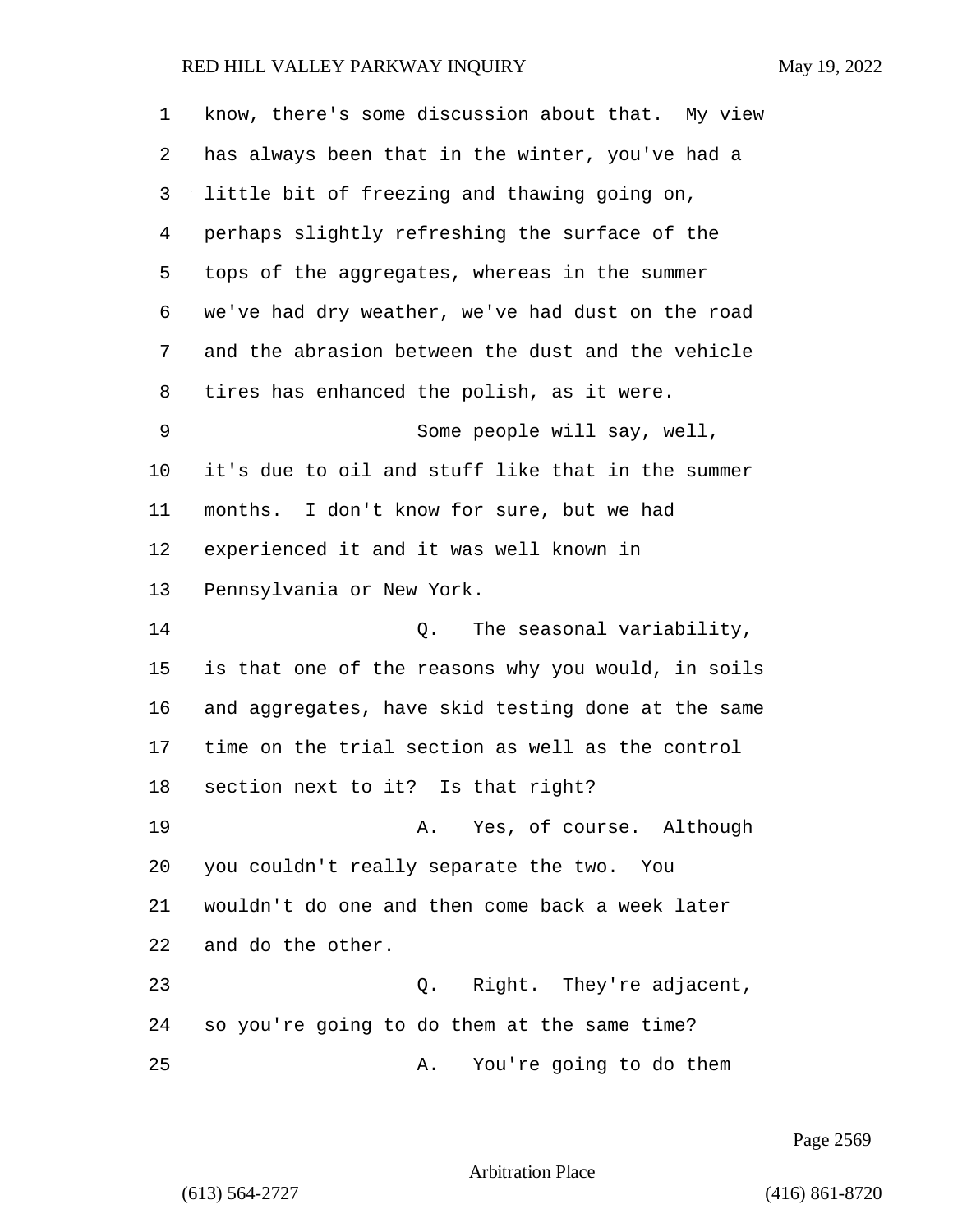know, there's some discussion about that. My view has always been that in the winter, you've had a little bit of freezing and thawing going on, perhaps slightly refreshing the surface of the tops of the aggregates, whereas in the summer we've had dry weather, we've had dust on the road and the abrasion between the dust and the vehicle tires has enhanced the polish, as it were.

Some people will say, well, it's due to oil and stuff like that in the summer months. I don't know for sure, but we had experienced it and it was well known in Pennsylvania or New York.

Q. The seasonal variability, is that one of the reasons why you would, in soils and aggregates, have skid testing done at the same time on the trial section as well as the control section next to it? Is that right?

A. Yes, of course. Although you couldn't really separate the two. You wouldn't do one and then come back a week later and do the other.

Q. Right. They're adjacent, so you're going to do them at the same time?

A. You're going to do them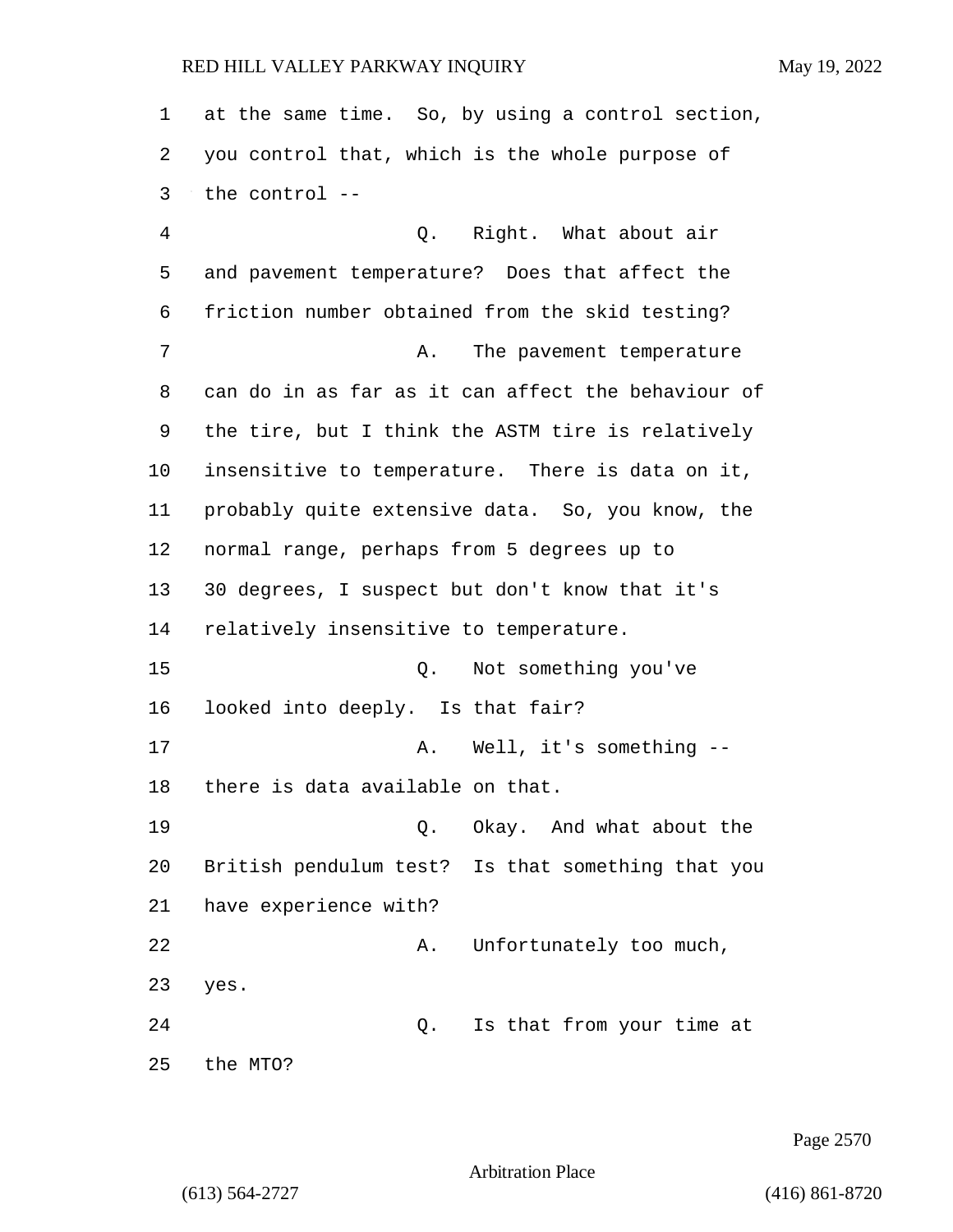at the same time. So, by using a control section, you control that, which is the whole purpose of the control --

Q. Right. What about air and pavement temperature? Does that affect the friction number obtained from the skid testing?

A. The pavement temperature can do in as far as it can affect the behaviour of the tire, but I think the ASTM tire is relatively insensitive to temperature. There is data on it, probably quite extensive data. So, you know, the normal range, perhaps from 5 degrees up to 30 degrees, I suspect but don't know that it's relatively insensitive to temperature.

Q. Not something you've looked into deeply. Is that fair?

A. Well, it's something -- there is data available on that.

Q. Okay. And what about the British pendulum test? Is that something that you have experience with?

A. Unfortunately too much, yes.

Q. Is that from your time at the MTO?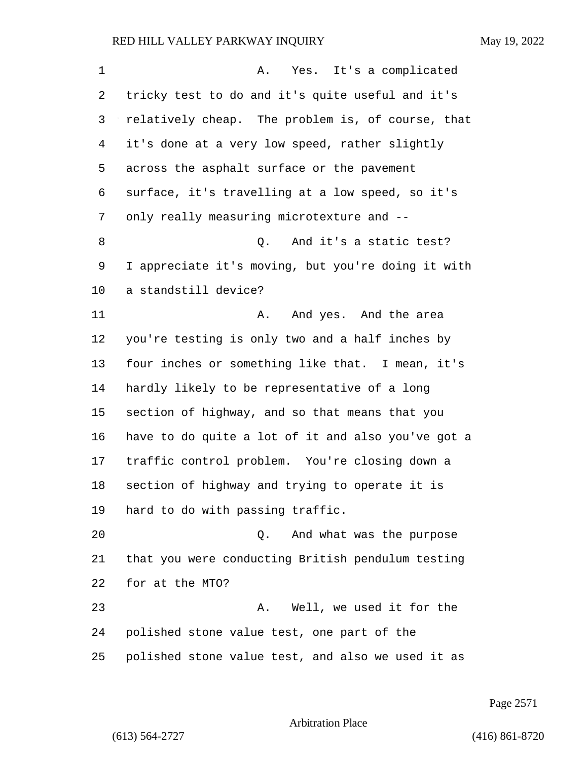A. Yes. It's a complicated tricky test to do and it's quite useful and it's relatively cheap. The problem is, of course, that it's done at a very low speed, rather slightly across the asphalt surface or the pavement surface, it's travelling at a low speed, so it's only really measuring microtexture and --

Q. And it's a static test? I appreciate it's moving, but you're doing it with a standstill device?

A. And yes. And the area you're testing is only two and a half inches by four inches or something like that. I mean, it's hardly likely to be representative of a long section of highway, and so that means that you have to do quite a lot of it and also you've got a traffic control problem. You're closing down a section of highway and trying to operate it is hard to do with passing traffic.

Q. And what was the purpose that you were conducting British pendulum testing for at the MTO?

A. Well, we used it for the polished stone value test, one part of the polished stone value test, and also we used it as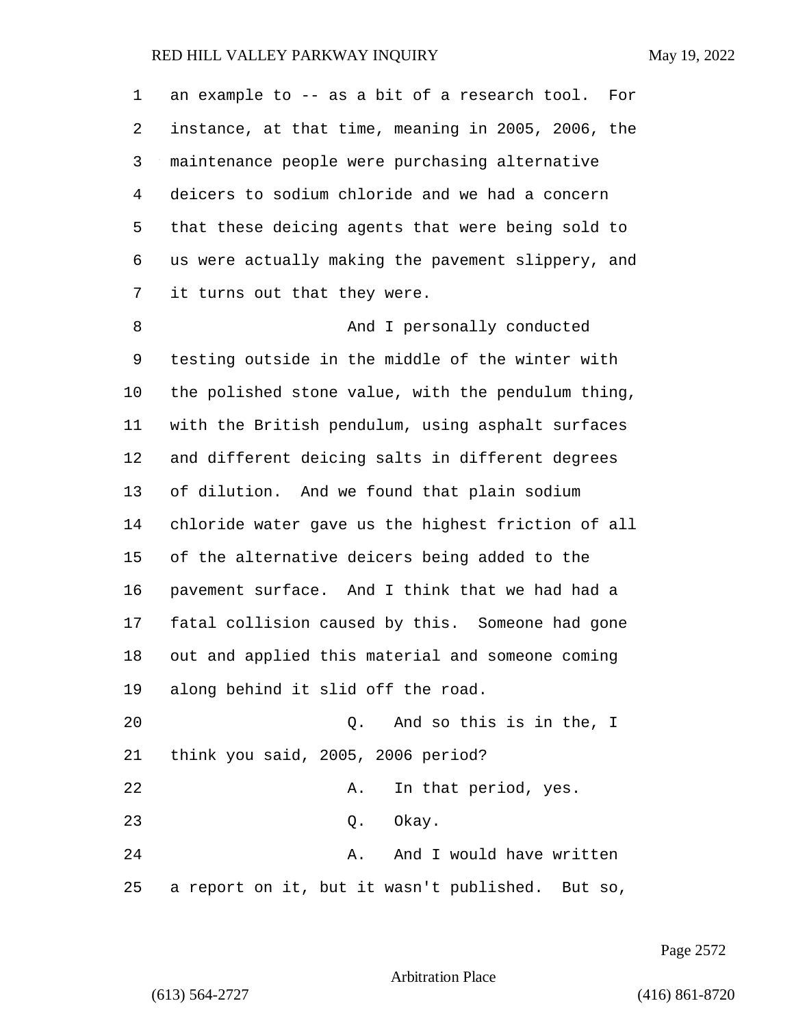an example to -- as a bit of a research tool. For instance, at that time, meaning in 2005, 2006, the maintenance people were purchasing alternative deicers to sodium chloride and we had a concern that these deicing agents that were being sold to us were actually making the pavement slippery, and it turns out that they were.

And I personally conducted testing outside in the middle of the winter with the polished stone value, with the pendulum thing, with the British pendulum, using asphalt surfaces and different deicing salts in different degrees of dilution. And we found that plain sodium chloride water gave us the highest friction of all of the alternative deicers being added to the pavement surface. And I think that we had had a fatal collision caused by this. Someone had gone out and applied this material and someone coming along behind it slid off the road.

Q. And so this is in the, I think you said, 2005, 2006 period?

A. In that period, yes.

Q. Okay.

A. And I would have written a report on it, but it wasn't published. But so,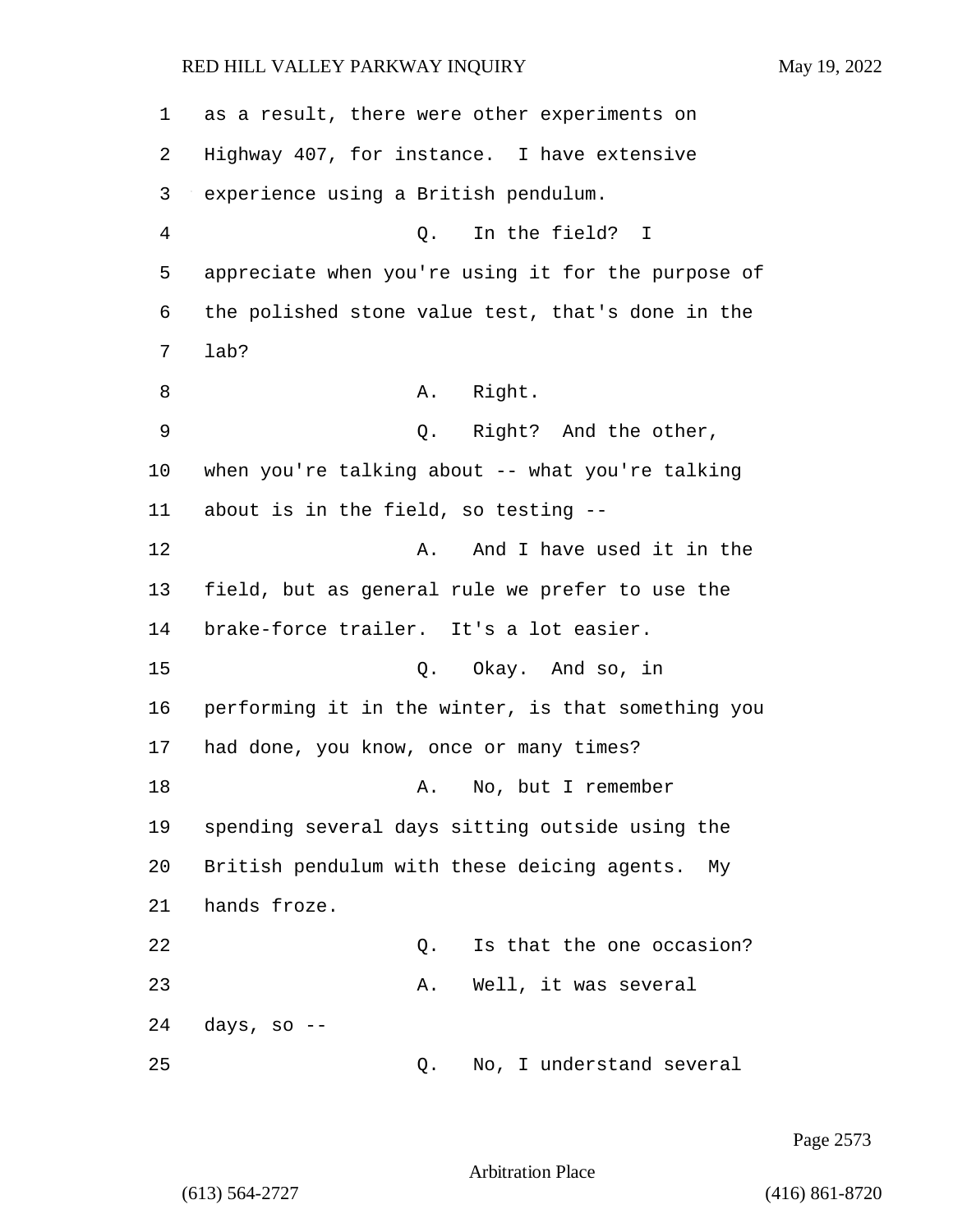as a result, there were other experiments on Highway 407, for instance. I have extensive experience using a British pendulum.

Q. In the field? I appreciate when you're using it for the purpose of the polished stone value test, that's done in the lab?

A. Right.

Q. Right? And the other, when you're talking about -- what you're talking about is in the field, so testing --

A. And I have used it in the field, but as general rule we prefer to use the brake-force trailer. It's a lot easier.

Q. Okay. And so, in performing it in the winter, is that something you had done, you know, once or many times?

A. No, but I remember spending several days sitting outside using the British pendulum with these deicing agents. My hands froze.

Q. Is that the one occasion?

A. Well, it was several days, so --

Q. No, I understand several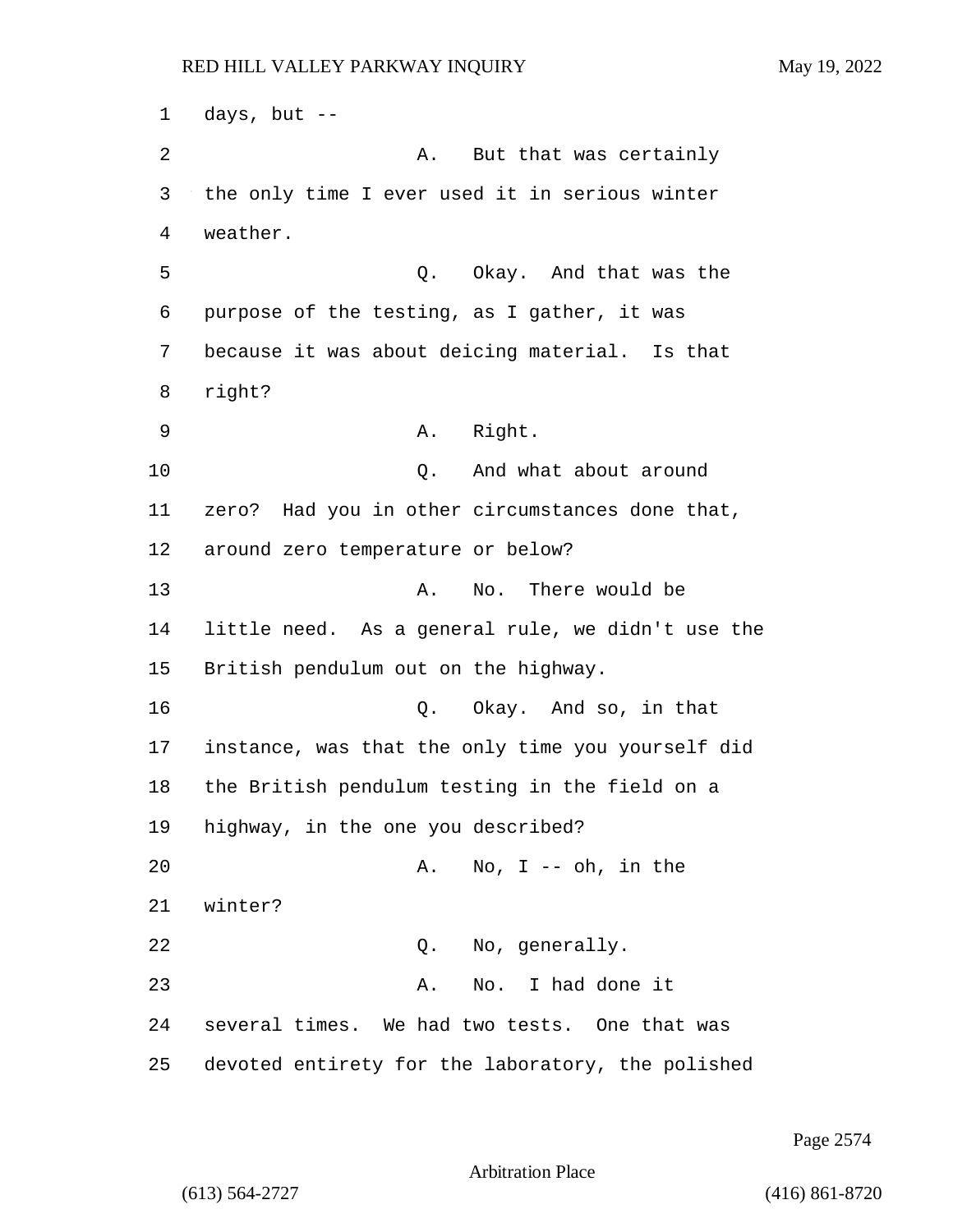days, but --

A. But that was certainly the only time I ever used it in serious winter weather.

Q. Okay. And that was the purpose of the testing, as I gather, it was because it was about deicing material. Is that right?

A. Right.

Q. And what about around zero? Had you in other circumstances done that, around zero temperature or below?

A. No. There would be little need. As a general rule, we didn't use the British pendulum out on the highway.

Q. Okay. And so, in that instance, was that the only time you yourself did the British pendulum testing in the field on a highway, in the one you described?

A. No, I -- oh, in the winter?

Q. No, generally.

A. No. I had done it several times. We had two tests. One that was devoted entirety for the laboratory, the polished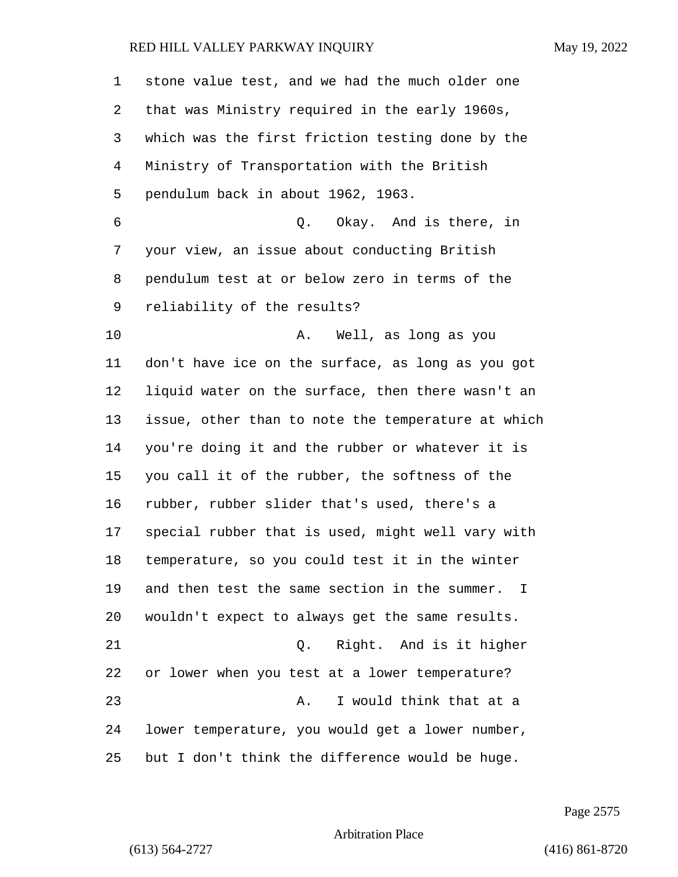stone value test, and we had the much older one that was Ministry required in the early 1960s, which was the first friction testing done by the Ministry of Transportation with the British pendulum back in about 1962, 1963.

Q. Okay. And is there, in your view, an issue about conducting British pendulum test at or below zero in terms of the reliability of the results?

A. Well, as long as you don't have ice on the surface, as long as you got liquid water on the surface, then there wasn't an issue, other than to note the temperature at which you're doing it and the rubber or whatever it is you call it of the rubber, the softness of the rubber, rubber slider that's used, there's a special rubber that is used, might well vary with temperature, so you could test it in the winter and then test the same section in the summer. I wouldn't expect to always get the same results.

Q. Right. And is it higher or lower when you test at a lower temperature?

A. I would think that at a lower temperature, you would get a lower number, but I don't think the difference would be huge.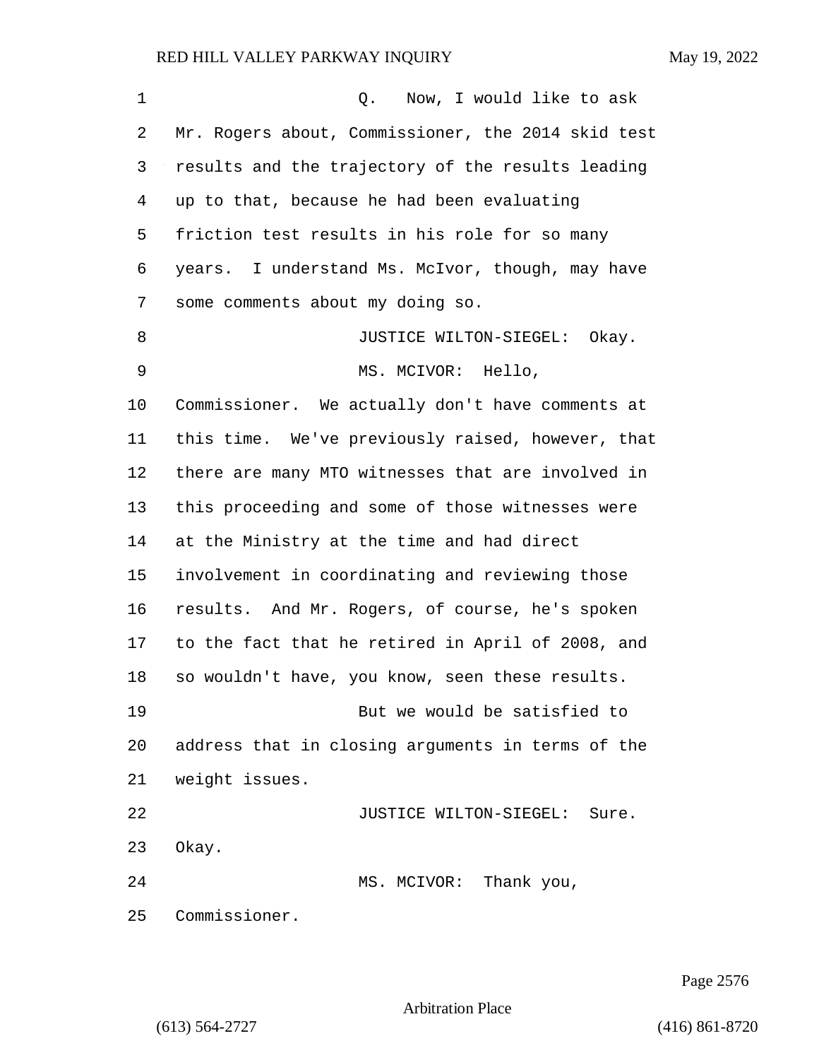Q. Now, I would like to ask Mr. Rogers about, Commissioner, the 2014 skid test results and the trajectory of the results leading up to that, because he had been evaluating friction test results in his role for so many years. I understand Ms. McIvor, though, may have some comments about my doing so.

JUSTICE WILTON-SIEGEL: Okay.

MS. MCIVOR: Hello, Commissioner. We actually don't have comments at this time. We've previously raised, however, that there are many MTO witnesses that are involved in this proceeding and some of those witnesses were at the Ministry at the time and had direct involvement in coordinating and reviewing those results. And Mr. Rogers, of course, he's spoken to the fact that he retired in April of 2008, and so wouldn't have, you know, seen these results.

But we would be satisfied to address that in closing arguments in terms of the weight issues.

JUSTICE WILTON-SIEGEL: Sure. Okay.

MS. MCIVOR: Thank you, Commissioner.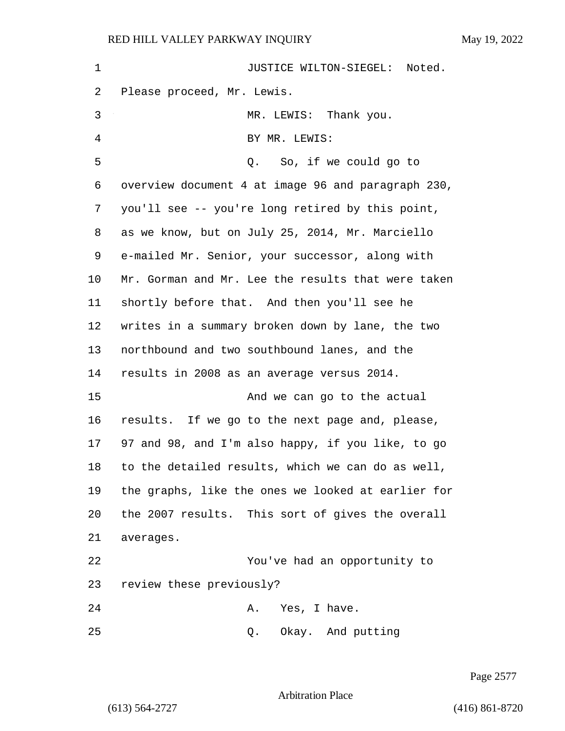JUSTICE WILTON-SIEGEL: Noted. Please proceed, Mr. Lewis.

MR. LEWIS: Thank you.

BY MR. LEWIS:

Q. So, if we could go to overview document 4 at image 96 and paragraph 230, you'll see -- you're long retired by this point, as we know, but on July 25, 2014, Mr. Marciello e-mailed Mr. Senior, your successor, along with Mr. Gorman and Mr. Lee the results that were taken shortly before that. And then you'll see he writes in a summary broken down by lane, the two northbound and two southbound lanes, and the results in 2008 as an average versus 2014.

And we can go to the actual results. If we go to the next page and, please, 97 and 98, and I'm also happy, if you like, to go to the detailed results, which we can do as well, the graphs, like the ones we looked at earlier for the 2007 results. This sort of gives the overall averages.

You've had an opportunity to review these previously?

A. Yes, I have.

Q. Okay. And putting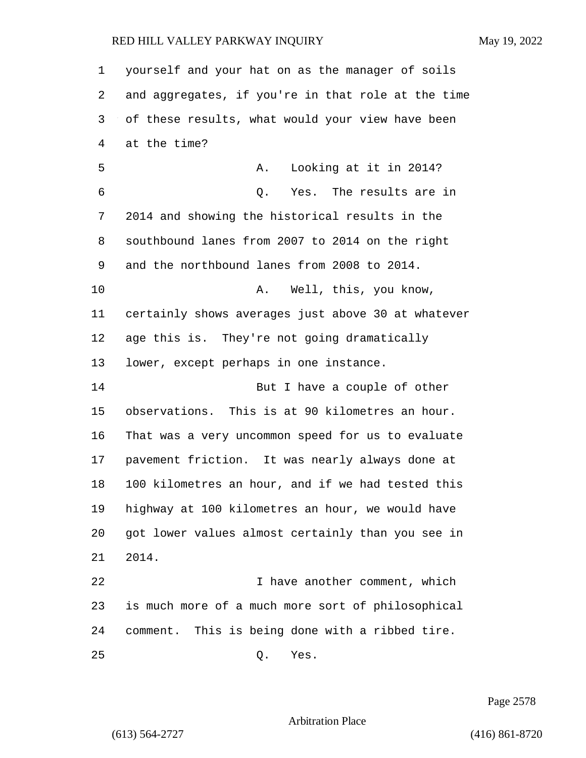1 yourself and your hat on as the manager of soils
2 and aggregates, if you're in that role at the time
3 of these results, what would your view have been
4 at the time?
5 A. Looking at it in 2014?
6 Q. Yes. The results are in
7 2014 and showing the historical results in the
8 southbound lanes from 2007 to 2014 on the right
9 and the northbound lanes from 2008 to 2014.
10 A. Well, this, you know,
11 certainly shows averages just above 30 at whatever
12 age this is. They're not going dramatically
13 lower, except perhaps in one instance.
14 But I have a couple of other
15 observations. This is at 90 kilometres an hour.
16 That was a very uncommon speed for us to evaluate
17 pavement friction. It was nearly always done at
18 100 kilometres an hour, and if we had tested this
19 highway at 100 kilometres an hour, we would have
20 got lower values almost certainly than you see in
21 2014.
22 I have another comment, which
23 is much more of a much more sort of philosophical
24 comment. This is being done with a ribbed tire.
25 Q. Yes.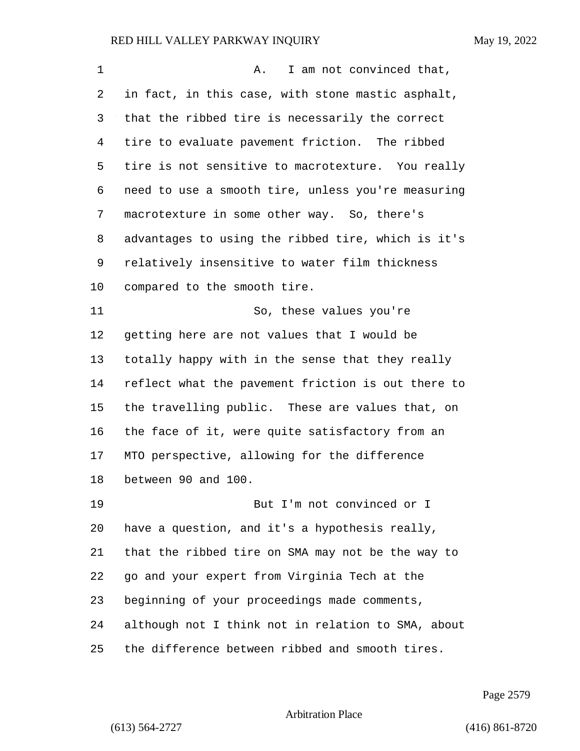A. I am not convinced that, in fact, in this case, with stone mastic asphalt, that the ribbed tire is necessarily the correct tire to evaluate pavement friction. The ribbed tire is not sensitive to macrotexture. You really need to use a smooth tire, unless you're measuring macrotexture in some other way. So, there's advantages to using the ribbed tire, which is it's relatively insensitive to water film thickness compared to the smooth tire.

So, these values you're getting here are not values that I would be totally happy with in the sense that they really reflect what the pavement friction is out there to the travelling public. These are values that, on the face of it, were quite satisfactory from an MTO perspective, allowing for the difference between 90 and 100.

But I'm not convinced or I have a question, and it's a hypothesis really, that the ribbed tire on SMA may not be the way to go and your expert from Virginia Tech at the beginning of your proceedings made comments, although not I think not in relation to SMA, about the difference between ribbed and smooth tires.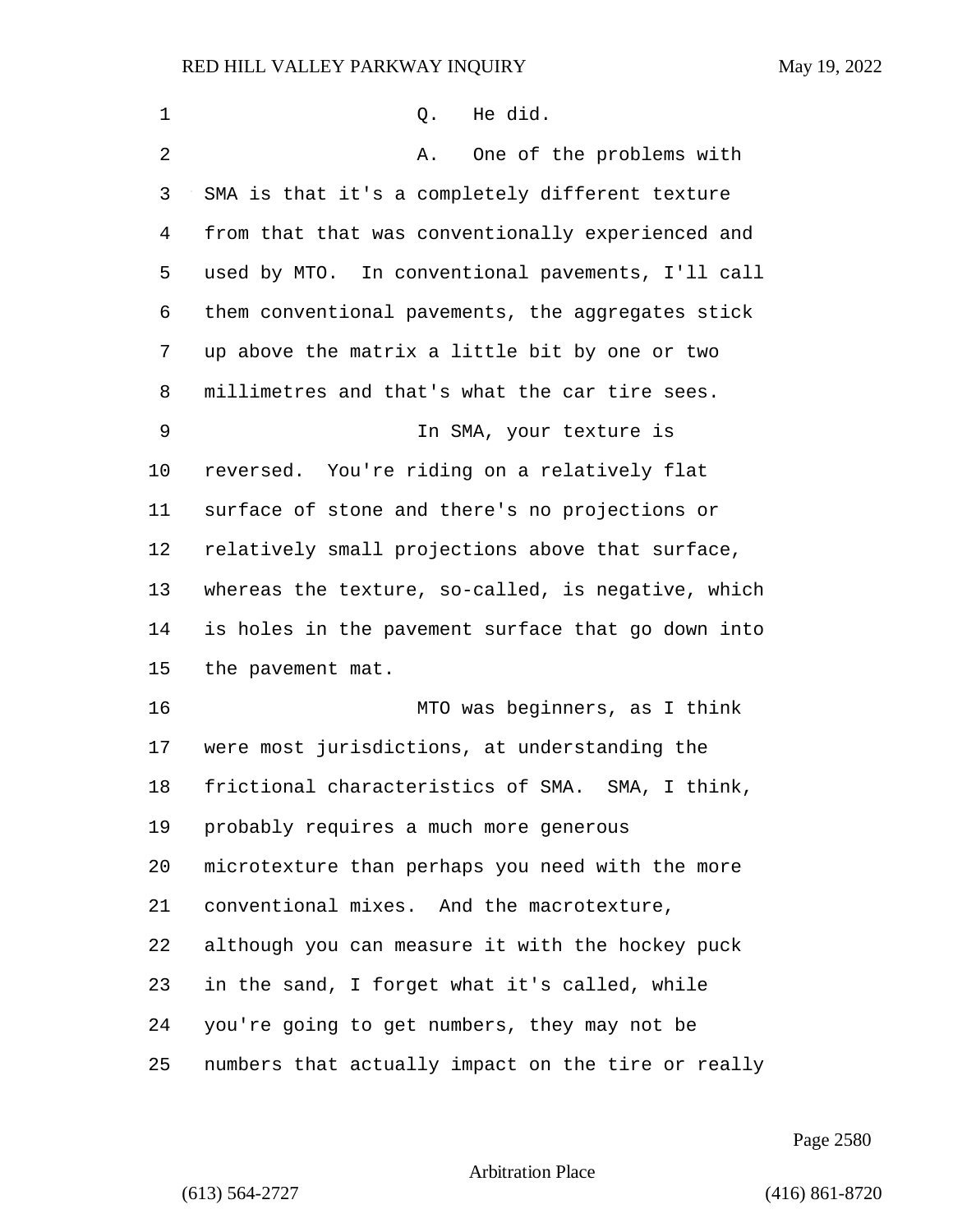Q. He did.

A. One of the problems with SMA is that it's a completely different texture from that that was conventionally experienced and used by MTO. In conventional pavements, I'll call them conventional pavements, the aggregates stick up above the matrix a little bit by one or two millimetres and that's what the car tire sees.

In SMA, your texture is reversed. You're riding on a relatively flat surface of stone and there's no projections or relatively small projections above that surface, whereas the texture, so-called, is negative, which is holes in the pavement surface that go down into the pavement mat.

MTO was beginners, as I think were most jurisdictions, at understanding the frictional characteristics of SMA. SMA, I think, probably requires a much more generous microtexture than perhaps you need with the more conventional mixes. And the macrotexture, although you can measure it with the hockey puck in the sand, I forget what it's called, while you're going to get numbers, they may not be numbers that actually impact on the tire or really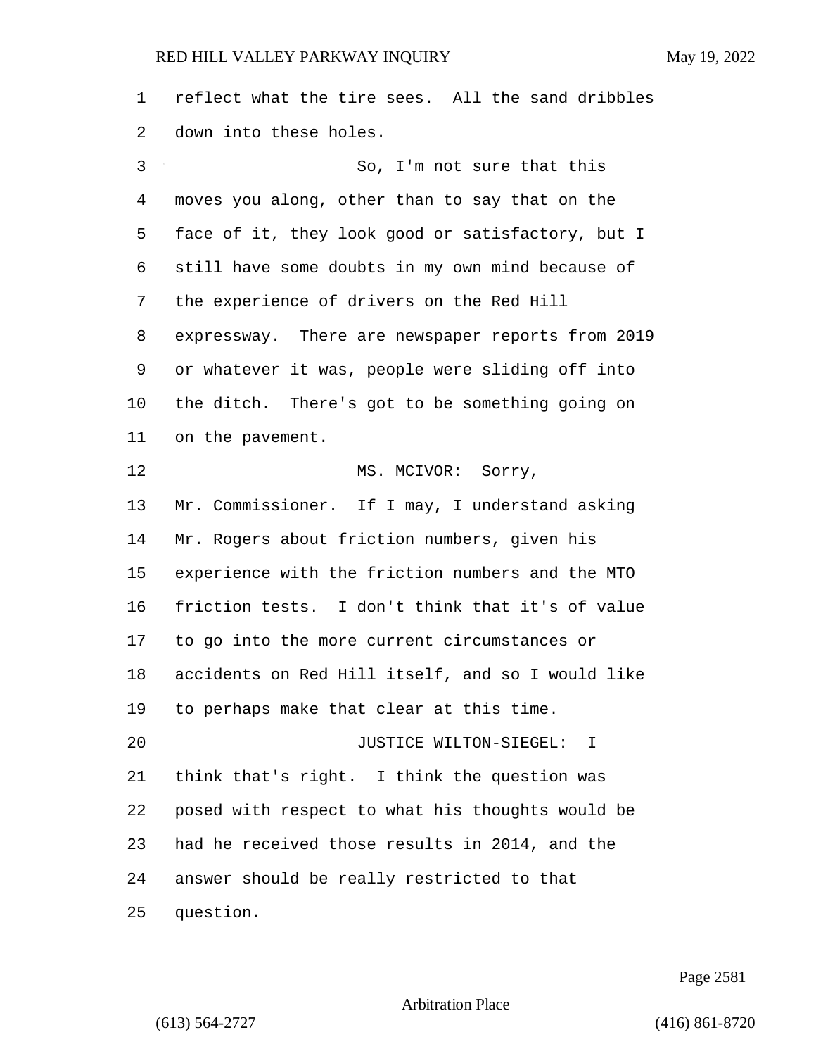reflect what the tire sees. All the sand dribbles down into these holes.

So, I'm not sure that this moves you along, other than to say that on the face of it, they look good or satisfactory, but I still have some doubts in my own mind because of the experience of drivers on the Red Hill expressway. There are newspaper reports from 2019 or whatever it was, people were sliding off into the ditch. There's got to be something going on on the pavement.

MS. MCIVOR: Sorry, Mr. Commissioner. If I may, I understand asking Mr. Rogers about friction numbers, given his experience with the friction numbers and the MTO friction tests. I don't think that it's of value to go into the more current circumstances or accidents on Red Hill itself, and so I would like to perhaps make that clear at this time.

JUSTICE WILTON-SIEGEL: I think that's right. I think the question was posed with respect to what his thoughts would be had he received those results in 2014, and the answer should be really restricted to that question.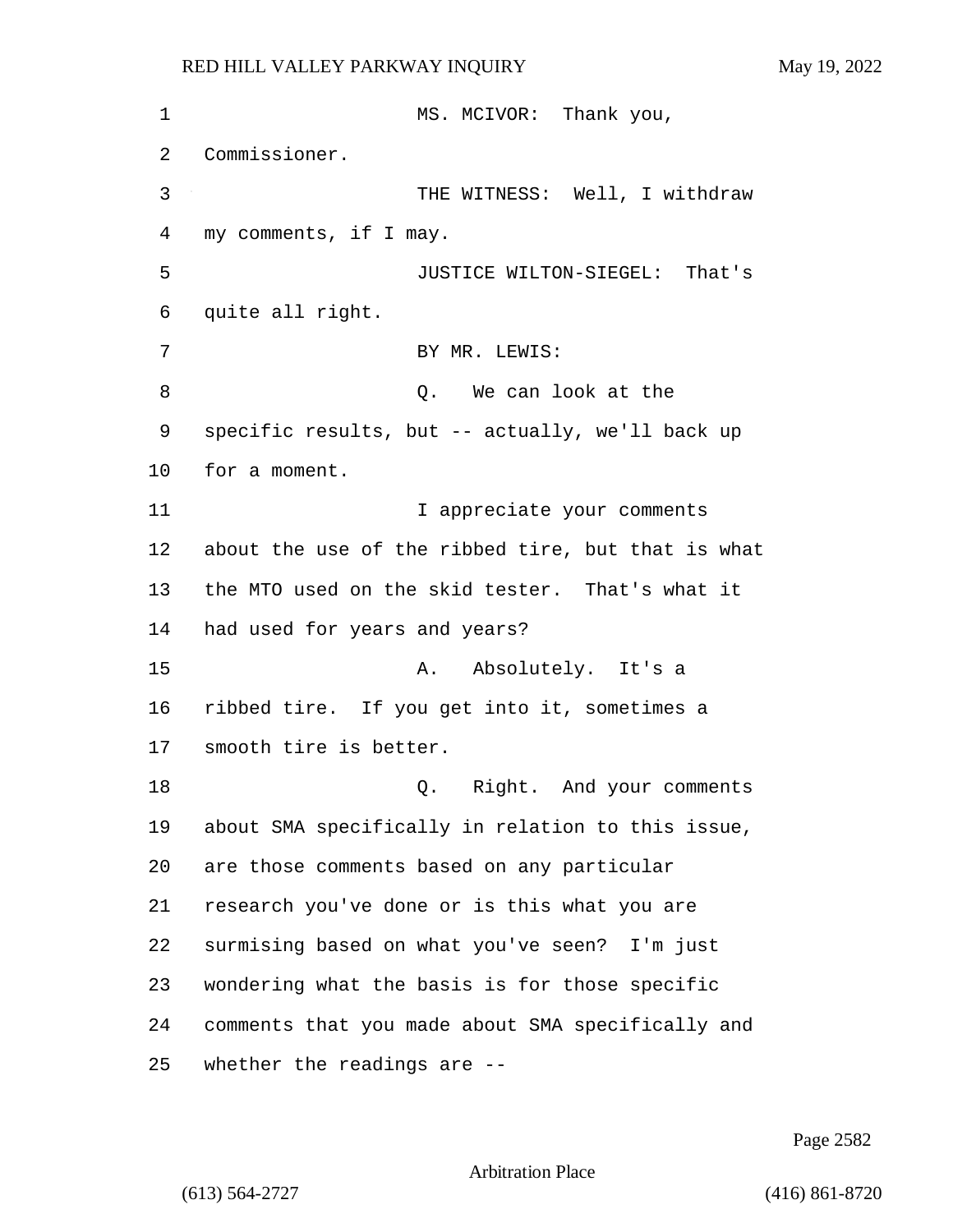MS. MCIVOR: Thank you, Commissioner.

THE WITNESS: Well, I withdraw my comments, if I may.

JUSTICE WILTON-SIEGEL: That's quite all right.

BY MR. LEWIS:

Q. We can look at the specific results, but -- actually, we'll back up for a moment.

I appreciate your comments about the use of the ribbed tire, but that is what the MTO used on the skid tester. That's what it had used for years and years?

A. Absolutely. It's a ribbed tire. If you get into it, sometimes a smooth tire is better.

Q. Right. And your comments about SMA specifically in relation to this issue, are those comments based on any particular research you've done or is this what you are surmising based on what you've seen? I'm just wondering what the basis is for those specific comments that you made about SMA specifically and whether the readings are --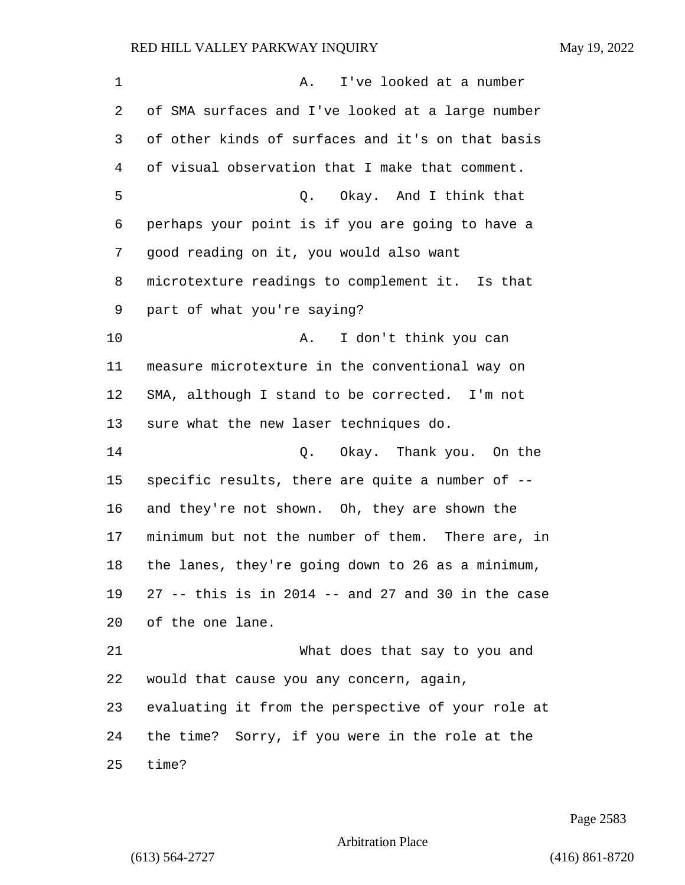A. I've looked at a number of SMA surfaces and I've looked at a large number of other kinds of surfaces and it's on that basis of visual observation that I make that comment.

Q. Okay. And I think that perhaps your point is if you are going to have a good reading on it, you would also want microtexture readings to complement it. Is that part of what you're saying?

A. I don't think you can measure microtexture in the conventional way on SMA, although I stand to be corrected. I'm not sure what the new laser techniques do.

Q. Okay. Thank you. On the specific results, there are quite a number of -- and they're not shown. Oh, they are shown the minimum but not the number of them. There are, in the lanes, they're going down to 26 as a minimum, 27 -- this is in 2014 -- and 27 and 30 in the case of the one lane.

What does that say to you and would that cause you any concern, again, evaluating it from the perspective of your role at the time? Sorry, if you were in the role at the time?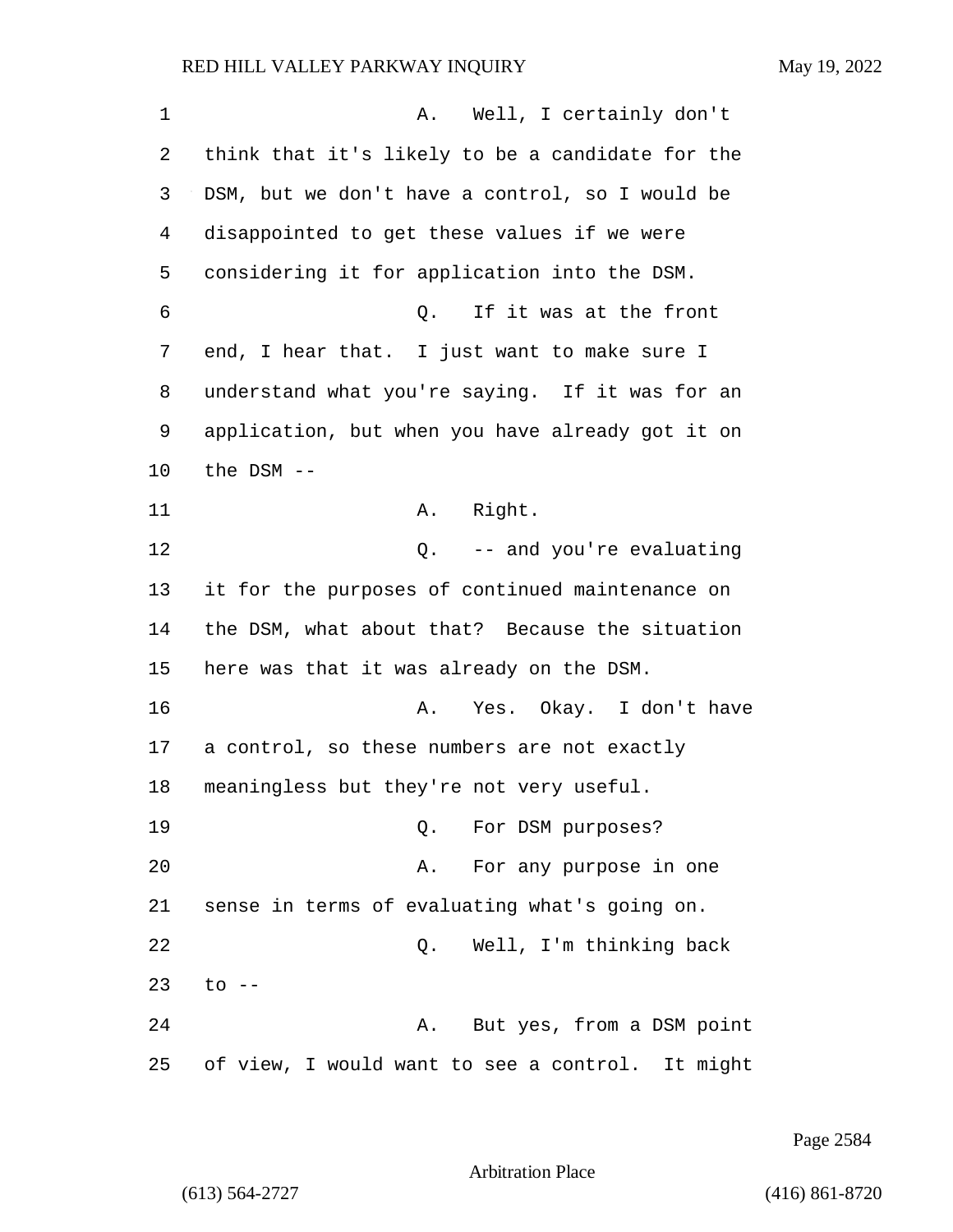A. Well, I certainly don't think that it's likely to be a candidate for the DSM, but we don't have a control, so I would be disappointed to get these values if we were considering it for application into the DSM.

Q. If it was at the front end, I hear that. I just want to make sure I understand what you're saying. If it was for an application, but when you have already got it on the DSM --

A. Right.

Q. -- and you're evaluating it for the purposes of continued maintenance on the DSM, what about that? Because the situation here was that it was already on the DSM.

A. Yes. Okay. I don't have a control, so these numbers are not exactly meaningless but they're not very useful.

Q. For DSM purposes?

A. For any purpose in one sense in terms of evaluating what's going on.

Q. Well, I'm thinking back to --

A. But yes, from a DSM point of view, I would want to see a control. It might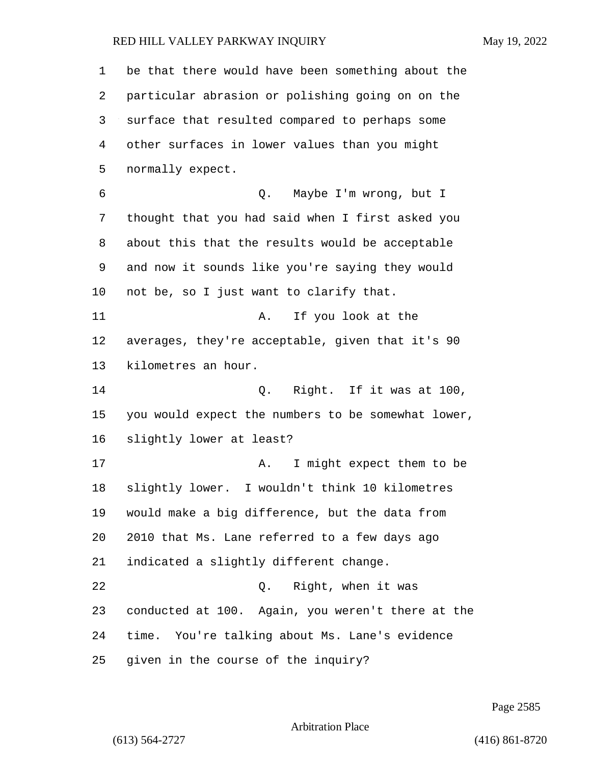be that there would have been something about the particular abrasion or polishing going on on the surface that resulted compared to perhaps some other surfaces in lower values than you might normally expect.

Q. Maybe I'm wrong, but I thought that you had said when I first asked you about this that the results would be acceptable and now it sounds like you're saying they would not be, so I just want to clarify that.

A. If you look at the averages, they're acceptable, given that it's 90 kilometres an hour.

Q. Right. If it was at 100, you would expect the numbers to be somewhat lower, slightly lower at least?

A. I might expect them to be slightly lower. I wouldn't think 10 kilometres would make a big difference, but the data from 2010 that Ms. Lane referred to a few days ago indicated a slightly different change.

Q. Right, when it was conducted at 100. Again, you weren't there at the time. You're talking about Ms. Lane's evidence given in the course of the inquiry?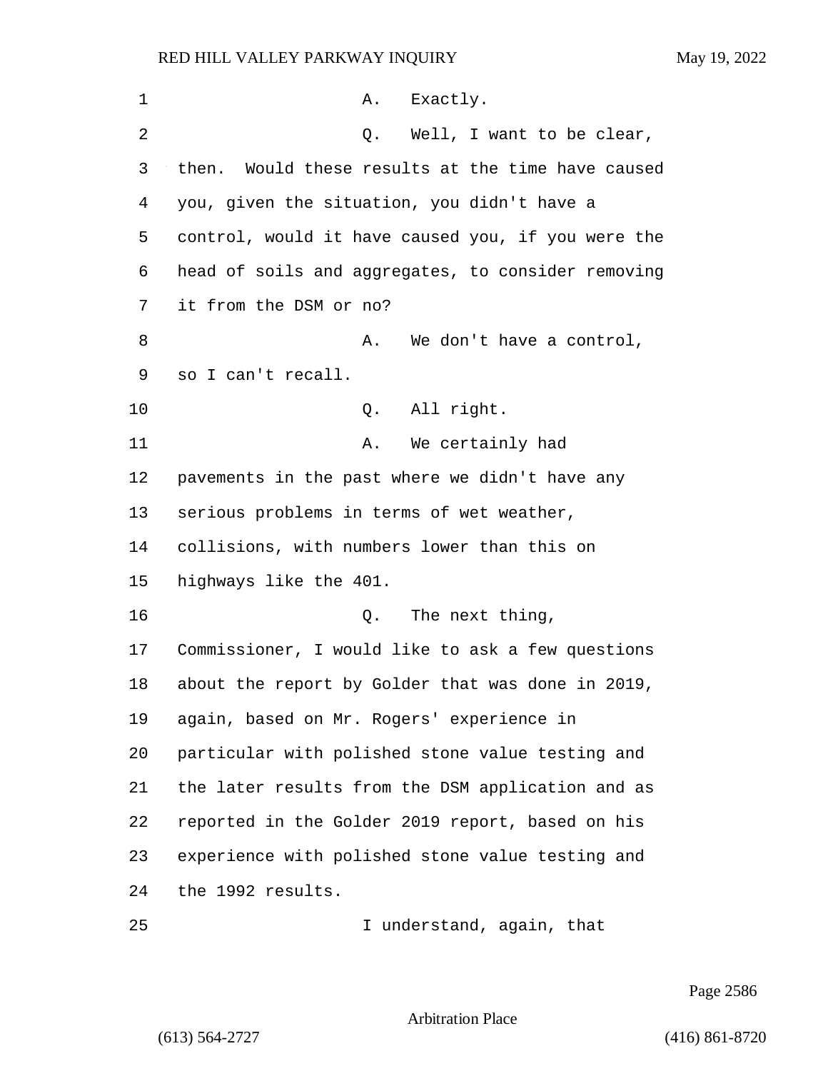A. Exactly.

Q. Well, I want to be clear, then. Would these results at the time have caused you, given the situation, you didn't have a control, would it have caused you, if you were the head of soils and aggregates, to consider removing it from the DSM or no?

A. We don't have a control, so I can't recall.

Q. All right.

A. We certainly had pavements in the past where we didn't have any serious problems in terms of wet weather, collisions, with numbers lower than this on highways like the 401.

Q. The next thing, Commissioner, I would like to ask a few questions about the report by Golder that was done in 2019, again, based on Mr. Rogers' experience in particular with polished stone value testing and the later results from the DSM application and as reported in the Golder 2019 report, based on his experience with polished stone value testing and the 1992 results.

I understand, again, that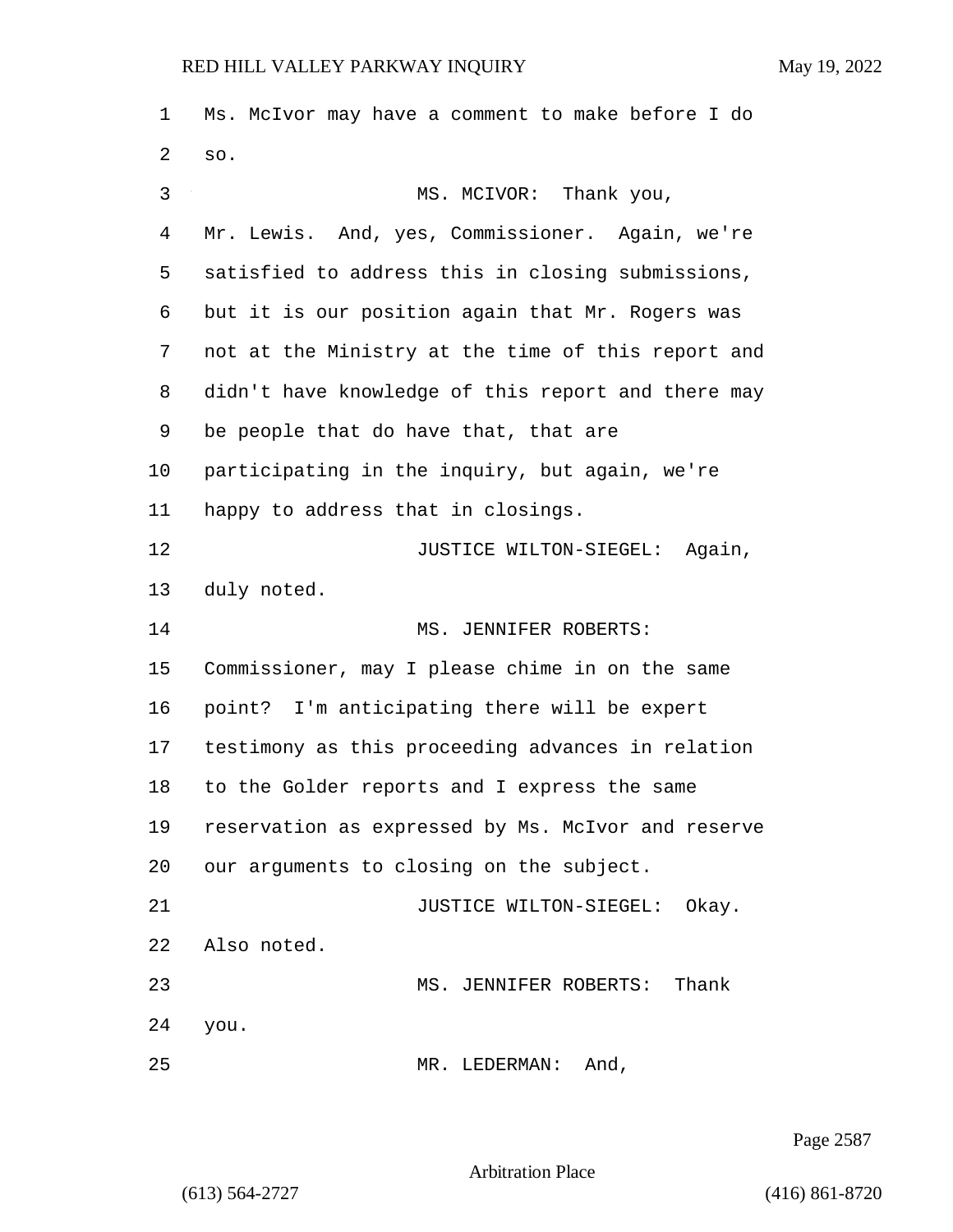Ms. McIvor may have a comment to make before I do so.

MS. MCIVOR: Thank you, Mr. Lewis. And, yes, Commissioner. Again, we're satisfied to address this in closing submissions, but it is our position again that Mr. Rogers was not at the Ministry at the time of this report and didn't have knowledge of this report and there may be people that do have that, that are participating in the inquiry, but again, we're happy to address that in closings.

JUSTICE WILTON-SIEGEL: Again, duly noted.

MS. JENNIFER ROBERTS: Commissioner, may I please chime in on the same point? I'm anticipating there will be expert testimony as this proceeding advances in relation to the Golder reports and I express the same reservation as expressed by Ms. McIvor and reserve our arguments to closing on the subject.

JUSTICE WILTON-SIEGEL: Okay. Also noted.

MS. JENNIFER ROBERTS: Thank you.

MR. LEDERMAN: And,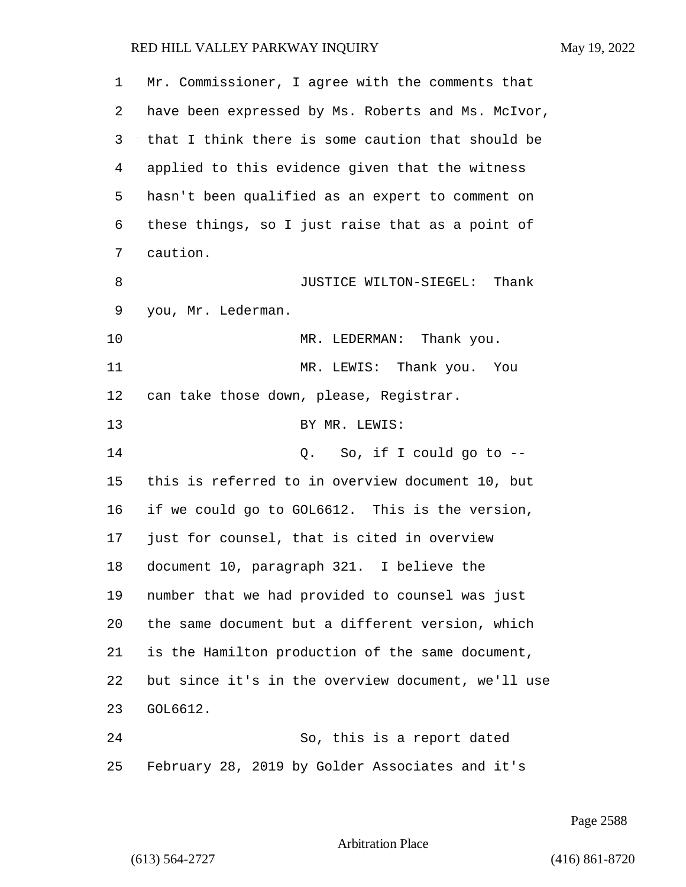Mr. Commissioner, I agree with the comments that have been expressed by Ms. Roberts and Ms. McIvor, that I think there is some caution that should be applied to this evidence given that the witness hasn't been qualified as an expert to comment on these things, so I just raise that as a point of caution.

JUSTICE WILTON-SIEGEL: Thank you, Mr. Lederman.

MR. LEDERMAN: Thank you.

MR. LEWIS: Thank you. You can take those down, please, Registrar.

BY MR. LEWIS:

Q. So, if I could go to -- this is referred to in overview document 10, but if we could go to GOL6612. This is the version, just for counsel, that is cited in overview document 10, paragraph 321. I believe the number that we had provided to counsel was just the same document but a different version, which is the Hamilton production of the same document, but since it's in the overview document, we'll use GOL6612.

So, this is a report dated February 28, 2019 by Golder Associates and it's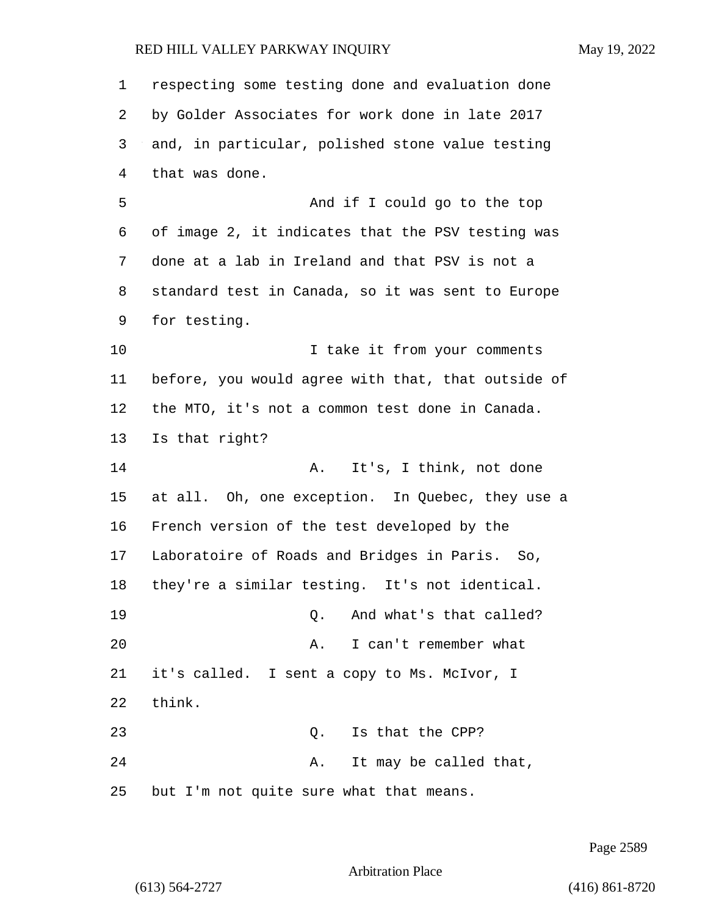respecting some testing done and evaluation done by Golder Associates for work done in late 2017 and, in particular, polished stone value testing that was done.

And if I could go to the top of image 2, it indicates that the PSV testing was done at a lab in Ireland and that PSV is not a standard test in Canada, so it was sent to Europe for testing.

I take it from your comments before, you would agree with that, that outside of the MTO, it's not a common test done in Canada. Is that right?

A. It's, I think, not done at all. Oh, one exception. In Quebec, they use a French version of the test developed by the Laboratoire of Roads and Bridges in Paris. So, they're a similar testing. It's not identical.

Q. And what's that called?

A. I can't remember what it's called. I sent a copy to Ms. McIvor, I think.

Q. Is that the CPP?

A. It may be called that, but I'm not quite sure what that means.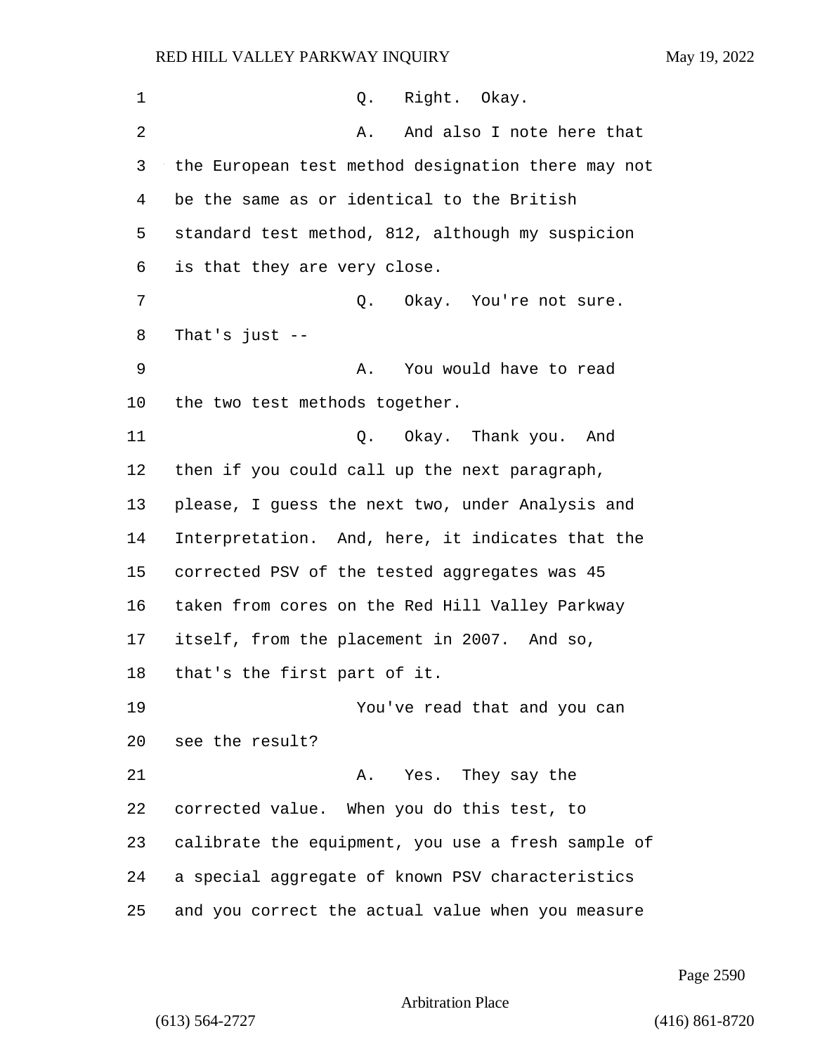Q. Right. Okay.

A. And also I note here that the European test method designation there may not be the same as or identical to the British standard test method, 812, although my suspicion is that they are very close.

Q. Okay. You're not sure. That's just --

A. You would have to read the two test methods together.

Q. Okay. Thank you. And then if you could call up the next paragraph, please, I guess the next two, under Analysis and Interpretation. And, here, it indicates that the corrected PSV of the tested aggregates was 45 taken from cores on the Red Hill Valley Parkway itself, from the placement in 2007. And so, that's the first part of it.

You've read that and you can see the result?

A. Yes. They say the corrected value. When you do this test, to calibrate the equipment, you use a fresh sample of a special aggregate of known PSV characteristics and you correct the actual value when you measure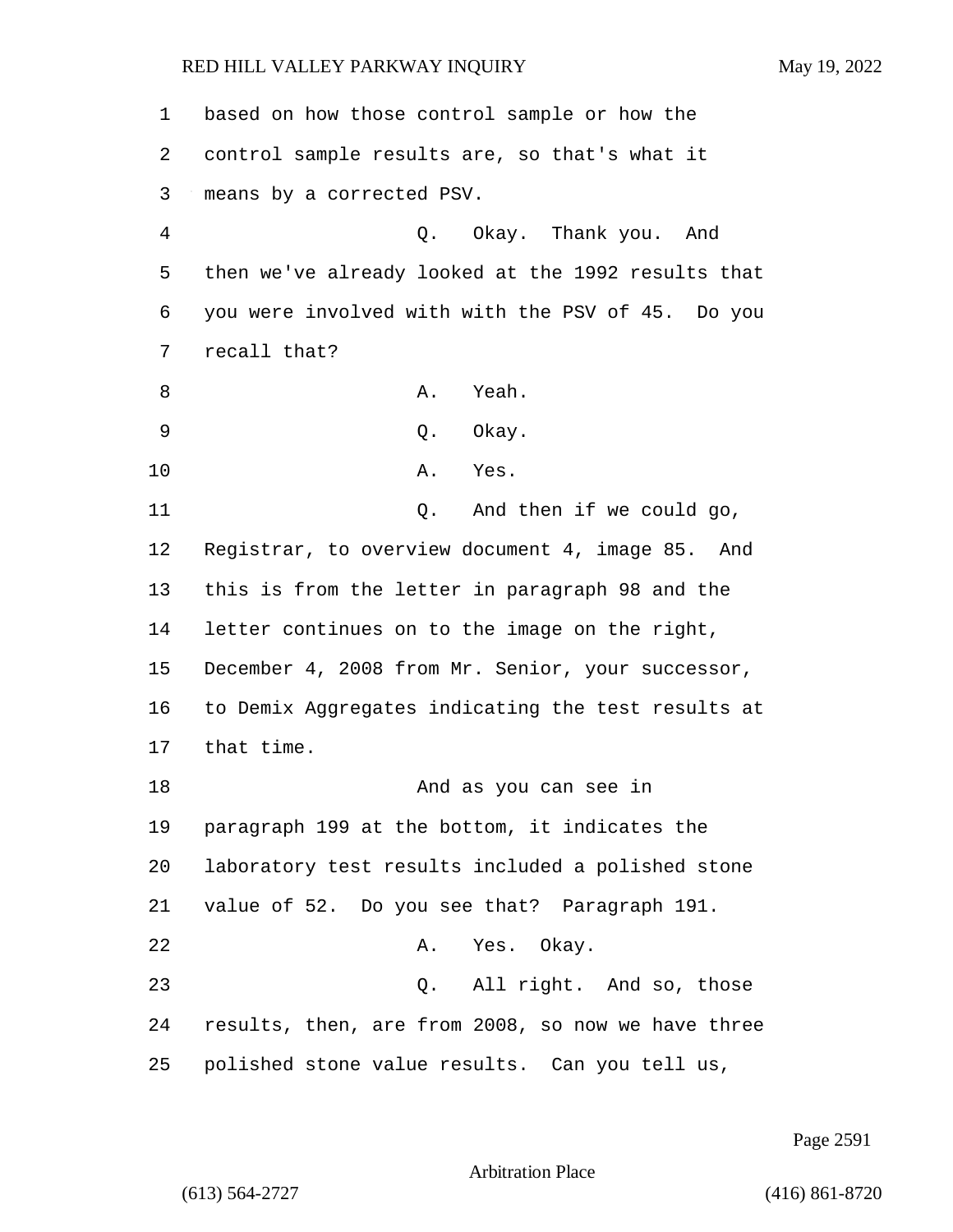based on how those control sample or how the control sample results are, so that's what it means by a corrected PSV.

Q. Okay. Thank you. And then we've already looked at the 1992 results that you were involved with with the PSV of 45. Do you recall that?

A. Yeah.

Q. Okay.

A. Yes.

Q. And then if we could go, Registrar, to overview document 4, image 85. And this is from the letter in paragraph 98 and the letter continues on to the image on the right, December 4, 2008 from Mr. Senior, your successor, to Demix Aggregates indicating the test results at that time.

And as you can see in paragraph 199 at the bottom, it indicates the laboratory test results included a polished stone value of 52. Do you see that? Paragraph 191.

A. Yes. Okay.

Q. All right. And so, those results, then, are from 2008, so now we have three polished stone value results. Can you tell us,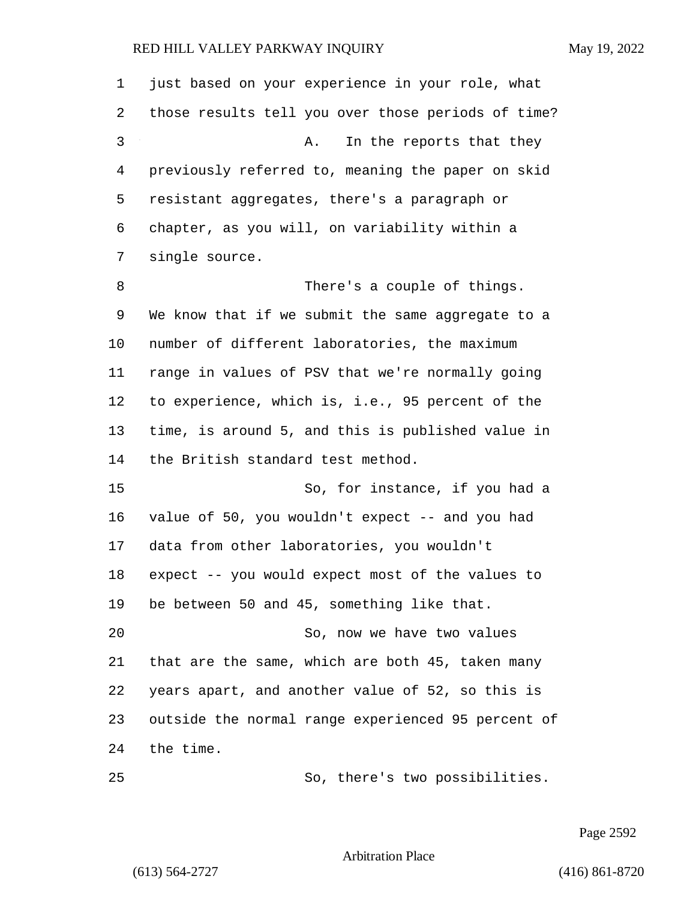just based on your experience in your role, what those results tell you over those periods of time?

A. In the reports that they previously referred to, meaning the paper on skid resistant aggregates, there's a paragraph or chapter, as you will, on variability within a single source.

There's a couple of things. We know that if we submit the same aggregate to a number of different laboratories, the maximum range in values of PSV that we're normally going to experience, which is, i.e., 95 percent of the time, is around 5, and this is published value in the British standard test method.

So, for instance, if you had a value of 50, you wouldn't expect -- and you had data from other laboratories, you wouldn't expect -- you would expect most of the values to be between 50 and 45, something like that.

So, now we have two values that are the same, which are both 45, taken many years apart, and another value of 52, so this is outside the normal range experienced 95 percent of the time.

So, there's two possibilities.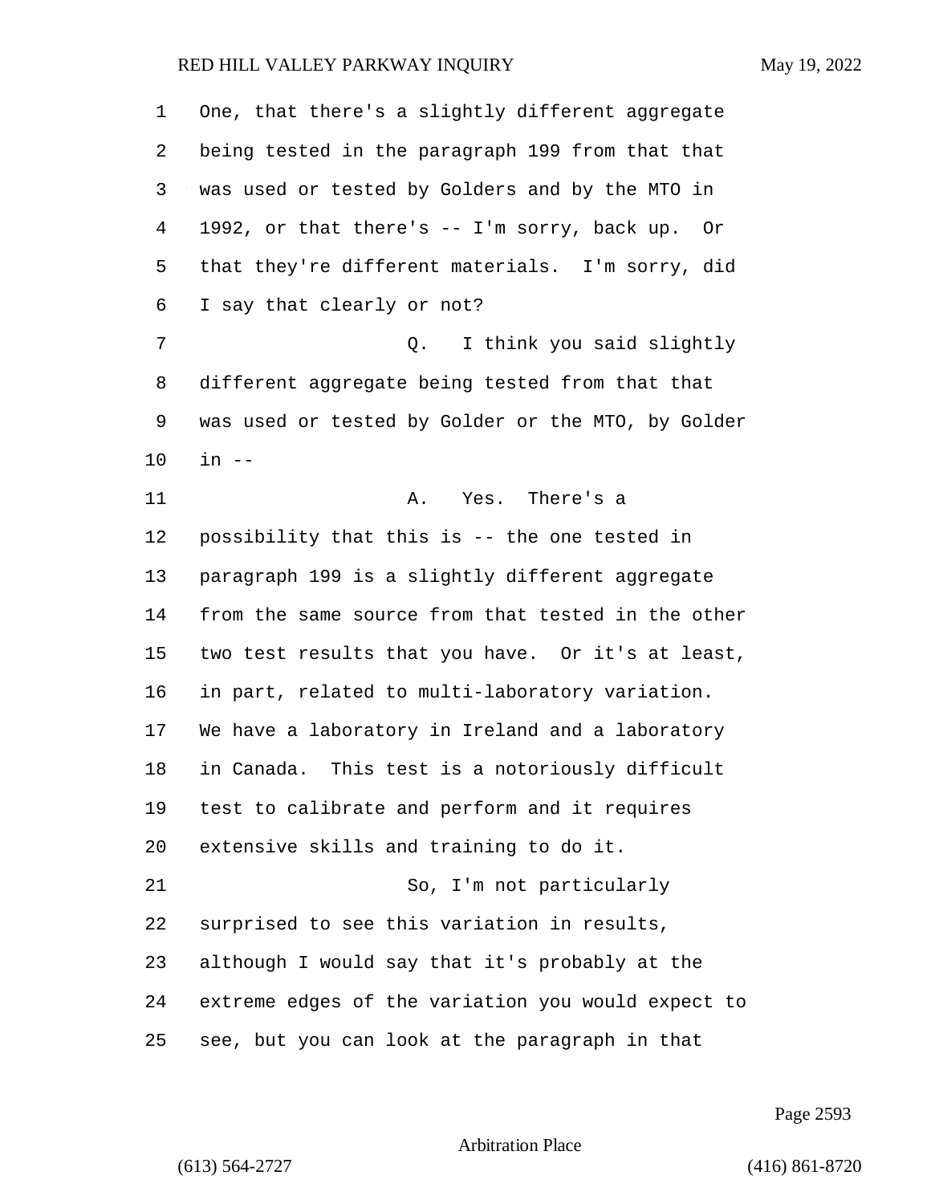One, that there's a slightly different aggregate being tested in the paragraph 199 from that that was used or tested by Golders and by the MTO in 1992, or that there's -- I'm sorry, back up. Or that they're different materials. I'm sorry, did I say that clearly or not?

Q. I think you said slightly different aggregate being tested from that that was used or tested by Golder or the MTO, by Golder in --

A. Yes. There's a possibility that this is -- the one tested in paragraph 199 is a slightly different aggregate from the same source from that tested in the other two test results that you have. Or it's at least, in part, related to multi-laboratory variation. We have a laboratory in Ireland and a laboratory in Canada. This test is a notoriously difficult test to calibrate and perform and it requires extensive skills and training to do it.

So, I'm not particularly surprised to see this variation in results, although I would say that it's probably at the extreme edges of the variation you would expect to see, but you can look at the paragraph in that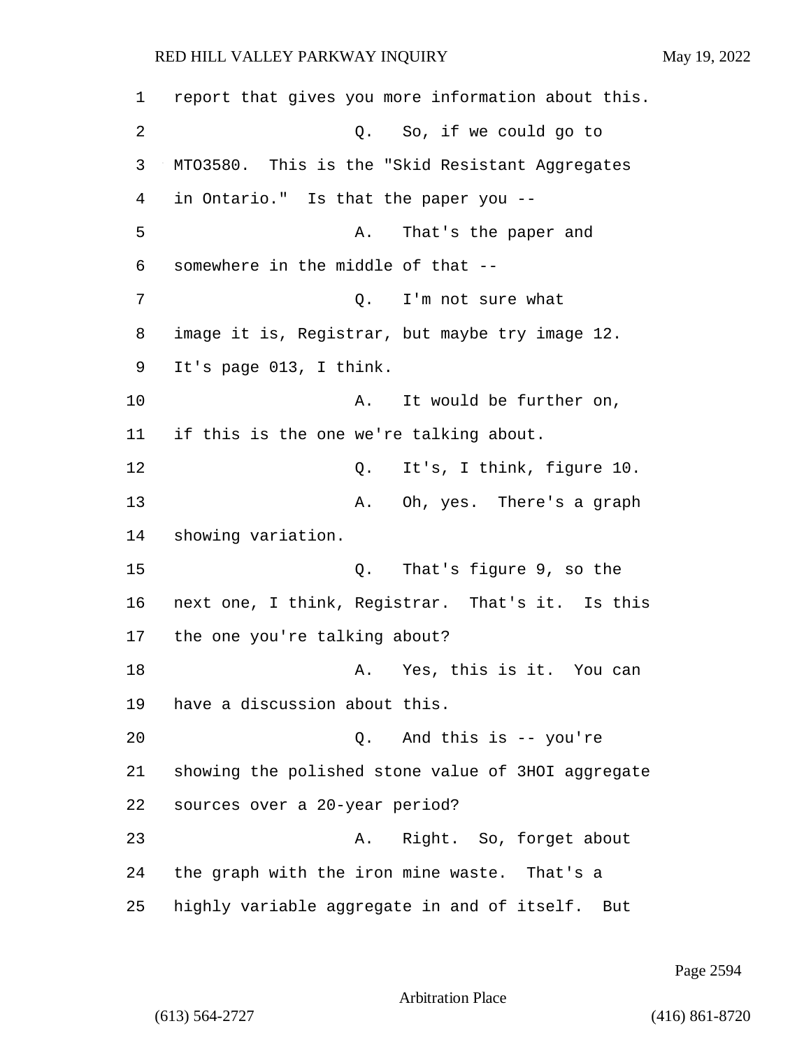report that gives you more information about this.

Q. So, if we could go to MTO3580. This is the "Skid Resistant Aggregates in Ontario." Is that the paper you --

A. That's the paper and somewhere in the middle of that --

Q. I'm not sure what image it is, Registrar, but maybe try image 12. It's page 013, I think.

A. It would be further on, if this is the one we're talking about.

Q. It's, I think, figure 10.

A. Oh, yes. There's a graph showing variation.

Q. That's figure 9, so the next one, I think, Registrar. That's it. Is this the one you're talking about?

A. Yes, this is it. You can have a discussion about this.

Q. And this is -- you're showing the polished stone value of 3HOI aggregate sources over a 20-year period?

A. Right. So, forget about the graph with the iron mine waste. That's a highly variable aggregate in and of itself. But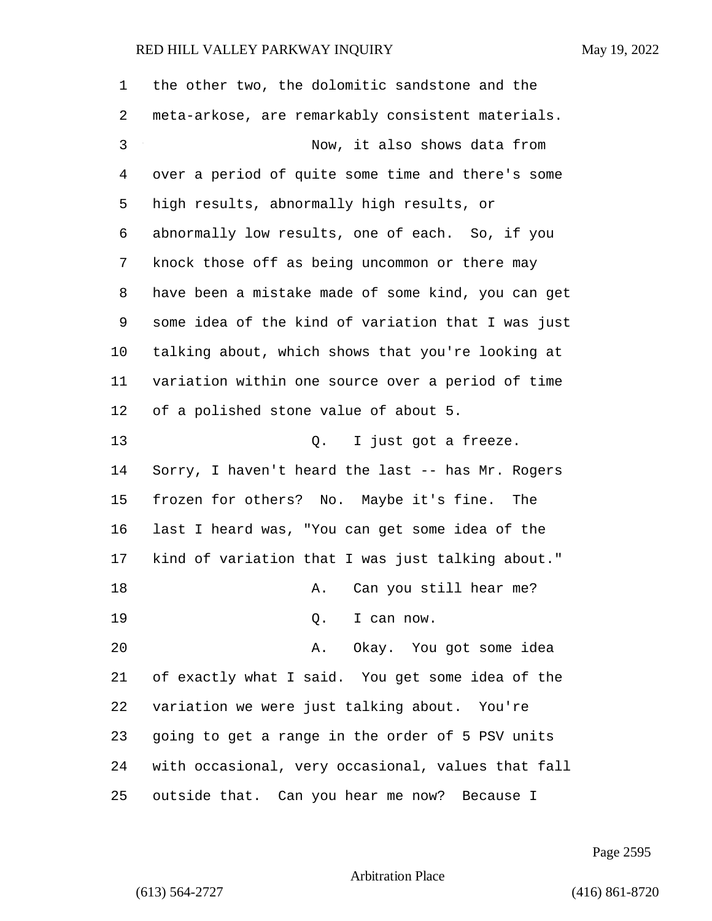the other two, the dolomitic sandstone and the meta-arkose, are remarkably consistent materials.

Now, it also shows data from over a period of quite some time and there's some high results, abnormally high results, or abnormally low results, one of each. So, if you knock those off as being uncommon or there may have been a mistake made of some kind, you can get some idea of the kind of variation that I was just talking about, which shows that you're looking at variation within one source over a period of time of a polished stone value of about 5.

Q. I just got a freeze. Sorry, I haven't heard the last -- has Mr. Rogers frozen for others? No. Maybe it's fine. The last I heard was, "You can get some idea of the kind of variation that I was just talking about."

A. Can you still hear me?

Q. I can now.

A. Okay. You got some idea of exactly what I said. You get some idea of the variation we were just talking about. You're going to get a range in the order of 5 PSV units with occasional, very occasional, values that fall outside that. Can you hear me now? Because I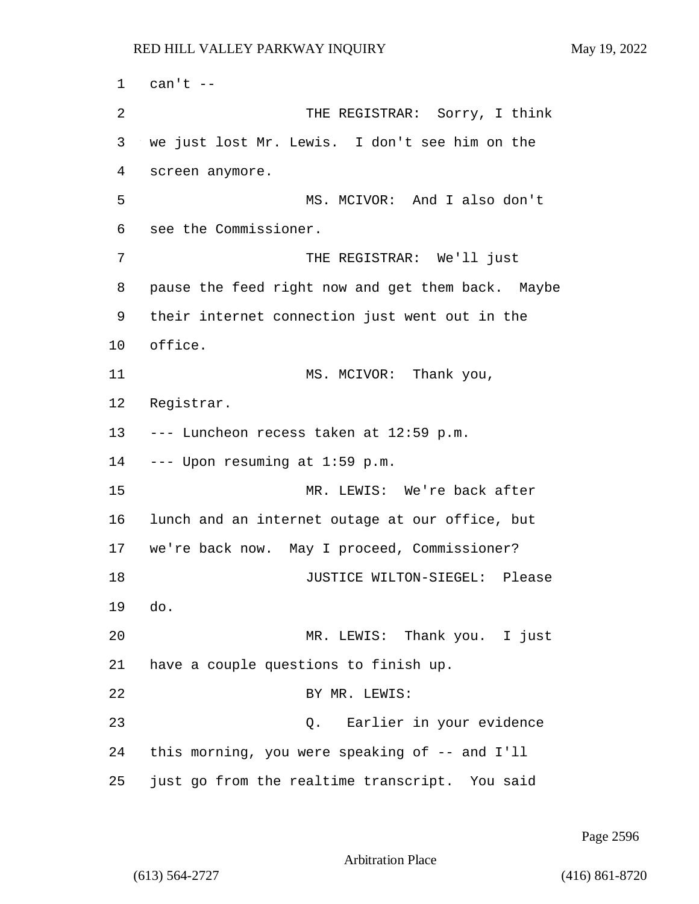can't --

THE REGISTRAR: Sorry, I think we just lost Mr. Lewis. I don't see him on the screen anymore.

MS. MCIVOR: And I also don't see the Commissioner.

THE REGISTRAR: We'll just pause the feed right now and get them back. Maybe their internet connection just went out in the office.

MS. MCIVOR: Thank you, Registrar.

--- Luncheon recess taken at 12:59 p.m.

--- Upon resuming at 1:59 p.m.

MR. LEWIS: We're back after lunch and an internet outage at our office, but we're back now. May I proceed, Commissioner?

JUSTICE WILTON-SIEGEL: Please do.

MR. LEWIS: Thank you. I just have a couple questions to finish up.

BY MR. LEWIS:

Q. Earlier in your evidence this morning, you were speaking of -- and I'll just go from the realtime transcript. You said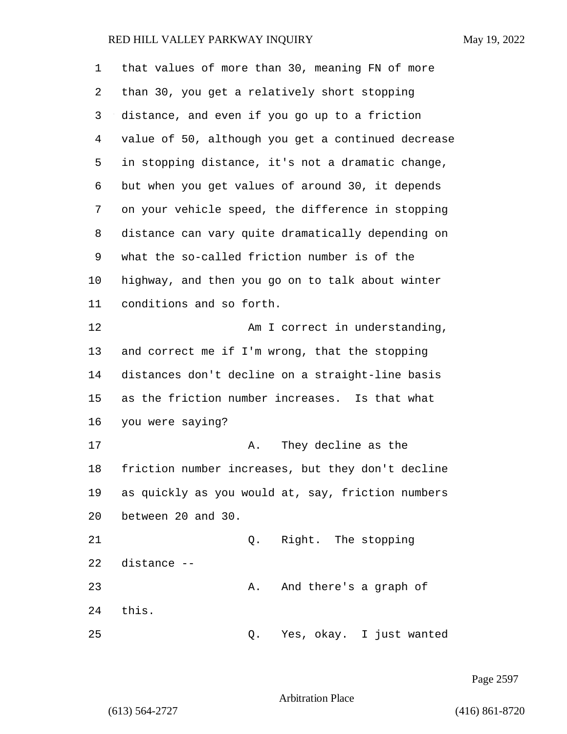that values of more than 30, meaning FN of more than 30, you get a relatively short stopping distance, and even if you go up to a friction value of 50, although you get a continued decrease in stopping distance, it's not a dramatic change, but when you get values of around 30, it depends on your vehicle speed, the difference in stopping distance can vary quite dramatically depending on what the so-called friction number is of the highway, and then you go on to talk about winter conditions and so forth.

Am I correct in understanding, and correct me if I'm wrong, that the stopping distances don't decline on a straight-line basis as the friction number increases. Is that what you were saying?

A. They decline as the friction number increases, but they don't decline as quickly as you would at, say, friction numbers between 20 and 30.

Q. Right. The stopping distance --

A. And there's a graph of this.

Q. Yes, okay. I just wanted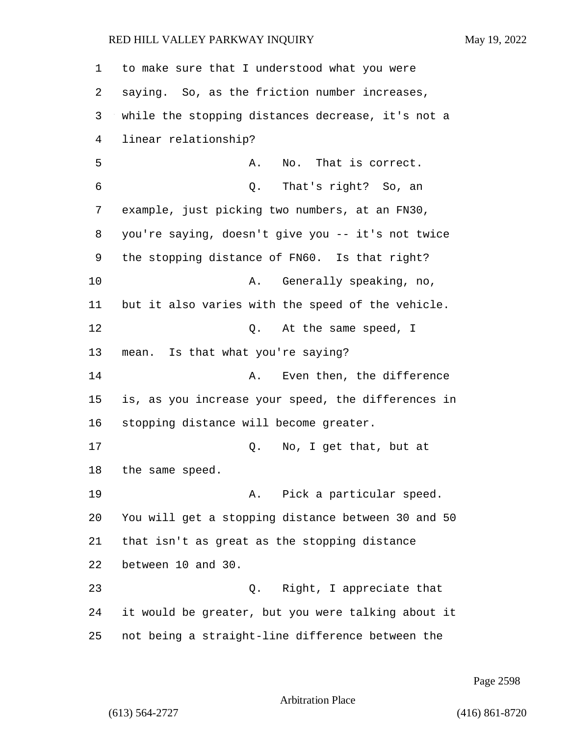to make sure that I understood what you were saying. So, as the friction number increases, while the stopping distances decrease, it's not a linear relationship?

A. No. That is correct.

Q. That's right? So, an example, just picking two numbers, at an FN30, you're saying, doesn't give you -- it's not twice the stopping distance of FN60. Is that right?

A. Generally speaking, no, but it also varies with the speed of the vehicle.

Q. At the same speed, I mean. Is that what you're saying?

A. Even then, the difference is, as you increase your speed, the differences in stopping distance will become greater.

Q. No, I get that, but at the same speed.

A. Pick a particular speed. You will get a stopping distance between 30 and 50 that isn't as great as the stopping distance between 10 and 30.

Q. Right, I appreciate that it would be greater, but you were talking about it not being a straight-line difference between the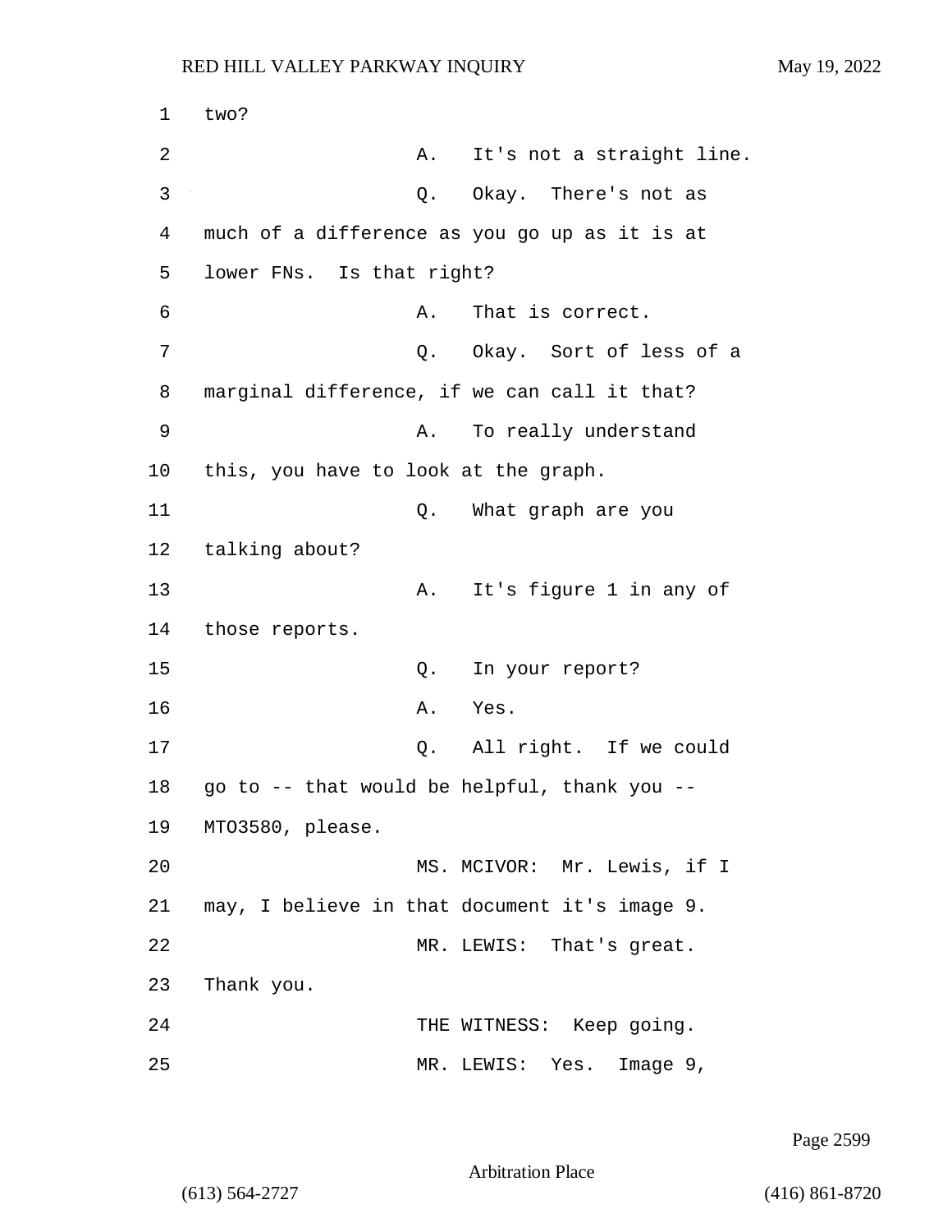two?

A. It's not a straight line.

Q. Okay. There's not as much of a difference as you go up as it is at lower FNs. Is that right?

A. That is correct.

Q. Okay. Sort of less of a marginal difference, if we can call it that?

A. To really understand this, you have to look at the graph.

Q. What graph are you talking about?

A. It's figure 1 in any of those reports.

Q. In your report?

A. Yes.

Q. All right. If we could go to -- that would be helpful, thank you -- MTO3580, please.

MS. MCIVOR: Mr. Lewis, if I may, I believe in that document it's image 9.

MR. LEWIS: That's great. Thank you.

THE WITNESS: Keep going.

MR. LEWIS: Yes. Image 9,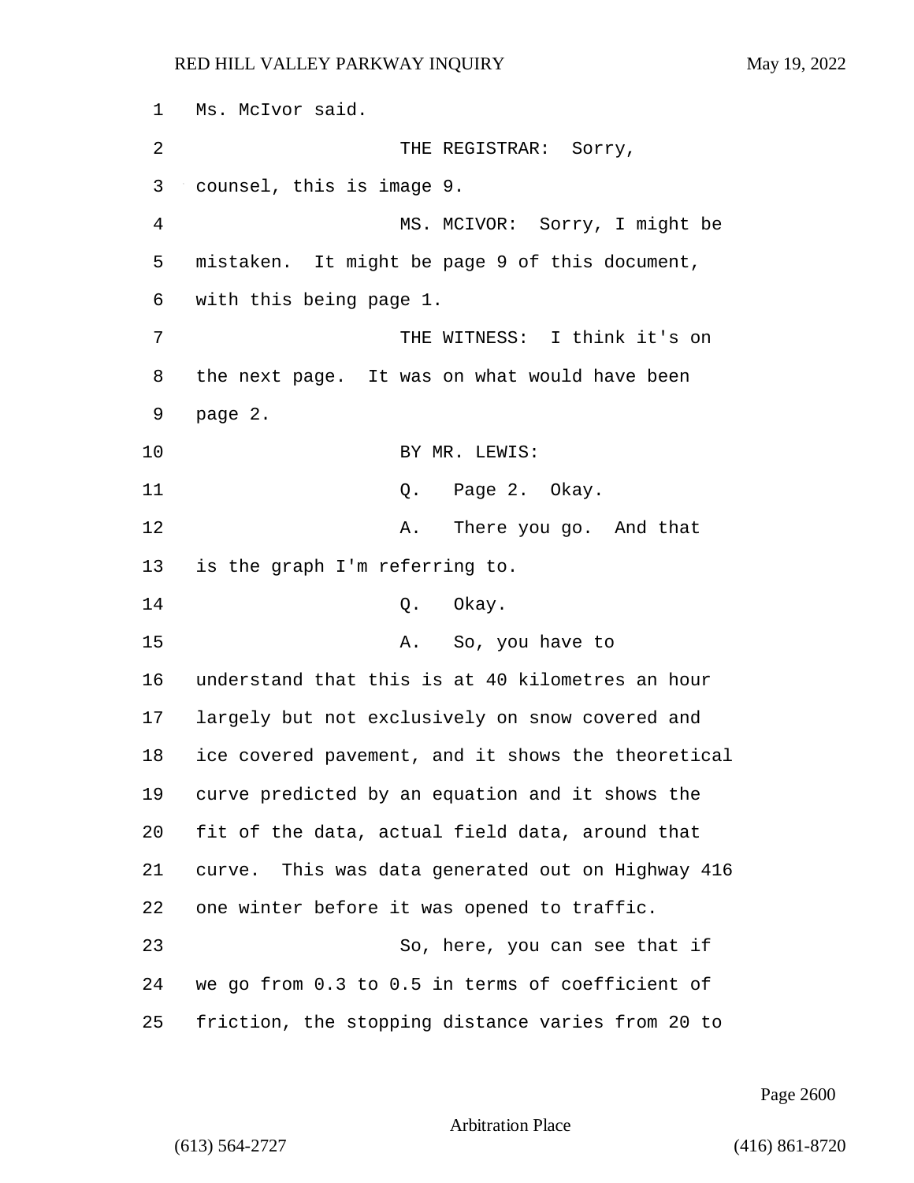Ms. McIvor said.

THE REGISTRAR: Sorry, counsel, this is image 9.

MS. MCIVOR: Sorry, I might be mistaken. It might be page 9 of this document, with this being page 1.

THE WITNESS: I think it's on the next page. It was on what would have been page 2.

BY MR. LEWIS:

Q. Page 2. Okay.

A. There you go. And that is the graph I'm referring to.

Q. Okay.

A. So, you have to understand that this is at 40 kilometres an hour largely but not exclusively on snow covered and ice covered pavement, and it shows the theoretical curve predicted by an equation and it shows the fit of the data, actual field data, around that curve. This was data generated out on Highway 416 one winter before it was opened to traffic.

So, here, you can see that if we go from 0.3 to 0.5 in terms of coefficient of friction, the stopping distance varies from 20 to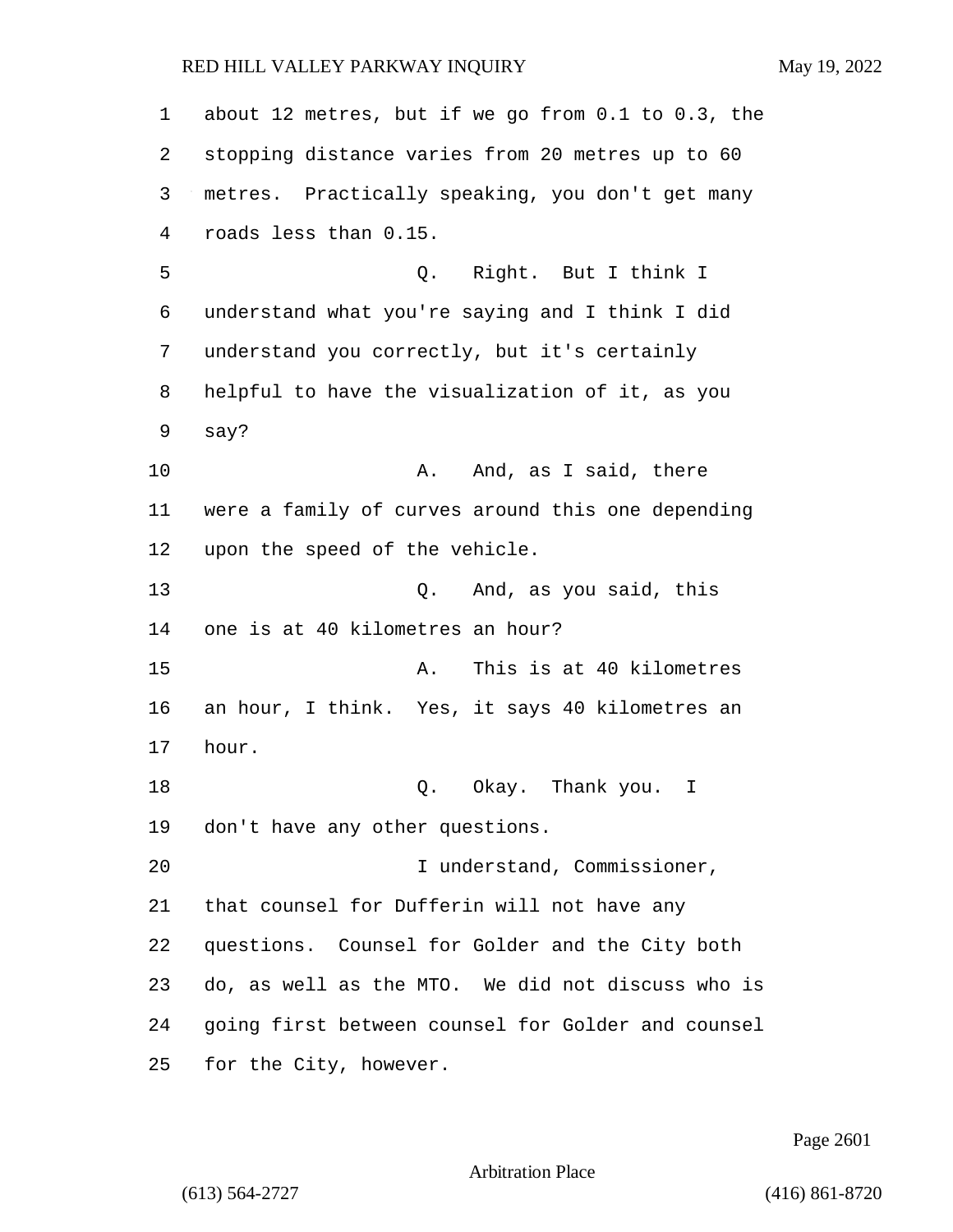about 12 metres, but if we go from 0.1 to 0.3, the stopping distance varies from 20 metres up to 60 metres. Practically speaking, you don't get many roads less than 0.15.

Q. Right. But I think I understand what you're saying and I think I did understand you correctly, but it's certainly helpful to have the visualization of it, as you say?

A. And, as I said, there were a family of curves around this one depending upon the speed of the vehicle.

Q. And, as you said, this one is at 40 kilometres an hour?

A. This is at 40 kilometres an hour, I think. Yes, it says 40 kilometres an hour.

Q. Okay. Thank you. I don't have any other questions.

I understand, Commissioner, that counsel for Dufferin will not have any questions. Counsel for Golder and the City both do, as well as the MTO. We did not discuss who is going first between counsel for Golder and counsel for the City, however.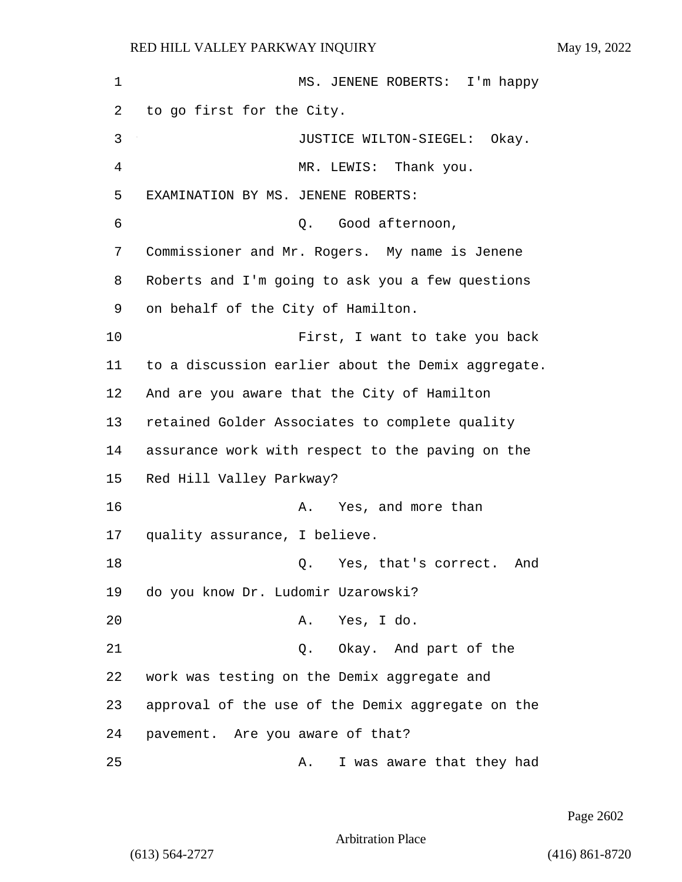1 MS. JENENE ROBERTS: I'm happy
2 to go first for the City.
3 JUSTICE WILTON-SIEGEL: Okay.
4 MR. LEWIS: Thank you.
5 EXAMINATION BY MS. JENENE ROBERTS:
6 Q. Good afternoon,
7 Commissioner and Mr. Rogers. My name is Jenene
8 Roberts and I'm going to ask you a few questions
9 on behalf of the City of Hamilton.
10 First, I want to take you back
11 to a discussion earlier about the Demix aggregate.
12 And are you aware that the City of Hamilton
13 retained Golder Associates to complete quality
14 assurance work with respect to the paving on the
15 Red Hill Valley Parkway?
16 A. Yes, and more than
17 quality assurance, I believe.
18 Q. Yes, that's correct. And
19 do you know Dr. Ludomir Uzarowski?
20 A. Yes, I do.
21 Q. Okay. And part of the
22 work was testing on the Demix aggregate and
23 approval of the use of the Demix aggregate on the
24 pavement. Are you aware of that?
25 A. I was aware that they had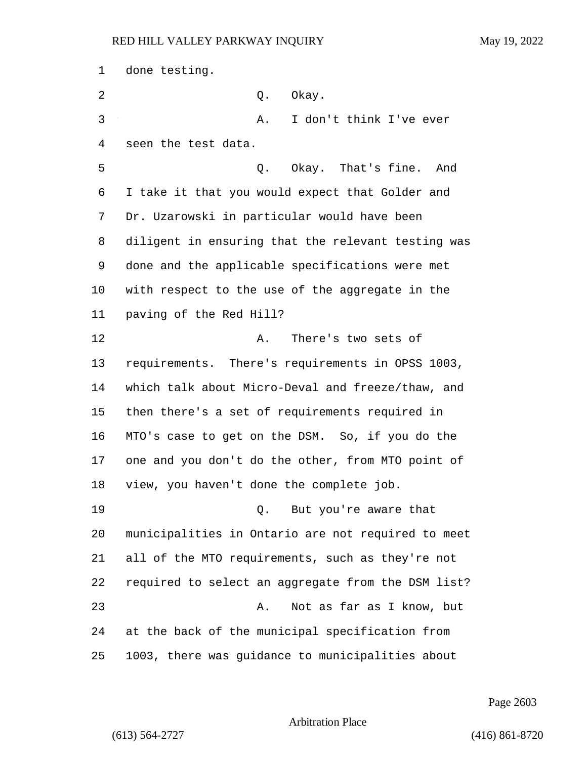done testing.

Q. Okay.

A. I don't think I've ever seen the test data.

Q. Okay. That's fine. And I take it that you would expect that Golder and Dr. Uzarowski in particular would have been diligent in ensuring that the relevant testing was done and the applicable specifications were met with respect to the use of the aggregate in the paving of the Red Hill?

A. There's two sets of requirements. There's requirements in OPSS 1003, which talk about Micro-Deval and freeze/thaw, and then there's a set of requirements required in MTO's case to get on the DSM. So, if you do the one and you don't do the other, from MTO point of view, you haven't done the complete job.

Q. But you're aware that municipalities in Ontario are not required to meet all of the MTO requirements, such as they're not required to select an aggregate from the DSM list?

A. Not as far as I know, but at the back of the municipal specification from 1003, there was guidance to municipalities about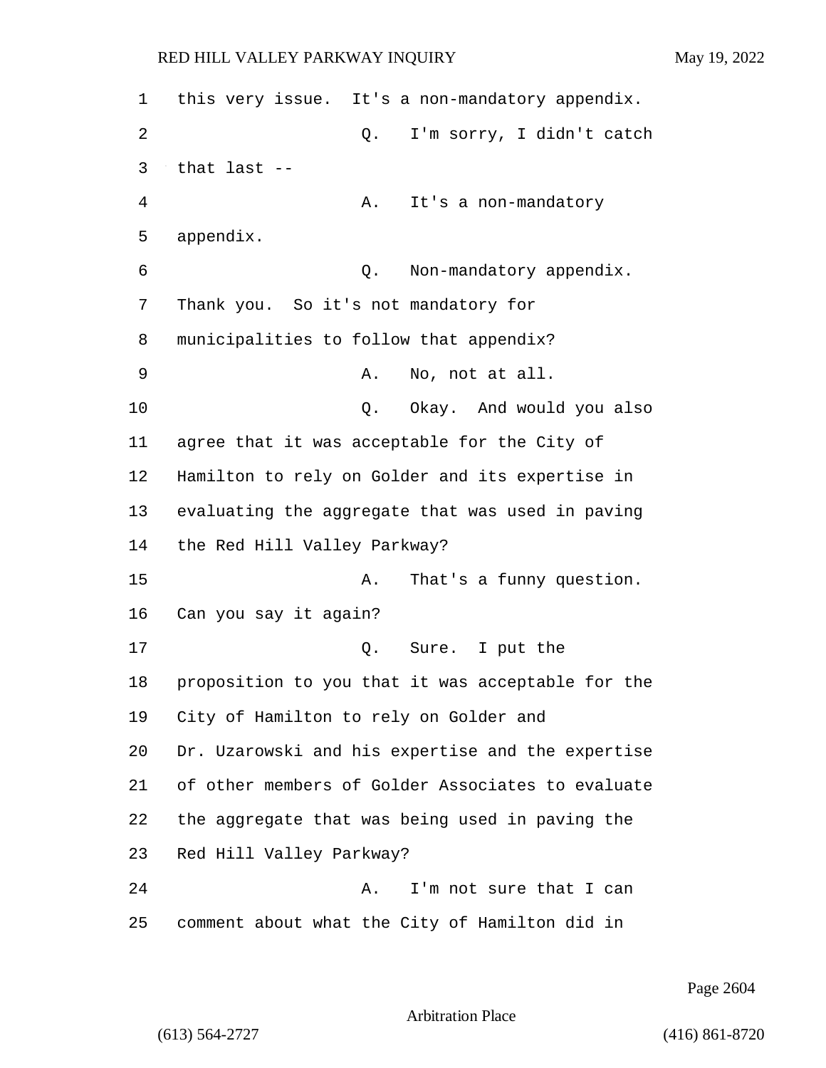this very issue. It's a non-mandatory appendix.

Q. I'm sorry, I didn't catch that last --

A. It's a non-mandatory appendix.

Q. Non-mandatory appendix. Thank you. So it's not mandatory for municipalities to follow that appendix?

A. No, not at all.

Q. Okay. And would you also agree that it was acceptable for the City of Hamilton to rely on Golder and its expertise in evaluating the aggregate that was used in paving the Red Hill Valley Parkway?

A. That's a funny question. Can you say it again?

Q. Sure. I put the proposition to you that it was acceptable for the City of Hamilton to rely on Golder and Dr. Uzarowski and his expertise and the expertise of other members of Golder Associates to evaluate the aggregate that was being used in paving the Red Hill Valley Parkway?

A. I'm not sure that I can comment about what the City of Hamilton did in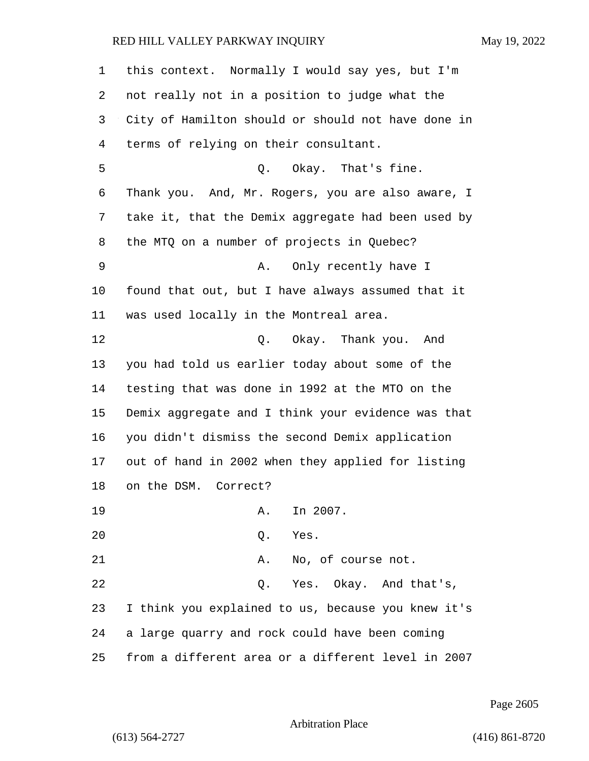this context. Normally I would say yes, but I'm not really not in a position to judge what the City of Hamilton should or should not have done in terms of relying on their consultant.

Q. Okay. That's fine. Thank you. And, Mr. Rogers, you are also aware, I take it, that the Demix aggregate had been used by the MTQ on a number of projects in Quebec?

A. Only recently have I found that out, but I have always assumed that it was used locally in the Montreal area.

Q. Okay. Thank you. And you had told us earlier today about some of the testing that was done in 1992 at the MTO on the Demix aggregate and I think your evidence was that you didn't dismiss the second Demix application out of hand in 2002 when they applied for listing on the DSM. Correct?

A. In 2007.

Q. Yes.

A. No, of course not.

Q. Yes. Okay. And that's, I think you explained to us, because you knew it's a large quarry and rock could have been coming from a different area or a different level in 2007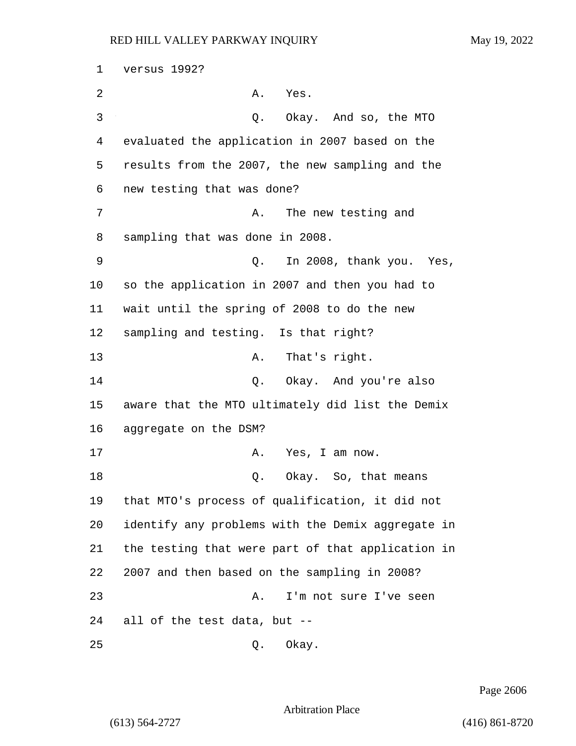1 versus 1992?

2 A. Yes.

3 Q. Okay. And so, the MTO

4 evaluated the application in 2007 based on the

5 results from the 2007, the new sampling and the

6 new testing that was done?

7 A. The new testing and

8 sampling that was done in 2008.

9 Q. In 2008, thank you. Yes,

10 so the application in 2007 and then you had to

11 wait until the spring of 2008 to do the new

12 sampling and testing. Is that right?

13 A. That's right.

14 Q. Okay. And you're also

15 aware that the MTO ultimately did list the Demix

16 aggregate on the DSM?

17 A. Yes, I am now.

18 Q. Okay. So, that means

19 that MTO's process of qualification, it did not

20 identify any problems with the Demix aggregate in

21 the testing that were part of that application in

22 2007 and then based on the sampling in 2008?

23 A. I'm not sure I've seen

24 all of the test data, but --

25 Q. Okay.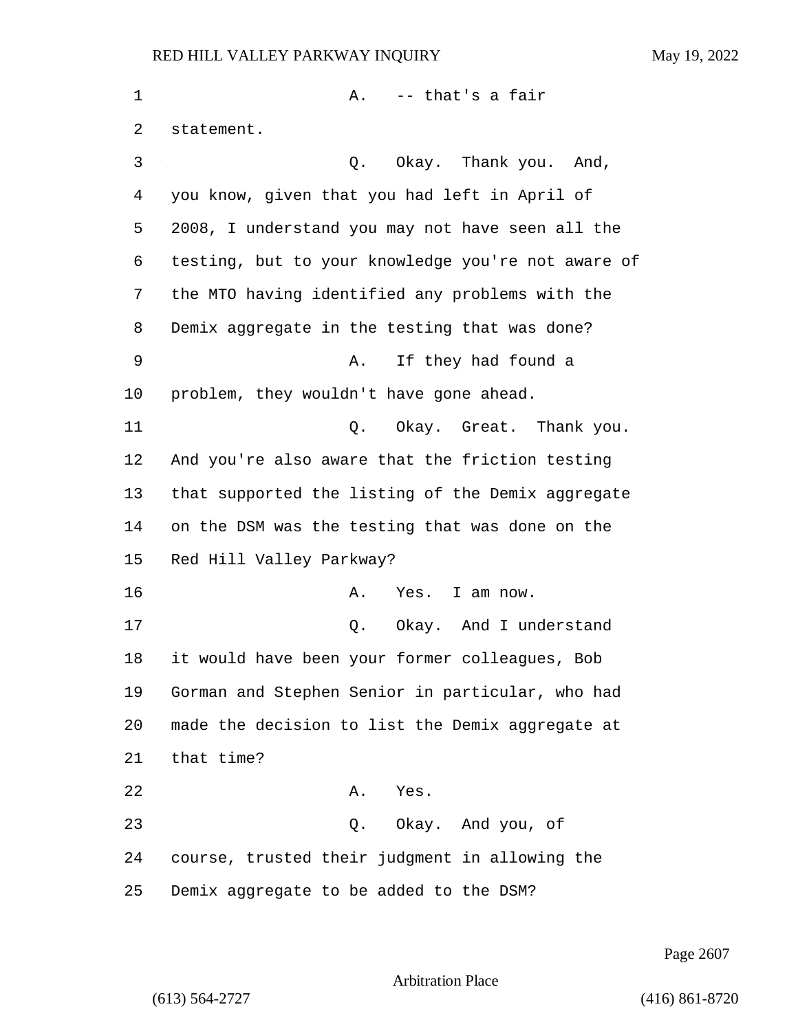A. -- that's a fair statement.

Q. Okay. Thank you. And, you know, given that you had left in April of 2008, I understand you may not have seen all the testing, but to your knowledge you're not aware of the MTO having identified any problems with the Demix aggregate in the testing that was done?

A. If they had found a problem, they wouldn't have gone ahead.

Q. Okay. Great. Thank you. And you're also aware that the friction testing that supported the listing of the Demix aggregate on the DSM was the testing that was done on the Red Hill Valley Parkway?

A. Yes. I am now.

Q. Okay. And I understand it would have been your former colleagues, Bob Gorman and Stephen Senior in particular, who had made the decision to list the Demix aggregate at that time?

A. Yes.

Q. Okay. And you, of course, trusted their judgment in allowing the Demix aggregate to be added to the DSM?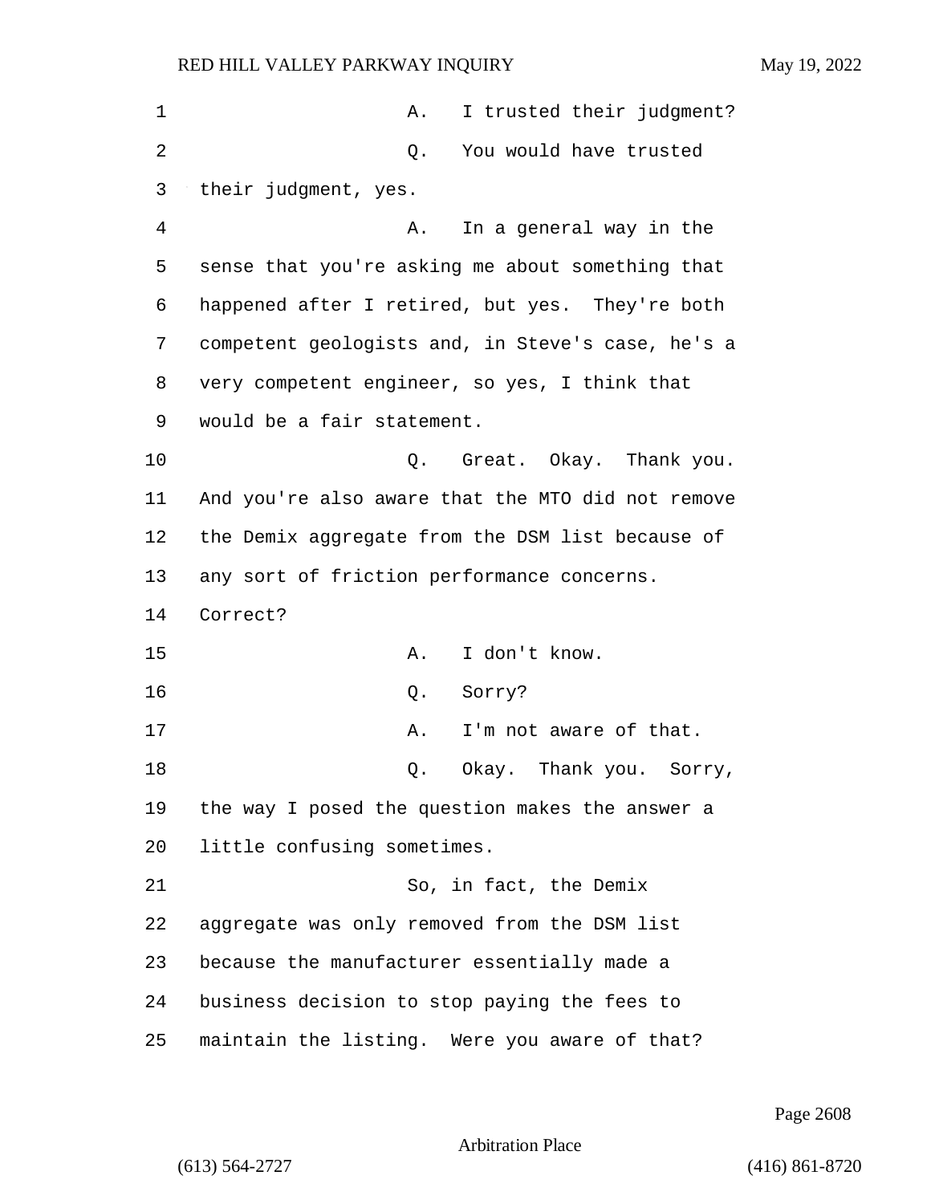A. I trusted their judgment?

Q. You would have trusted their judgment, yes.

A. In a general way in the sense that you're asking me about something that happened after I retired, but yes. They're both competent geologists and, in Steve's case, he's a very competent engineer, so yes, I think that would be a fair statement.

Q. Great. Okay. Thank you. And you're also aware that the MTO did not remove the Demix aggregate from the DSM list because of any sort of friction performance concerns. Correct?

A. I don't know.

Q. Sorry?

A. I'm not aware of that.

Q. Okay. Thank you. Sorry, the way I posed the question makes the answer a little confusing sometimes.

So, in fact, the Demix aggregate was only removed from the DSM list because the manufacturer essentially made a business decision to stop paying the fees to maintain the listing. Were you aware of that?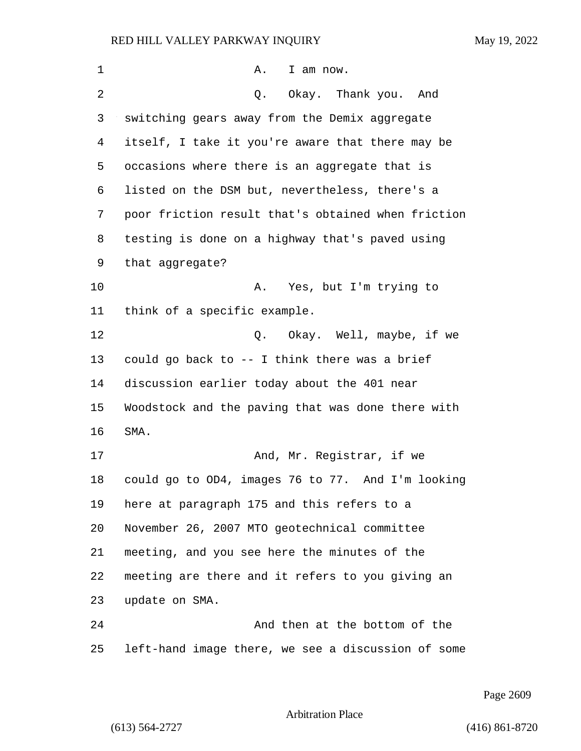A. I am now.

Q. Okay. Thank you. And switching gears away from the Demix aggregate itself, I take it you're aware that there may be occasions where there is an aggregate that is listed on the DSM but, nevertheless, there's a poor friction result that's obtained when friction testing is done on a highway that's paved using that aggregate?

A. Yes, but I'm trying to think of a specific example.

Q. Okay. Well, maybe, if we could go back to -- I think there was a brief discussion earlier today about the 401 near Woodstock and the paving that was done there with SMA.

And, Mr. Registrar, if we could go to OD4, images 76 to 77. And I'm looking here at paragraph 175 and this refers to a November 26, 2007 MTO geotechnical committee meeting, and you see here the minutes of the meeting are there and it refers to you giving an update on SMA.

And then at the bottom of the left-hand image there, we see a discussion of some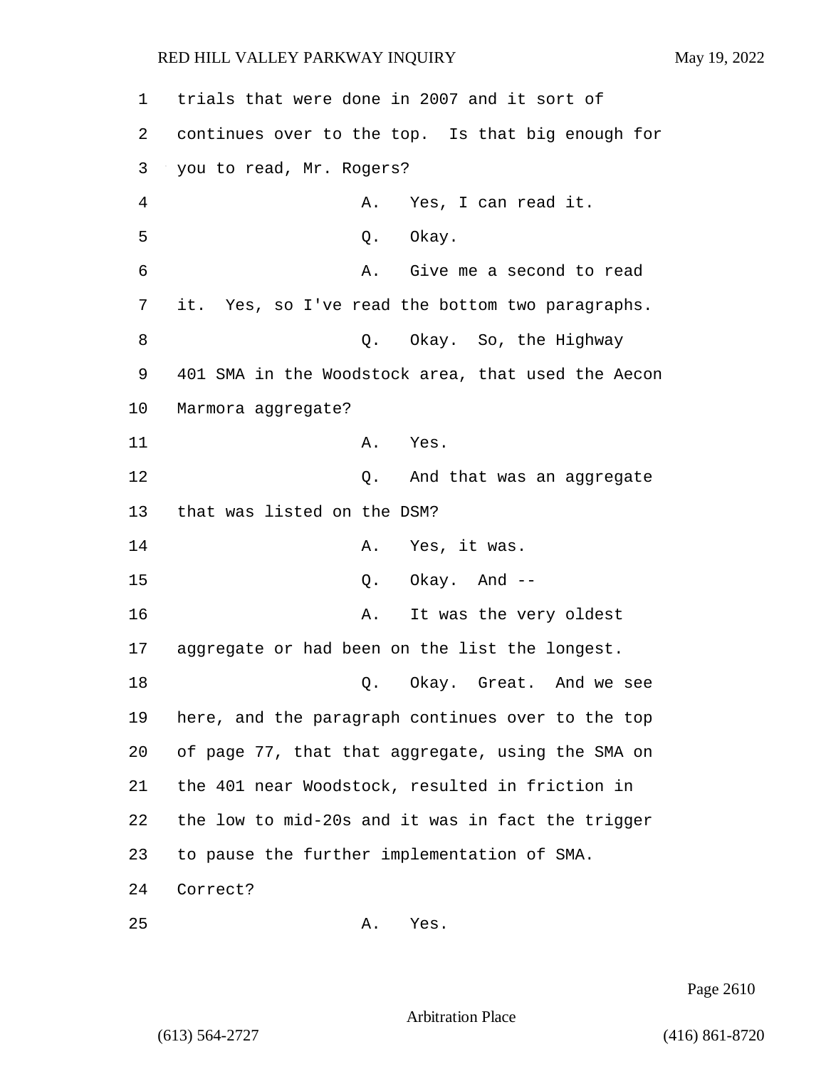trials that were done in 2007 and it sort of continues over to the top. Is that big enough for you to read, Mr. Rogers?

A. Yes, I can read it.

Q. Okay.

A. Give me a second to read it. Yes, so I've read the bottom two paragraphs.

Q. Okay. So, the Highway 401 SMA in the Woodstock area, that used the Aecon Marmora aggregate?

A. Yes.

Q. And that was an aggregate that was listed on the DSM?

A. Yes, it was.

Q. Okay. And --

A. It was the very oldest aggregate or had been on the list the longest.

Q. Okay. Great. And we see here, and the paragraph continues over to the top of page 77, that that aggregate, using the SMA on the 401 near Woodstock, resulted in friction in the low to mid-20s and it was in fact the trigger to pause the further implementation of SMA. Correct?

A. Yes.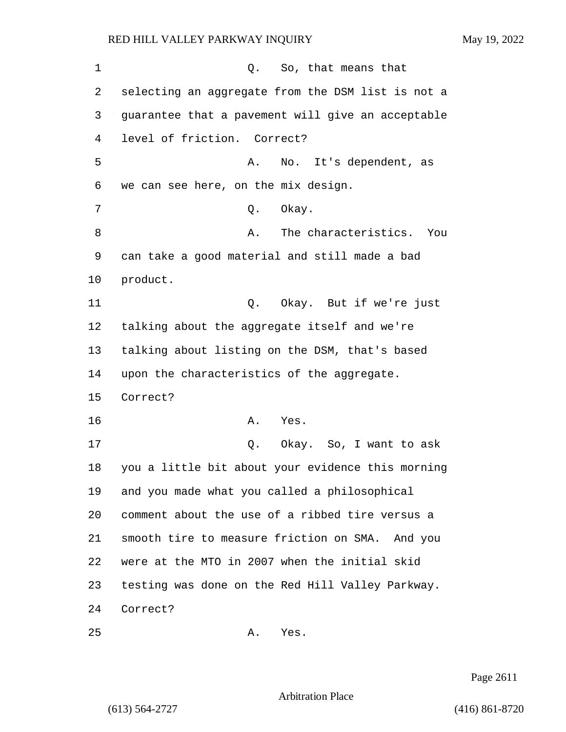Q. So, that means that selecting an aggregate from the DSM list is not a guarantee that a pavement will give an acceptable level of friction. Correct?

A. No. It's dependent, as we can see here, on the mix design.

Q. Okay.

A. The characteristics. You can take a good material and still made a bad product.

Q. Okay. But if we're just talking about the aggregate itself and we're talking about listing on the DSM, that's based upon the characteristics of the aggregate. Correct?

A. Yes.

Q. Okay. So, I want to ask you a little bit about your evidence this morning and you made what you called a philosophical comment about the use of a ribbed tire versus a smooth tire to measure friction on SMA. And you were at the MTO in 2007 when the initial skid testing was done on the Red Hill Valley Parkway. Correct?

A. Yes.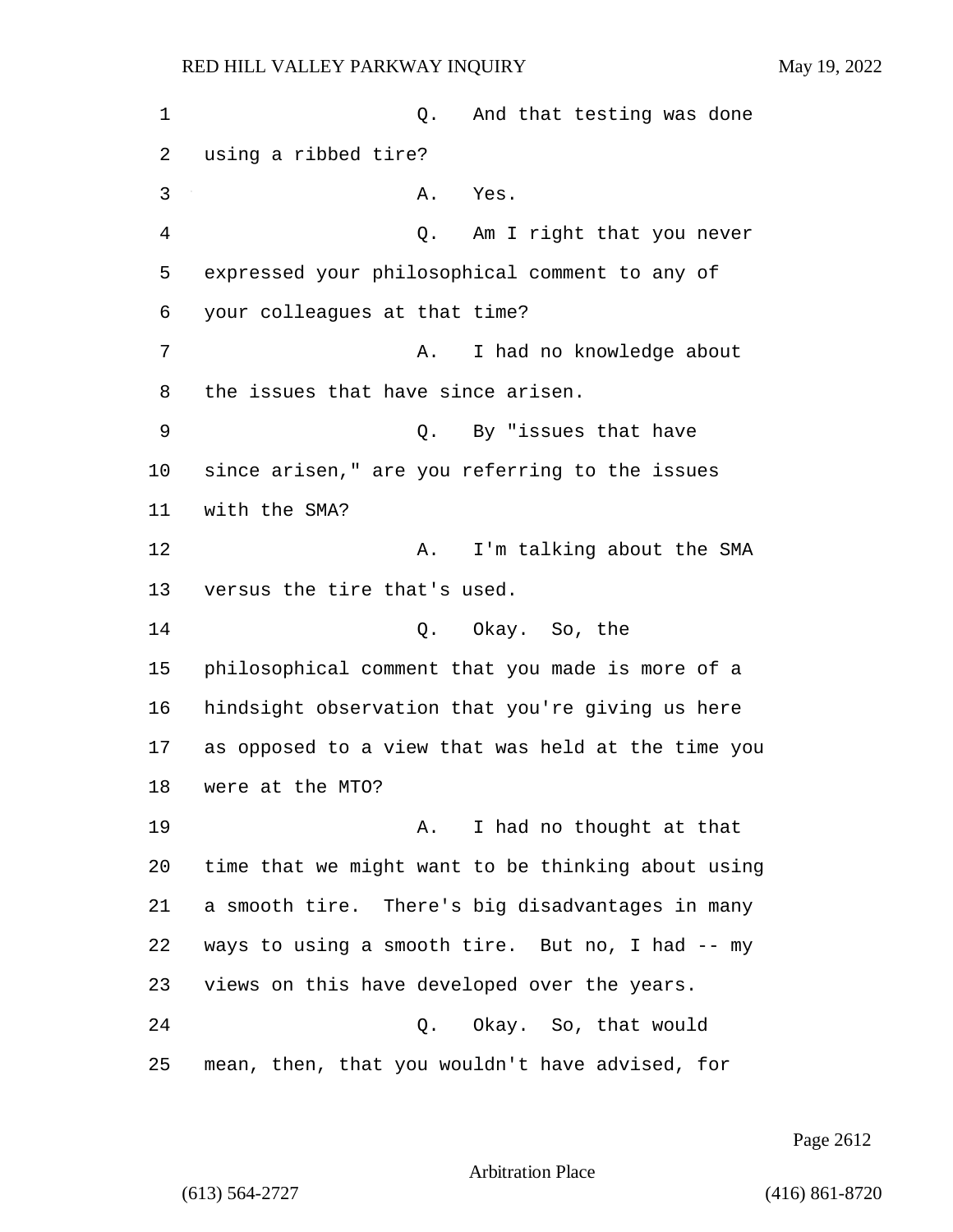Q. And that testing was done using a ribbed tire?

A. Yes.

Q. Am I right that you never expressed your philosophical comment to any of your colleagues at that time?

A. I had no knowledge about the issues that have since arisen.

Q. By "issues that have since arisen," are you referring to the issues with the SMA?

A. I'm talking about the SMA versus the tire that's used.

Q. Okay. So, the philosophical comment that you made is more of a hindsight observation that you're giving us here as opposed to a view that was held at the time you were at the MTO?

A. I had no thought at that time that we might want to be thinking about using a smooth tire. There's big disadvantages in many ways to using a smooth tire. But no, I had -- my views on this have developed over the years.

Q. Okay. So, that would mean, then, that you wouldn't have advised, for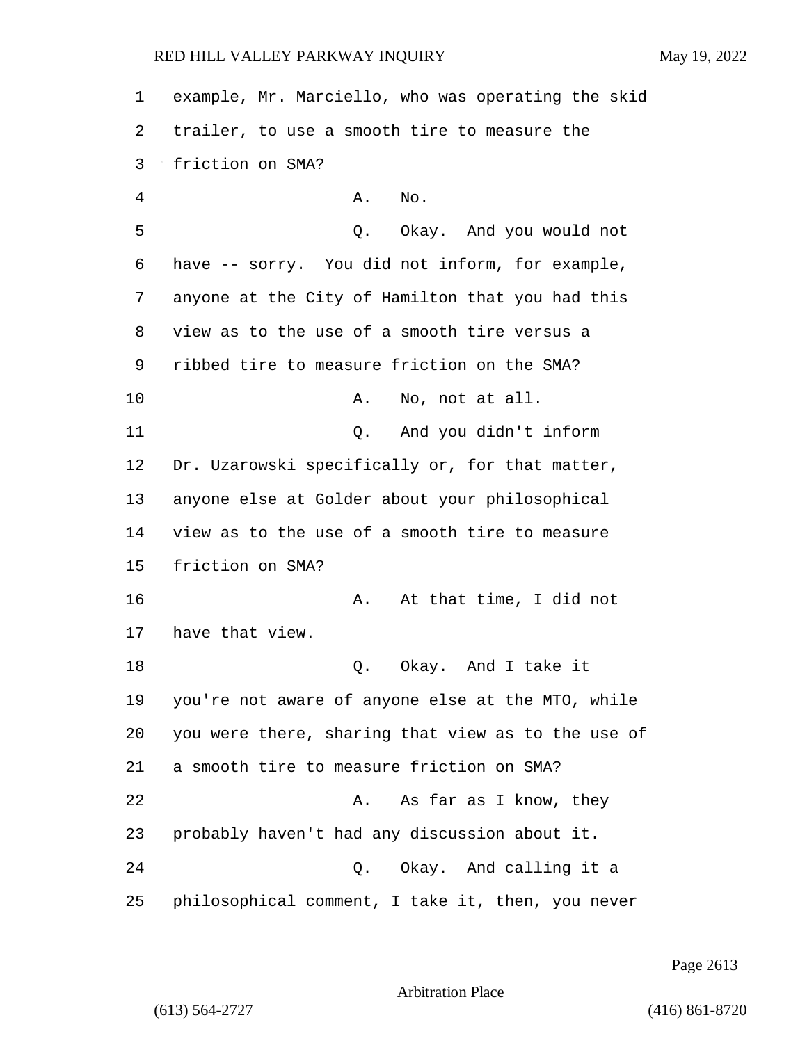1 example, Mr. Marciello, who was operating the skid
2 trailer, to use a smooth tire to measure the
3 friction on SMA?
4 A. No.
5 Q. Okay. And you would not
6 have -- sorry. You did not inform, for example,
7 anyone at the City of Hamilton that you had this
8 view as to the use of a smooth tire versus a
9 ribbed tire to measure friction on the SMA?
10 A. No, not at all.
11 Q. And you didn't inform
12 Dr. Uzarowski specifically or, for that matter,
13 anyone else at Golder about your philosophical
14 view as to the use of a smooth tire to measure
15 friction on SMA?
16 A. At that time, I did not
17 have that view.
18 Q. Okay. And I take it
19 you're not aware of anyone else at the MTO, while
20 you were there, sharing that view as to the use of
21 a smooth tire to measure friction on SMA?
22 A. As far as I know, they
23 probably haven't had any discussion about it.
24 Q. Okay. And calling it a
25 philosophical comment, I take it, then, you never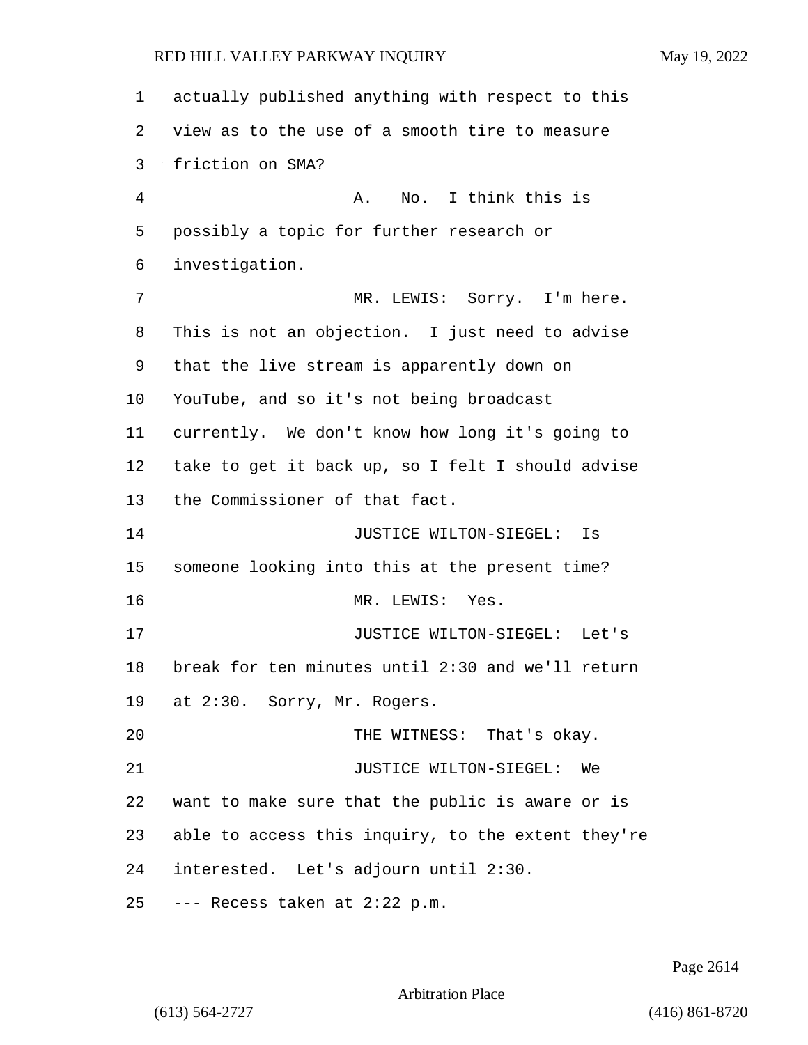actually published anything with respect to this view as to the use of a smooth tire to measure friction on SMA?

A. No. I think this is possibly a topic for further research or investigation.

MR. LEWIS: Sorry. I'm here. This is not an objection. I just need to advise that the live stream is apparently down on YouTube, and so it's not being broadcast currently. We don't know how long it's going to take to get it back up, so I felt I should advise the Commissioner of that fact.

JUSTICE WILTON-SIEGEL: Is someone looking into this at the present time?

MR. LEWIS: Yes.

JUSTICE WILTON-SIEGEL: Let's break for ten minutes until 2:30 and we'll return at 2:30. Sorry, Mr. Rogers.

THE WITNESS: That's okay.

JUSTICE WILTON-SIEGEL: We want to make sure that the public is aware or is able to access this inquiry, to the extent they're interested. Let's adjourn until 2:30.

--- Recess taken at 2:22 p.m.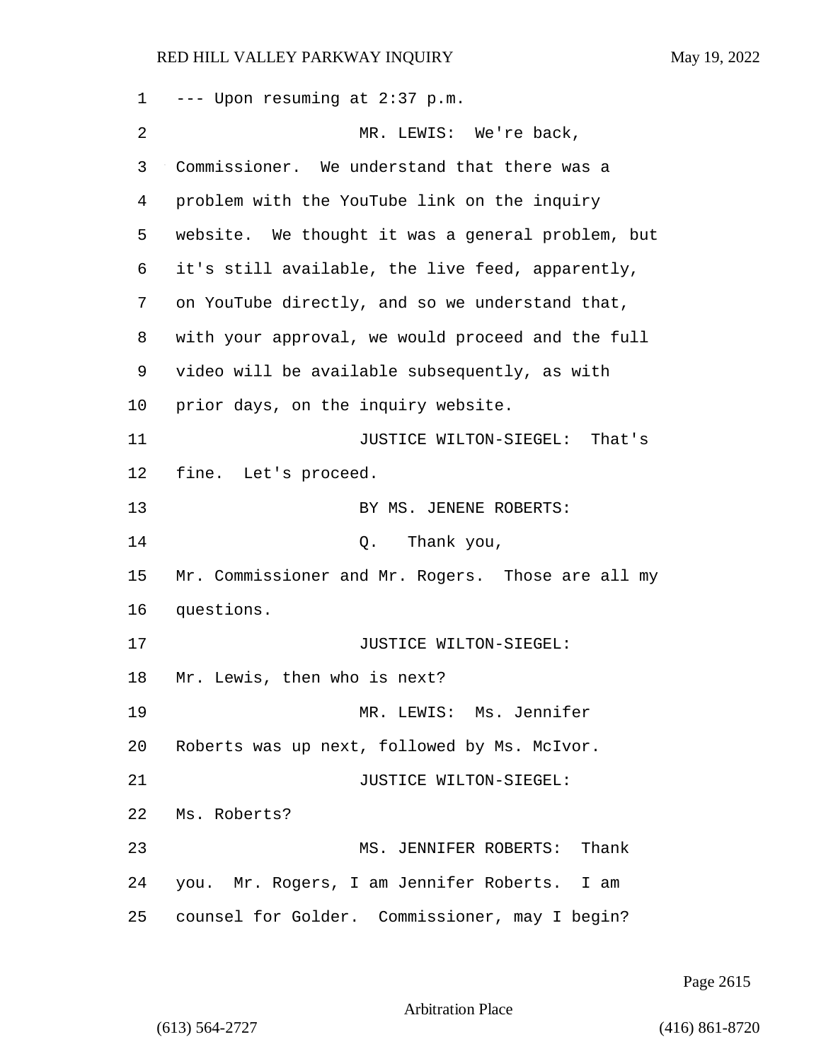--- Upon resuming at 2:37 p.m.

MR. LEWIS: We're back, Commissioner. We understand that there was a problem with the YouTube link on the inquiry website. We thought it was a general problem, but it's still available, the live feed, apparently, on YouTube directly, and so we understand that, with your approval, we would proceed and the full video will be available subsequently, as with prior days, on the inquiry website.

JUSTICE WILTON-SIEGEL: That's fine. Let's proceed.

BY MS. JENENE ROBERTS:

Q. Thank you, Mr. Commissioner and Mr. Rogers. Those are all my questions.

JUSTICE WILTON-SIEGEL: Mr. Lewis, then who is next?

MR. LEWIS: Ms. Jennifer Roberts was up next, followed by Ms. McIvor.

JUSTICE WILTON-SIEGEL: Ms. Roberts?

MS. JENNIFER ROBERTS: Thank you. Mr. Rogers, I am Jennifer Roberts. I am counsel for Golder. Commissioner, may I begin?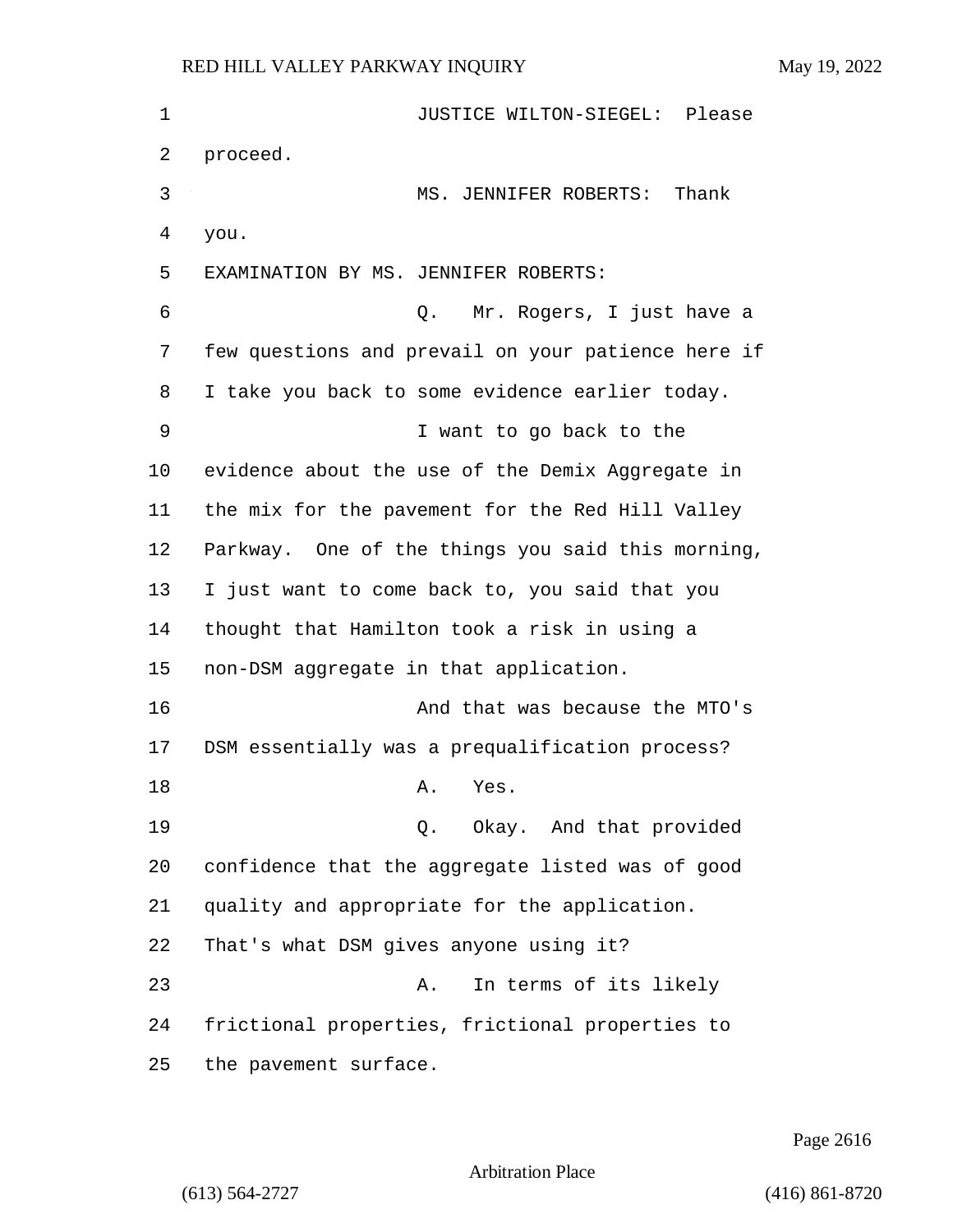JUSTICE WILTON-SIEGEL: Please proceed.

MS. JENNIFER ROBERTS: Thank you.

EXAMINATION BY MS. JENNIFER ROBERTS:

Q. Mr. Rogers, I just have a few questions and prevail on your patience here if I take you back to some evidence earlier today.

I want to go back to the evidence about the use of the Demix Aggregate in the mix for the pavement for the Red Hill Valley Parkway. One of the things you said this morning, I just want to come back to, you said that you thought that Hamilton took a risk in using a non-DSM aggregate in that application.

And that was because the MTO's DSM essentially was a prequalification process?

A. Yes.

Q. Okay. And that provided confidence that the aggregate listed was of good quality and appropriate for the application. That's what DSM gives anyone using it?

A. In terms of its likely frictional properties, frictional properties to the pavement surface.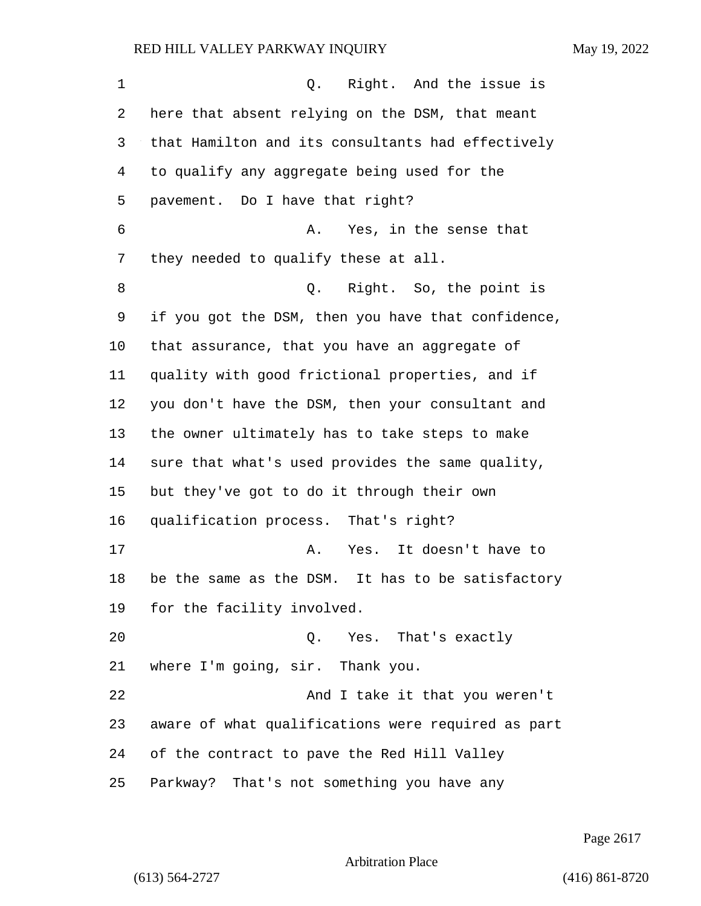Q. Right. And the issue is here that absent relying on the DSM, that meant that Hamilton and its consultants had effectively to qualify any aggregate being used for the pavement. Do I have that right?

A. Yes, in the sense that they needed to qualify these at all.

Q. Right. So, the point is if you got the DSM, then you have that confidence, that assurance, that you have an aggregate of quality with good frictional properties, and if you don't have the DSM, then your consultant and the owner ultimately has to take steps to make sure that what's used provides the same quality, but they've got to do it through their own qualification process. That's right?

A. Yes. It doesn't have to be the same as the DSM. It has to be satisfactory for the facility involved.

Q. Yes. That's exactly where I'm going, sir. Thank you.

And I take it that you weren't aware of what qualifications were required as part of the contract to pave the Red Hill Valley Parkway? That's not something you have any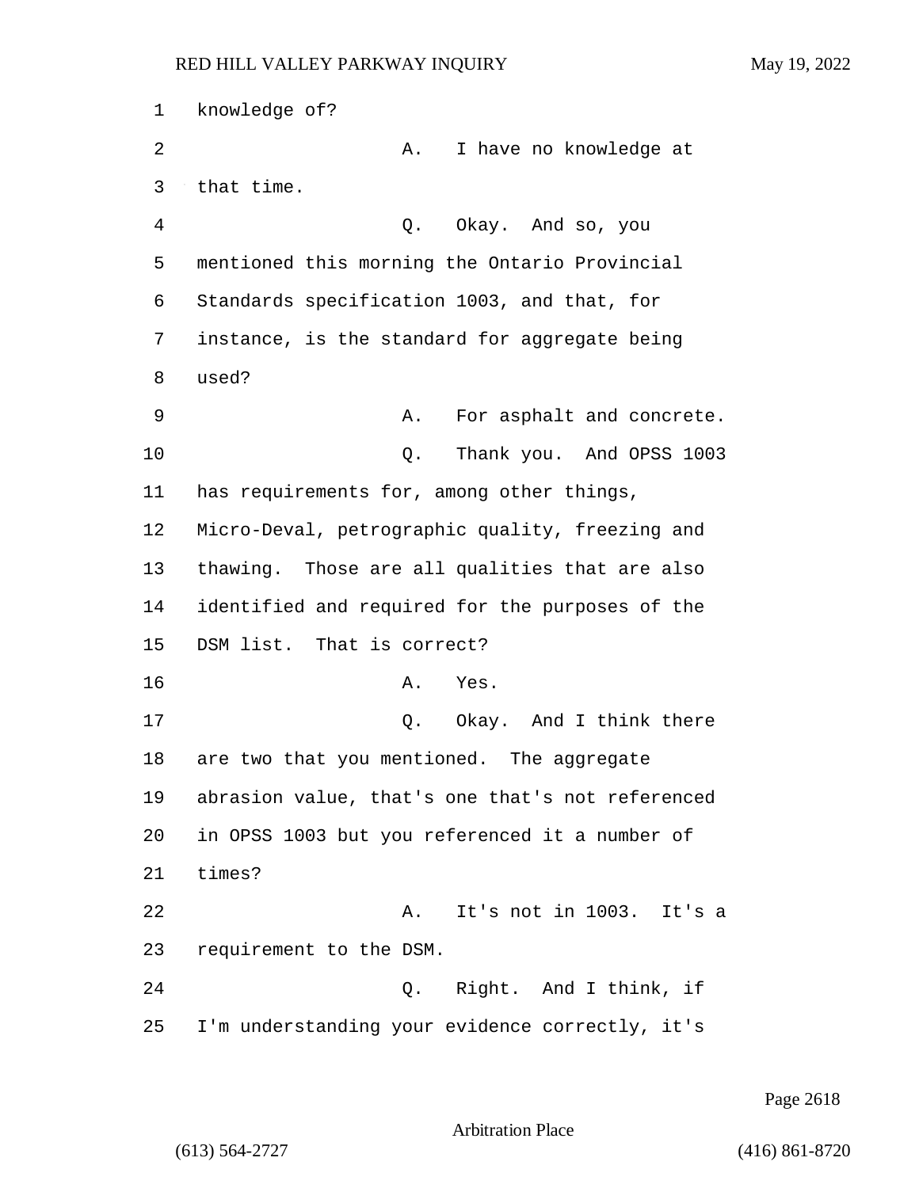1 knowledge of?

2 A. I have no knowledge at

3 that time.

4 Q. Okay. And so, you

5 mentioned this morning the Ontario Provincial

6 Standards specification 1003, and that, for

7 instance, is the standard for aggregate being

8 used?

9 A. For asphalt and concrete.

10 Q. Thank you. And OPSS 1003

11 has requirements for, among other things,

12 Micro-Deval, petrographic quality, freezing and

13 thawing. Those are all qualities that are also

14 identified and required for the purposes of the

15 DSM list. That is correct?

16 A. Yes.

17 Q. Okay. And I think there

18 are two that you mentioned. The aggregate

19 abrasion value, that's one that's not referenced

20 in OPSS 1003 but you referenced it a number of

21 times?

22 A. It's not in 1003. It's a

23 requirement to the DSM.

24 Q. Right. And I think, if

25 I'm understanding your evidence correctly, it's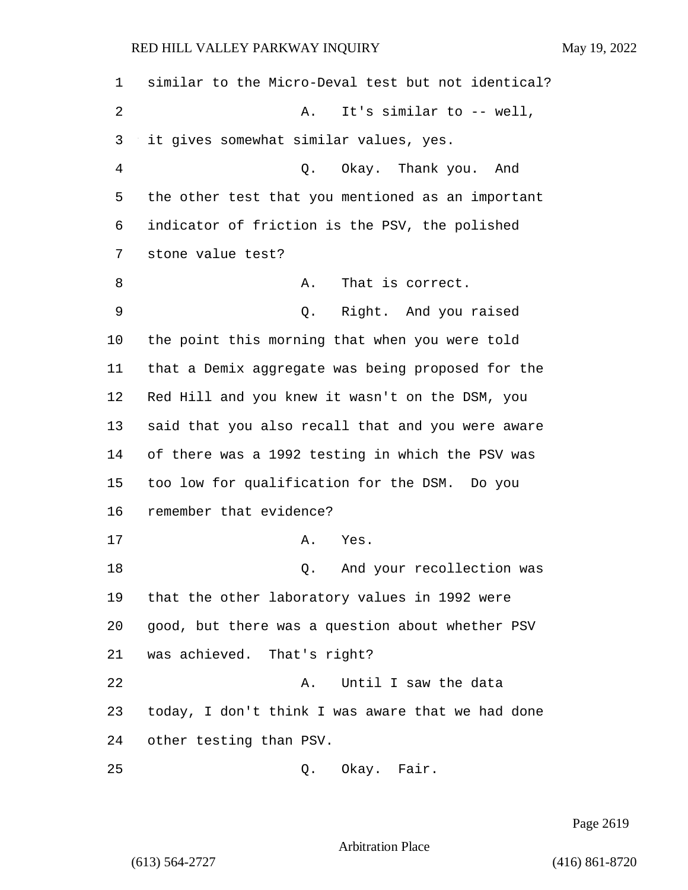similar to the Micro-Deval test but not identical?

A. It's similar to -- well, it gives somewhat similar values, yes.

Q. Okay. Thank you. And the other test that you mentioned as an important indicator of friction is the PSV, the polished stone value test?

A. That is correct.

Q. Right. And you raised the point this morning that when you were told that a Demix aggregate was being proposed for the Red Hill and you knew it wasn't on the DSM, you said that you also recall that and you were aware of there was a 1992 testing in which the PSV was too low for qualification for the DSM. Do you remember that evidence?

A. Yes.

Q. And your recollection was that the other laboratory values in 1992 were good, but there was a question about whether PSV was achieved. That's right?

A. Until I saw the data today, I don't think I was aware that we had done other testing than PSV.

Q. Okay. Fair.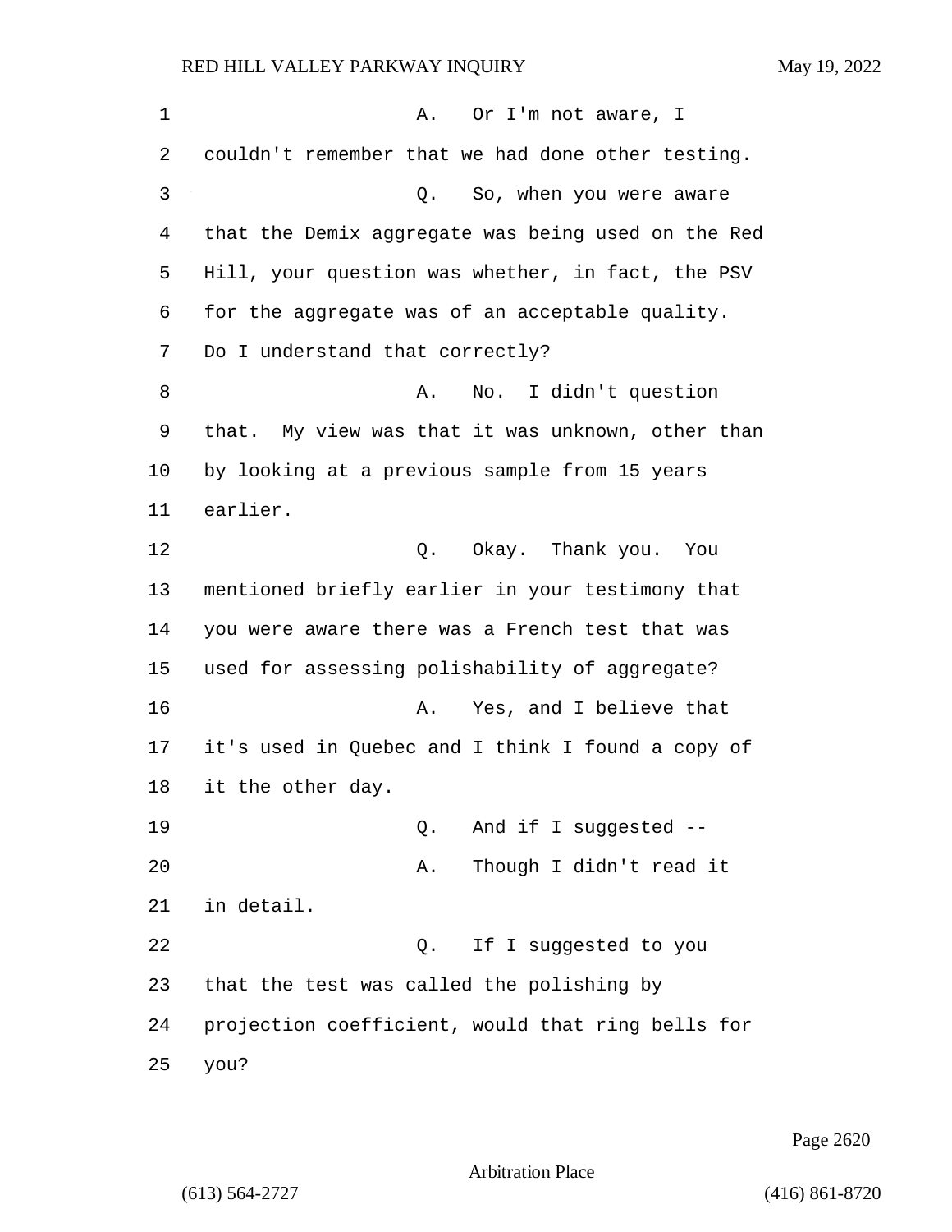A. Or I'm not aware, I couldn't remember that we had done other testing.

Q. So, when you were aware that the Demix aggregate was being used on the Red Hill, your question was whether, in fact, the PSV for the aggregate was of an acceptable quality. Do I understand that correctly?

A. No. I didn't question that. My view was that it was unknown, other than by looking at a previous sample from 15 years earlier.

Q. Okay. Thank you. You mentioned briefly earlier in your testimony that you were aware there was a French test that was used for assessing polishability of aggregate?

A. Yes, and I believe that it's used in Quebec and I think I found a copy of it the other day.

Q. And if I suggested --

A. Though I didn't read it in detail.

Q. If I suggested to you that the test was called the polishing by projection coefficient, would that ring bells for you?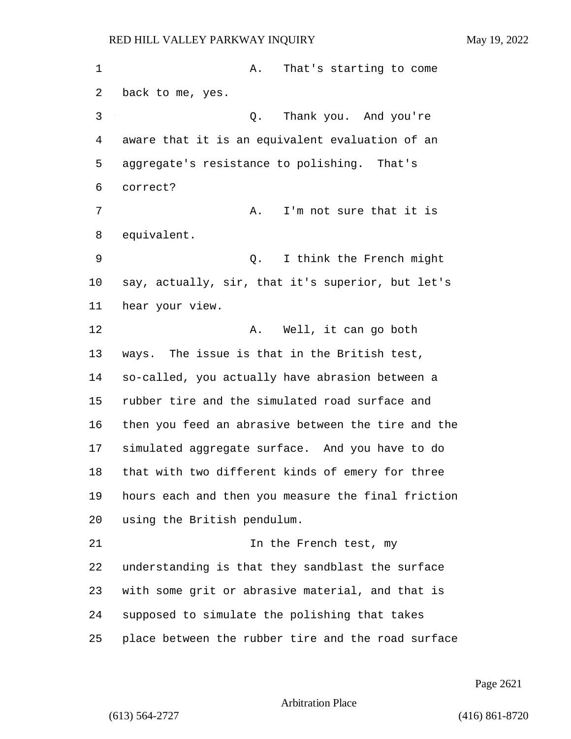A. That's starting to come back to me, yes.

Q. Thank you. And you're aware that it is an equivalent evaluation of an aggregate's resistance to polishing. That's correct?

A. I'm not sure that it is equivalent.

Q. I think the French might say, actually, sir, that it's superior, but let's hear your view.

A. Well, it can go both ways. The issue is that in the British test, so-called, you actually have abrasion between a rubber tire and the simulated road surface and then you feed an abrasive between the tire and the simulated aggregate surface. And you have to do that with two different kinds of emery for three hours each and then you measure the final friction using the British pendulum.

In the French test, my understanding is that they sandblast the surface with some grit or abrasive material, and that is supposed to simulate the polishing that takes place between the rubber tire and the road surface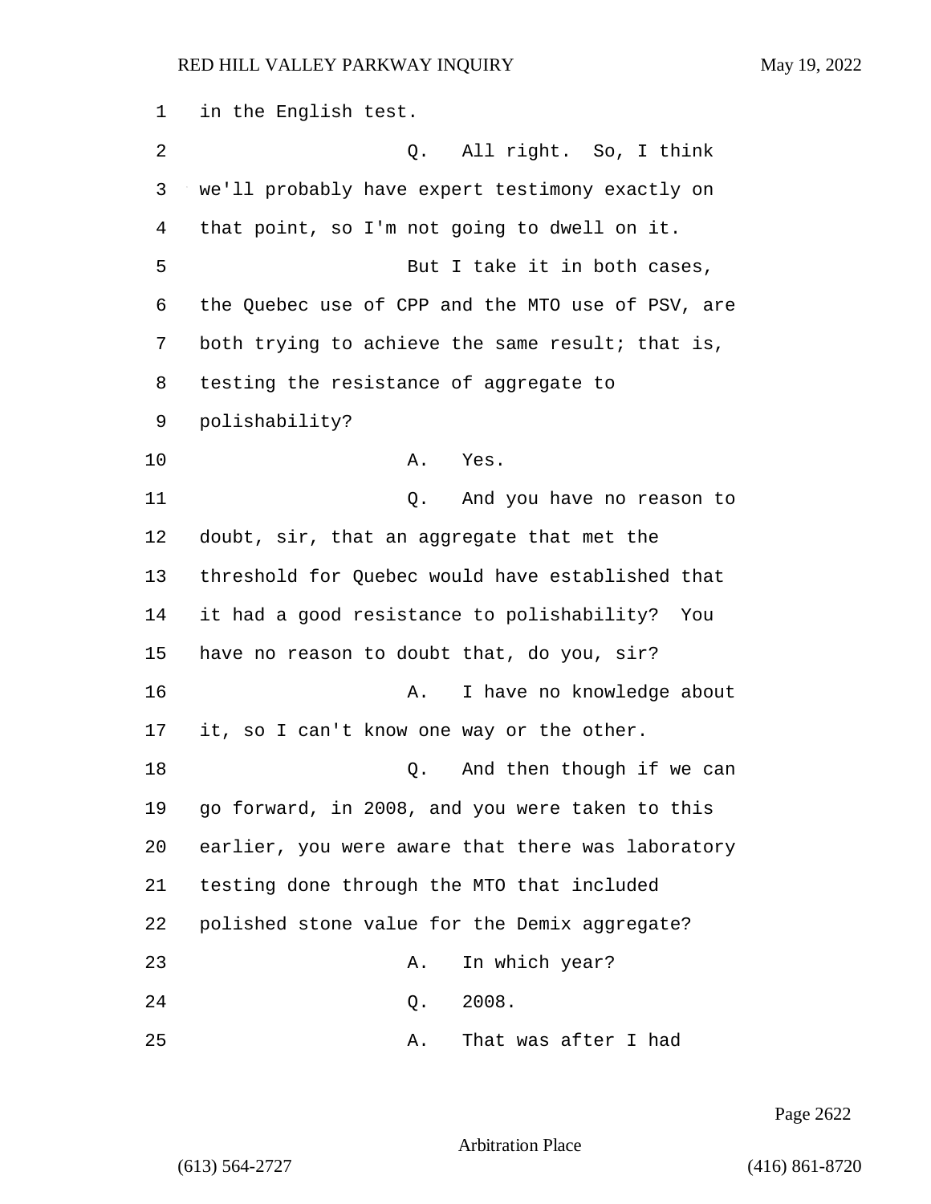1 in the English test.

2 Q. All right. So, I think

3 we'll probably have expert testimony exactly on

4 that point, so I'm not going to dwell on it.

5 But I take it in both cases,

6 the Quebec use of CPP and the MTO use of PSV, are

7 both trying to achieve the same result; that is,

8 testing the resistance of aggregate to

9 polishability?

10 A. Yes.

11 Q. And you have no reason to

12 doubt, sir, that an aggregate that met the

13 threshold for Quebec would have established that

14 it had a good resistance to polishability? You

15 have no reason to doubt that, do you, sir?

16 A. I have no knowledge about

17 it, so I can't know one way or the other.

18 Q. And then though if we can

19 go forward, in 2008, and you were taken to this

20 earlier, you were aware that there was laboratory

21 testing done through the MTO that included

22 polished stone value for the Demix aggregate?

23 A. In which year?

24 Q. 2008.

25 A. That was after I had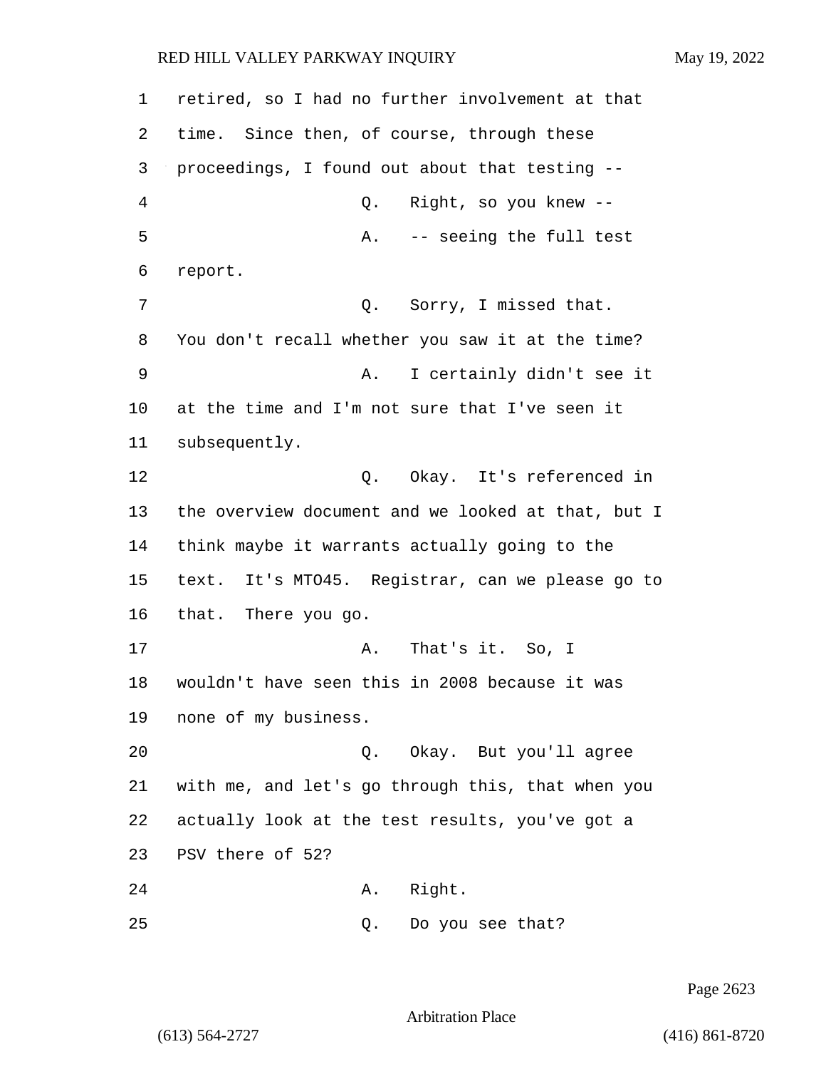retired, so I had no further involvement at that time. Since then, of course, through these proceedings, I found out about that testing --

Q. Right, so you knew --

A. -- seeing the full test report.

Q. Sorry, I missed that. You don't recall whether you saw it at the time?

A. I certainly didn't see it at the time and I'm not sure that I've seen it subsequently.

Q. Okay. It's referenced in the overview document and we looked at that, but I think maybe it warrants actually going to the text. It's MTO45. Registrar, can we please go to that. There you go.

A. That's it. So, I wouldn't have seen this in 2008 because it was none of my business.

Q. Okay. But you'll agree with me, and let's go through this, that when you actually look at the test results, you've got a PSV there of 52?

A. Right.

Q. Do you see that?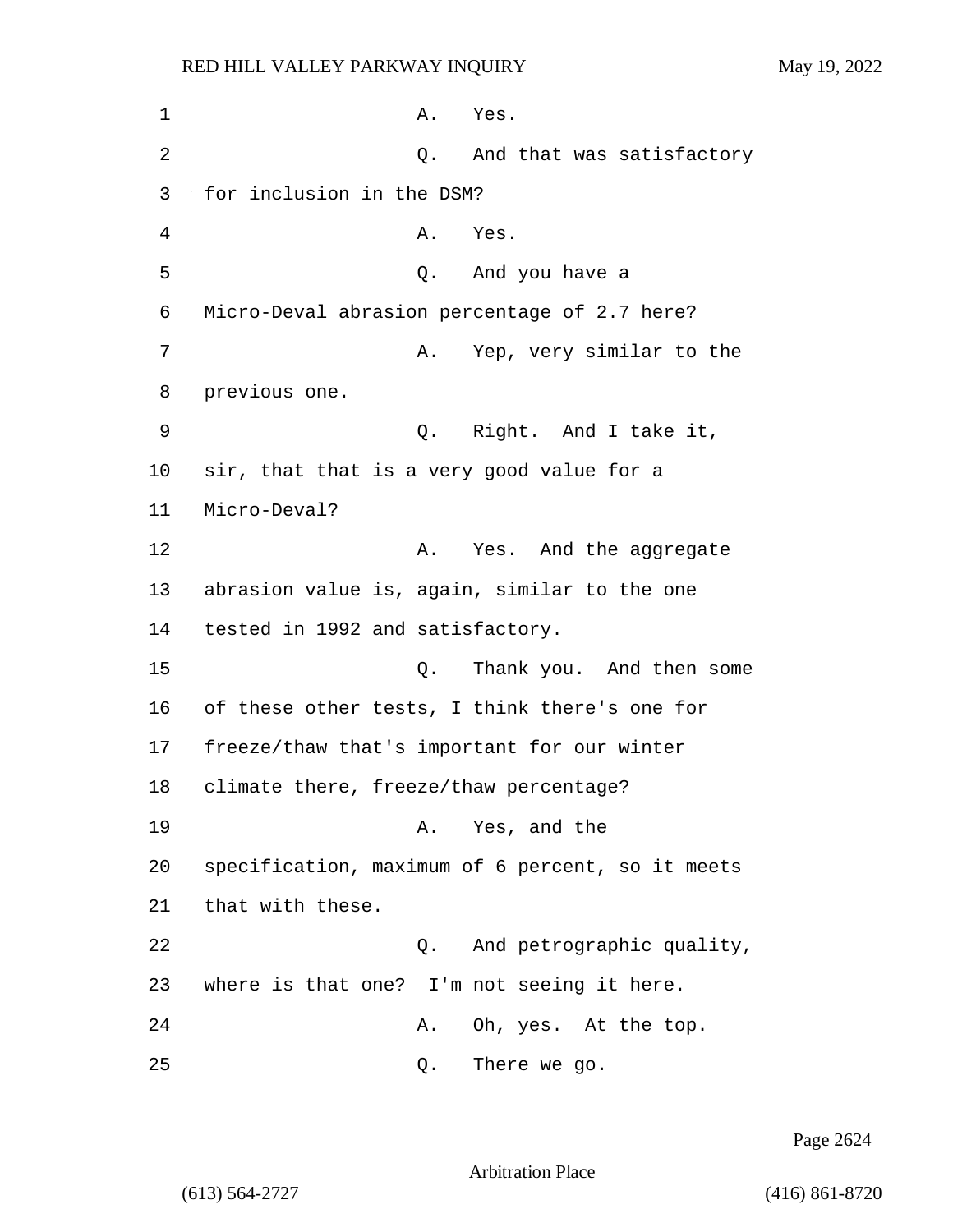A. Yes.

Q. And that was satisfactory for inclusion in the DSM?

A. Yes.

Q. And you have a Micro-Deval abrasion percentage of 2.7 here?

A. Yep, very similar to the previous one.

Q. Right. And I take it, sir, that that is a very good value for a Micro-Deval?

A. Yes. And the aggregate abrasion value is, again, similar to the one tested in 1992 and satisfactory.

Q. Thank you. And then some of these other tests, I think there's one for freeze/thaw that's important for our winter climate there, freeze/thaw percentage?

A. Yes, and the specification, maximum of 6 percent, so it meets that with these.

Q. And petrographic quality, where is that one? I'm not seeing it here.

A. Oh, yes. At the top.

Q. There we go.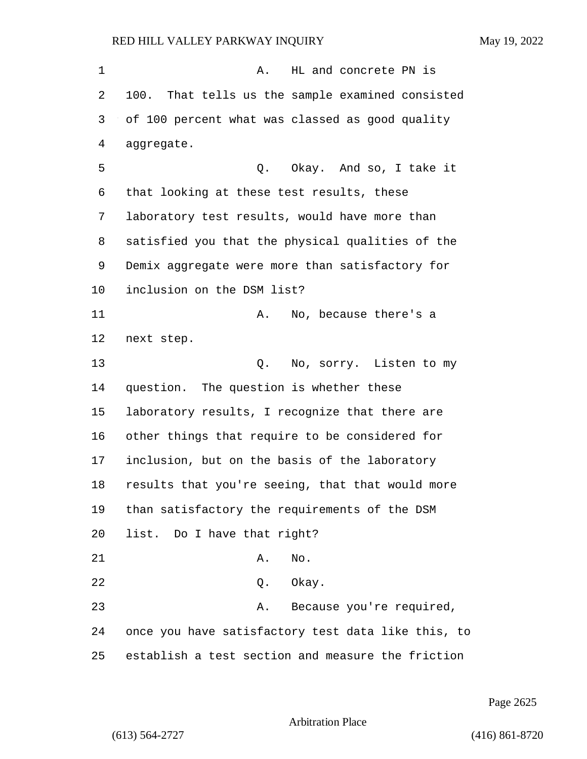A. HL and concrete PN is 100. That tells us the sample examined consisted of 100 percent what was classed as good quality aggregate.

Q. Okay. And so, I take it that looking at these test results, these laboratory test results, would have more than satisfied you that the physical qualities of the Demix aggregate were more than satisfactory for inclusion on the DSM list?

A. No, because there's a next step.

Q. No, sorry. Listen to my question. The question is whether these laboratory results, I recognize that there are other things that require to be considered for inclusion, but on the basis of the laboratory results that you're seeing, that that would more than satisfactory the requirements of the DSM list. Do I have that right?

A. No.

Q. Okay.

A. Because you're required, once you have satisfactory test data like this, to establish a test section and measure the friction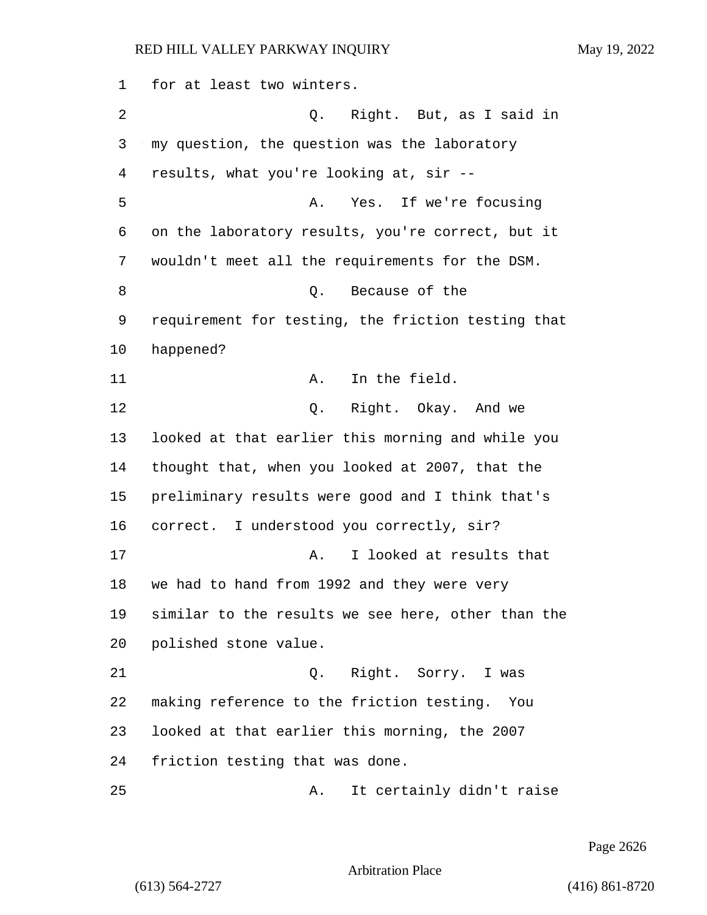1 for at least two winters.

2 Q. Right. But, as I said in

3 my question, the question was the laboratory

4 results, what you're looking at, sir --

5 A. Yes. If we're focusing

6 on the laboratory results, you're correct, but it

7 wouldn't meet all the requirements for the DSM.

8 Q. Because of the

9 requirement for testing, the friction testing that

10 happened?

11 A. In the field.

12 Q. Right. Okay. And we

13 looked at that earlier this morning and while you

14 thought that, when you looked at 2007, that the

15 preliminary results were good and I think that's

16 correct. I understood you correctly, sir?

17 A. I looked at results that

18 we had to hand from 1992 and they were very

19 similar to the results we see here, other than the

20 polished stone value.

21 Q. Right. Sorry. I was

22 making reference to the friction testing. You

23 looked at that earlier this morning, the 2007

24 friction testing that was done.

25 A. It certainly didn't raise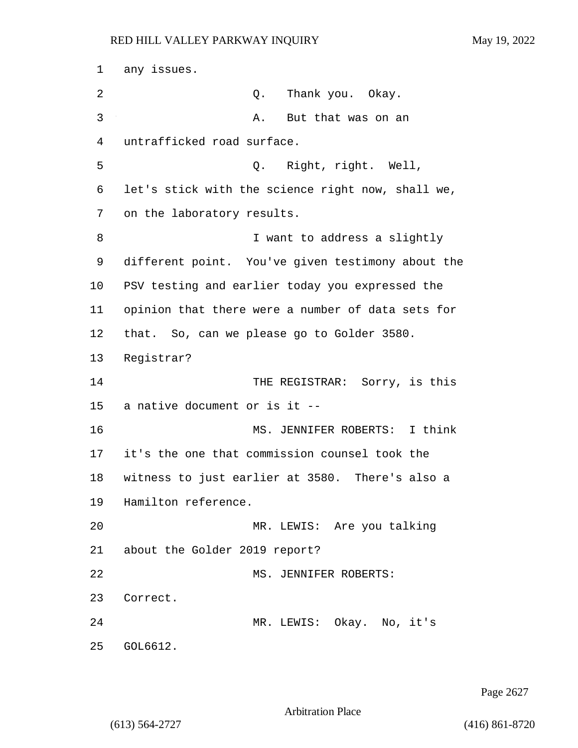1 any issues.

2 Q. Thank you. Okay.

3 A. But that was on an

4 untrafficked road surface.

5 Q. Right, right. Well,

6 let's stick with the science right now, shall we,

7 on the laboratory results.

8 I want to address a slightly

9 different point. You've given testimony about the

10 PSV testing and earlier today you expressed the

11 opinion that there were a number of data sets for

12 that. So, can we please go to Golder 3580.

13 Registrar?

14 THE REGISTRAR: Sorry, is this

15 a native document or is it --

16 MS. JENNIFER ROBERTS: I think

17 it's the one that commission counsel took the

18 witness to just earlier at 3580. There's also a

19 Hamilton reference.

20 MR. LEWIS: Are you talking

21 about the Golder 2019 report?

22 MS. JENNIFER ROBERTS:

23 Correct.

24 MR. LEWIS: Okay. No, it's

25 GOL6612.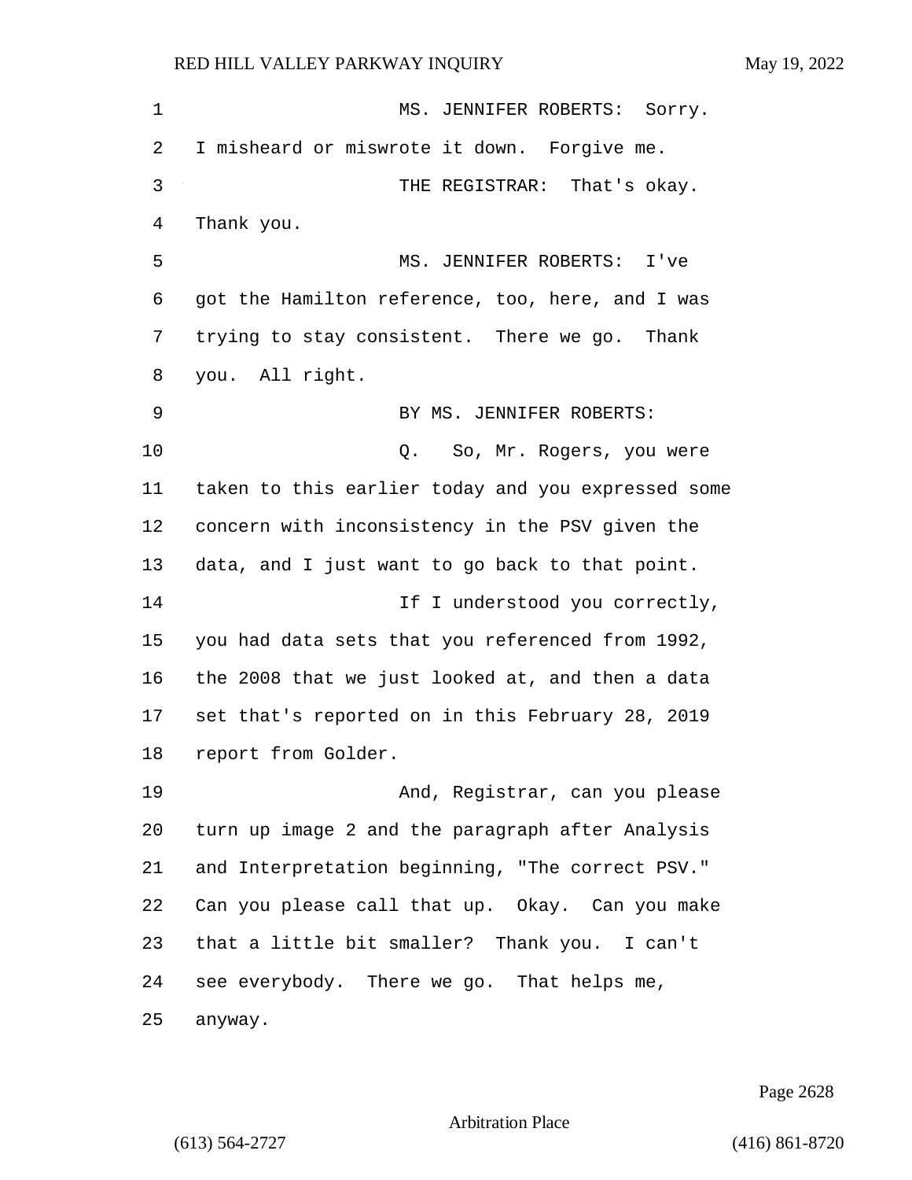MS. JENNIFER ROBERTS: Sorry. I misheard or miswrote it down. Forgive me.

THE REGISTRAR: That's okay. Thank you.

MS. JENNIFER ROBERTS: I've got the Hamilton reference, too, here, and I was trying to stay consistent. There we go. Thank you. All right.

BY MS. JENNIFER ROBERTS:

Q. So, Mr. Rogers, you were taken to this earlier today and you expressed some concern with inconsistency in the PSV given the data, and I just want to go back to that point.

If I understood you correctly, you had data sets that you referenced from 1992, the 2008 that we just looked at, and then a data set that's reported on in this February 28, 2019 report from Golder.

And, Registrar, can you please turn up image 2 and the paragraph after Analysis and Interpretation beginning, "The correct PSV." Can you please call that up. Okay. Can you make that a little bit smaller? Thank you. I can't see everybody. There we go. That helps me, anyway.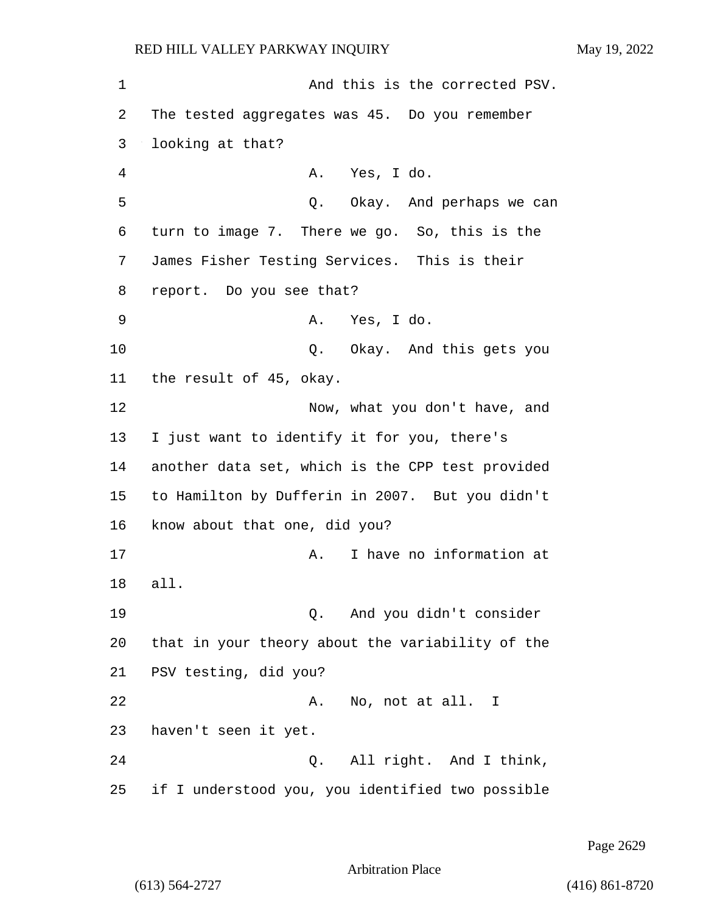And this is the corrected PSV. The tested aggregates was 45. Do you remember looking at that?

A. Yes, I do.

Q. Okay. And perhaps we can turn to image 7. There we go. So, this is the James Fisher Testing Services. This is their report. Do you see that?

A. Yes, I do.

Q. Okay. And this gets you the result of 45, okay.

Now, what you don't have, and I just want to identify it for you, there's another data set, which is the CPP test provided to Hamilton by Dufferin in 2007. But you didn't know about that one, did you?

A. I have no information at all.

Q. And you didn't consider that in your theory about the variability of the PSV testing, did you?

A. No, not at all. I haven't seen it yet.

Q. All right. And I think, if I understood you, you identified two possible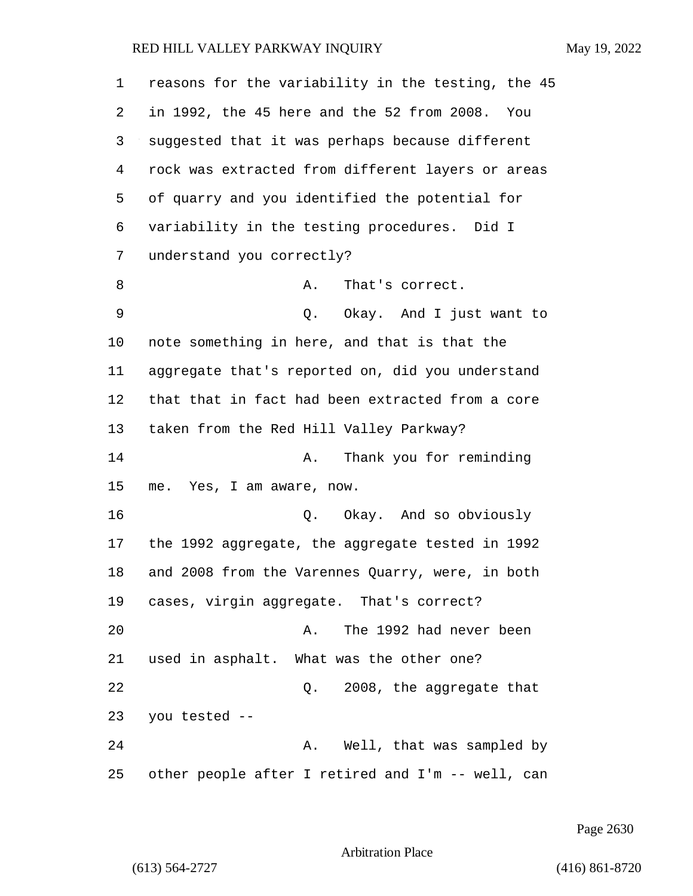reasons for the variability in the testing, the 45 in 1992, the 45 here and the 52 from 2008. You suggested that it was perhaps because different rock was extracted from different layers or areas of quarry and you identified the potential for variability in the testing procedures. Did I understand you correctly?

A. That's correct.

Q. Okay. And I just want to note something in here, and that is that the aggregate that's reported on, did you understand that that in fact had been extracted from a core taken from the Red Hill Valley Parkway?

A. Thank you for reminding me. Yes, I am aware, now.

Q. Okay. And so obviously the 1992 aggregate, the aggregate tested in 1992 and 2008 from the Varennes Quarry, were, in both cases, virgin aggregate. That's correct?

A. The 1992 had never been used in asphalt. What was the other one?

Q. 2008, the aggregate that you tested --

A. Well, that was sampled by other people after I retired and I'm -- well, can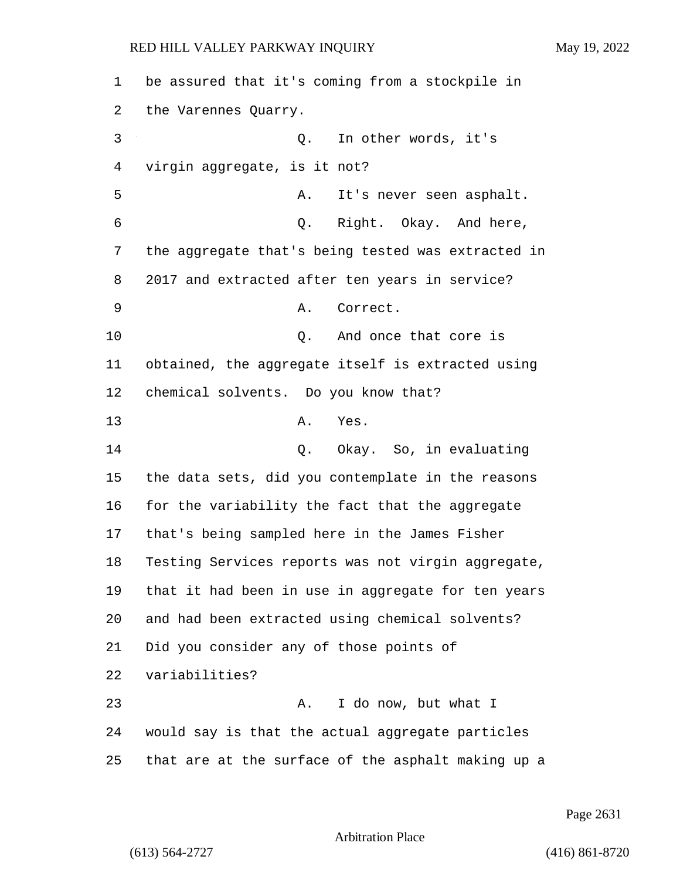be assured that it's coming from a stockpile in the Varennes Quarry.

Q. In other words, it's virgin aggregate, is it not?

A. It's never seen asphalt.

Q. Right. Okay. And here, the aggregate that's being tested was extracted in 2017 and extracted after ten years in service?

A. Correct.

Q. And once that core is obtained, the aggregate itself is extracted using chemical solvents. Do you know that?

A. Yes.

Q. Okay. So, in evaluating the data sets, did you contemplate in the reasons for the variability the fact that the aggregate that's being sampled here in the James Fisher Testing Services reports was not virgin aggregate, that it had been in use in aggregate for ten years and had been extracted using chemical solvents? Did you consider any of those points of variabilities?

A. I do now, but what I would say is that the actual aggregate particles that are at the surface of the asphalt making up a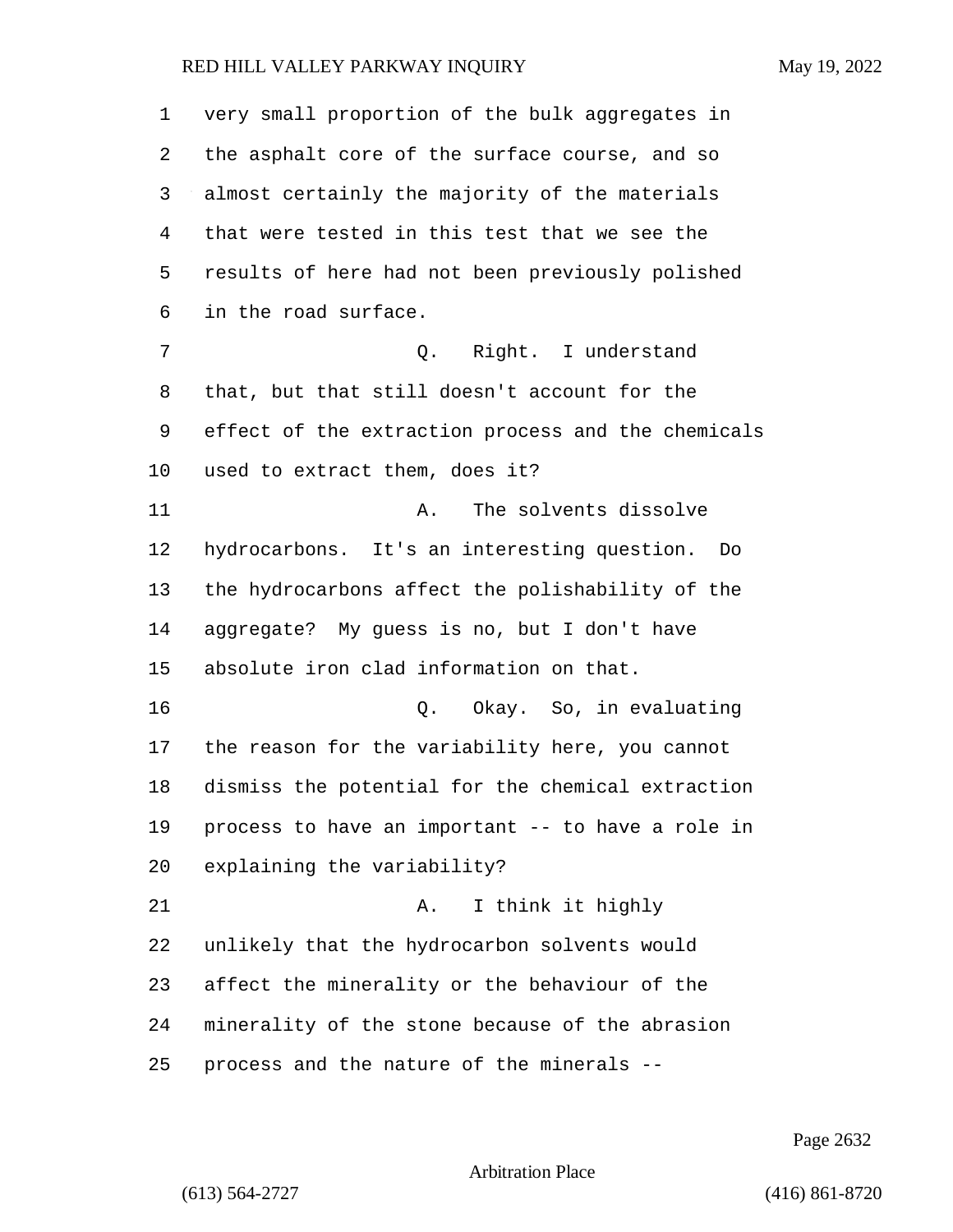very small proportion of the bulk aggregates in the asphalt core of the surface course, and so almost certainly the majority of the materials that were tested in this test that we see the results of here had not been previously polished in the road surface.

Q. Right. I understand that, but that still doesn't account for the effect of the extraction process and the chemicals used to extract them, does it?

A. The solvents dissolve hydrocarbons. It's an interesting question. Do the hydrocarbons affect the polishability of the aggregate? My guess is no, but I don't have absolute iron clad information on that.

Q. Okay. So, in evaluating the reason for the variability here, you cannot dismiss the potential for the chemical extraction process to have an important -- to have a role in explaining the variability?

A. I think it highly unlikely that the hydrocarbon solvents would affect the minerality or the behaviour of the minerality of the stone because of the abrasion process and the nature of the minerals --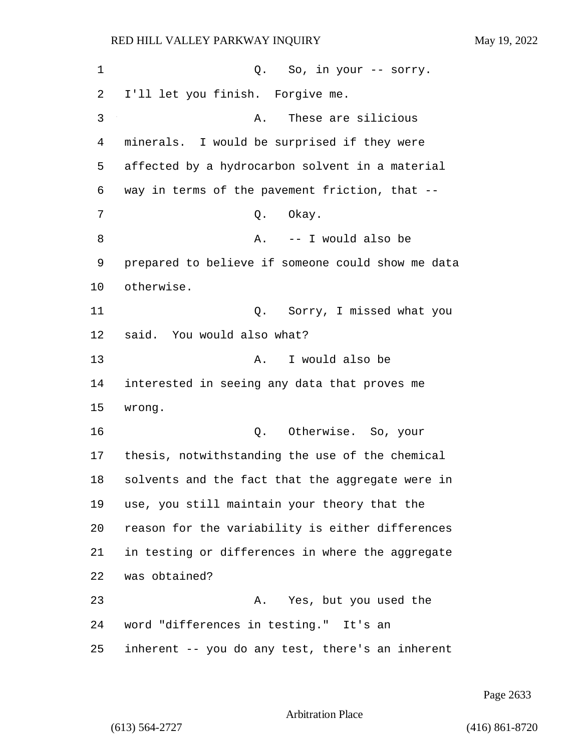1 Q. So, in your -- sorry.
2 I'll let you finish. Forgive me.
3 A. These are silicious
4 minerals. I would be surprised if they were
5 affected by a hydrocarbon solvent in a material
6 way in terms of the pavement friction, that --
7 Q. Okay.
8 A. -- I would also be
9 prepared to believe if someone could show me data
10 otherwise.
11 Q. Sorry, I missed what you
12 said. You would also what?
13 A. I would also be
14 interested in seeing any data that proves me
15 wrong.
16 Q. Otherwise. So, your
17 thesis, notwithstanding the use of the chemical
18 solvents and the fact that the aggregate were in
19 use, you still maintain your theory that the
20 reason for the variability is either differences
21 in testing or differences in where the aggregate
22 was obtained?
23 A. Yes, but you used the
24 word "differences in testing." It's an
25 inherent -- you do any test, there's an inherent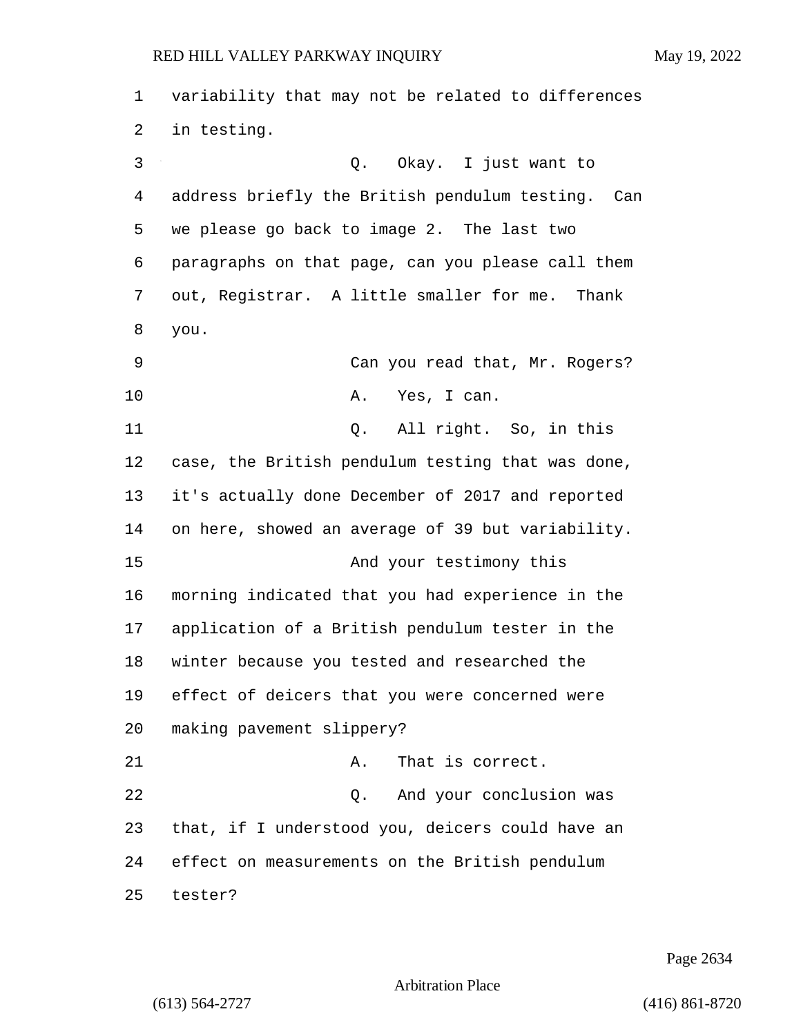variability that may not be related to differences in testing.

Q. Okay. I just want to address briefly the British pendulum testing. Can we please go back to image 2. The last two paragraphs on that page, can you please call them out, Registrar. A little smaller for me. Thank you.

Can you read that, Mr. Rogers?

A. Yes, I can.

Q. All right. So, in this case, the British pendulum testing that was done, it's actually done December of 2017 and reported on here, showed an average of 39 but variability.

And your testimony this morning indicated that you had experience in the application of a British pendulum tester in the winter because you tested and researched the effect of deicers that you were concerned were making pavement slippery?

A. That is correct.

Q. And your conclusion was that, if I understood you, deicers could have an effect on measurements on the British pendulum tester?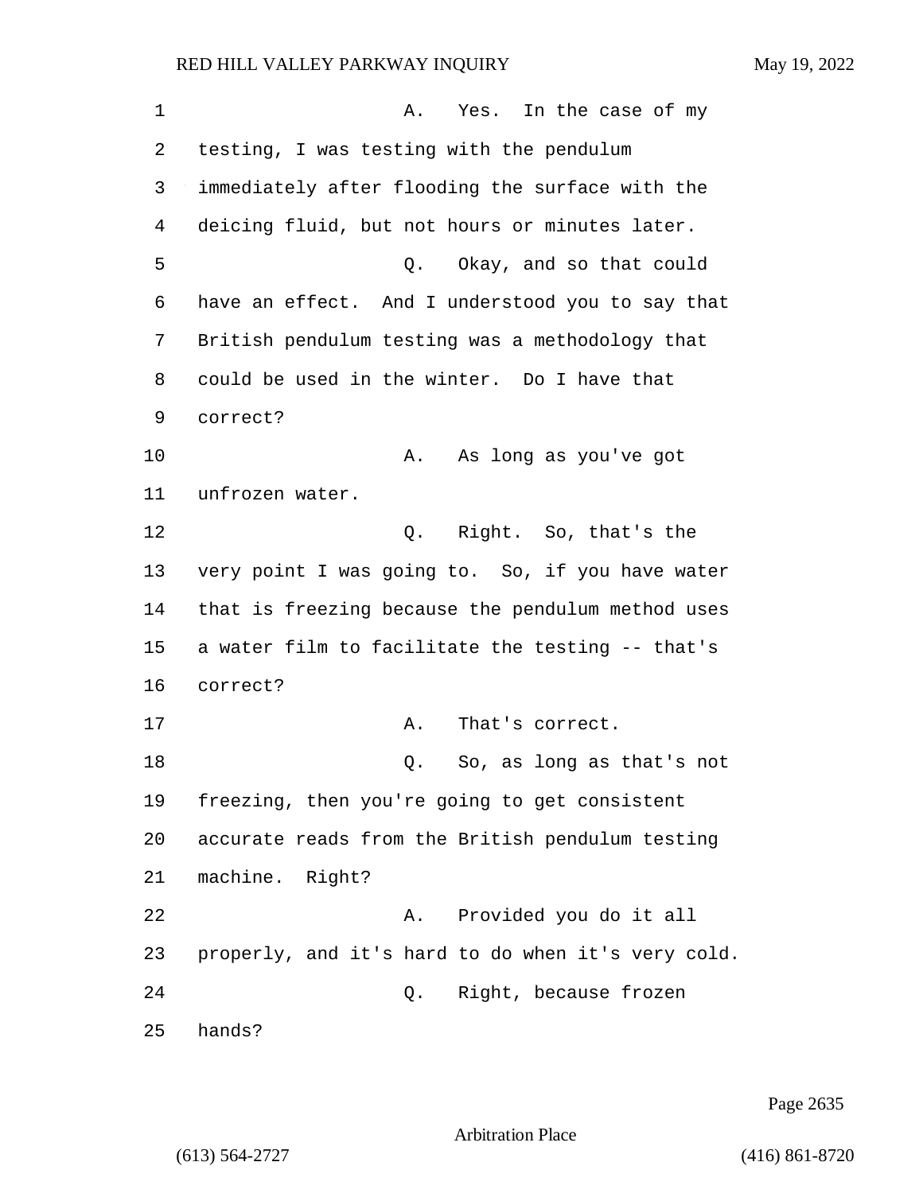A. Yes. In the case of my testing, I was testing with the pendulum immediately after flooding the surface with the deicing fluid, but not hours or minutes later.

Q. Okay, and so that could have an effect. And I understood you to say that British pendulum testing was a methodology that could be used in the winter. Do I have that correct?

A. As long as you've got unfrozen water.

Q. Right. So, that's the very point I was going to. So, if you have water that is freezing because the pendulum method uses a water film to facilitate the testing -- that's correct?

A. That's correct.

Q. So, as long as that's not freezing, then you're going to get consistent accurate reads from the British pendulum testing machine. Right?

A. Provided you do it all properly, and it's hard to do when it's very cold.

Q. Right, because frozen hands?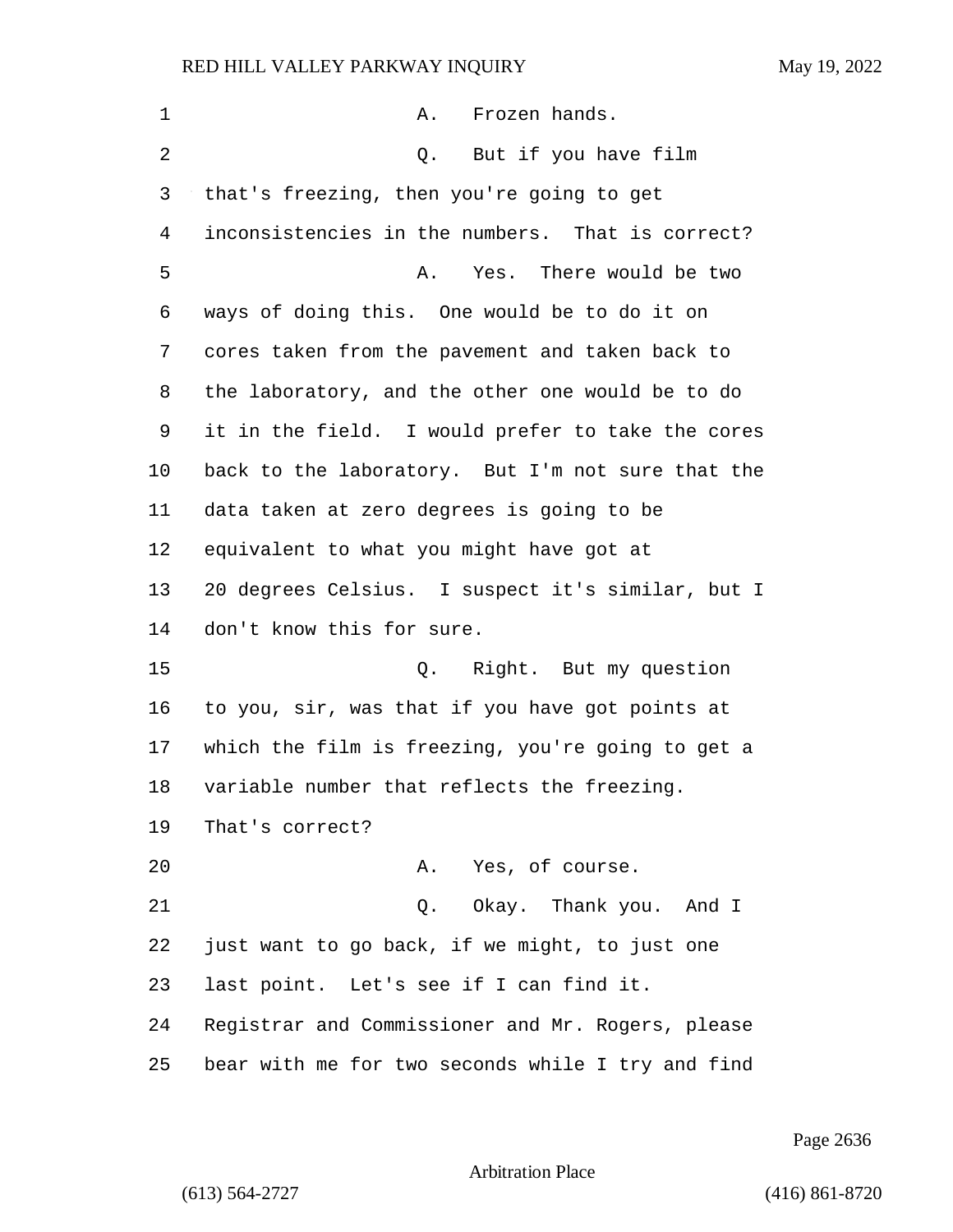A. Frozen hands.

Q. But if you have film that's freezing, then you're going to get inconsistencies in the numbers. That is correct?

A. Yes. There would be two ways of doing this. One would be to do it on cores taken from the pavement and taken back to the laboratory, and the other one would be to do it in the field. I would prefer to take the cores back to the laboratory. But I'm not sure that the data taken at zero degrees is going to be equivalent to what you might have got at 20 degrees Celsius. I suspect it's similar, but I don't know this for sure.

Q. Right. But my question to you, sir, was that if you have got points at which the film is freezing, you're going to get a variable number that reflects the freezing. That's correct?

A. Yes, of course.

Q. Okay. Thank you. And I just want to go back, if we might, to just one last point. Let's see if I can find it. Registrar and Commissioner and Mr. Rogers, please bear with me for two seconds while I try and find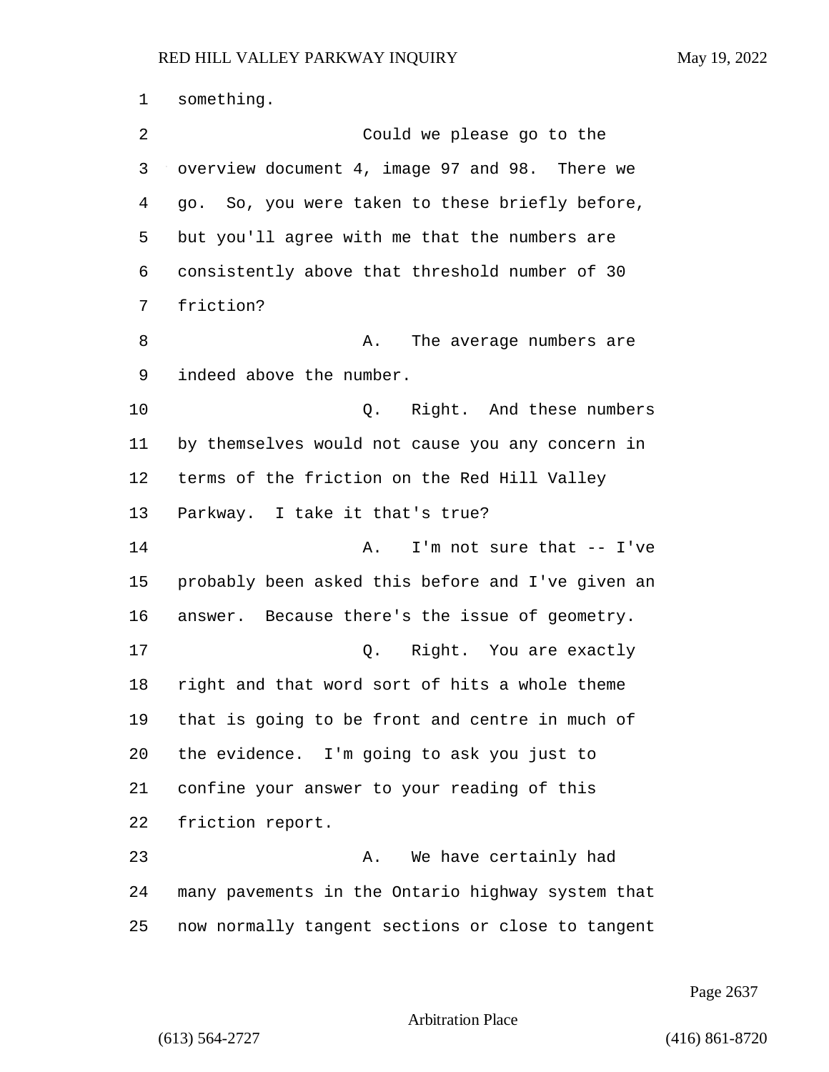something.

Could we please go to the overview document 4, image 97 and 98. There we go. So, you were taken to these briefly before, but you'll agree with me that the numbers are consistently above that threshold number of 30 friction?

A. The average numbers are indeed above the number.

Q. Right. And these numbers by themselves would not cause you any concern in terms of the friction on the Red Hill Valley Parkway. I take it that's true?

A. I'm not sure that -- I've probably been asked this before and I've given an answer. Because there's the issue of geometry.

Q. Right. You are exactly right and that word sort of hits a whole theme that is going to be front and centre in much of the evidence. I'm going to ask you just to confine your answer to your reading of this friction report.

A. We have certainly had many pavements in the Ontario highway system that now normally tangent sections or close to tangent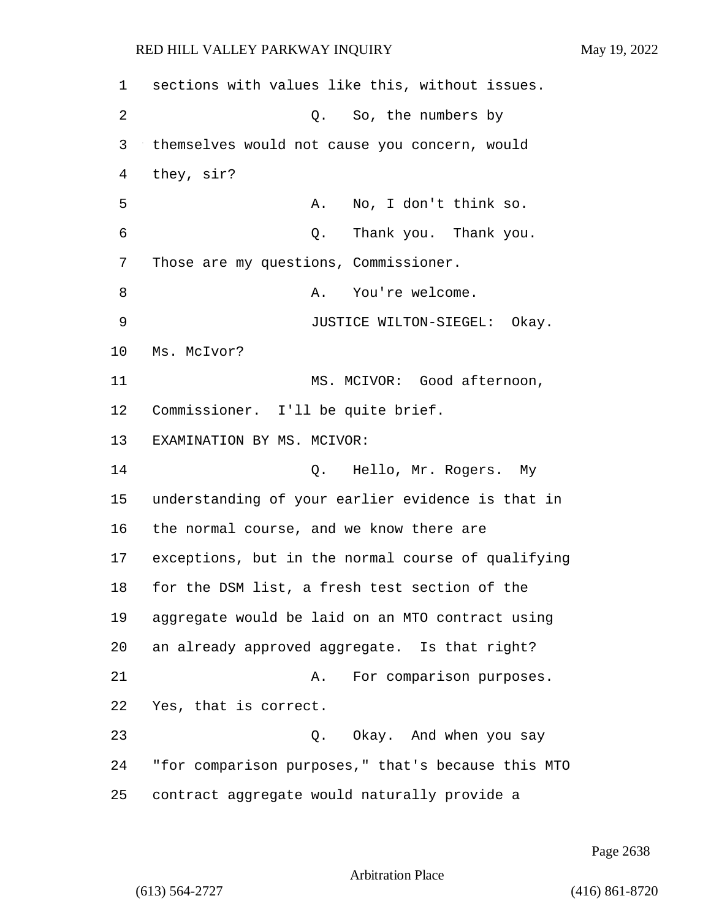sections with values like this, without issues.

Q. So, the numbers by themselves would not cause you concern, would they, sir?

A. No, I don't think so.

Q. Thank you. Thank you. Those are my questions, Commissioner.

A. You're welcome.

JUSTICE WILTON-SIEGEL: Okay. Ms. McIvor?

MS. MCIVOR: Good afternoon, Commissioner. I'll be quite brief.

EXAMINATION BY MS. MCIVOR:

Q. Hello, Mr. Rogers. My understanding of your earlier evidence is that in the normal course, and we know there are exceptions, but in the normal course of qualifying for the DSM list, a fresh test section of the aggregate would be laid on an MTO contract using an already approved aggregate. Is that right?

A. For comparison purposes. Yes, that is correct.

Q. Okay. And when you say "for comparison purposes," that's because this MTO contract aggregate would naturally provide a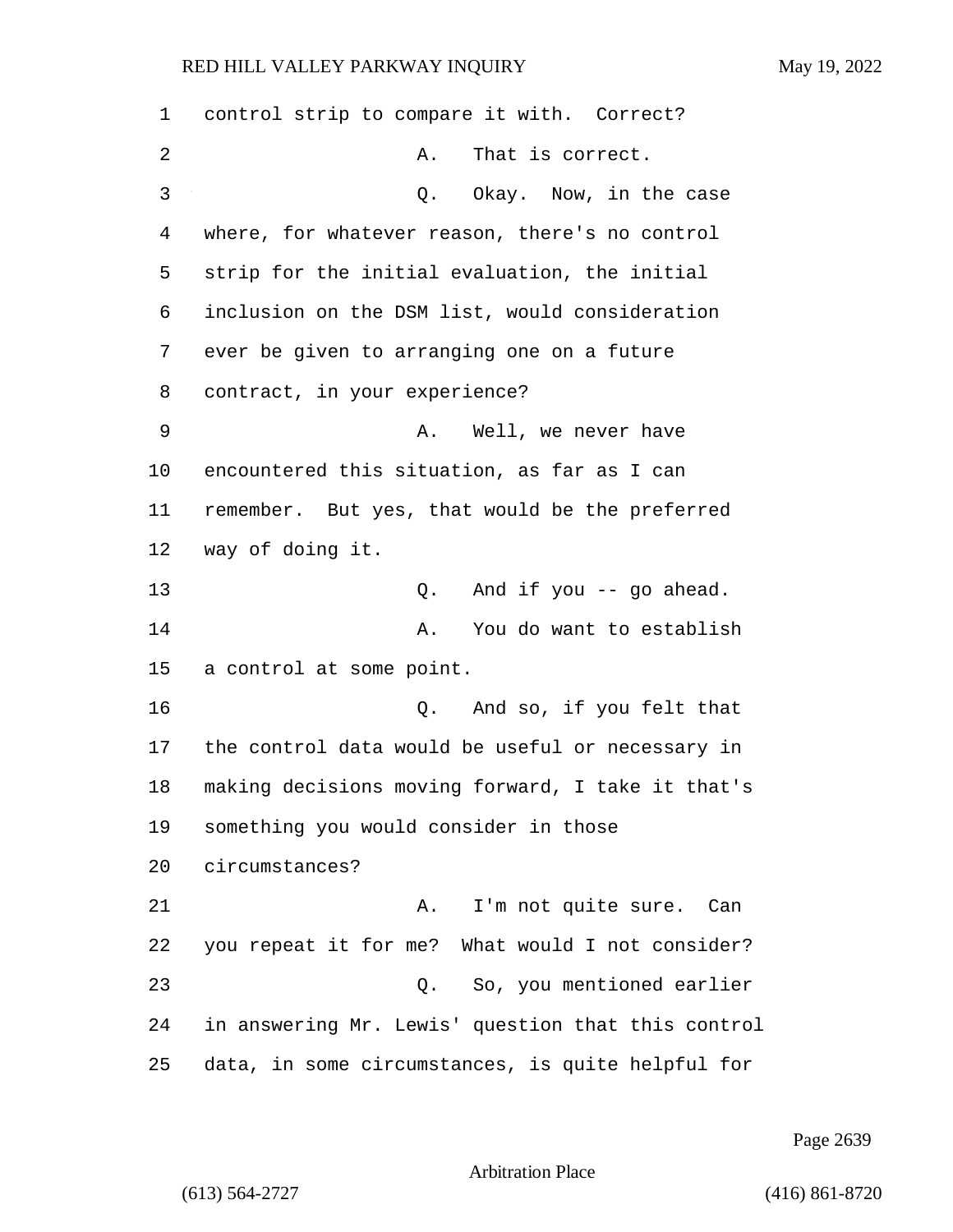control strip to compare it with. Correct?

A. That is correct.

Q. Okay. Now, in the case where, for whatever reason, there's no control strip for the initial evaluation, the initial inclusion on the DSM list, would consideration ever be given to arranging one on a future contract, in your experience?

A. Well, we never have encountered this situation, as far as I can remember. But yes, that would be the preferred way of doing it.

Q. And if you -- go ahead.

A. You do want to establish a control at some point.

Q. And so, if you felt that the control data would be useful or necessary in making decisions moving forward, I take it that's something you would consider in those circumstances?

A. I'm not quite sure. Can you repeat it for me? What would I not consider?

Q. So, you mentioned earlier in answering Mr. Lewis' question that this control data, in some circumstances, is quite helpful for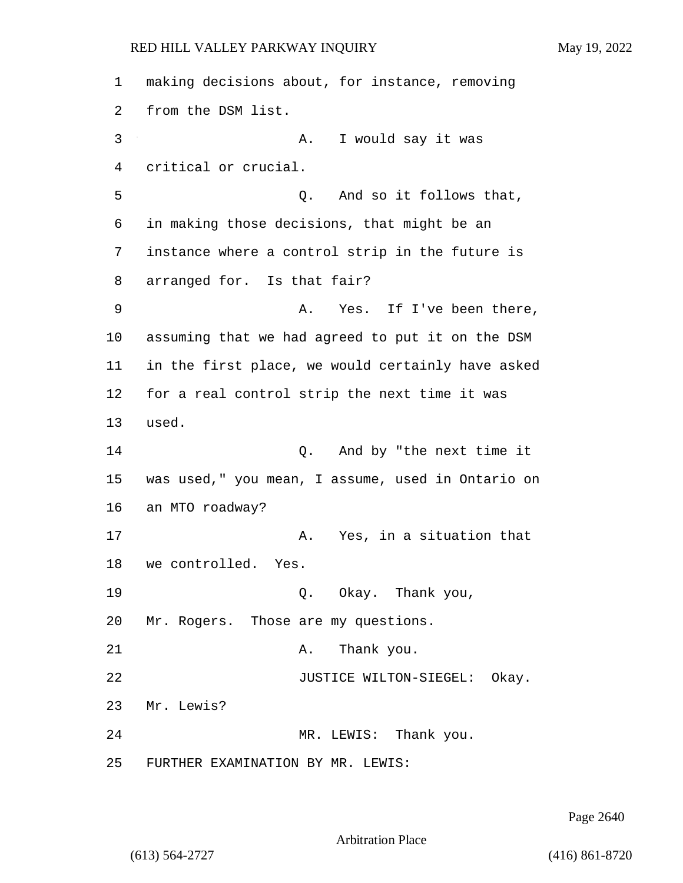1 making decisions about, for instance, removing
2 from the DSM list.
3 A. I would say it was
4 critical or crucial.
5 Q. And so it follows that,
6 in making those decisions, that might be an
7 instance where a control strip in the future is
8 arranged for. Is that fair?
9 A. Yes. If I've been there,
10 assuming that we had agreed to put it on the DSM
11 in the first place, we would certainly have asked
12 for a real control strip the next time it was
13 used.
14 Q. And by "the next time it
15 was used," you mean, I assume, used in Ontario on
16 an MTO roadway?
17 A. Yes, in a situation that
18 we controlled. Yes.
19 Q. Okay. Thank you,
20 Mr. Rogers. Those are my questions.
21 A. Thank you.
22 JUSTICE WILTON-SIEGEL: Okay.
23 Mr. Lewis?
24 MR. LEWIS: Thank you.
25 FURTHER EXAMINATION BY MR. LEWIS: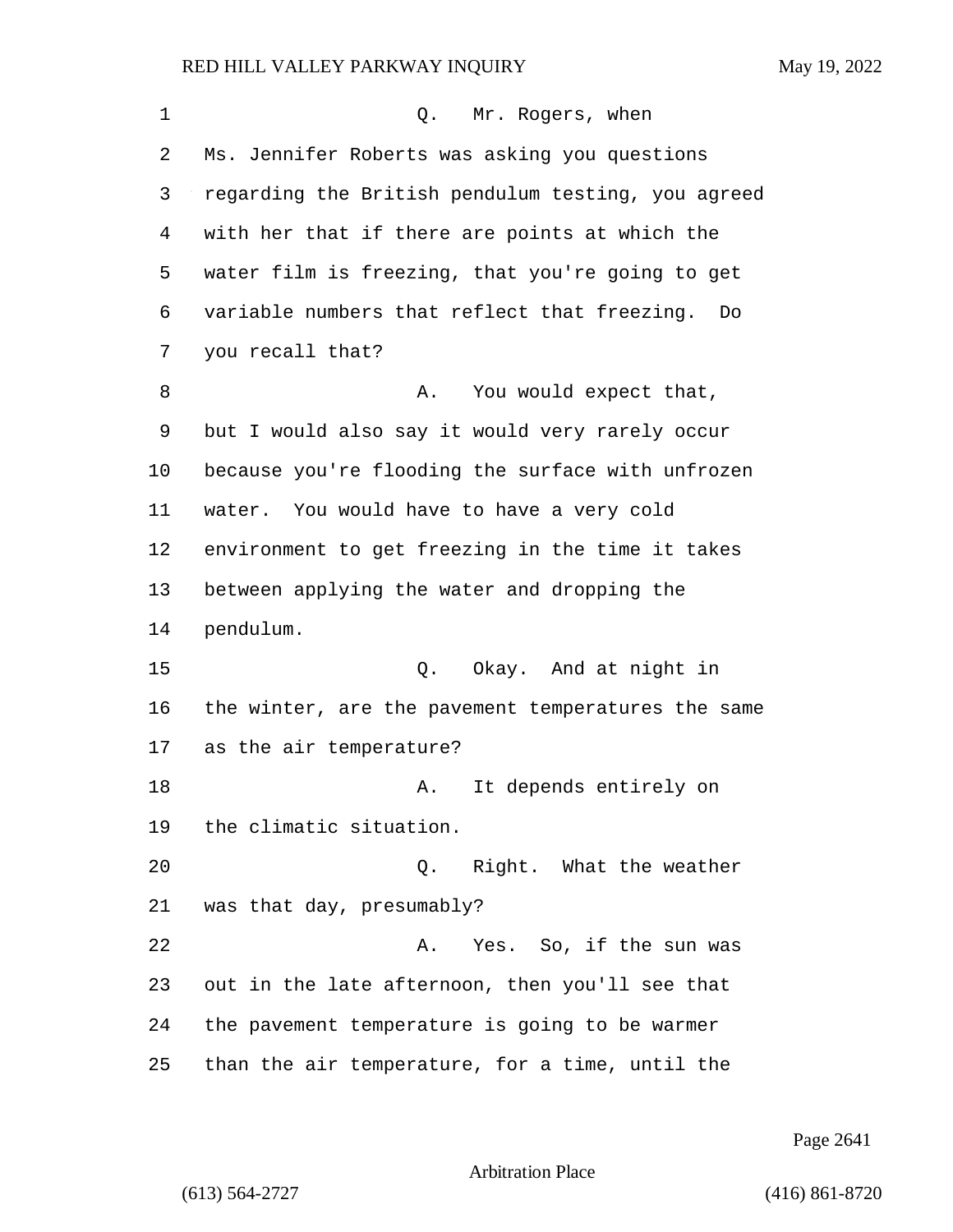Q. Mr. Rogers, when Ms. Jennifer Roberts was asking you questions regarding the British pendulum testing, you agreed with her that if there are points at which the water film is freezing, that you're going to get variable numbers that reflect that freezing. Do you recall that?

A. You would expect that, but I would also say it would very rarely occur because you're flooding the surface with unfrozen water. You would have to have a very cold environment to get freezing in the time it takes between applying the water and dropping the pendulum.

Q. Okay. And at night in the winter, are the pavement temperatures the same as the air temperature?

A. It depends entirely on the climatic situation.

Q. Right. What the weather was that day, presumably?

A. Yes. So, if the sun was out in the late afternoon, then you'll see that the pavement temperature is going to be warmer than the air temperature, for a time, until the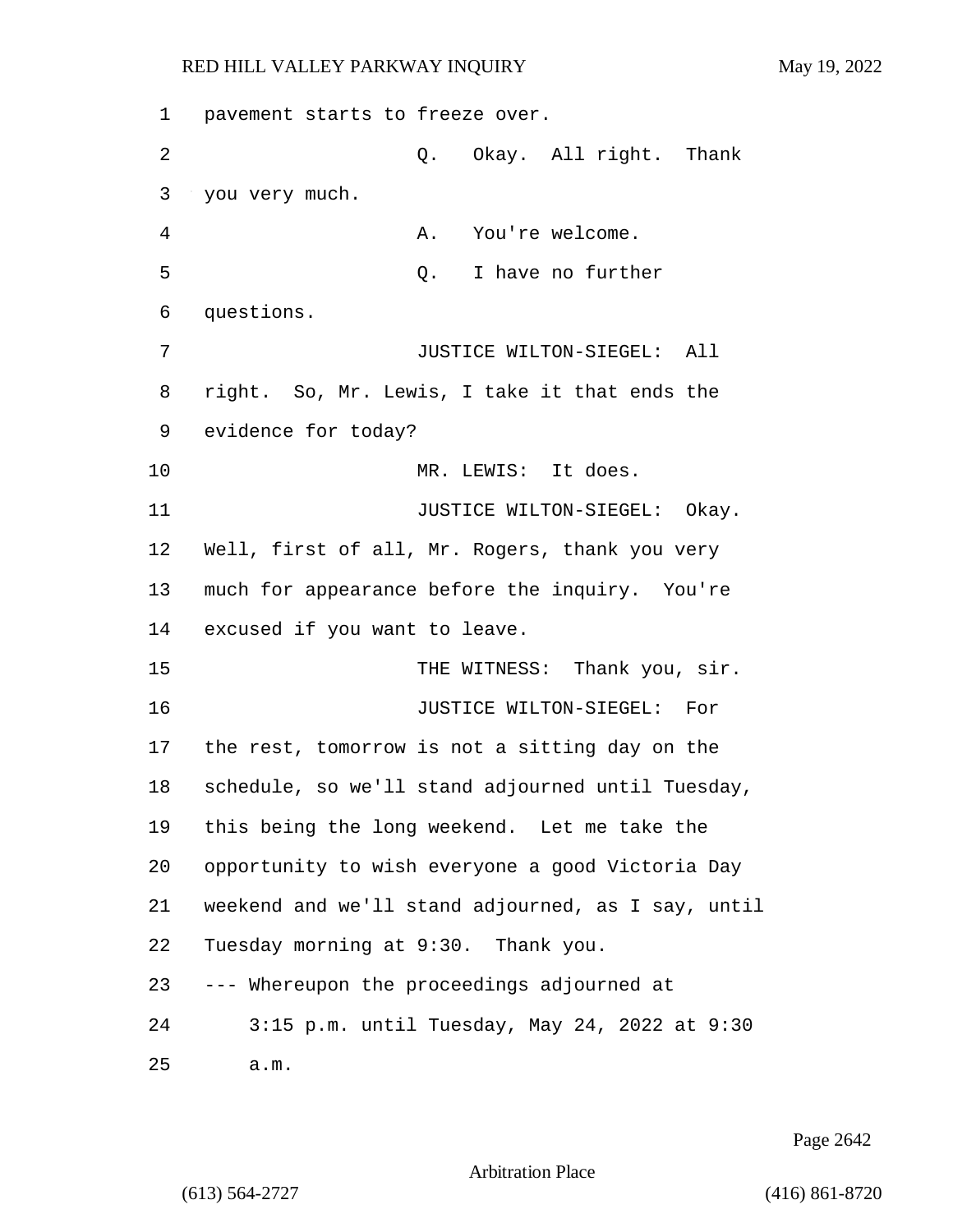1 pavement starts to freeze over.

2 Q. Okay. All right. Thank

3 you very much.

4 A. You're welcome.

5 Q. I have no further

6 questions.

7 JUSTICE WILTON-SIEGEL: All

8 right. So, Mr. Lewis, I take it that ends the

9 evidence for today?

10 MR. LEWIS: It does.

11 JUSTICE WILTON-SIEGEL: Okay.

12 Well, first of all, Mr. Rogers, thank you very

13 much for appearance before the inquiry. You're

14 excused if you want to leave.

15 THE WITNESS: Thank you, sir.

16 JUSTICE WILTON-SIEGEL: For

17 the rest, tomorrow is not a sitting day on the

18 schedule, so we'll stand adjourned until Tuesday,

19 this being the long weekend. Let me take the

20 opportunity to wish everyone a good Victoria Day

21 weekend and we'll stand adjourned, as I say, until

22 Tuesday morning at 9:30. Thank you.

23 --- Whereupon the proceedings adjourned at

24 3:15 p.m. until Tuesday, May 24, 2022 at 9:30

25 a.m.